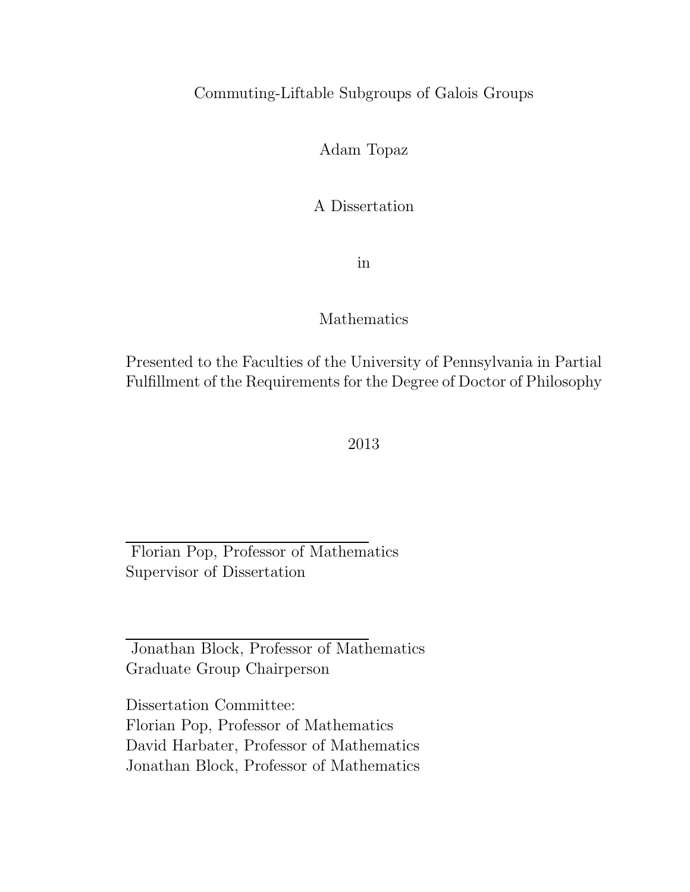# Commuting-Liftable Subgroups of Galois Groups

Adam Topaz

A Dissertation

in

Mathematics

Presented to the Faculties of the University of Pennsylvania in Partial Fulfillment of the Requirements for the Degree of Doctor of Philosophy

2013

---

Florian Pop, Professor of Mathematics
Supervisor of Dissertation

---

Jonathan Block, Professor of Mathematics
Graduate Group Chairperson

Dissertation Committee:
Florian Pop, Professor of Mathematics
David Harbater, Professor of Mathematics
Jonathan Block, Professor of Mathematics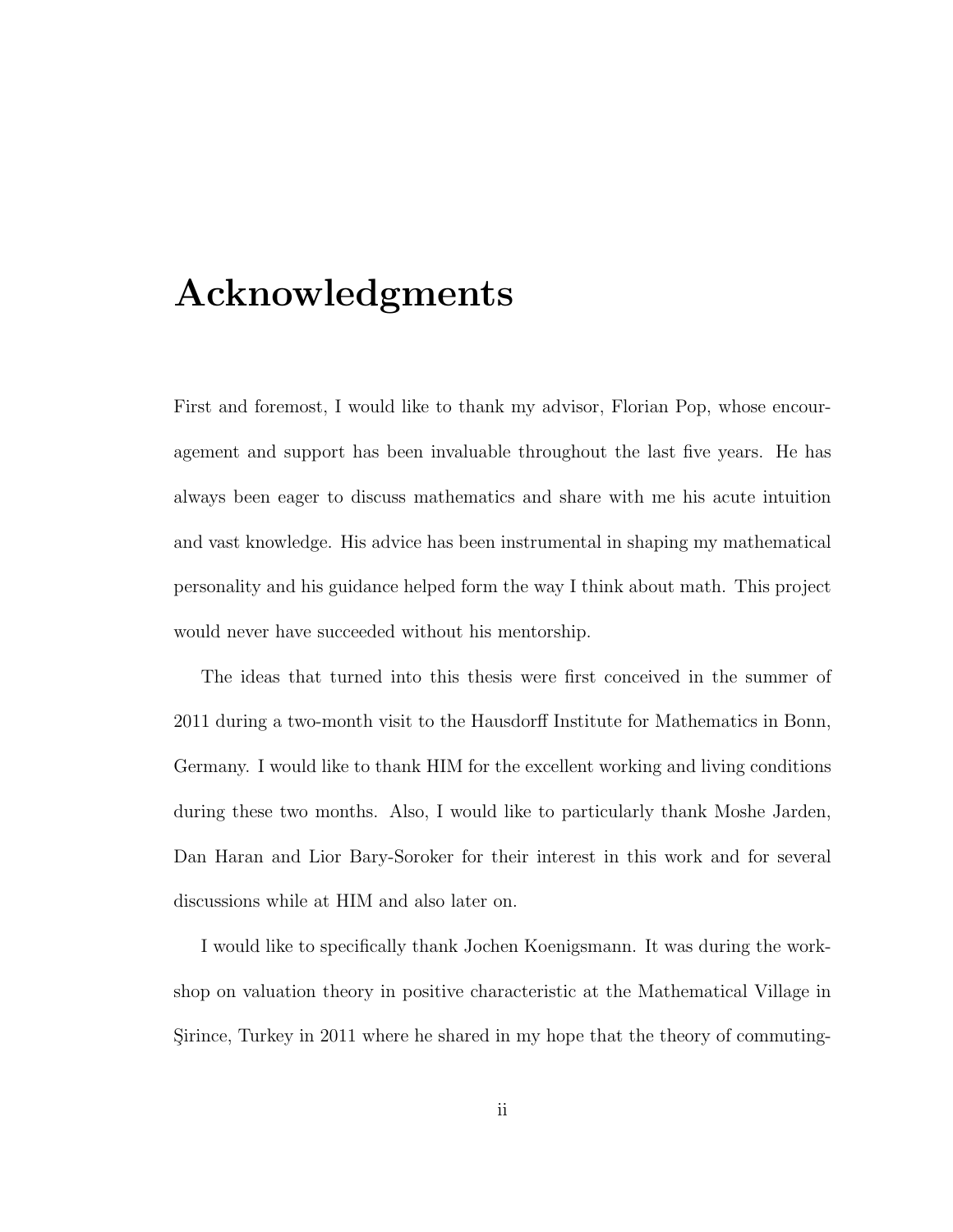# Acknowledgments

First and foremost, I would like to thank my advisor, Florian Pop, whose encouragement and support has been invaluable throughout the last five years. He has always been eager to discuss mathematics and share with me his acute intuition and vast knowledge. His advice has been instrumental in shaping my mathematical personality and his guidance helped form the way I think about math. This project would never have succeeded without his mentorship.

The ideas that turned into this thesis were first conceived in the summer of 2011 during a two-month visit to the Hausdorff Institute for Mathematics in Bonn, Germany. I would like to thank HIM for the excellent working and living conditions during these two months. Also, I would like to particularly thank Moshe Jarden, Dan Haran and Lior Bary-Soroker for their interest in this work and for several discussions while at HIM and also later on.

I would like to specifically thank Jochen Koenigsmann. It was during the workshop on valuation theory in positive characteristic at the Mathematical Village in Şirince, Turkey in 2011 where he shared in my hope that the theory of commuting-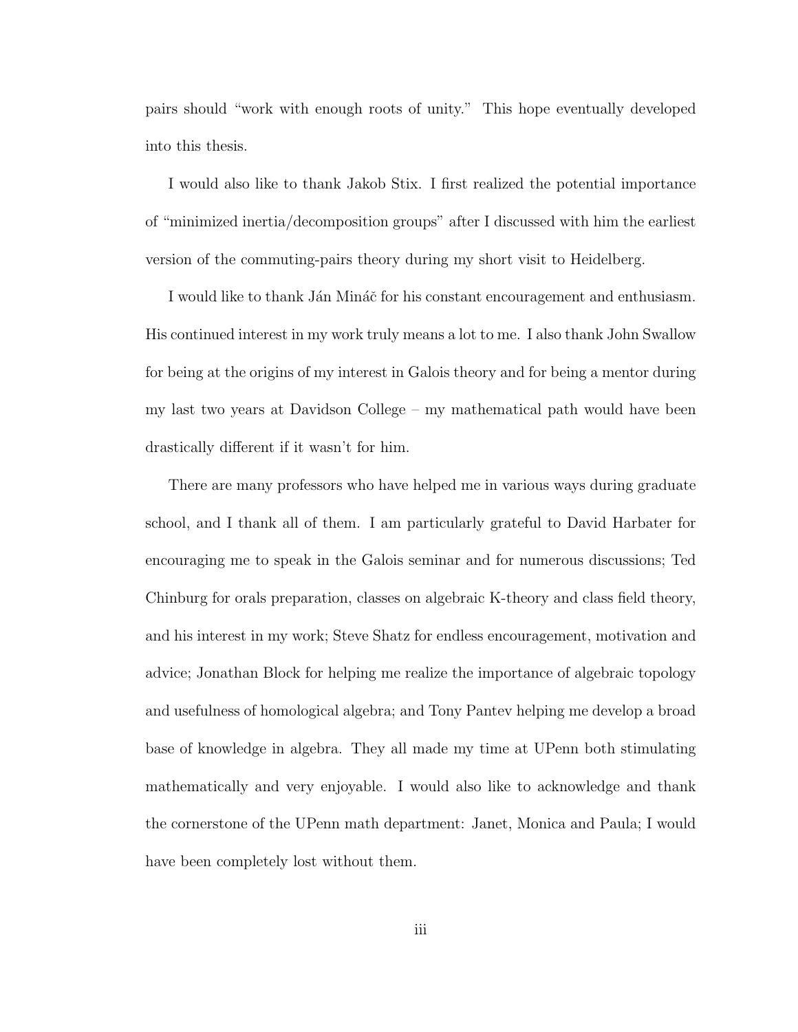pairs should “work with enough roots of unity.” This hope eventually developed into this thesis.

I would also like to thank Jakob Stix. I first realized the potential importance of “minimized inertia/decomposition groups” after I discussed with him the earliest version of the commuting-pairs theory during my short visit to Heidelberg.

I would like to thank Ján Mináč for his constant encouragement and enthusiasm. His continued interest in my work truly means a lot to me. I also thank John Swallow for being at the origins of my interest in Galois theory and for being a mentor during my last two years at Davidson College – my mathematical path would have been drastically different if it wasn’t for him.

There are many professors who have helped me in various ways during graduate school, and I thank all of them. I am particularly grateful to David Harbater for encouraging me to speak in the Galois seminar and for numerous discussions; Ted Chinburg for orals preparation, classes on algebraic K-theory and class field theory, and his interest in my work; Steve Shatz for endless encouragement, motivation and advice; Jonathan Block for helping me realize the importance of algebraic topology and usefulness of homological algebra; and Tony Pantev helping me develop a broad base of knowledge in algebra. They all made my time at UPenn both stimulating mathematically and very enjoyable. I would also like to acknowledge and thank the cornerstone of the UPenn math department: Janet, Monica and Paula; I would have been completely lost without them.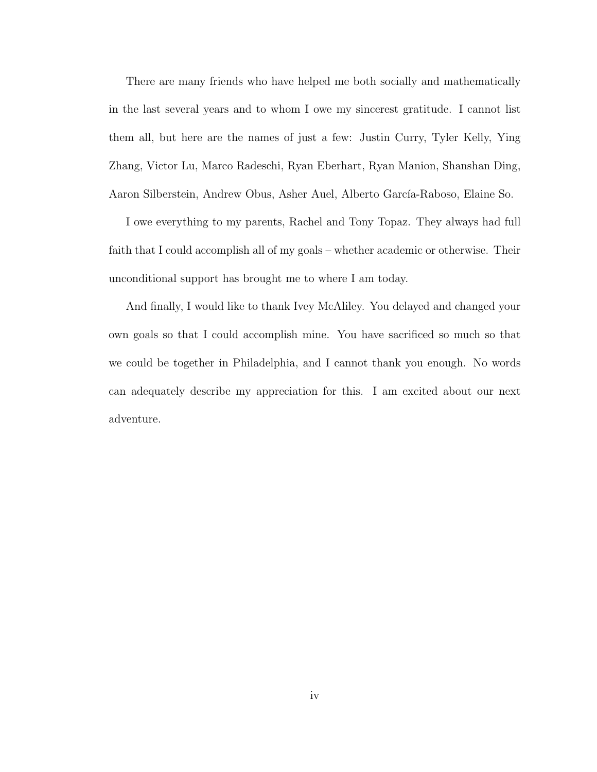There are many friends who have helped me both socially and mathematically in the last several years and to whom I owe my sincerest gratitude. I cannot list them all, but here are the names of just a few: Justin Curry, Tyler Kelly, Ying Zhang, Victor Lu, Marco Radeschi, Ryan Eberhart, Ryan Manion, Shanshan Ding, Aaron Silberstein, Andrew Obus, Asher Auel, Alberto García-Raboso, Elaine So.

I owe everything to my parents, Rachel and Tony Topaz. They always had full faith that I could accomplish all of my goals – whether academic or otherwise. Their unconditional support has brought me to where I am today.

And finally, I would like to thank Ivey McAliley. You delayed and changed your own goals so that I could accomplish mine. You have sacrificed so much so that we could be together in Philadelphia, and I cannot thank you enough. No words can adequately describe my appreciation for this. I am excited about our next adventure.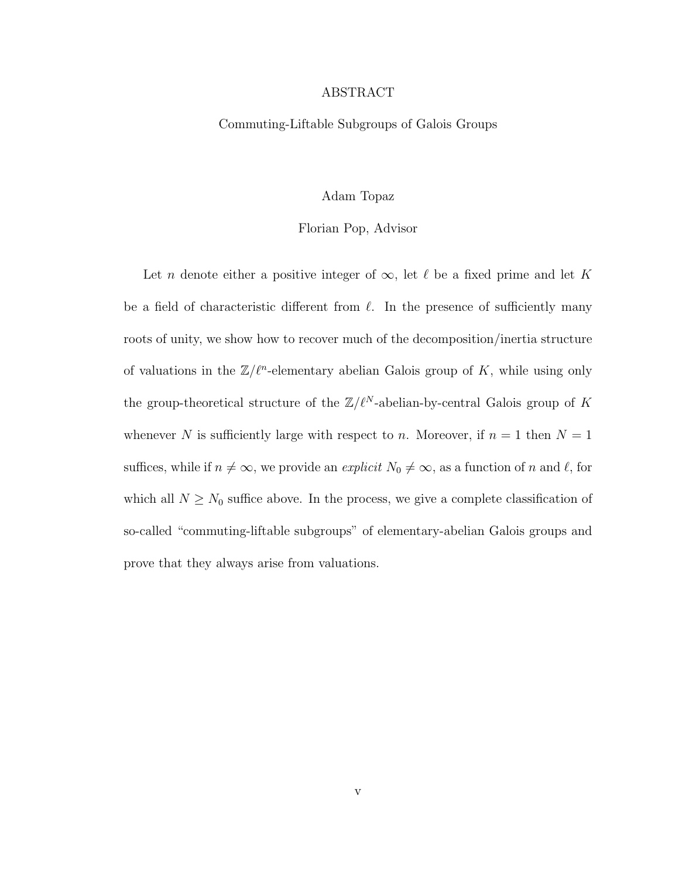# ABSTRACT

Commuting-Liftable Subgroups of Galois Groups

Adam Topaz

Florian Pop, Advisor

Let $n$ denote either a positive integer of $\infty$, let $\ell$ be a fixed prime and let $K$ be a field of characteristic different from $\ell$. In the presence of sufficiently many roots of unity, we show how to recover much of the decomposition/inertia structure of valuations in the $\mathbb{Z}/\ell^n$-elementary abelian Galois group of $K$, while using only the group-theoretical structure of the $\mathbb{Z}/\ell^N$-abelian-by-central Galois group of $K$ whenever $N$ is sufficiently large with respect to $n$. Moreover, if $n = 1$ then $N = 1$ suffices, while if $n \neq \infty$, we provide an *explicit* $N_0 \neq \infty$, as a function of $n$ and $\ell$, for which all $N \geq N_0$ suffice above. In the process, we give a complete classification of so-called "commuting-liftable subgroups" of elementary-abelian Galois groups and prove that they always arise from valuations.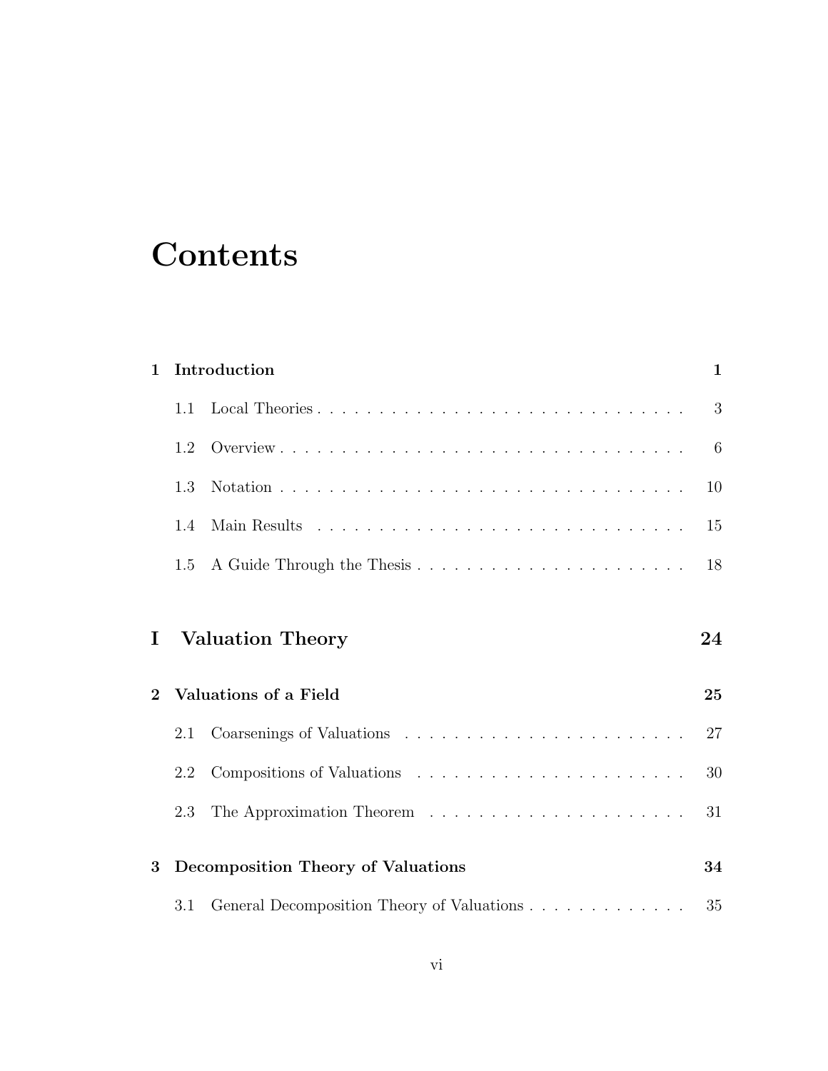# Contents

**1 Introduction** **1**

1.1 Local Theories . . . . . . . . . . . . . . . . . . . . . . . . . . . . . . . . 3

1.2 Overview . . . . . . . . . . . . . . . . . . . . . . . . . . . . . . . . . . 6

1.3 Notation . . . . . . . . . . . . . . . . . . . . . . . . . . . . . . . . . . 10

1.4 Main Results . . . . . . . . . . . . . . . . . . . . . . . . . . . . . . . . 15

1.5 A Guide Through the Thesis . . . . . . . . . . . . . . . . . . . . . . . 18

## I Valuation Theory 24

**2 Valuations of a Field** **25**

2.1 Coarsenings of Valuations . . . . . . . . . . . . . . . . . . . . . . . . . 27

2.2 Compositions of Valuations . . . . . . . . . . . . . . . . . . . . . . . . 30

2.3 The Approximation Theorem . . . . . . . . . . . . . . . . . . . . . . . 31

**3 Decomposition Theory of Valuations** **34**

3.1 General Decomposition Theory of Valuations . . . . . . . . . . . . . . 35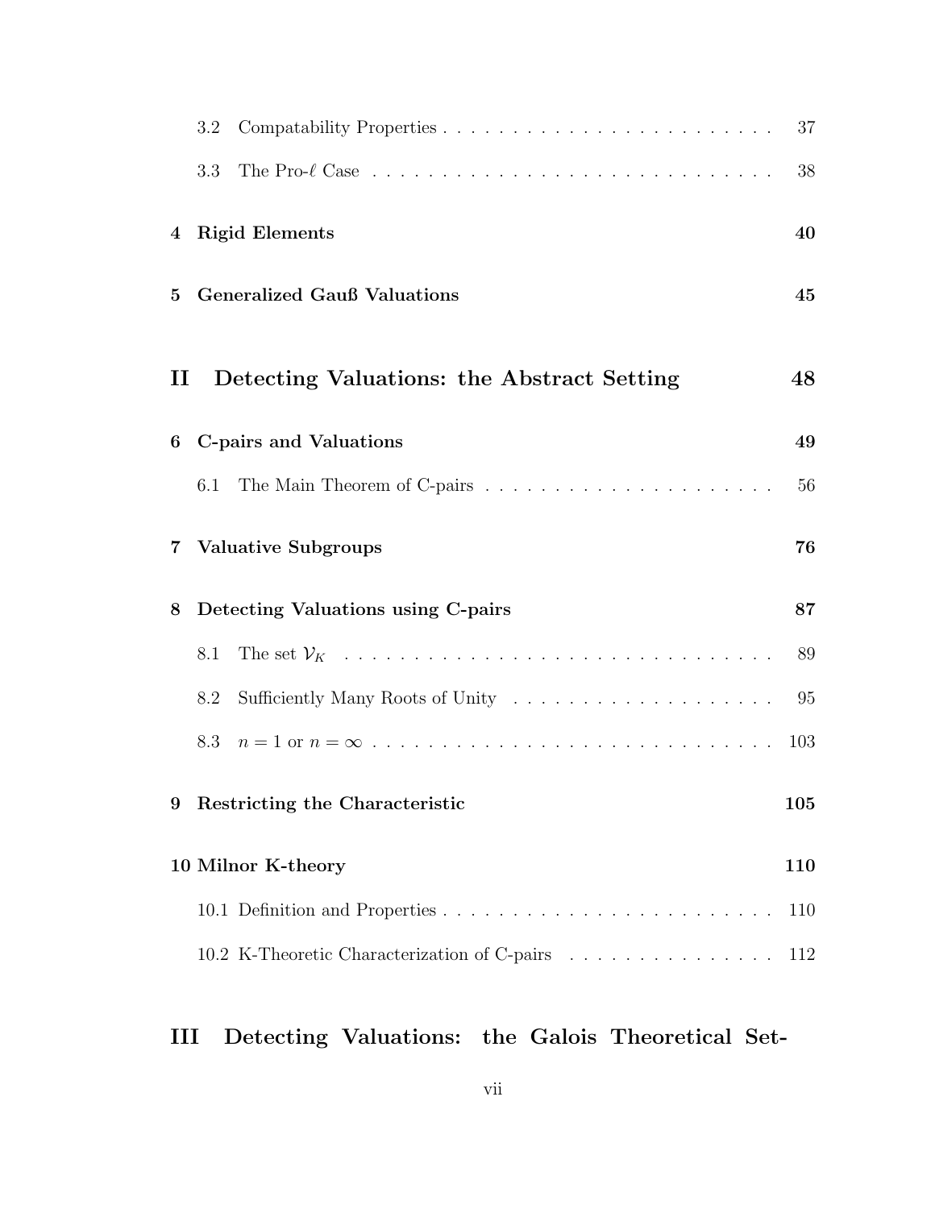3.2 Compatability Properties . . . . . . . . . . . . . . . . . . . . . . . . 37

3.3 The Pro-$\ell$ Case . . . . . . . . . . . . . . . . . . . . . . . . . . . . 38

**4 Rigid Elements** **40**

**5 Generalized Gauß Valuations** **45**

**II Detecting Valuations: the Abstract Setting** **48**

**6 C-pairs and Valuations** **49**

6.1 The Main Theorem of C-pairs . . . . . . . . . . . . . . . . . . . . . 56

**7 Valuative Subgroups** **76**

**8 Detecting Valuations using C-pairs** **87**

8.1 The set $\mathcal{V}_K$ . . . . . . . . . . . . . . . . . . . . . . . . . . . . . . 89

8.2 Sufficiently Many Roots of Unity . . . . . . . . . . . . . . . . . . . 95

8.3 $n = 1$ or $n = \infty$ . . . . . . . . . . . . . . . . . . . . . . . . . . . . . 103

**9 Restricting the Characteristic** **105**

**10 Milnor K-theory** **110**

10.1 Definition and Properties . . . . . . . . . . . . . . . . . . . . . . . . 110

10.2 K-Theoretic Characterization of C-pairs . . . . . . . . . . . . . . . 112

**III Detecting Valuations: the Galois Theoretical Set-**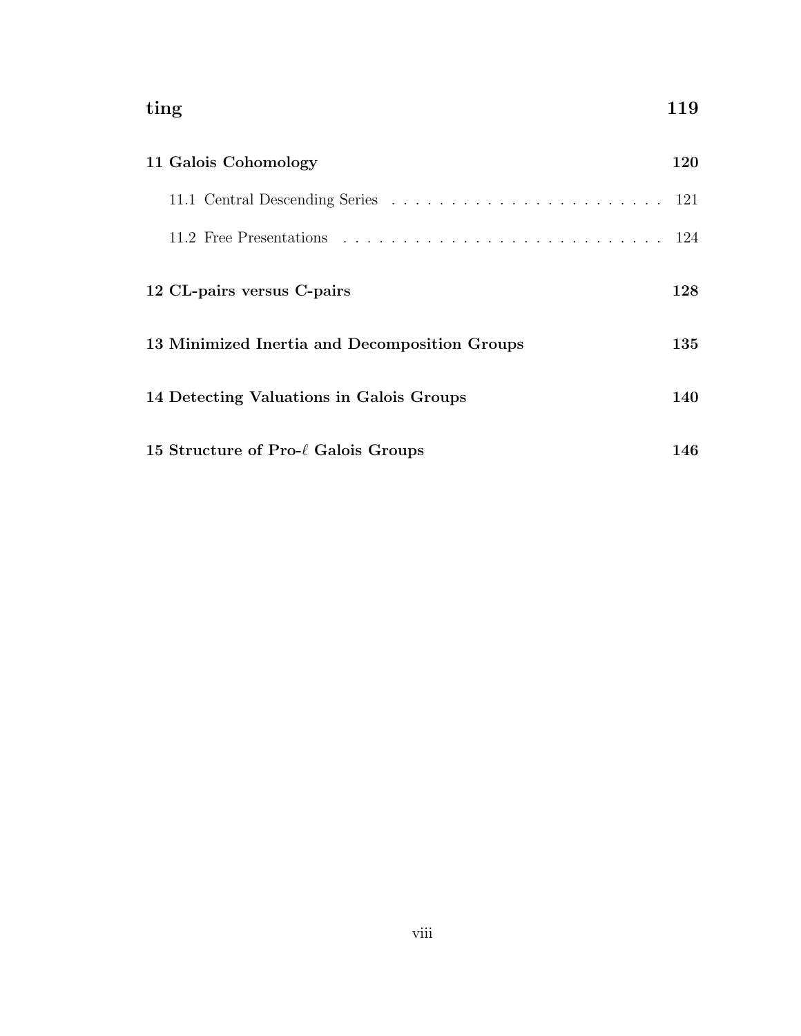**ting** 119

**11 Galois Cohomology** 120

11.1 Central Descending Series . . . . . . . . . . . . . . . . . . . . . . . . 121

11.2 Free Presentations . . . . . . . . . . . . . . . . . . . . . . . . . . . . 124

**12 CL-pairs versus C-pairs** 128

**13 Minimized Inertia and Decomposition Groups** 135

**14 Detecting Valuations in Galois Groups** 140

**15 Structure of Pro-$\ell$ Galois Groups** 146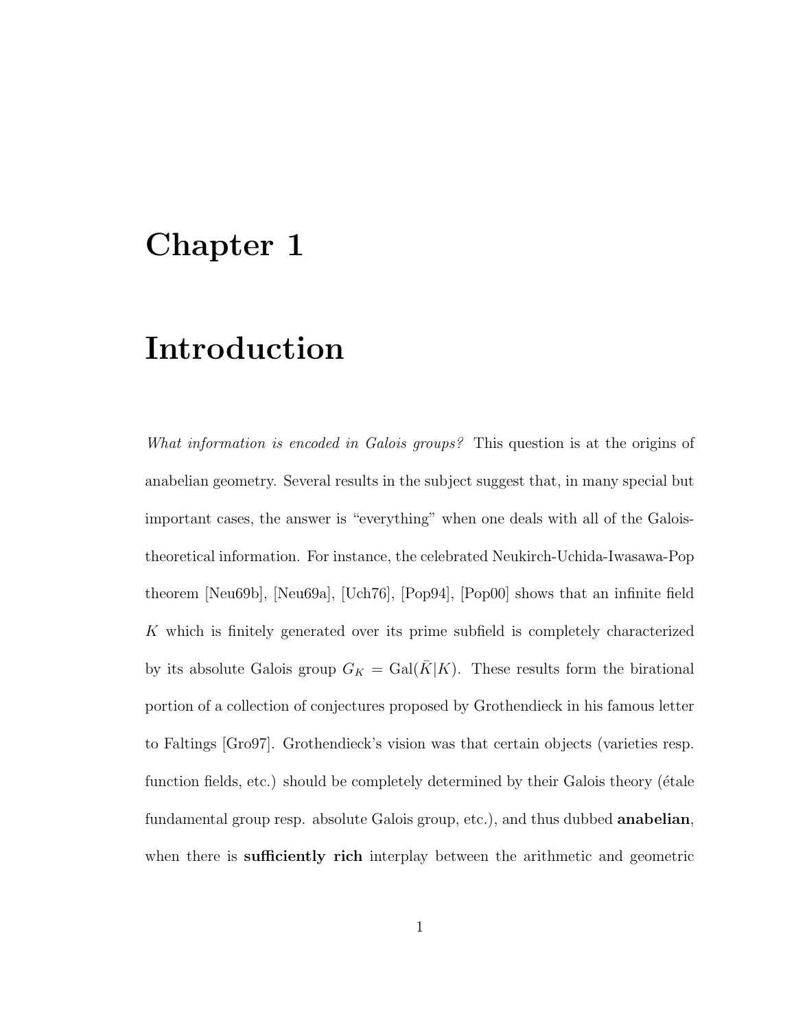# Chapter 1

# Introduction

*What information is encoded in Galois groups?* This question is at the origins of anabelian geometry. Several results in the subject suggest that, in many special but important cases, the answer is "everything" when one deals with all of the Galois-theoretical information. For instance, the celebrated Neukirch-Uchida-Iwasawa-Pop theorem [Neu69b], [Neu69a], [Uch76], [Pop94], [Pop00] shows that an infinite field $K$ which is finitely generated over its prime subfield is completely characterized by its absolute Galois group $G_K = \mathrm{Gal}(\bar{K}|K)$. These results form the birational portion of a collection of conjectures proposed by Grothendieck in his famous letter to Faltings [Gro97]. Grothendieck's vision was that certain objects (varieties resp. function fields, etc.) should be completely determined by their Galois theory (étale fundamental group resp. absolute Galois group, etc.), and thus dubbed **anabelian**, when there is **sufficiently rich** interplay between the arithmetic and geometric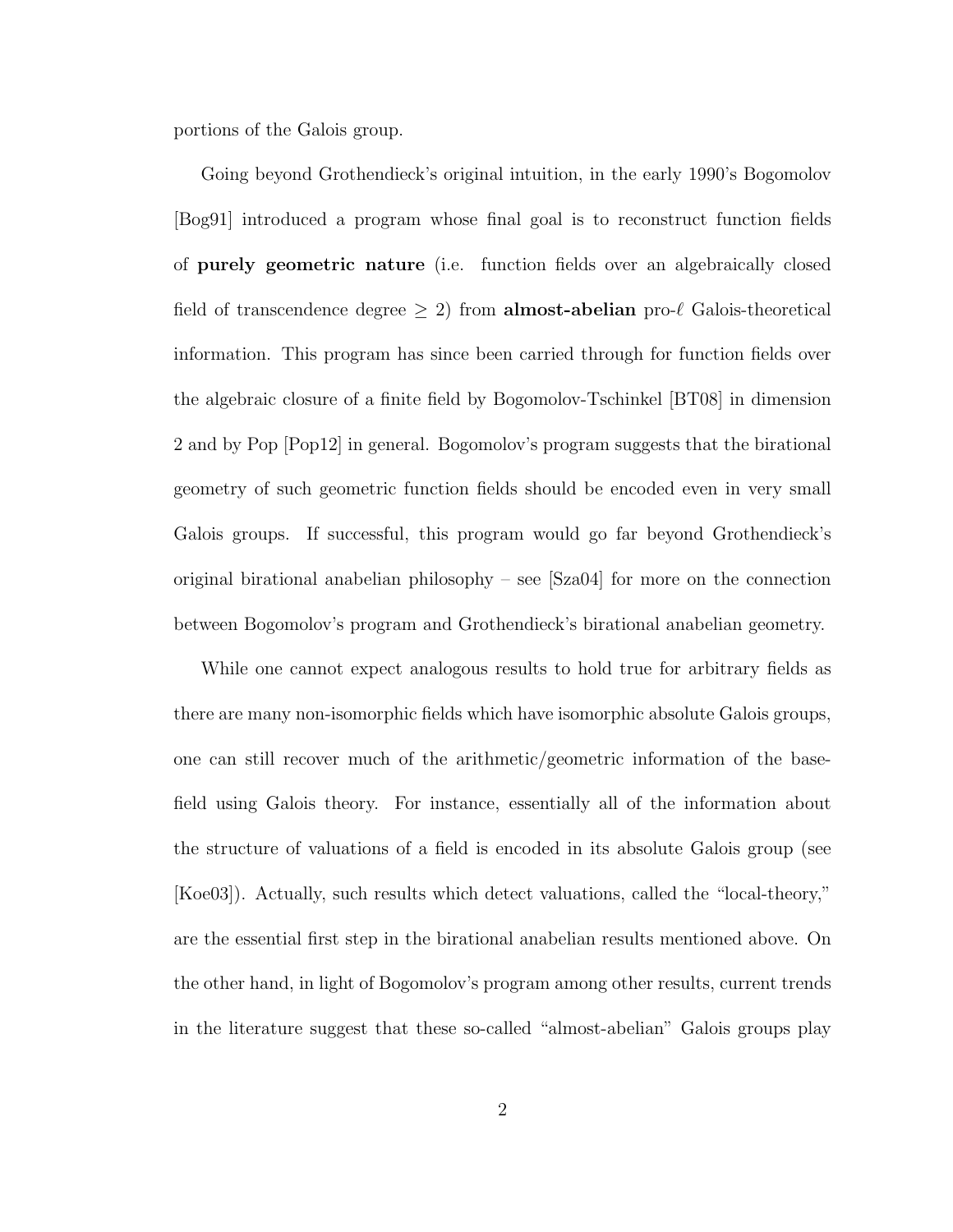portions of the Galois group.

Going beyond Grothendieck's original intuition, in the early 1990's Bogomolov [Bog91] introduced a program whose final goal is to reconstruct function fields of **purely geometric nature** (i.e. function fields over an algebraically closed field of transcendence degree $\geq 2$) from **almost-abelian** pro-$\ell$ Galois-theoretical information. This program has since been carried through for function fields over the algebraic closure of a finite field by Bogomolov-Tschinkel [BT08] in dimension 2 and by Pop [Pop12] in general. Bogomolov's program suggests that the birational geometry of such geometric function fields should be encoded even in very small Galois groups. If successful, this program would go far beyond Grothendieck's original birational anabelian philosophy – see [Sza04] for more on the connection between Bogomolov's program and Grothendieck's birational anabelian geometry.

While one cannot expect analogous results to hold true for arbitrary fields as there are many non-isomorphic fields which have isomorphic absolute Galois groups, one can still recover much of the arithmetic/geometric information of the base-field using Galois theory. For instance, essentially all of the information about the structure of valuations of a field is encoded in its absolute Galois group (see [Koe03]). Actually, such results which detect valuations, called the "local-theory," are the essential first step in the birational anabelian results mentioned above. On the other hand, in light of Bogomolov's program among other results, current trends in the literature suggest that these so-called "almost-abelian" Galois groups play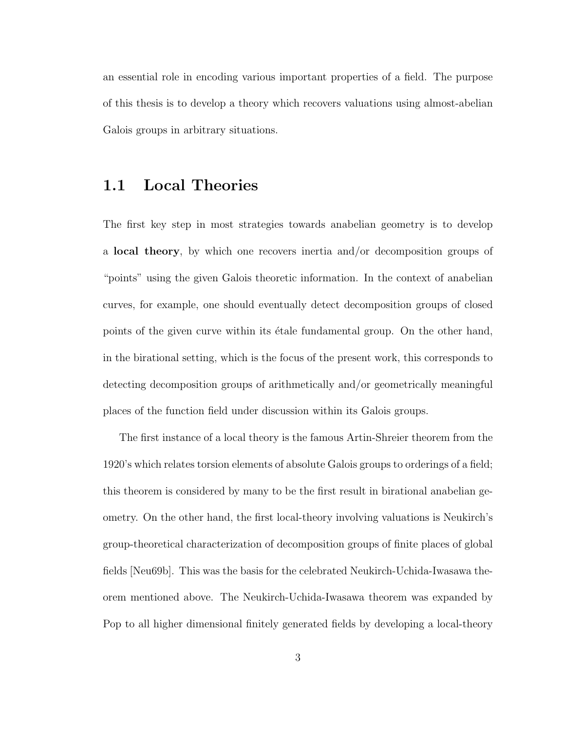an essential role in encoding various important properties of a field. The purpose of this thesis is to develop a theory which recovers valuations using almost-abelian Galois groups in arbitrary situations.

## 1.1 Local Theories

The first key step in most strategies towards anabelian geometry is to develop a **local theory**, by which one recovers inertia and/or decomposition groups of "points" using the given Galois theoretic information. In the context of anabelian curves, for example, one should eventually detect decomposition groups of closed points of the given curve within its étale fundamental group. On the other hand, in the birational setting, which is the focus of the present work, this corresponds to detecting decomposition groups of arithmetically and/or geometrically meaningful places of the function field under discussion within its Galois groups.

The first instance of a local theory is the famous Artin-Shreier theorem from the 1920's which relates torsion elements of absolute Galois groups to orderings of a field; this theorem is considered by many to be the first result in birational anabelian geometry. On the other hand, the first local-theory involving valuations is Neukirch's group-theoretical characterization of decomposition groups of finite places of global fields [Neu69b]. This was the basis for the celebrated Neukirch-Uchida-Iwasawa theorem mentioned above. The Neukirch-Uchida-Iwasawa theorem was expanded by Pop to all higher dimensional finitely generated fields by developing a local-theory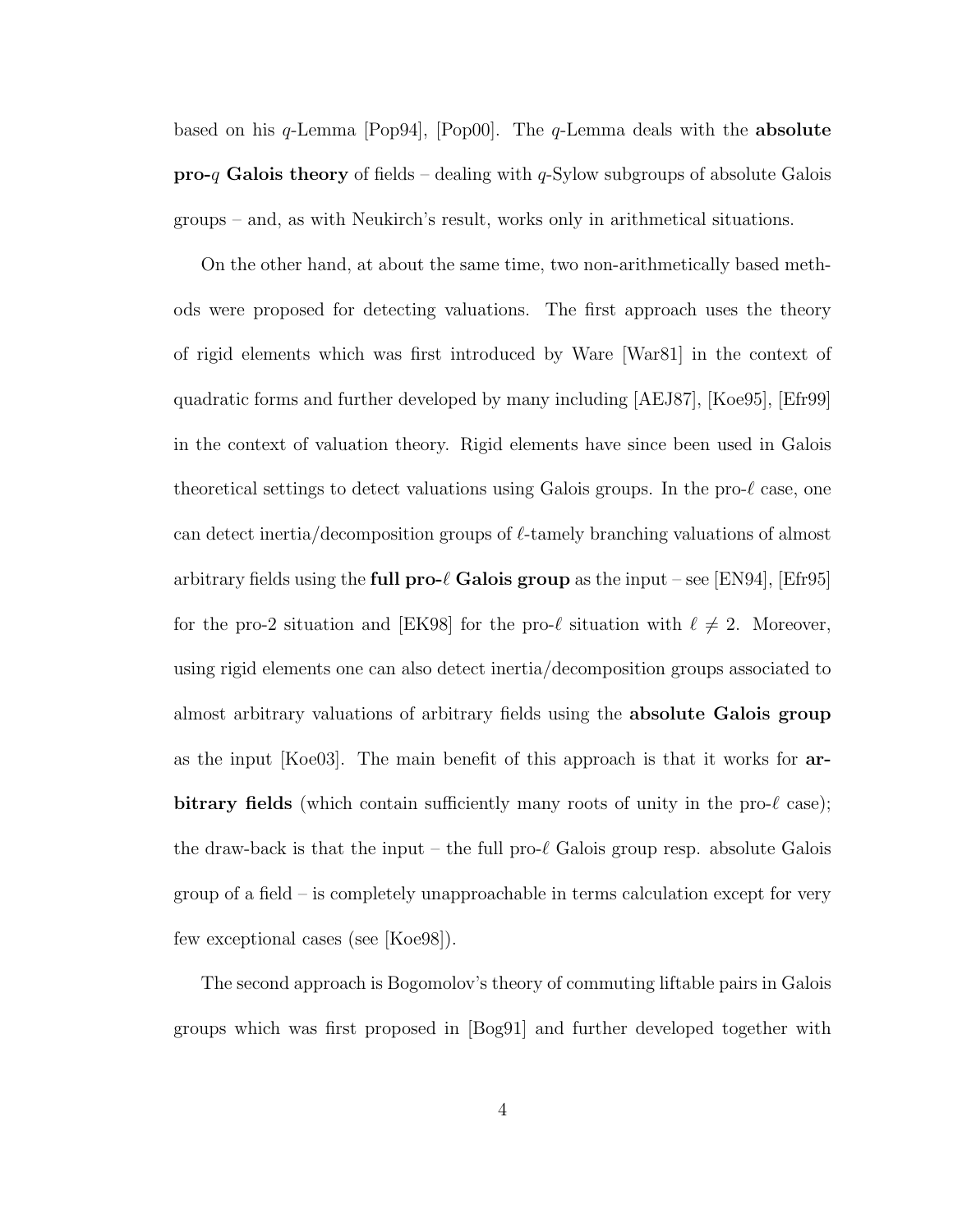based on his $q$-Lemma [Pop94], [Pop00]. The $q$-Lemma deals with the **absolute pro-$q$ Galois theory** of fields – dealing with $q$-Sylow subgroups of absolute Galois groups – and, as with Neukirch's result, works only in arithmetical situations.

On the other hand, at about the same time, two non-arithmetically based methods were proposed for detecting valuations. The first approach uses the theory of rigid elements which was first introduced by Ware [War81] in the context of quadratic forms and further developed by many including [AEJ87], [Koe95], [Efr99] in the context of valuation theory. Rigid elements have since been used in Galois theoretical settings to detect valuations using Galois groups. In the pro-$\ell$ case, one can detect inertia/decomposition groups of $\ell$-tamely branching valuations of almost arbitrary fields using the **full pro-$\ell$ Galois group** as the input – see [EN94], [Efr95] for the pro-2 situation and [EK98] for the pro-$\ell$ situation with $\ell \neq 2$. Moreover, using rigid elements one can also detect inertia/decomposition groups associated to almost arbitrary valuations of arbitrary fields using the **absolute Galois group** as the input [Koe03]. The main benefit of this approach is that it works for **arbitrary fields** (which contain sufficiently many roots of unity in the pro-$\ell$ case); the draw-back is that the input – the full pro-$\ell$ Galois group resp. absolute Galois group of a field – is completely unapproachable in terms calculation except for very few exceptional cases (see [Koe98]).

The second approach is Bogomolov's theory of commuting liftable pairs in Galois groups which was first proposed in [Bog91] and further developed together with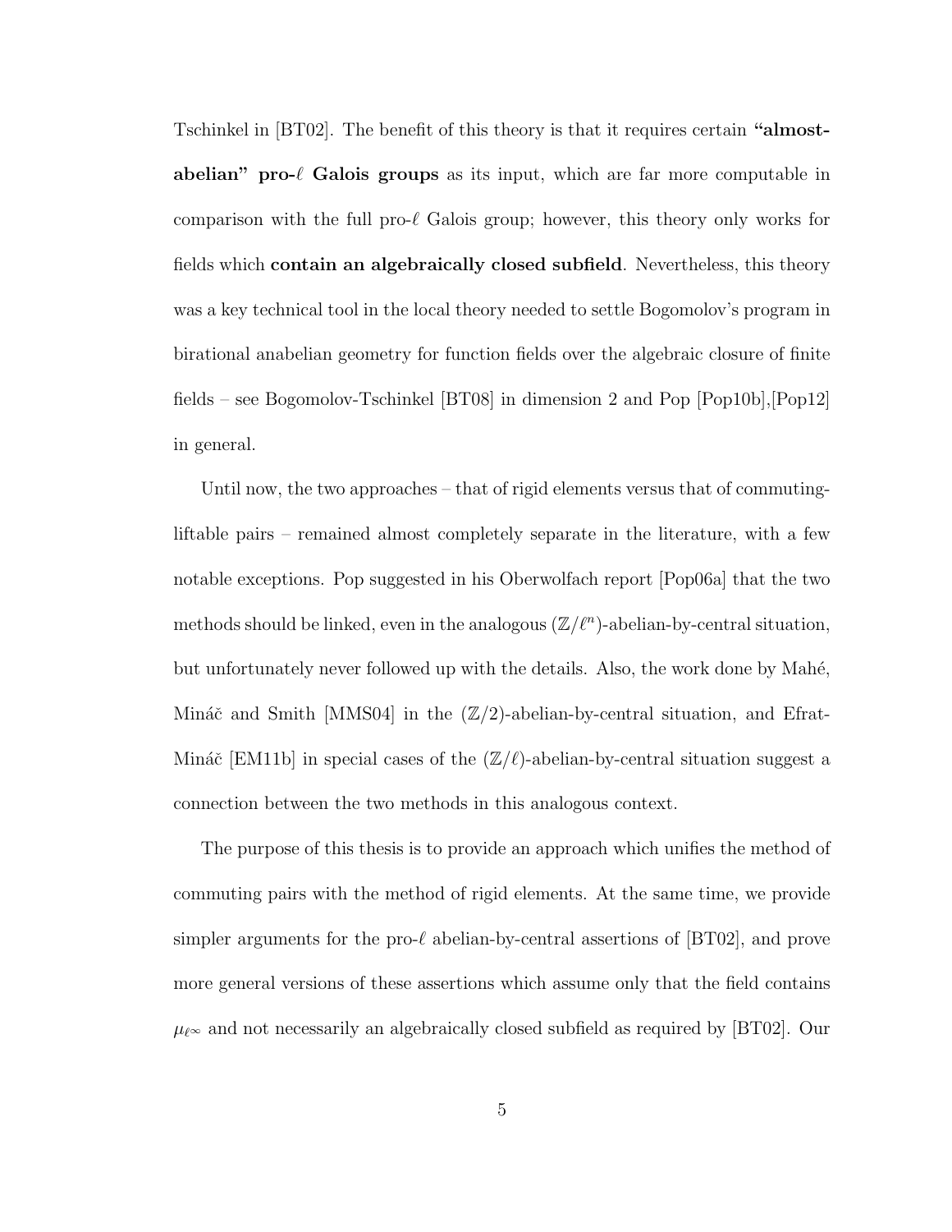Tschinkel in [BT02]. The benefit of this theory is that it requires certain **"almost-abelian" pro-$\ell$ Galois groups** as its input, which are far more computable in comparison with the full pro-$\ell$ Galois group; however, this theory only works for fields which **contain an algebraically closed subfield**. Nevertheless, this theory was a key technical tool in the local theory needed to settle Bogomolov's program in birational anabelian geometry for function fields over the algebraic closure of finite fields – see Bogomolov-Tschinkel [BT08] in dimension 2 and Pop [Pop10b],[Pop12] in general.

Until now, the two approaches – that of rigid elements versus that of commuting-liftable pairs – remained almost completely separate in the literature, with a few notable exceptions. Pop suggested in his Oberwolfach report [Pop06a] that the two methods should be linked, even in the analogous $(\mathbb{Z}/\ell^n)$-abelian-by-central situation, but unfortunately never followed up with the details. Also, the work done by Mahé, Mináč and Smith [MMS04] in the $(\mathbb{Z}/2)$-abelian-by-central situation, and Efrat-Mináč [EM11b] in special cases of the $(\mathbb{Z}/\ell)$-abelian-by-central situation suggest a connection between the two methods in this analogous context.

The purpose of this thesis is to provide an approach which unifies the method of commuting pairs with the method of rigid elements. At the same time, we provide simpler arguments for the pro-$\ell$ abelian-by-central assertions of [BT02], and prove more general versions of these assertions which assume only that the field contains $\mu_{\ell^\infty}$ and not necessarily an algebraically closed subfield as required by [BT02]. Our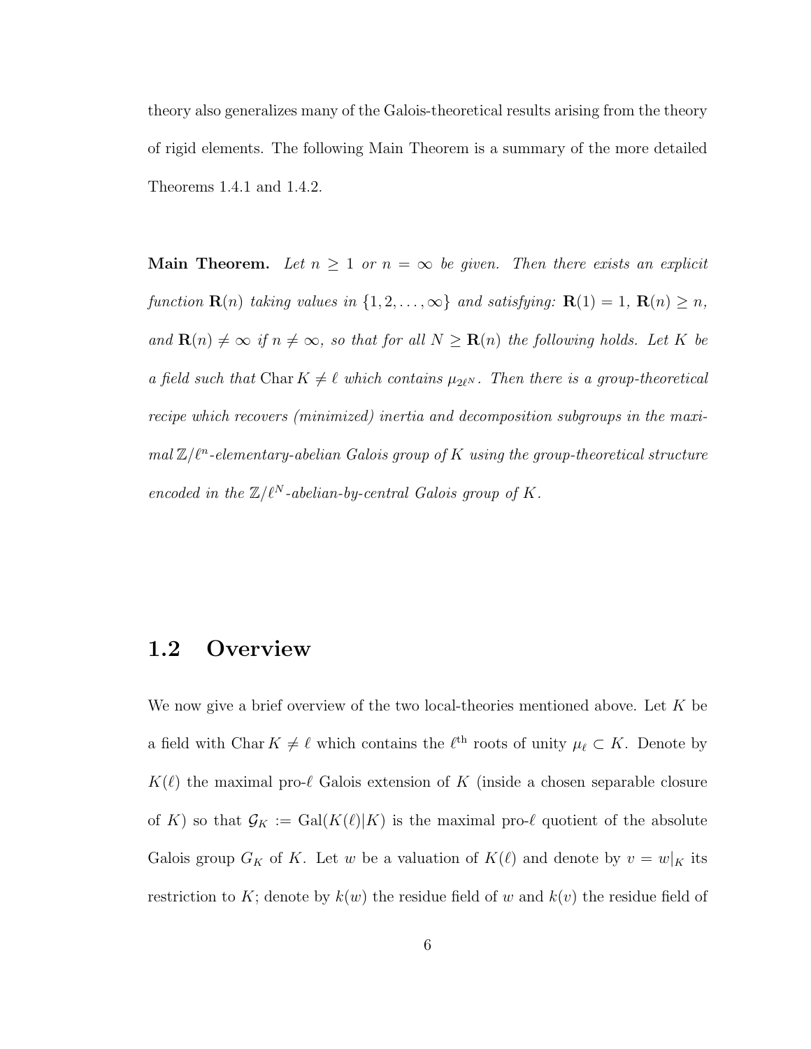theory also generalizes many of the Galois-theoretical results arising from the theory of rigid elements. The following Main Theorem is a summary of the more detailed Theorems 1.4.1 and 1.4.2.

**Main Theorem.** *Let $n \geq 1$ or $n = \infty$ be given. Then there exists an explicit function $\mathbf{R}(n)$ taking values in $\{1, 2, \ldots, \infty\}$ and satisfying: $\mathbf{R}(1) = 1$, $\mathbf{R}(n) \geq n$, and $\mathbf{R}(n) \neq \infty$ if $n \neq \infty$, so that for all $N \geq \mathbf{R}(n)$ the following holds. Let $K$ be a field such that $\operatorname{Char} K \neq \ell$ which contains $\mu_{2\ell^N}$. Then there is a group-theoretical recipe which recovers (minimized) inertia and decomposition subgroups in the maximal $\mathbb{Z}/\ell^n$-elementary-abelian Galois group of $K$ using the group-theoretical structure encoded in the $\mathbb{Z}/\ell^N$-abelian-by-central Galois group of $K$.*

## 1.2 Overview

We now give a brief overview of the two local-theories mentioned above. Let $K$ be a field with $\operatorname{Char} K \neq \ell$ which contains the $\ell^{\text{th}}$ roots of unity $\mu_\ell \subset K$. Denote by $K(\ell)$ the maximal pro-$\ell$ Galois extension of $K$ (inside a chosen separable closure of $K$) so that $\mathcal{G}_K := \operatorname{Gal}(K(\ell)|K)$ is the maximal pro-$\ell$ quotient of the absolute Galois group $G_K$ of $K$. Let $w$ be a valuation of $K(\ell)$ and denote by $v = w|_K$ its restriction to $K$; denote by $k(w)$ the residue field of $w$ and $k(v)$ the residue field of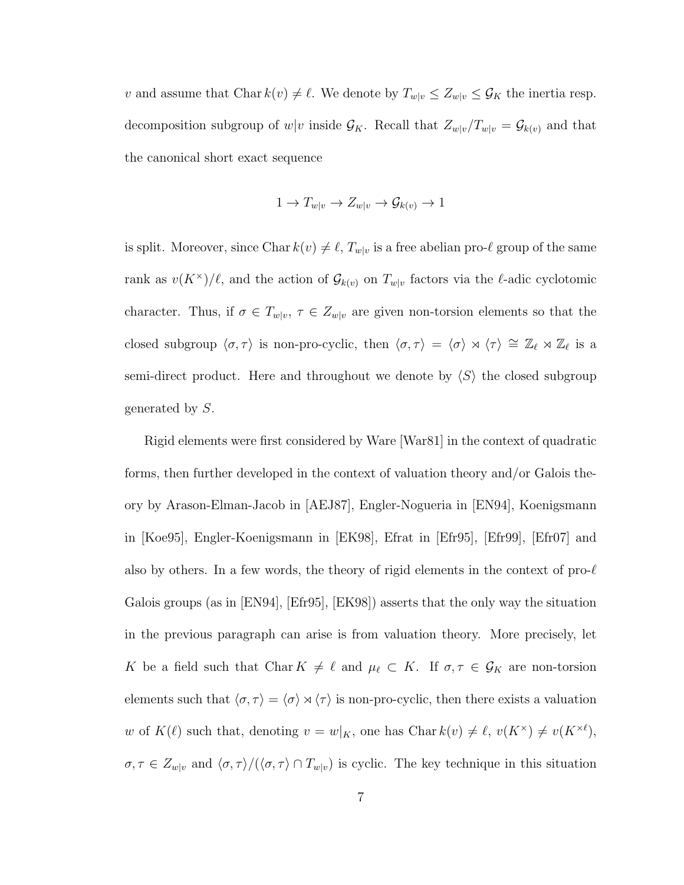$v$ and assume that $\mathrm{Char}\, k(v) \neq \ell$. We denote by $T_{w|v} \leq Z_{w|v} \leq \mathcal{G}_K$ the inertia resp. decomposition subgroup of $w|v$ inside $\mathcal{G}_K$. Recall that $Z_{w|v}/T_{w|v} = \mathcal{G}_{k(v)}$ and that the canonical short exact sequence

$$1 \to T_{w|v} \to Z_{w|v} \to \mathcal{G}_{k(v)} \to 1$$

is split. Moreover, since $\mathrm{Char}\, k(v) \neq \ell$, $T_{w|v}$ is a free abelian pro-$\ell$ group of the same rank as $v(K^\times)/\ell$, and the action of $\mathcal{G}_{k(v)}$ on $T_{w|v}$ factors via the $\ell$-adic cyclotomic character. Thus, if $\sigma \in T_{w|v}$, $\tau \in Z_{w|v}$ are given non-torsion elements so that the closed subgroup $\langle \sigma, \tau \rangle$ is non-pro-cyclic, then $\langle \sigma, \tau \rangle = \langle \sigma \rangle \rtimes \langle \tau \rangle \cong \mathbb{Z}_\ell \rtimes \mathbb{Z}_\ell$ is a semi-direct product. Here and throughout we denote by $\langle S \rangle$ the closed subgroup generated by $S$.

Rigid elements were first considered by Ware [War81] in the context of quadratic forms, then further developed in the context of valuation theory and/or Galois theory by Arason-Elman-Jacob in [AEJ87], Engler-Nogueria in [EN94], Koenigsmann in [Koe95], Engler-Koenigsmann in [EK98], Efrat in [Efr95], [Efr99], [Efr07] and also by others. In a few words, the theory of rigid elements in the context of pro-$\ell$ Galois groups (as in [EN94], [Efr95], [EK98]) asserts that the only way the situation in the previous paragraph can arise is from valuation theory. More precisely, let $K$ be a field such that $\mathrm{Char}\, K \neq \ell$ and $\mu_\ell \subset K$. If $\sigma, \tau \in \mathcal{G}_K$ are non-torsion elements such that $\langle \sigma, \tau \rangle = \langle \sigma \rangle \rtimes \langle \tau \rangle$ is non-pro-cyclic, then there exists a valuation $w$ of $K(\ell)$ such that, denoting $v = w|_K$, one has $\mathrm{Char}\, k(v) \neq \ell$, $v(K^\times) \neq v(K^{\times \ell})$, $\sigma, \tau \in Z_{w|v}$ and $\langle \sigma, \tau \rangle / (\langle \sigma, \tau \rangle \cap T_{w|v})$ is cyclic. The key technique in this situation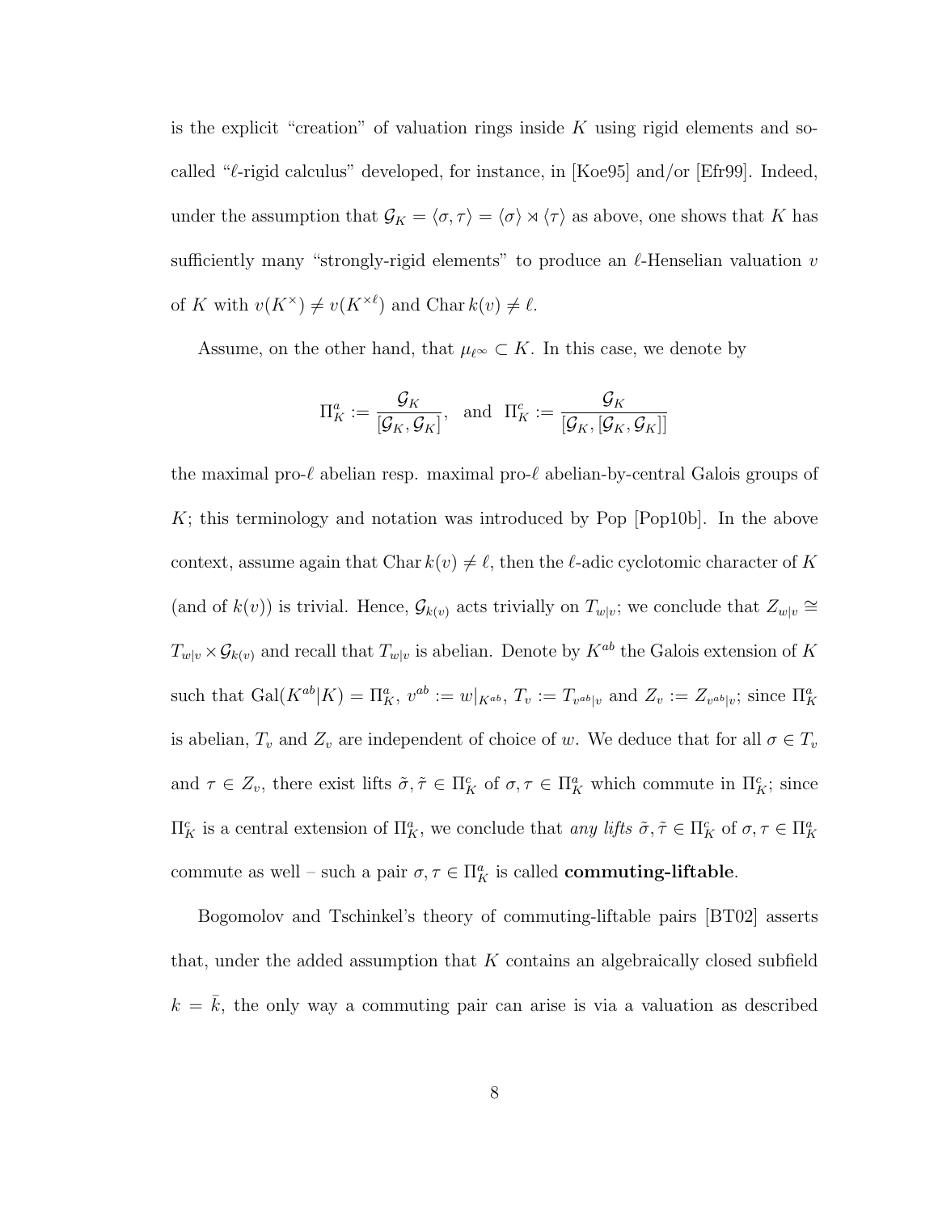is the explicit "creation" of valuation rings inside $K$ using rigid elements and so-called "$\ell$-rigid calculus" developed, for instance, in [Koe95] and/or [Efr99]. Indeed, under the assumption that $\mathcal{G}_K = \langle \sigma, \tau \rangle = \langle \sigma \rangle \rtimes \langle \tau \rangle$ as above, one shows that $K$ has sufficiently many "strongly-rigid elements" to produce an $\ell$-Henselian valuation $v$ of $K$ with $v(K^\times) \neq v(K^{\times \ell})$ and $\operatorname{Char} k(v) \neq \ell$.

Assume, on the other hand, that $\mu_{\ell^\infty} \subset K$. In this case, we denote by

$$\Pi_K^a := \frac{\mathcal{G}_K}{[\mathcal{G}_K, \mathcal{G}_K]}, \quad \text{and} \quad \Pi_K^c := \frac{\mathcal{G}_K}{[\mathcal{G}_K, [\mathcal{G}_K, \mathcal{G}_K]]}$$

the maximal pro-$\ell$ abelian resp. maximal pro-$\ell$ abelian-by-central Galois groups of $K$; this terminology and notation was introduced by Pop [Pop10b]. In the above context, assume again that $\operatorname{Char} k(v) \neq \ell$, then the $\ell$-adic cyclotomic character of $K$ (and of $k(v)$) is trivial. Hence, $\mathcal{G}_{k(v)}$ acts trivially on $T_{w|v}$; we conclude that $Z_{w|v} \cong T_{w|v} \times \mathcal{G}_{k(v)}$ and recall that $T_{w|v}$ is abelian. Denote by $K^{ab}$ the Galois extension of $K$ such that $\operatorname{Gal}(K^{ab}|K) = \Pi_K^a$, $v^{ab} := w|_{K^{ab}}$, $T_v := T_{v^{ab}|v}$ and $Z_v := Z_{v^{ab}|v}$; since $\Pi_K^a$ is abelian, $T_v$ and $Z_v$ are independent of choice of $w$. We deduce that for all $\sigma \in T_v$ and $\tau \in Z_v$, there exist lifts $\tilde{\sigma}, \tilde{\tau} \in \Pi_K^c$ of $\sigma, \tau \in \Pi_K^a$ which commute in $\Pi_K^c$; since $\Pi_K^c$ is a central extension of $\Pi_K^a$, we conclude that *any lifts* $\tilde{\sigma}, \tilde{\tau} \in \Pi_K^c$ of $\sigma, \tau \in \Pi_K^a$ commute as well – such a pair $\sigma, \tau \in \Pi_K^a$ is called **commuting-liftable**.

Bogomolov and Tschinkel's theory of commuting-liftable pairs [BT02] asserts that, under the added assumption that $K$ contains an algebraically closed subfield $k = \bar{k}$, the only way a commuting pair can arise is via a valuation as described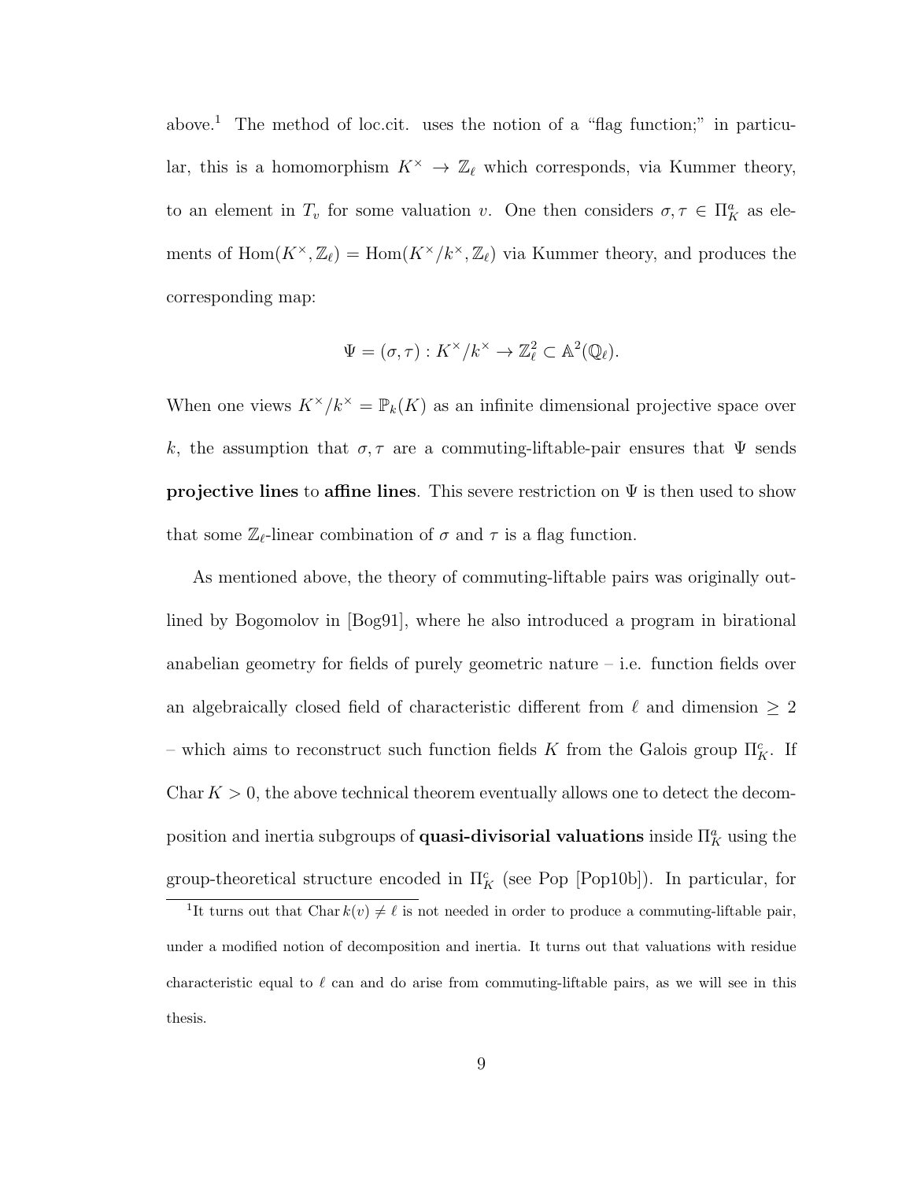above.[1] The method of loc.cit. uses the notion of a "flag function;" in particular, this is a homomorphism $K^\times \to \mathbb{Z}_\ell$ which corresponds, via Kummer theory, to an element in $T_v$ for some valuation $v$. One then considers $\sigma, \tau \in \Pi_K^a$ as elements of $\mathrm{Hom}(K^\times, \mathbb{Z}_\ell) = \mathrm{Hom}(K^\times/k^\times, \mathbb{Z}_\ell)$ via Kummer theory, and produces the corresponding map:

$$\Psi = (\sigma, \tau) : K^\times/k^\times \to \mathbb{Z}_\ell^2 \subset \mathbb{A}^2(\mathbb{Q}_\ell).$$

When one views $K^\times/k^\times = \mathbb{P}_k(K)$ as an infinite dimensional projective space over $k$, the assumption that $\sigma, \tau$ are a commuting-liftable-pair ensures that $\Psi$ sends **projective lines** to **affine lines**. This severe restriction on $\Psi$ is then used to show that some $\mathbb{Z}_\ell$-linear combination of $\sigma$ and $\tau$ is a flag function.

As mentioned above, the theory of commuting-liftable pairs was originally outlined by Bogomolov in [Bog91], where he also introduced a program in birational anabelian geometry for fields of purely geometric nature – i.e. function fields over an algebraically closed field of characteristic different from $\ell$ and dimension $\geq 2$ – which aims to reconstruct such function fields $K$ from the Galois group $\Pi_K^c$. If $\mathrm{Char}\, K > 0$, the above technical theorem eventually allows one to detect the decomposition and inertia subgroups of **quasi-divisorial valuations** inside $\Pi_K^a$ using the group-theoretical structure encoded in $\Pi_K^c$ (see Pop [Pop10b]). In particular, for

[1] It turns out that $\mathrm{Char}\, k(v) \neq \ell$ is not needed in order to produce a commuting-liftable pair, under a modified notion of decomposition and inertia. It turns out that valuations with residue characteristic equal to $\ell$ can and do arise from commuting-liftable pairs, as we will see in this thesis.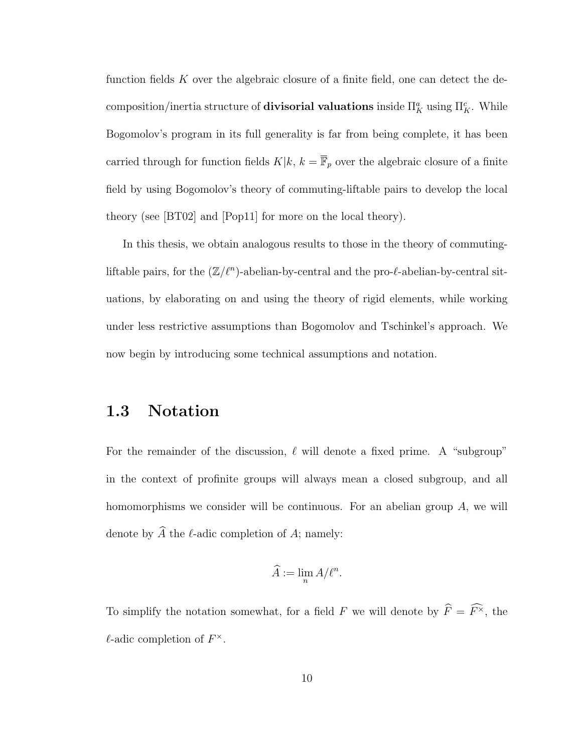function fields $K$ over the algebraic closure of a finite field, one can detect the decomposition/inertia structure of **divisorial valuations** inside $\Pi_K^a$ using $\Pi_K^c$. While Bogomolov's program in its full generality is far from being complete, it has been carried through for function fields $K|k$, $k = \overline{\mathbb{F}}_p$ over the algebraic closure of a finite field by using Bogomolov's theory of commuting-liftable pairs to develop the local theory (see [BT02] and [Pop11] for more on the local theory).

In this thesis, we obtain analogous results to those in the theory of commuting-liftable pairs, for the $(\mathbb{Z}/\ell^n)$-abelian-by-central and the pro-$\ell$-abelian-by-central situations, by elaborating on and using the theory of rigid elements, while working under less restrictive assumptions than Bogomolov and Tschinkel's approach. We now begin by introducing some technical assumptions and notation.

## 1.3 Notation

For the remainder of the discussion, $\ell$ will denote a fixed prime. A "subgroup" in the context of profinite groups will always mean a closed subgroup, and all homomorphisms we consider will be continuous. For an abelian group $A$, we will denote by $\widehat{A}$ the $\ell$-adic completion of $A$; namely:

$$\widehat{A} := \lim_{n} A/\ell^n.$$

To simplify the notation somewhat, for a field $F$ we will denote by $\widehat{F} = \widehat{F^\times}$, the $\ell$-adic completion of $F^\times$.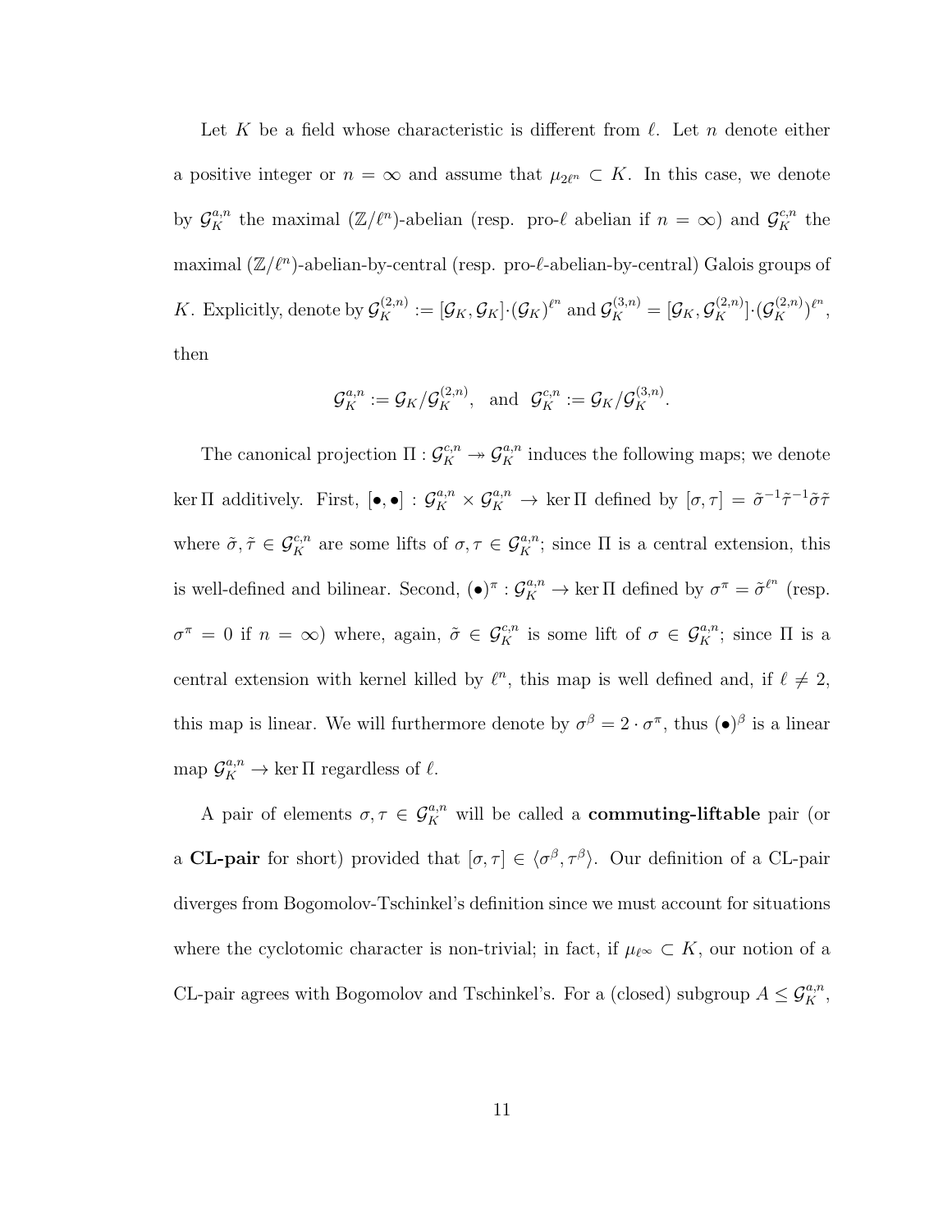Let $K$ be a field whose characteristic is different from $\ell$. Let $n$ denote either a positive integer or $n = \infty$ and assume that $\mu_{2\ell^n} \subset K$. In this case, we denote by $\mathcal{G}_K^{a,n}$ the maximal $(\mathbb{Z}/\ell^n)$-abelian (resp. pro-$\ell$ abelian if $n = \infty$) and $\mathcal{G}_K^{c,n}$ the maximal $(\mathbb{Z}/\ell^n)$-abelian-by-central (resp. pro-$\ell$-abelian-by-central) Galois groups of $K$. Explicitly, denote by $\mathcal{G}_K^{(2,n)} := [\mathcal{G}_K, \mathcal{G}_K]\cdot(\mathcal{G}_K)^{\ell^n}$ and $\mathcal{G}_K^{(3,n)} = [\mathcal{G}_K, \mathcal{G}_K^{(2,n)}]\cdot(\mathcal{G}_K^{(2,n)})^{\ell^n}$, then

$$\mathcal{G}_K^{a,n} := \mathcal{G}_K/\mathcal{G}_K^{(2,n)}, \quad \text{and} \quad \mathcal{G}_K^{c,n} := \mathcal{G}_K/\mathcal{G}_K^{(3,n)}.$$

The canonical projection $\Pi : \mathcal{G}_K^{c,n} \twoheadrightarrow \mathcal{G}_K^{a,n}$ induces the following maps; we denote $\ker \Pi$ additively. First, $[\bullet, \bullet] : \mathcal{G}_K^{a,n} \times \mathcal{G}_K^{a,n} \to \ker \Pi$ defined by $[\sigma, \tau] = \tilde{\sigma}^{-1}\tilde{\tau}^{-1}\tilde{\sigma}\tilde{\tau}$ where $\tilde{\sigma}, \tilde{\tau} \in \mathcal{G}_K^{c,n}$ are some lifts of $\sigma, \tau \in \mathcal{G}_K^{a,n}$; since $\Pi$ is a central extension, this is well-defined and bilinear. Second, $(\bullet)^\pi : \mathcal{G}_K^{a,n} \to \ker \Pi$ defined by $\sigma^\pi = \tilde{\sigma}^{\ell^n}$ (resp. $\sigma^\pi = 0$ if $n = \infty$) where, again, $\tilde{\sigma} \in \mathcal{G}_K^{c,n}$ is some lift of $\sigma \in \mathcal{G}_K^{a,n}$; since $\Pi$ is a central extension with kernel killed by $\ell^n$, this map is well defined and, if $\ell \neq 2$, this map is linear. We will furthermore denote by $\sigma^\beta = 2 \cdot \sigma^\pi$, thus $(\bullet)^\beta$ is a linear map $\mathcal{G}_K^{a,n} \to \ker \Pi$ regardless of $\ell$.

A pair of elements $\sigma, \tau \in \mathcal{G}_K^{a,n}$ will be called a **commuting-liftable** pair (or a **CL-pair** for short) provided that $[\sigma, \tau] \in \langle \sigma^\beta, \tau^\beta \rangle$. Our definition of a CL-pair diverges from Bogomolov-Tschinkel's definition since we must account for situations where the cyclotomic character is non-trivial; in fact, if $\mu_{\ell^\infty} \subset K$, our notion of a CL-pair agrees with Bogomolov and Tschinkel's. For a (closed) subgroup $A \leq \mathcal{G}_K^{a,n}$,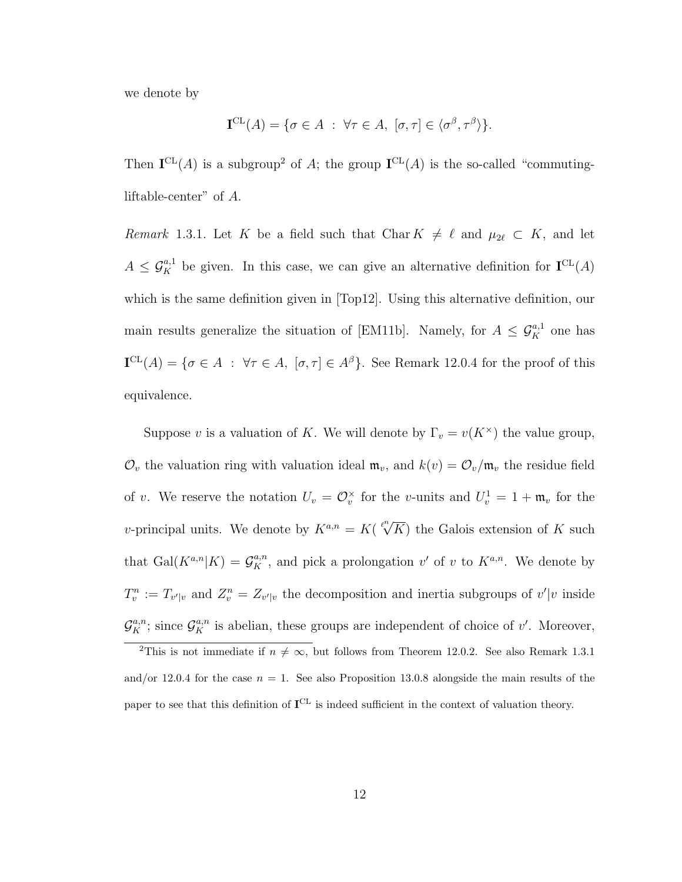we denote by

$$\mathbf{I}^{\mathrm{CL}}(A) = \{\sigma \in A \ : \ \forall \tau \in A,\ [\sigma, \tau] \in \langle \sigma^\beta, \tau^\beta \rangle\}.$$

Then $\mathbf{I}^{\mathrm{CL}}(A)$ is a subgroup[2] of $A$; the group $\mathbf{I}^{\mathrm{CL}}(A)$ is the so-called "commuting-liftable-center" of $A$.

*Remark* 1.3.1. Let $K$ be a field such that $\mathrm{Char}\, K \neq \ell$ and $\mu_{2\ell} \subset K$, and let $A \leq \mathcal{G}_K^{a,1}$ be given. In this case, we can give an alternative definition for $\mathbf{I}^{\mathrm{CL}}(A)$ which is the same definition given in [Top12]. Using this alternative definition, our main results generalize the situation of [EM11b]. Namely, for $A \leq \mathcal{G}_K^{a,1}$ one has $\mathbf{I}^{\mathrm{CL}}(A) = \{\sigma \in A \ : \ \forall \tau \in A,\ [\sigma, \tau] \in A^\beta\}$. See Remark 12.0.4 for the proof of this equivalence.

Suppose $v$ is a valuation of $K$. We will denote by $\Gamma_v = v(K^\times)$ the value group, $\mathcal{O}_v$ the valuation ring with valuation ideal $\mathfrak{m}_v$, and $k(v) = \mathcal{O}_v/\mathfrak{m}_v$ the residue field of $v$. We reserve the notation $U_v = \mathcal{O}_v^\times$ for the $v$-units and $U_v^1 = 1 + \mathfrak{m}_v$ for the $v$-principal units. We denote by $K^{a,n} = K(\sqrt[\ell^n]{K})$ the Galois extension of $K$ such that $\mathrm{Gal}(K^{a,n}|K) = \mathcal{G}_K^{a,n}$, and pick a prolongation $v'$ of $v$ to $K^{a,n}$. We denote by $T_v^n := T_{v'|v}$ and $Z_v^n = Z_{v'|v}$ the decomposition and inertia subgroups of $v'|v$ inside $\mathcal{G}_K^{a,n}$; since $\mathcal{G}_K^{a,n}$ is abelian, these groups are independent of choice of $v'$. Moreover,

[2] This is not immediate if $n \neq \infty$, but follows from Theorem 12.0.2. See also Remark 1.3.1 and/or 12.0.4 for the case $n = 1$. See also Proposition 13.0.8 alongside the main results of the paper to see that this definition of $\mathbf{I}^{\mathrm{CL}}$ is indeed sufficient in the context of valuation theory.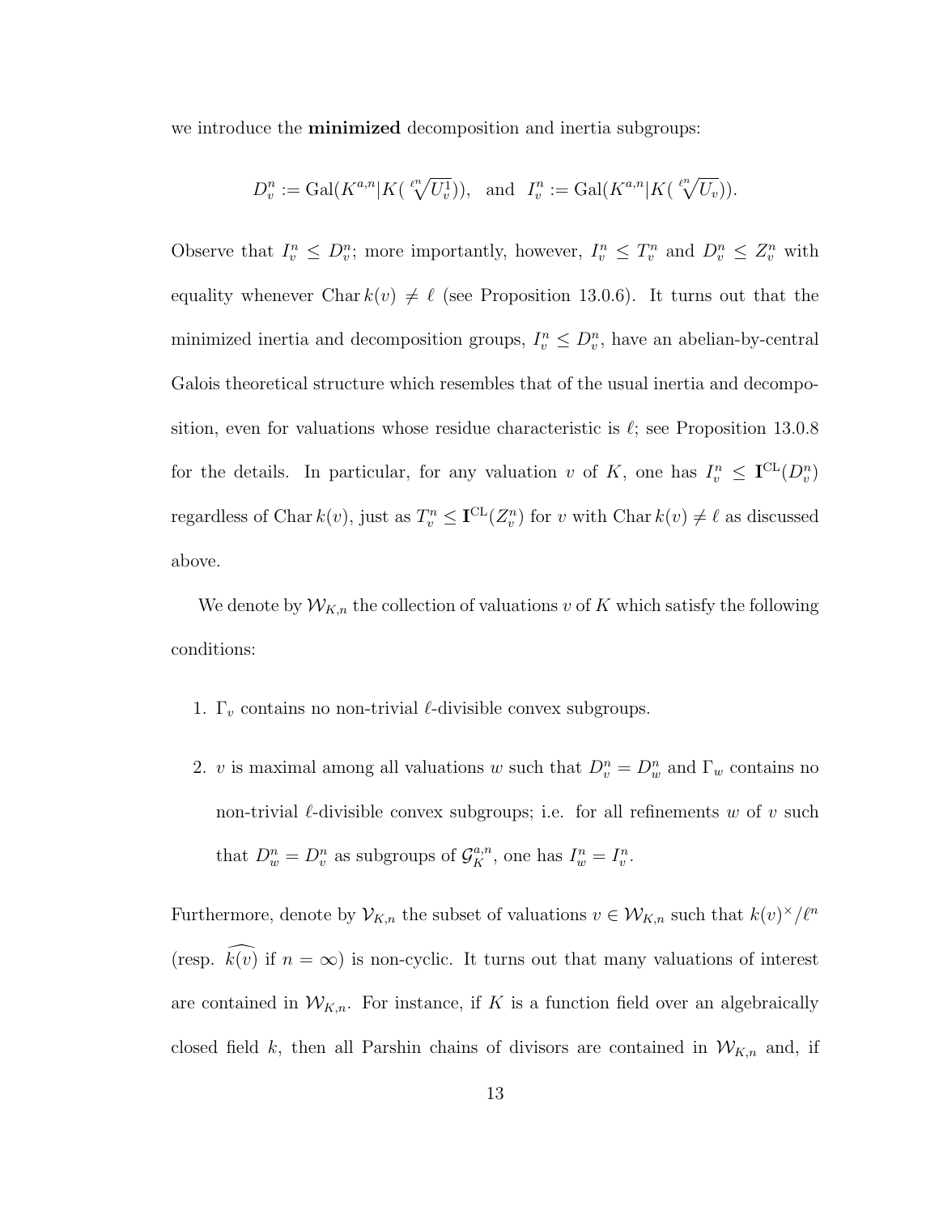we introduce the **minimized** decomposition and inertia subgroups:

$$D_v^n := \mathrm{Gal}(K^{a,n}|K(\sqrt[\ell^n]{U_v^1})), \quad \text{and} \quad I_v^n := \mathrm{Gal}(K^{a,n}|K(\sqrt[\ell^n]{U_v})).$$

Observe that $I_v^n \leq D_v^n$; more importantly, however, $I_v^n \leq T_v^n$ and $D_v^n \leq Z_v^n$ with equality whenever $\mathrm{Char}\, k(v) \neq \ell$ (see Proposition 13.0.6). It turns out that the minimized inertia and decomposition groups, $I_v^n \leq D_v^n$, have an abelian-by-central Galois theoretical structure which resembles that of the usual inertia and decomposition, even for valuations whose residue characteristic is $\ell$; see Proposition 13.0.8 for the details. In particular, for any valuation $v$ of $K$, one has $I_v^n \leq \mathbf{I}^{\mathrm{CL}}(D_v^n)$ regardless of $\mathrm{Char}\, k(v)$, just as $T_v^n \leq \mathbf{I}^{\mathrm{CL}}(Z_v^n)$ for $v$ with $\mathrm{Char}\, k(v) \neq \ell$ as discussed above.

We denote by $\mathcal{W}_{K,n}$ the collection of valuations $v$ of $K$ which satisfy the following conditions:

1. $\Gamma_v$ contains no non-trivial $\ell$-divisible convex subgroups.
2. $v$ is maximal among all valuations $w$ such that $D_v^n = D_w^n$ and $\Gamma_w$ contains no non-trivial $\ell$-divisible convex subgroups; i.e. for all refinements $w$ of $v$ such that $D_w^n = D_v^n$ as subgroups of $\mathcal{G}_K^{a,n}$, one has $I_w^n = I_v^n$.

Furthermore, denote by $\mathcal{V}_{K,n}$ the subset of valuations $v \in \mathcal{W}_{K,n}$ such that $k(v)^\times/\ell^n$ (resp. $\widehat{k(v)}$ if $n = \infty$) is non-cyclic. It turns out that many valuations of interest are contained in $\mathcal{W}_{K,n}$. For instance, if $K$ is a function field over an algebraically closed field $k$, then all Parshin chains of divisors are contained in $\mathcal{W}_{K,n}$ and, if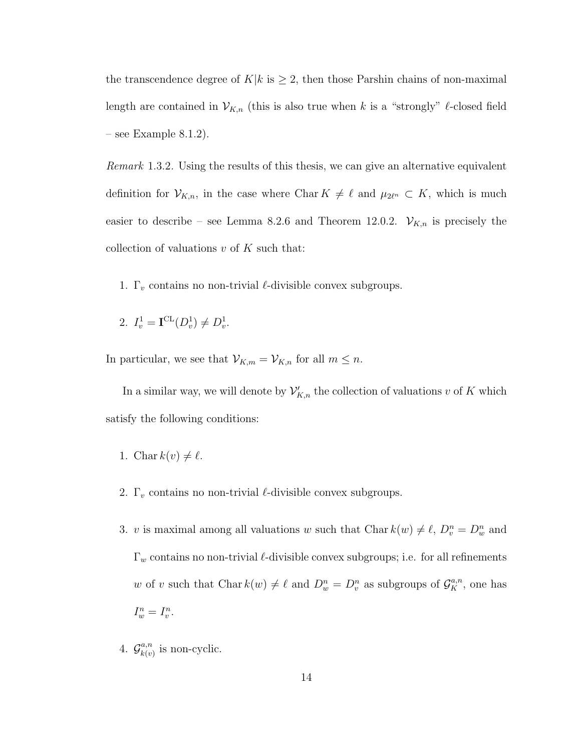the transcendence degree of $K|k$ is $\geq 2$, then those Parshin chains of non-maximal length are contained in $\mathcal{V}_{K,n}$ (this is also true when $k$ is a "strongly" $\ell$-closed field – see Example 8.1.2).

*Remark* 1.3.2. Using the results of this thesis, we can give an alternative equivalent definition for $\mathcal{V}_{K,n}$, in the case where $\operatorname{Char} K \neq \ell$ and $\mu_{2\ell^n} \subset K$, which is much easier to describe – see Lemma 8.2.6 and Theorem 12.0.2. $\mathcal{V}_{K,n}$ is precisely the collection of valuations $v$ of $K$ such that:

1. $\Gamma_v$ contains no non-trivial $\ell$-divisible convex subgroups.

2. $I_v^1 = \mathbf{I}^{\mathrm{CL}}(D_v^1) \neq D_v^1$.

In particular, we see that $\mathcal{V}_{K,m} = \mathcal{V}_{K,n}$ for all $m \leq n$.

In a similar way, we will denote by $\mathcal{V}'_{K,n}$ the collection of valuations $v$ of $K$ which satisfy the following conditions:

1. $\operatorname{Char} k(v) \neq \ell$.

2. $\Gamma_v$ contains no non-trivial $\ell$-divisible convex subgroups.

3. $v$ is maximal among all valuations $w$ such that $\operatorname{Char} k(w) \neq \ell$, $D_v^n = D_w^n$ and $\Gamma_w$ contains no non-trivial $\ell$-divisible convex subgroups; i.e. for all refinements $w$ of $v$ such that $\operatorname{Char} k(w) \neq \ell$ and $D_w^n = D_v^n$ as subgroups of $\mathcal{G}_K^{a,n}$, one has $I_w^n = I_v^n$.

4. $\mathcal{G}_{k(v)}^{a,n}$ is non-cyclic.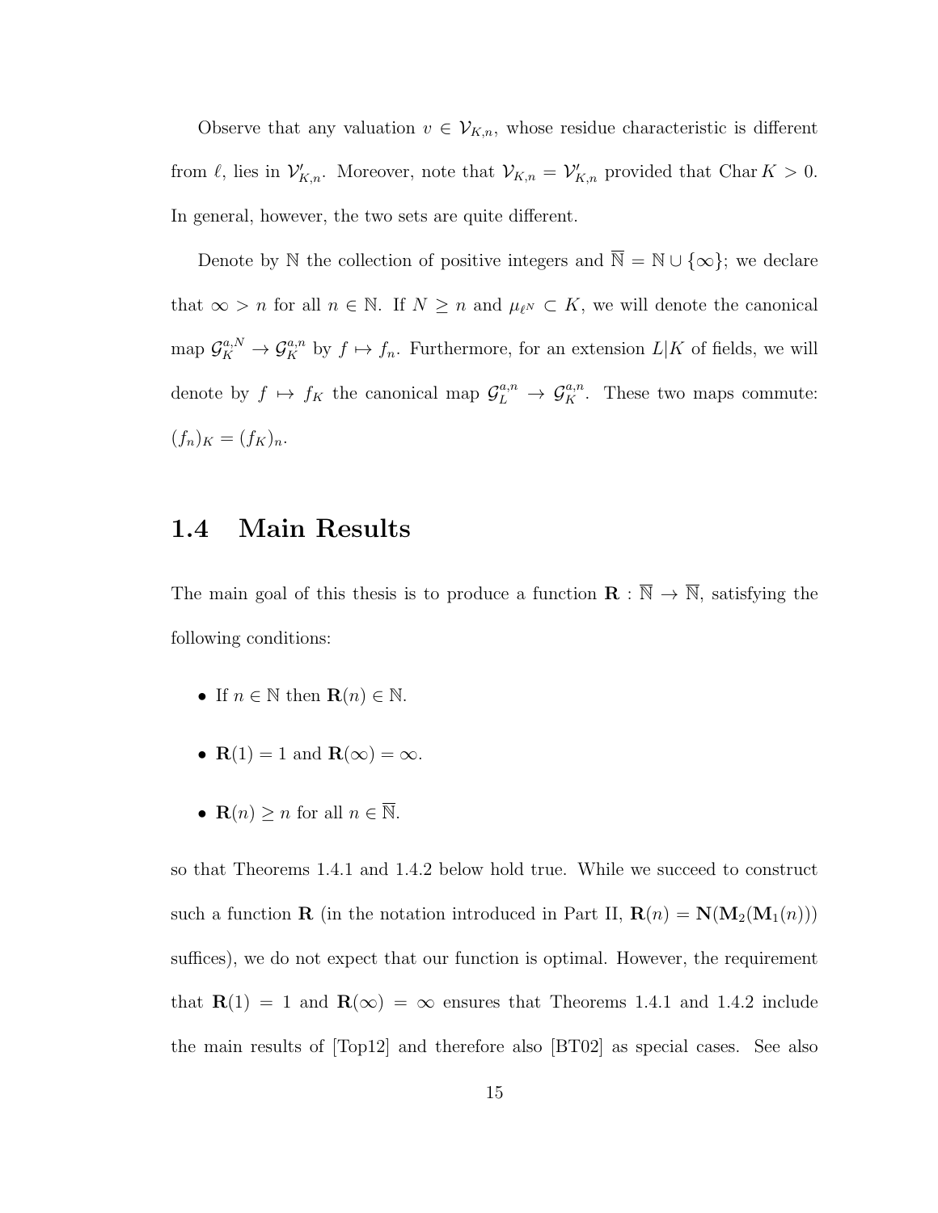Observe that any valuation $v \in \mathcal{V}_{K,n}$, whose residue characteristic is different from $\ell$, lies in $\mathcal{V}'_{K,n}$. Moreover, note that $\mathcal{V}_{K,n} = \mathcal{V}'_{K,n}$ provided that $\operatorname{Char} K > 0$. In general, however, the two sets are quite different.

Denote by $\mathbb{N}$ the collection of positive integers and $\overline{\mathbb{N}} = \mathbb{N} \cup \{\infty\}$; we declare that $\infty > n$ for all $n \in \mathbb{N}$. If $N \geq n$ and $\mu_{\ell^N} \subset K$, we will denote the canonical map $\mathcal{G}_K^{a,N} \to \mathcal{G}_K^{a,n}$ by $f \mapsto f_n$. Furthermore, for an extension $L|K$ of fields, we will denote by $f \mapsto f_K$ the canonical map $\mathcal{G}_L^{a,n} \to \mathcal{G}_K^{a,n}$. These two maps commute: $(f_n)_K = (f_K)_n$.

## 1.4 Main Results

The main goal of this thesis is to produce a function $\mathbf{R} : \overline{\mathbb{N}} \to \overline{\mathbb{N}}$, satisfying the following conditions:

- If $n \in \mathbb{N}$ then $\mathbf{R}(n) \in \mathbb{N}$.
- $\mathbf{R}(1) = 1$ and $\mathbf{R}(\infty) = \infty$.
- $\mathbf{R}(n) \geq n$ for all $n \in \overline{\mathbb{N}}$.

so that Theorems 1.4.1 and 1.4.2 below hold true. While we succeed to construct such a function $\mathbf{R}$ (in the notation introduced in Part II, $\mathbf{R}(n) = \mathbf{N}(\mathbf{M}_2(\mathbf{M}_1(n)))$ suffices), we do not expect that our function is optimal. However, the requirement that $\mathbf{R}(1) = 1$ and $\mathbf{R}(\infty) = \infty$ ensures that Theorems 1.4.1 and 1.4.2 include the main results of [Top12] and therefore also [BT02] as special cases. See also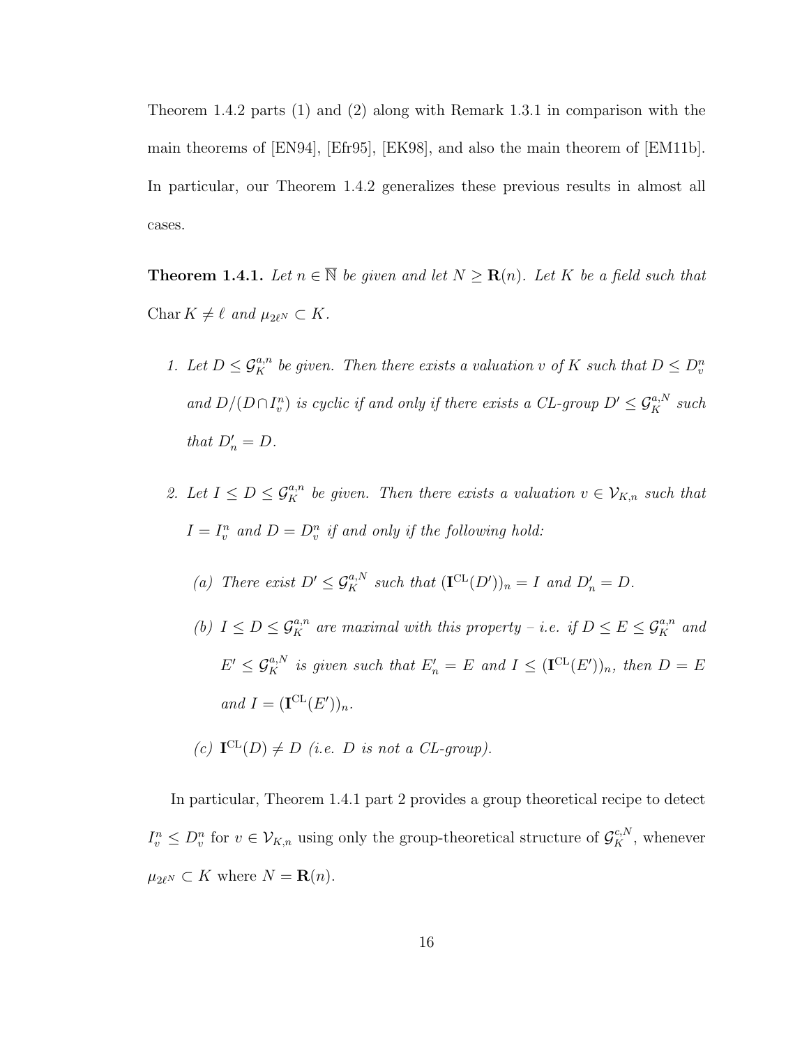Theorem 1.4.2 parts (1) and (2) along with Remark 1.3.1 in comparison with the main theorems of [EN94], [Efr95], [EK98], and also the main theorem of [EM11b]. In particular, our Theorem 1.4.2 generalizes these previous results in almost all cases.

**Theorem 1.4.1.** *Let $n \in \overline{\mathbb{N}}$ be given and let $N \geq \mathbf{R}(n)$. Let $K$ be a field such that* $\operatorname{Char} K \neq \ell$ *and $\mu_{2\ell^N} \subset K$.*

1. *Let $D \leq \mathcal{G}_K^{a,n}$ be given. Then there exists a valuation $v$ of $K$ such that $D \leq D_v^n$ and $D/(D \cap I_v^n)$ is cyclic if and only if there exists a CL-group $D' \leq \mathcal{G}_K^{a,N}$ such that $D'_n = D$.*

2. *Let $I \leq D \leq \mathcal{G}_K^{a,n}$ be given. Then there exists a valuation $v \in \mathcal{V}_{K,n}$ such that $I = I_v^n$ and $D = D_v^n$ if and only if the following hold:*

   (a) *There exist $D' \leq \mathcal{G}_K^{a,N}$ such that $(\mathbf{I}^{\mathrm{CL}}(D'))_n = I$ and $D'_n = D$.*

   (b) *$I \leq D \leq \mathcal{G}_K^{a,n}$ are maximal with this property – i.e. if $D \leq E \leq \mathcal{G}_K^{a,n}$ and $E' \leq \mathcal{G}_K^{a,N}$ is given such that $E'_n = E$ and $I \leq (\mathbf{I}^{\mathrm{CL}}(E'))_n$, then $D = E$ and $I = (\mathbf{I}^{\mathrm{CL}}(E'))_n$.*

   (c) *$\mathbf{I}^{\mathrm{CL}}(D) \neq D$ (i.e. $D$ is not a CL-group).*

In particular, Theorem 1.4.1 part 2 provides a group theoretical recipe to detect $I_v^n \leq D_v^n$ for $v \in \mathcal{V}_{K,n}$ using only the group-theoretical structure of $\mathcal{G}_K^{c,N}$, whenever $\mu_{2\ell^N} \subset K$ where $N = \mathbf{R}(n)$.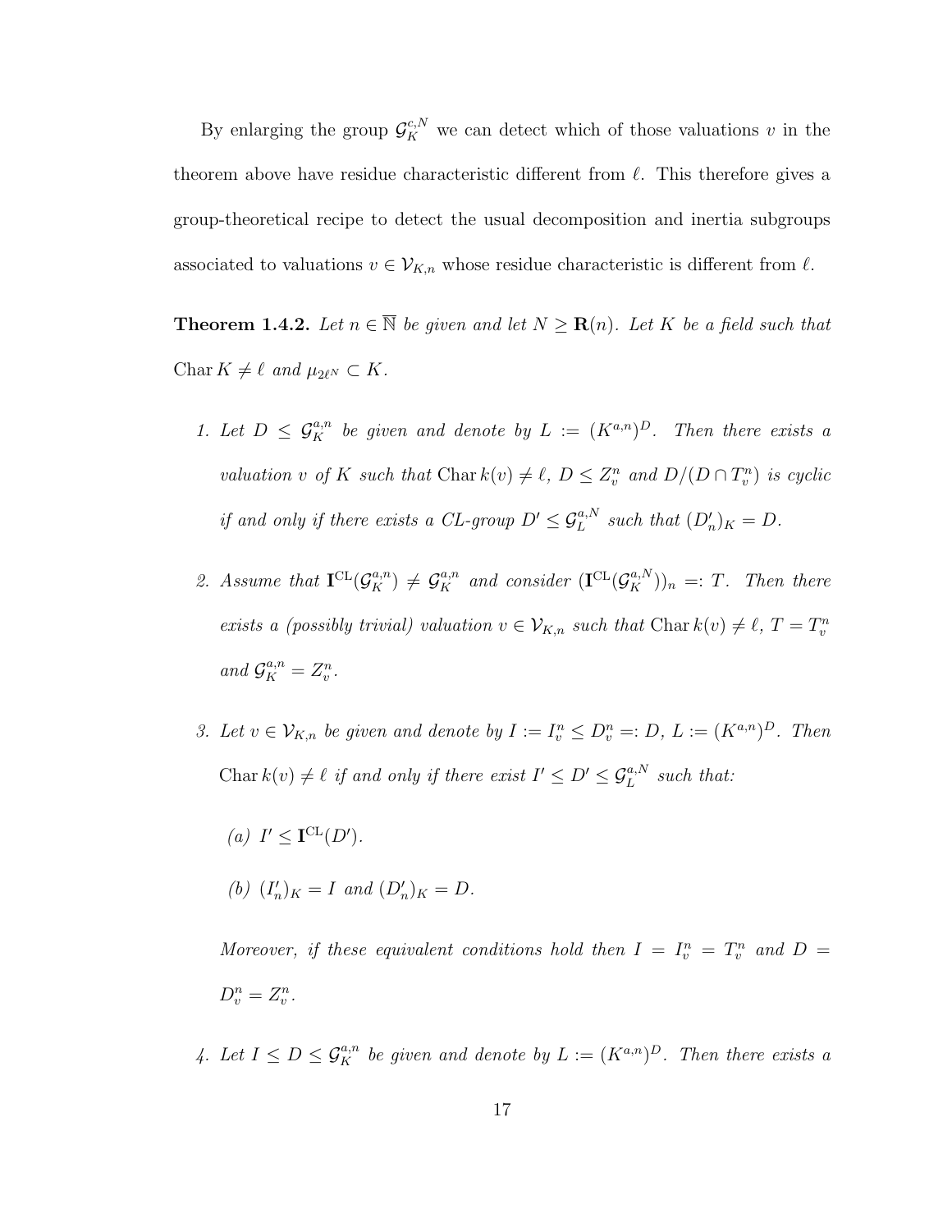By enlarging the group $\mathcal{G}_K^{c,N}$ we can detect which of those valuations $v$ in the theorem above have residue characteristic different from $\ell$. This therefore gives a group-theoretical recipe to detect the usual decomposition and inertia subgroups associated to valuations $v \in \mathcal{V}_{K,n}$ whose residue characteristic is different from $\ell$.

**Theorem 1.4.2.** *Let $n \in \overline{\mathbb{N}}$ be given and let $N \geq \mathbf{R}(n)$. Let $K$ be a field such that $\operatorname{Char} K \neq \ell$ and $\mu_{2\ell^N} \subset K$.*

1. *Let $D \leq \mathcal{G}_K^{a,n}$ be given and denote by $L := (K^{a,n})^D$. Then there exists a valuation $v$ of $K$ such that $\operatorname{Char} k(v) \neq \ell$, $D \leq Z_v^n$ and $D/(D \cap T_v^n)$ is cyclic if and only if there exists a CL-group $D' \leq \mathcal{G}_L^{a,N}$ such that $(D'_n)_K = D$.*

2. *Assume that $\mathbf{I}^{\mathrm{CL}}(\mathcal{G}_K^{a,n}) \neq \mathcal{G}_K^{a,n}$ and consider $(\mathbf{I}^{\mathrm{CL}}(\mathcal{G}_K^{a,N}))_n =: T$. Then there exists a (possibly trivial) valuation $v \in \mathcal{V}_{K,n}$ such that $\operatorname{Char} k(v) \neq \ell$, $T = T_v^n$ and $\mathcal{G}_K^{a,n} = Z_v^n$.*

3. *Let $v \in \mathcal{V}_{K,n}$ be given and denote by $I := I_v^n \leq D_v^n =: D$, $L := (K^{a,n})^D$. Then $\operatorname{Char} k(v) \neq \ell$ if and only if there exist $I' \leq D' \leq \mathcal{G}_L^{a,N}$ such that:*

   *(a) $I' \leq \mathbf{I}^{\mathrm{CL}}(D')$.*

   *(b) $(I'_n)_K = I$ and $(D'_n)_K = D$.*

   *Moreover, if these equivalent conditions hold then $I = I_v^n = T_v^n$ and $D = D_v^n = Z_v^n$.*

4. *Let $I \leq D \leq \mathcal{G}_K^{a,n}$ be given and denote by $L := (K^{a,n})^D$. Then there exists a*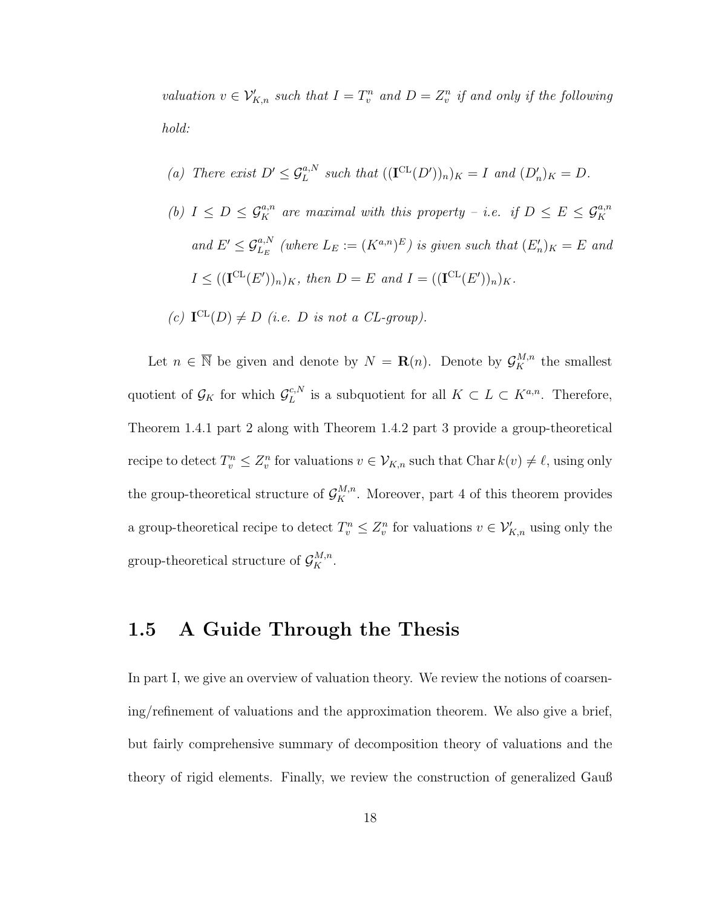*valuation $v \in \mathcal{V}'_{K,n}$ such that $I = T_v^n$ and $D = Z_v^n$ if and only if the following hold:*

*(a) There exist $D' \leq \mathcal{G}_L^{a,N}$ such that $((\mathbf{I}^{\mathrm{CL}}(D'))_n)_K = I$ and $(D'_n)_K = D$.*

*(b) $I \leq D \leq \mathcal{G}_K^{a,n}$ are maximal with this property – i.e. if $D \leq E \leq \mathcal{G}_K^{a,n}$ and $E' \leq \mathcal{G}_{L_E}^{a,N}$ (where $L_E := (K^{a,n})^E$) is given such that $(E'_n)_K = E$ and $I \leq ((\mathbf{I}^{\mathrm{CL}}(E'))_n)_K$, then $D = E$ and $I = ((\mathbf{I}^{\mathrm{CL}}(E'))_n)_K$.*

*(c) $\mathbf{I}^{\mathrm{CL}}(D) \neq D$ (i.e. $D$ is not a CL-group).*

Let $n \in \overline{\mathbb{N}}$ be given and denote by $N = \mathbf{R}(n)$. Denote by $\mathcal{G}_K^{M,n}$ the smallest quotient of $\mathcal{G}_K$ for which $\mathcal{G}_L^{c,N}$ is a subquotient for all $K \subset L \subset K^{a,n}$. Therefore, Theorem 1.4.1 part 2 along with Theorem 1.4.2 part 3 provide a group-theoretical recipe to detect $T_v^n \leq Z_v^n$ for valuations $v \in \mathcal{V}_{K,n}$ such that $\mathrm{Char}\, k(v) \neq \ell$, using only the group-theoretical structure of $\mathcal{G}_K^{M,n}$. Moreover, part 4 of this theorem provides a group-theoretical recipe to detect $T_v^n \leq Z_v^n$ for valuations $v \in \mathcal{V}'_{K,n}$ using only the group-theoretical structure of $\mathcal{G}_K^{M,n}$.

## 1.5 A Guide Through the Thesis

In part I, we give an overview of valuation theory. We review the notions of coarsening/refinement of valuations and the approximation theorem. We also give a brief, but fairly comprehensive summary of decomposition theory of valuations and the theory of rigid elements. Finally, we review the construction of generalized Gauß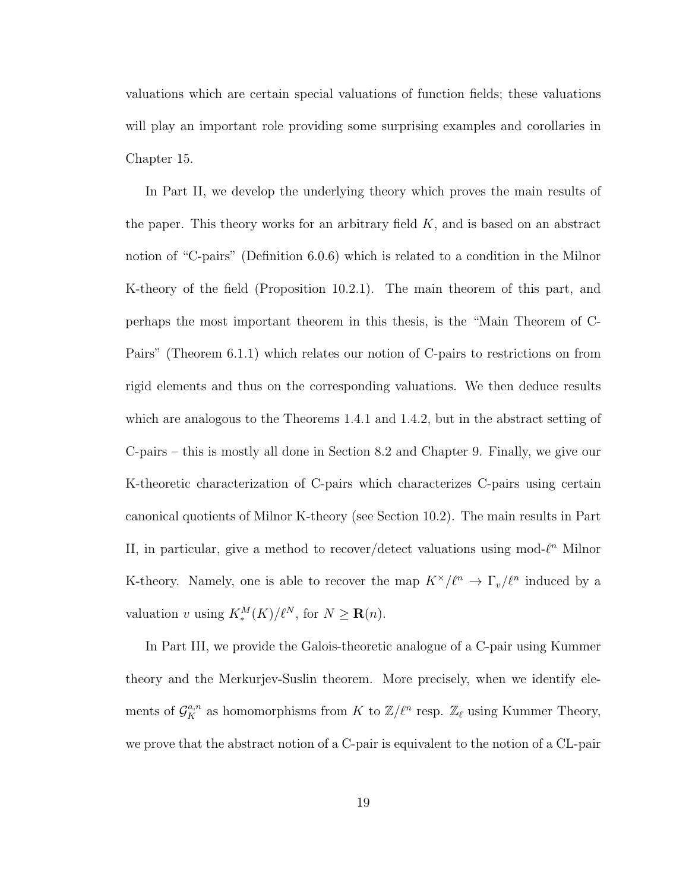valuations which are certain special valuations of function fields; these valuations will play an important role providing some surprising examples and corollaries in Chapter 15.

In Part II, we develop the underlying theory which proves the main results of the paper. This theory works for an arbitrary field $K$, and is based on an abstract notion of "C-pairs" (Definition 6.0.6) which is related to a condition in the Milnor K-theory of the field (Proposition 10.2.1). The main theorem of this part, and perhaps the most important theorem in this thesis, is the "Main Theorem of C-Pairs" (Theorem 6.1.1) which relates our notion of C-pairs to restrictions on from rigid elements and thus on the corresponding valuations. We then deduce results which are analogous to the Theorems 1.4.1 and 1.4.2, but in the abstract setting of C-pairs – this is mostly all done in Section 8.2 and Chapter 9. Finally, we give our K-theoretic characterization of C-pairs which characterizes C-pairs using certain canonical quotients of Milnor K-theory (see Section 10.2). The main results in Part II, in particular, give a method to recover/detect valuations using mod-$\ell^n$ Milnor K-theory. Namely, one is able to recover the map $K^\times/\ell^n \to \Gamma_v/\ell^n$ induced by a valuation $v$ using $K_*^M(K)/\ell^N$, for $N \geq \mathbf{R}(n)$.

In Part III, we provide the Galois-theoretic analogue of a C-pair using Kummer theory and the Merkurjev-Suslin theorem. More precisely, when we identify elements of $\mathcal{G}_K^{a,n}$ as homomorphisms from $K$ to $\mathbb{Z}/\ell^n$ resp. $\mathbb{Z}_\ell$ using Kummer Theory, we prove that the abstract notion of a C-pair is equivalent to the notion of a CL-pair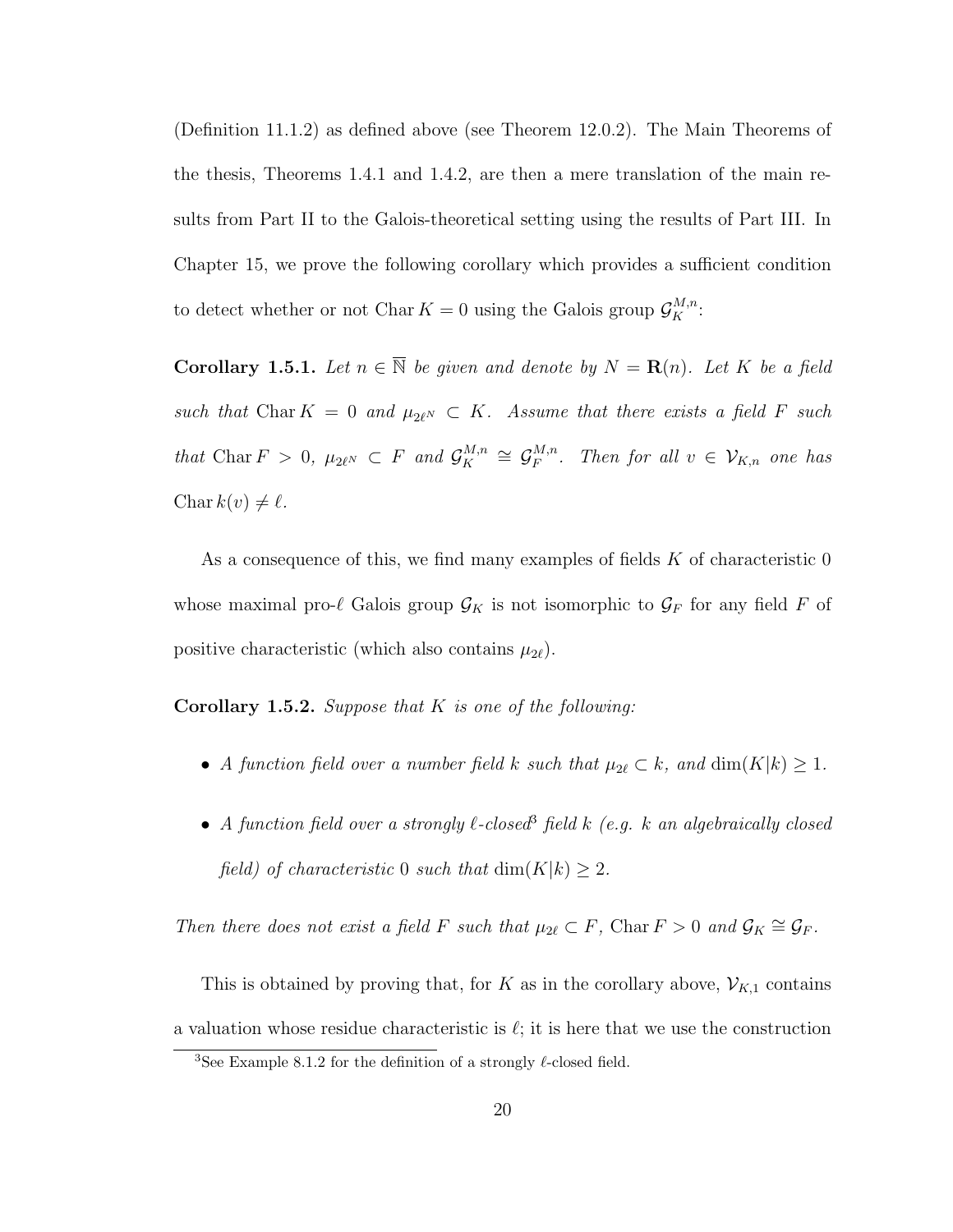(Definition 11.1.2) as defined above (see Theorem 12.0.2). The Main Theorems of the thesis, Theorems 1.4.1 and 1.4.2, are then a mere translation of the main results from Part II to the Galois-theoretical setting using the results of Part III. In Chapter 15, we prove the following corollary which provides a sufficient condition to detect whether or not $\operatorname{Char} K = 0$ using the Galois group $\mathcal{G}_K^{M,n}$:

**Corollary 1.5.1.** *Let $n \in \overline{\mathbb{N}}$ be given and denote by $N = \mathbf{R}(n)$. Let $K$ be a field such that $\operatorname{Char} K = 0$ and $\mu_{2\ell^N} \subset K$. Assume that there exists a field $F$ such that $\operatorname{Char} F > 0$, $\mu_{2\ell^N} \subset F$ and $\mathcal{G}_K^{M,n} \cong \mathcal{G}_F^{M,n}$. Then for all $v \in \mathcal{V}_{K,n}$ one has $\operatorname{Char} k(v) \neq \ell$.*

As a consequence of this, we find many examples of fields $K$ of characteristic 0 whose maximal pro-$\ell$ Galois group $\mathcal{G}_K$ is not isomorphic to $\mathcal{G}_F$ for any field $F$ of positive characteristic (which also contains $\mu_{2\ell}$).

**Corollary 1.5.2.** *Suppose that $K$ is one of the following:*

- *A function field over a number field $k$ such that $\mu_{2\ell} \subset k$, and $\dim(K|k) \geq 1$.*
- *A function field over a strongly $\ell$-closed[3] field $k$ (e.g. $k$ an algebraically closed field) of characteristic 0 such that $\dim(K|k) \geq 2$.*

*Then there does not exist a field $F$ such that $\mu_{2\ell} \subset F$, $\operatorname{Char} F > 0$ and $\mathcal{G}_K \cong \mathcal{G}_F$.*

This is obtained by proving that, for $K$ as in the corollary above, $\mathcal{V}_{K,1}$ contains a valuation whose residue characteristic is $\ell$; it is here that we use the construction

[3] See Example 8.1.2 for the definition of a strongly $\ell$-closed field.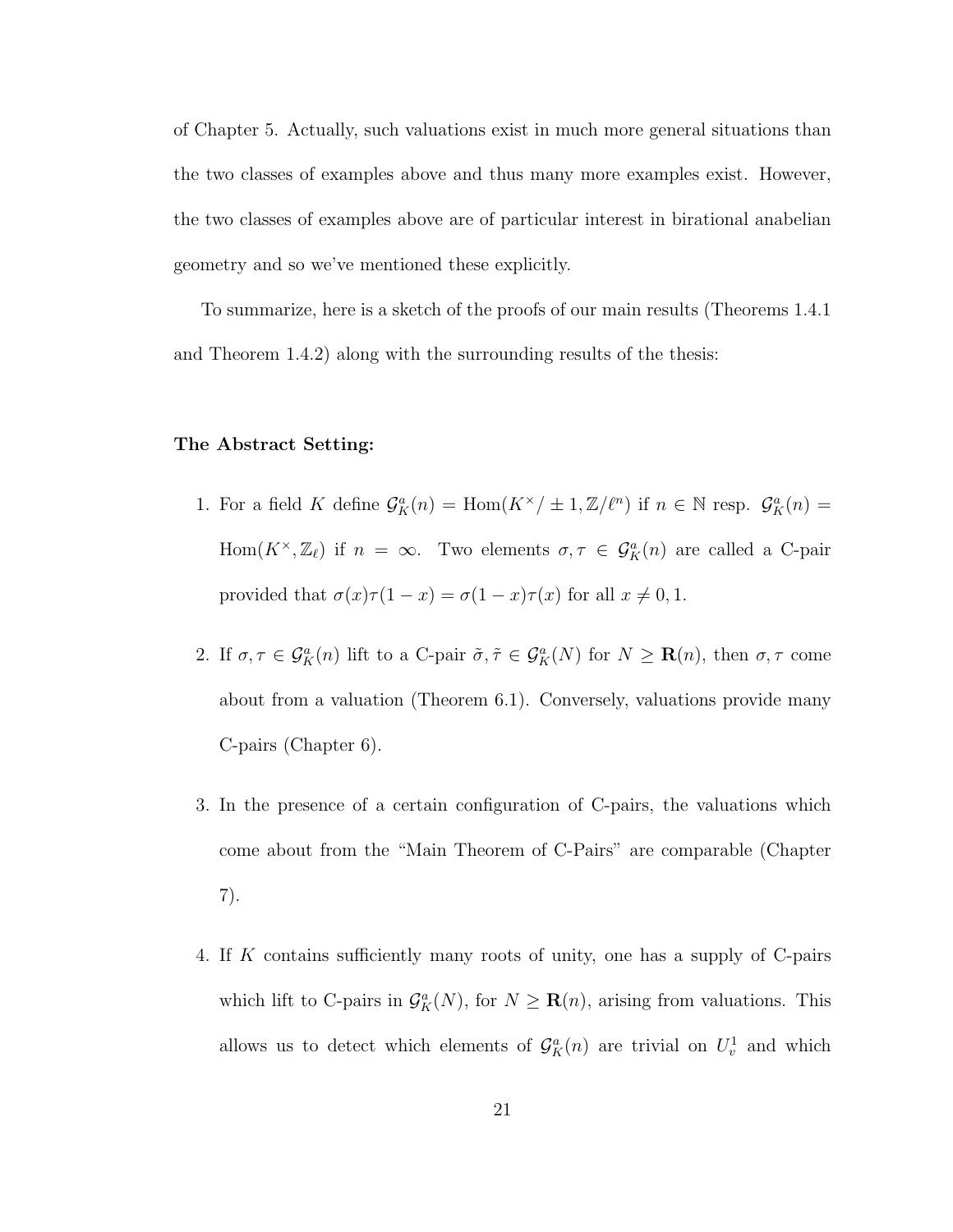of Chapter 5. Actually, such valuations exist in much more general situations than the two classes of examples above and thus many more examples exist. However, the two classes of examples above are of particular interest in birational anabelian geometry and so we've mentioned these explicitly.

To summarize, here is a sketch of the proofs of our main results (Theorems 1.4.1 and Theorem 1.4.2) along with the surrounding results of the thesis:

**The Abstract Setting:**

1. For a field $K$ define $\mathcal{G}_K^a(n) = \mathrm{Hom}(K^\times/\pm 1, \mathbb{Z}/\ell^n)$ if $n \in \mathbb{N}$ resp. $\mathcal{G}_K^a(n) = \mathrm{Hom}(K^\times, \mathbb{Z}_\ell)$ if $n = \infty$. Two elements $\sigma, \tau \in \mathcal{G}_K^a(n)$ are called a C-pair provided that $\sigma(x)\tau(1-x) = \sigma(1-x)\tau(x)$ for all $x \neq 0, 1$.

2. If $\sigma, \tau \in \mathcal{G}_K^a(n)$ lift to a C-pair $\tilde{\sigma}, \tilde{\tau} \in \mathcal{G}_K^a(N)$ for $N \geq \mathbf{R}(n)$, then $\sigma, \tau$ come about from a valuation (Theorem 6.1). Conversely, valuations provide many C-pairs (Chapter 6).

3. In the presence of a certain configuration of C-pairs, the valuations which come about from the "Main Theorem of C-Pairs" are comparable (Chapter 7).

4. If $K$ contains sufficiently many roots of unity, one has a supply of C-pairs which lift to C-pairs in $\mathcal{G}_K^a(N)$, for $N \geq \mathbf{R}(n)$, arising from valuations. This allows us to detect which elements of $\mathcal{G}_K^a(n)$ are trivial on $U_v^1$ and which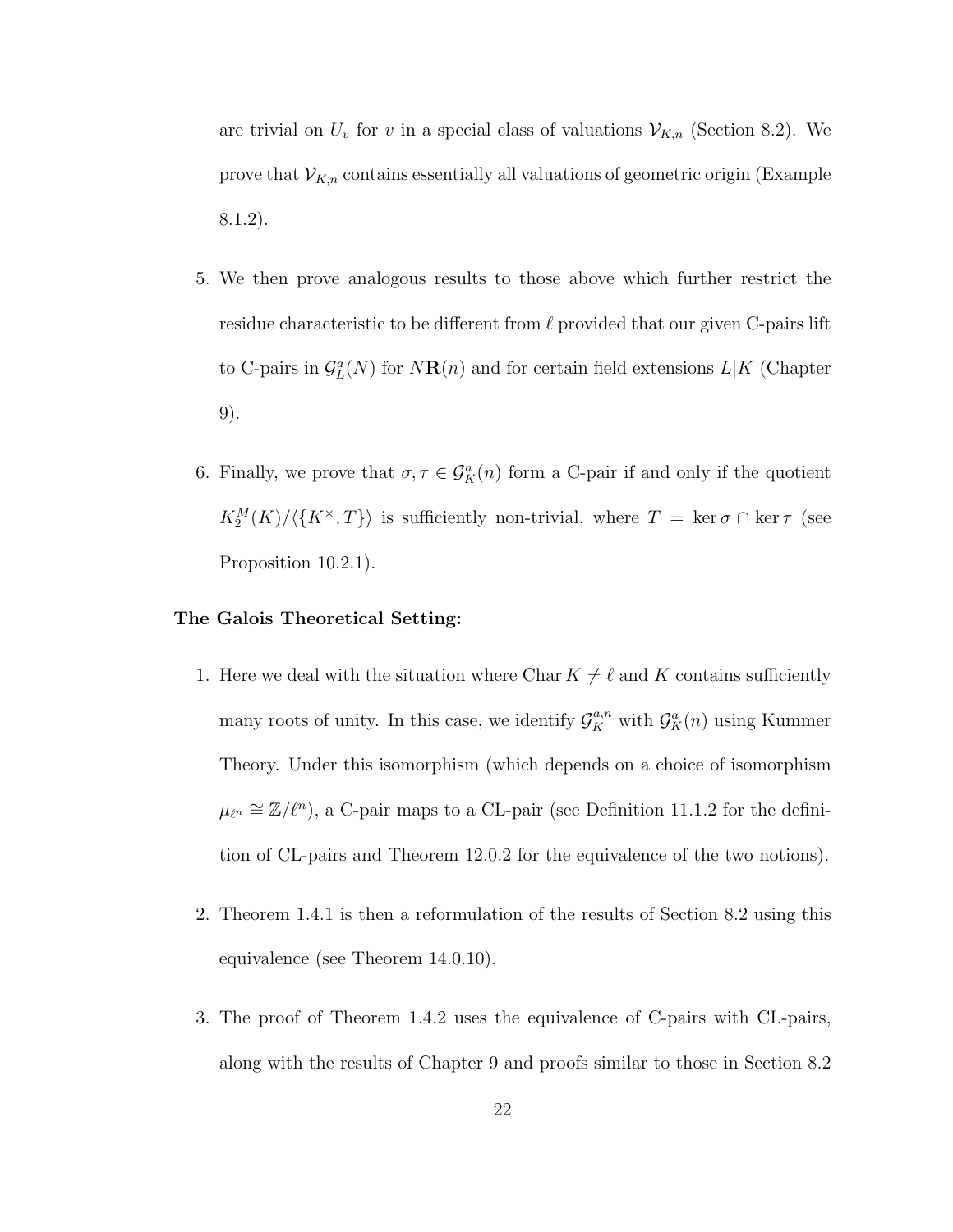are trivial on $U_v$ for $v$ in a special class of valuations $\mathcal{V}_{K,n}$ (Section 8.2). We prove that $\mathcal{V}_{K,n}$ contains essentially all valuations of geometric origin (Example 8.1.2).

5. We then prove analogous results to those above which further restrict the residue characteristic to be different from $\ell$ provided that our given C-pairs lift to C-pairs in $\mathcal{G}^a_L(N)$ for $N\mathbf{R}(n)$ and for certain field extensions $L|K$ (Chapter 9).

6. Finally, we prove that $\sigma, \tau \in \mathcal{G}^a_K(n)$ form a C-pair if and only if the quotient $K^M_2(K)/\langle\{K^\times, T\}\rangle$ is sufficiently non-trivial, where $T = \ker\sigma \cap \ker\tau$ (see Proposition 10.2.1).

**The Galois Theoretical Setting:**

1. Here we deal with the situation where $\operatorname{Char} K \neq \ell$ and $K$ contains sufficiently many roots of unity. In this case, we identify $\mathcal{G}^{a,n}_K$ with $\mathcal{G}^a_K(n)$ using Kummer Theory. Under this isomorphism (which depends on a choice of isomorphism $\mu_{\ell^n} \cong \mathbb{Z}/\ell^n$), a C-pair maps to a CL-pair (see Definition 11.1.2 for the definition of CL-pairs and Theorem 12.0.2 for the equivalence of the two notions).

2. Theorem 1.4.1 is then a reformulation of the results of Section 8.2 using this equivalence (see Theorem 14.0.10).

3. The proof of Theorem 1.4.2 uses the equivalence of C-pairs with CL-pairs, along with the results of Chapter 9 and proofs similar to those in Section 8.2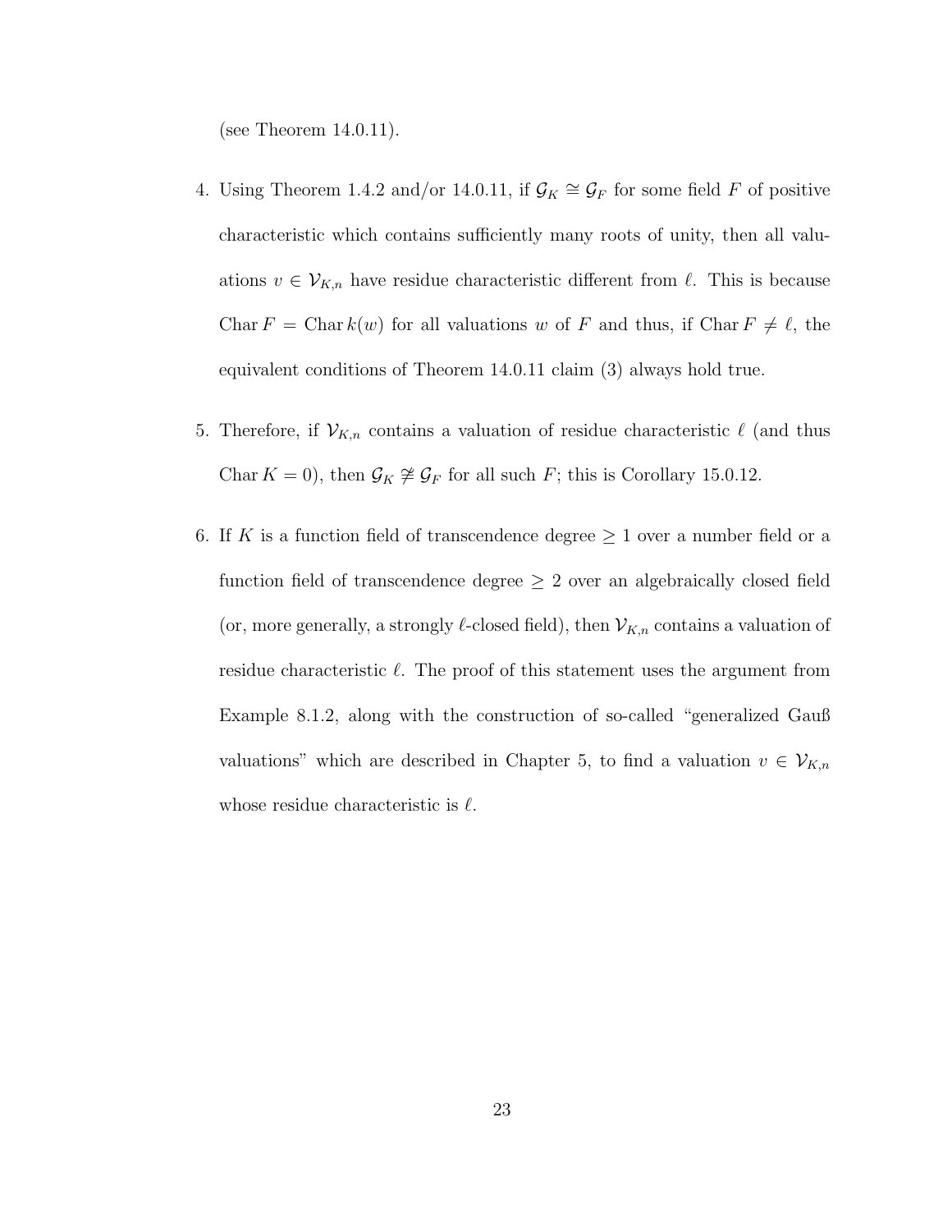(see Theorem 14.0.11).

4. Using Theorem 1.4.2 and/or 14.0.11, if $\mathcal{G}_K \cong \mathcal{G}_F$ for some field $F$ of positive characteristic which contains sufficiently many roots of unity, then all valuations $v \in \mathcal{V}_{K,n}$ have residue characteristic different from $\ell$. This is because $\operatorname{Char} F = \operatorname{Char} k(w)$ for all valuations $w$ of $F$ and thus, if $\operatorname{Char} F \neq \ell$, the equivalent conditions of Theorem 14.0.11 claim (3) always hold true.

5. Therefore, if $\mathcal{V}_{K,n}$ contains a valuation of residue characteristic $\ell$ (and thus $\operatorname{Char} K = 0$), then $\mathcal{G}_K \not\cong \mathcal{G}_F$ for all such $F$; this is Corollary 15.0.12.

6. If $K$ is a function field of transcendence degree $\geq 1$ over a number field or a function field of transcendence degree $\geq 2$ over an algebraically closed field (or, more generally, a strongly $\ell$-closed field), then $\mathcal{V}_{K,n}$ contains a valuation of residue characteristic $\ell$. The proof of this statement uses the argument from Example 8.1.2, along with the construction of so-called "generalized Gauß valuations" which are described in Chapter 5, to find a valuation $v \in \mathcal{V}_{K,n}$ whose residue characteristic is $\ell$.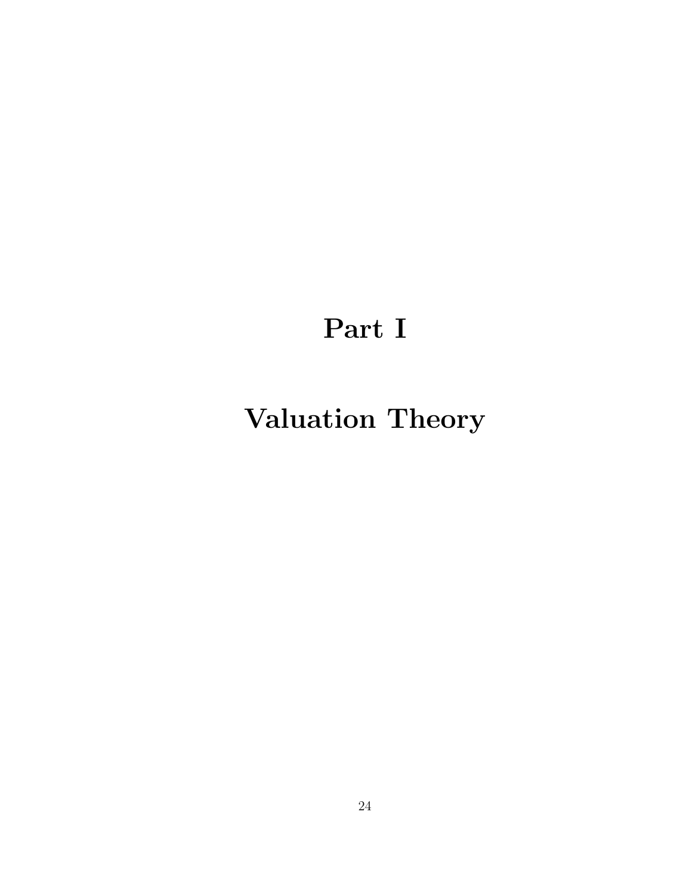# Part I

# Valuation Theory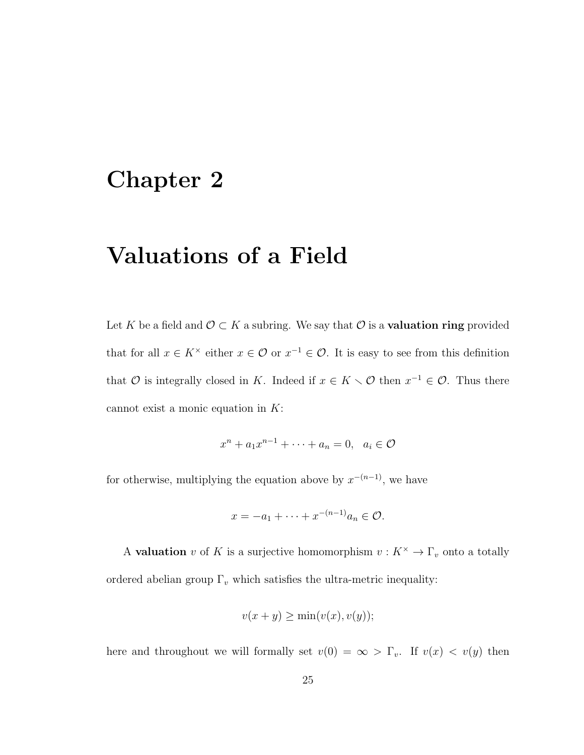# Chapter 2

# Valuations of a Field

Let $K$ be a field and $\mathcal{O} \subset K$ a subring. We say that $\mathcal{O}$ is a **valuation ring** provided that for all $x \in K^\times$ either $x \in \mathcal{O}$ or $x^{-1} \in \mathcal{O}$. It is easy to see from this definition that $\mathcal{O}$ is integrally closed in $K$. Indeed if $x \in K \smallsetminus \mathcal{O}$ then $x^{-1} \in \mathcal{O}$. Thus there cannot exist a monic equation in $K$:

$$x^n + a_1 x^{n-1} + \cdots + a_n = 0, \quad a_i \in \mathcal{O}$$

for otherwise, multiplying the equation above by $x^{-(n-1)}$, we have

$$x = -a_1 + \cdots + x^{-(n-1)} a_n \in \mathcal{O}.$$

A **valuation** $v$ of $K$ is a surjective homomorphism $v : K^\times \to \Gamma_v$ onto a totally ordered abelian group $\Gamma_v$ which satisfies the ultra-metric inequality:

$$v(x+y) \geq \min(v(x), v(y));$$

here and throughout we will formally set $v(0) = \infty > \Gamma_v$. If $v(x) < v(y)$ then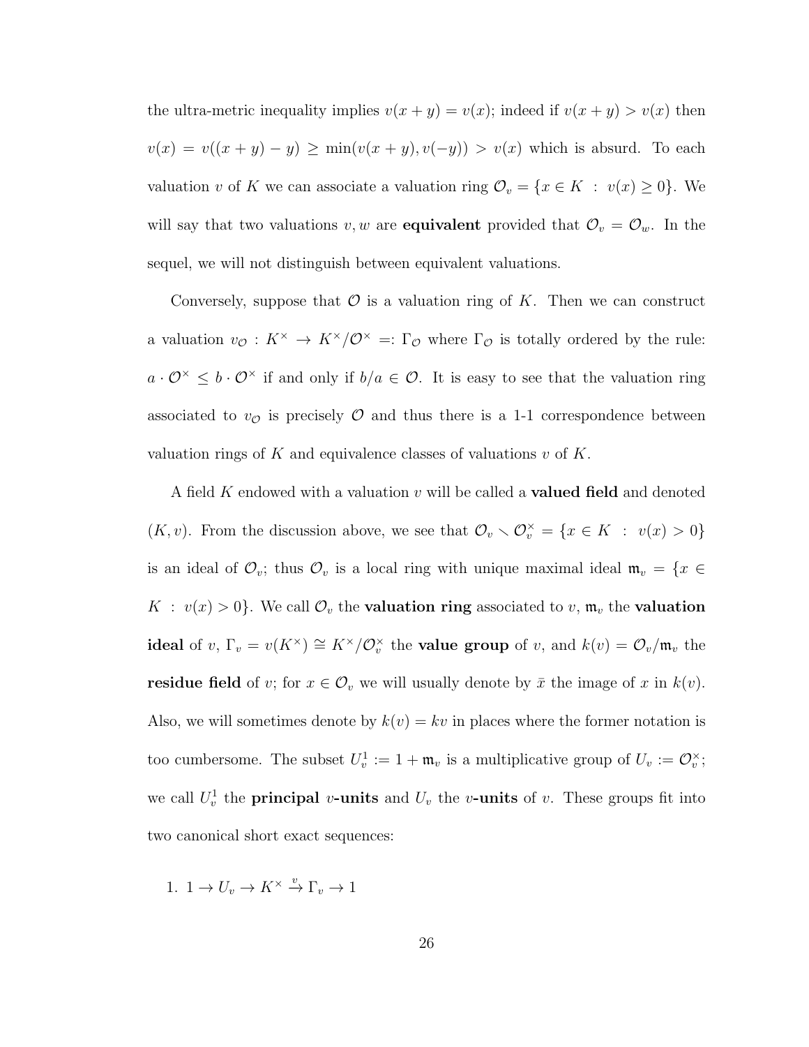the ultra-metric inequality implies $v(x+y) = v(x)$; indeed if $v(x+y) > v(x)$ then $v(x) = v((x+y)-y) \geq \min(v(x+y), v(-y)) > v(x)$ which is absurd. To each valuation $v$ of $K$ we can associate a valuation ring $\mathcal{O}_v = \{x \in K \ : \ v(x) \geq 0\}$. We will say that two valuations $v, w$ are **equivalent** provided that $\mathcal{O}_v = \mathcal{O}_w$. In the sequel, we will not distinguish between equivalent valuations.

Conversely, suppose that $\mathcal{O}$ is a valuation ring of $K$. Then we can construct a valuation $v_{\mathcal{O}} : K^\times \to K^\times/\mathcal{O}^\times =: \Gamma_{\mathcal{O}}$ where $\Gamma_{\mathcal{O}}$ is totally ordered by the rule: $a \cdot \mathcal{O}^\times \leq b \cdot \mathcal{O}^\times$ if and only if $b/a \in \mathcal{O}$. It is easy to see that the valuation ring associated to $v_{\mathcal{O}}$ is precisely $\mathcal{O}$ and thus there is a 1-1 correspondence between valuation rings of $K$ and equivalence classes of valuations $v$ of $K$.

A field $K$ endowed with a valuation $v$ will be called a **valued field** and denoted $(K, v)$. From the discussion above, we see that $\mathcal{O}_v \smallsetminus \mathcal{O}_v^\times = \{x \in K \ : \ v(x) > 0\}$ is an ideal of $\mathcal{O}_v$; thus $\mathcal{O}_v$ is a local ring with unique maximal ideal $\mathfrak{m}_v = \{x \in K \ : \ v(x) > 0\}$. We call $\mathcal{O}_v$ the **valuation ring** associated to $v$, $\mathfrak{m}_v$ the **valuation ideal** of $v$, $\Gamma_v = v(K^\times) \cong K^\times/\mathcal{O}_v^\times$ the **value group** of $v$, and $k(v) = \mathcal{O}_v/\mathfrak{m}_v$ the **residue field** of $v$; for $x \in \mathcal{O}_v$ we will usually denote by $\bar{x}$ the image of $x$ in $k(v)$. Also, we will sometimes denote by $k(v) = kv$ in places where the former notation is too cumbersome. The subset $U_v^1 := 1 + \mathfrak{m}_v$ is a multiplicative group of $U_v := \mathcal{O}_v^\times$; we call $U_v^1$ the **principal $v$-units** and $U_v$ the **$v$-units** of $v$. These groups fit into two canonical short exact sequences:

1. $1 \to U_v \to K^\times \xrightarrow{v} \Gamma_v \to 1$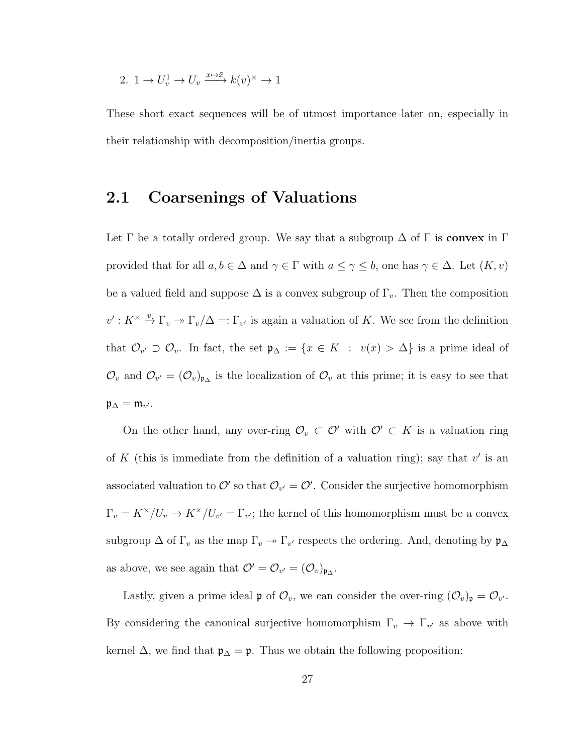2. $1 \to U_v^1 \to U_v \xrightarrow{x \mapsto \bar{x}} k(v)^\times \to 1$

These short exact sequences will be of utmost importance later on, especially in their relationship with decomposition/inertia groups.

## 2.1 Coarsenings of Valuations

Let $\Gamma$ be a totally ordered group. We say that a subgroup $\Delta$ of $\Gamma$ is **convex** in $\Gamma$ provided that for all $a, b \in \Delta$ and $\gamma \in \Gamma$ with $a \leq \gamma \leq b$, one has $\gamma \in \Delta$. Let $(K, v)$ be a valued field and suppose $\Delta$ is a convex subgroup of $\Gamma_v$. Then the composition $v' : K^\times \xrightarrow{v} \Gamma_v \twoheadrightarrow \Gamma_v/\Delta =: \Gamma_{v'}$ is again a valuation of $K$. We see from the definition that $\mathcal{O}_{v'} \supset \mathcal{O}_v$. In fact, the set $\mathfrak{p}_\Delta := \{x \in K \ : \ v(x) > \Delta\}$ is a prime ideal of $\mathcal{O}_v$ and $\mathcal{O}_{v'} = (\mathcal{O}_v)_{\mathfrak{p}_\Delta}$ is the localization of $\mathcal{O}_v$ at this prime; it is easy to see that $\mathfrak{p}_\Delta = \mathfrak{m}_{v'}$.

On the other hand, any over-ring $\mathcal{O}_v \subset \mathcal{O}'$ with $\mathcal{O}' \subset K$ is a valuation ring of $K$ (this is immediate from the definition of a valuation ring); say that $v'$ is an associated valuation to $\mathcal{O}'$ so that $\mathcal{O}_{v'} = \mathcal{O}'$. Consider the surjective homomorphism $\Gamma_v = K^\times/U_v \to K^\times/U_{v'} = \Gamma_{v'}$; the kernel of this homomorphism must be a convex subgroup $\Delta$ of $\Gamma_v$ as the map $\Gamma_v \twoheadrightarrow \Gamma_{v'}$ respects the ordering. And, denoting by $\mathfrak{p}_\Delta$ as above, we see again that $\mathcal{O}' = \mathcal{O}_{v'} = (\mathcal{O}_v)_{\mathfrak{p}_\Delta}$.

Lastly, given a prime ideal $\mathfrak{p}$ of $\mathcal{O}_v$, we can consider the over-ring $(\mathcal{O}_v)_\mathfrak{p} = \mathcal{O}_{v'}$. By considering the canonical surjective homomorphism $\Gamma_v \to \Gamma_{v'}$ as above with kernel $\Delta$, we find that $\mathfrak{p}_\Delta = \mathfrak{p}$. Thus we obtain the following proposition: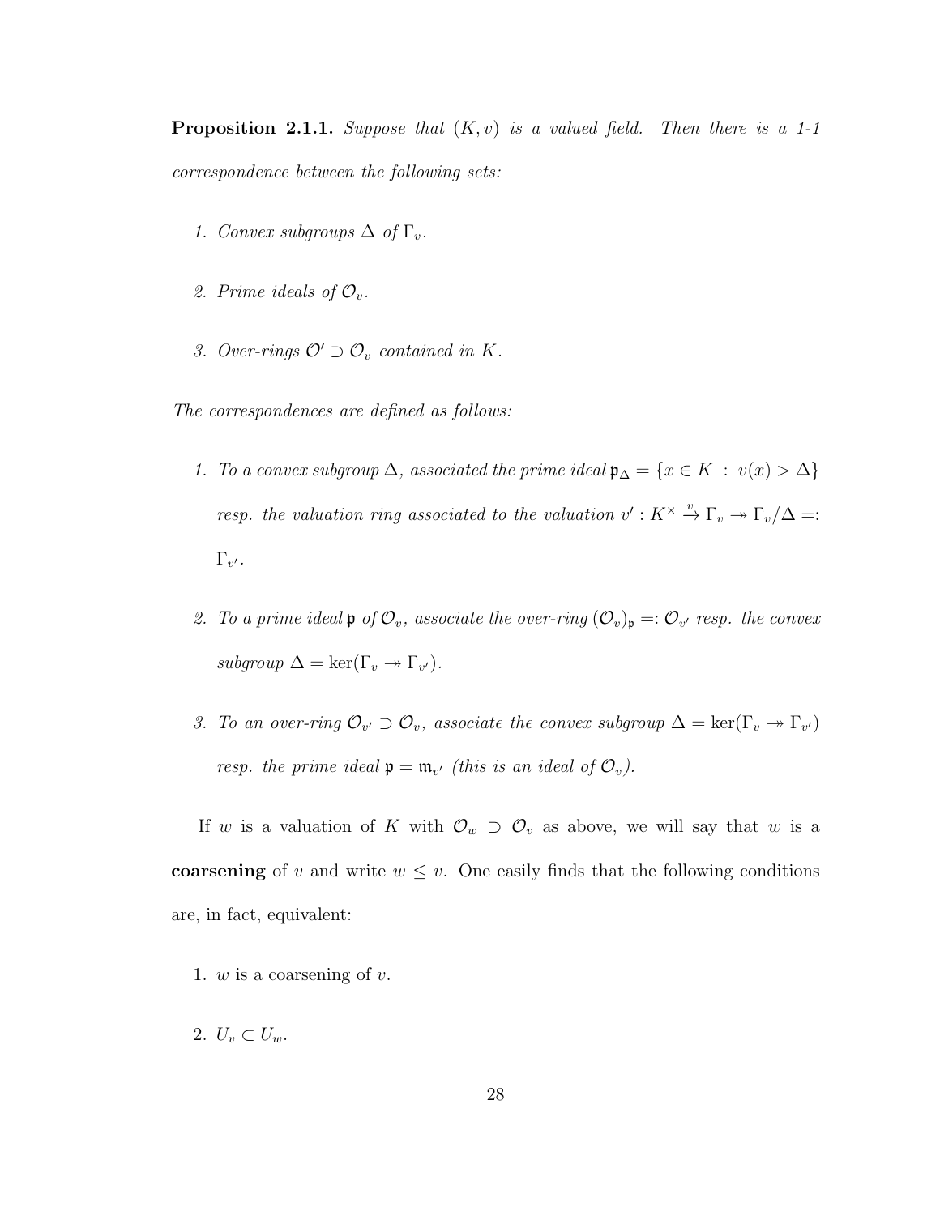**Proposition 2.1.1.** *Suppose that $(K, v)$ is a valued field. Then there is a 1-1 correspondence between the following sets:*

1. *Convex subgroups $\Delta$ of $\Gamma_v$.*

2. *Prime ideals of $\mathcal{O}_v$.*

3. *Over-rings $\mathcal{O}' \supset \mathcal{O}_v$ contained in $K$.*

*The correspondences are defined as follows:*

1. *To a convex subgroup $\Delta$, associated the prime ideal $\mathfrak{p}_\Delta = \{x \in K \ : \ v(x) > \Delta\}$ resp. the valuation ring associated to the valuation $v' : K^\times \xrightarrow{v} \Gamma_v \twoheadrightarrow \Gamma_v/\Delta =: \Gamma_{v'}$.*

2. *To a prime ideal $\mathfrak{p}$ of $\mathcal{O}_v$, associate the over-ring $(\mathcal{O}_v)_\mathfrak{p} =: \mathcal{O}_{v'}$ resp. the convex subgroup $\Delta = \ker(\Gamma_v \twoheadrightarrow \Gamma_{v'})$.*

3. *To an over-ring $\mathcal{O}_{v'} \supset \mathcal{O}_v$, associate the convex subgroup $\Delta = \ker(\Gamma_v \twoheadrightarrow \Gamma_{v'})$ resp. the prime ideal $\mathfrak{p} = \mathfrak{m}_{v'}$ (this is an ideal of $\mathcal{O}_v$).*

If $w$ is a valuation of $K$ with $\mathcal{O}_w \supset \mathcal{O}_v$ as above, we will say that $w$ is a **coarsening** of $v$ and write $w \leq v$. One easily finds that the following conditions are, in fact, equivalent:

1. $w$ is a coarsening of $v$.

2. $U_v \subset U_w$.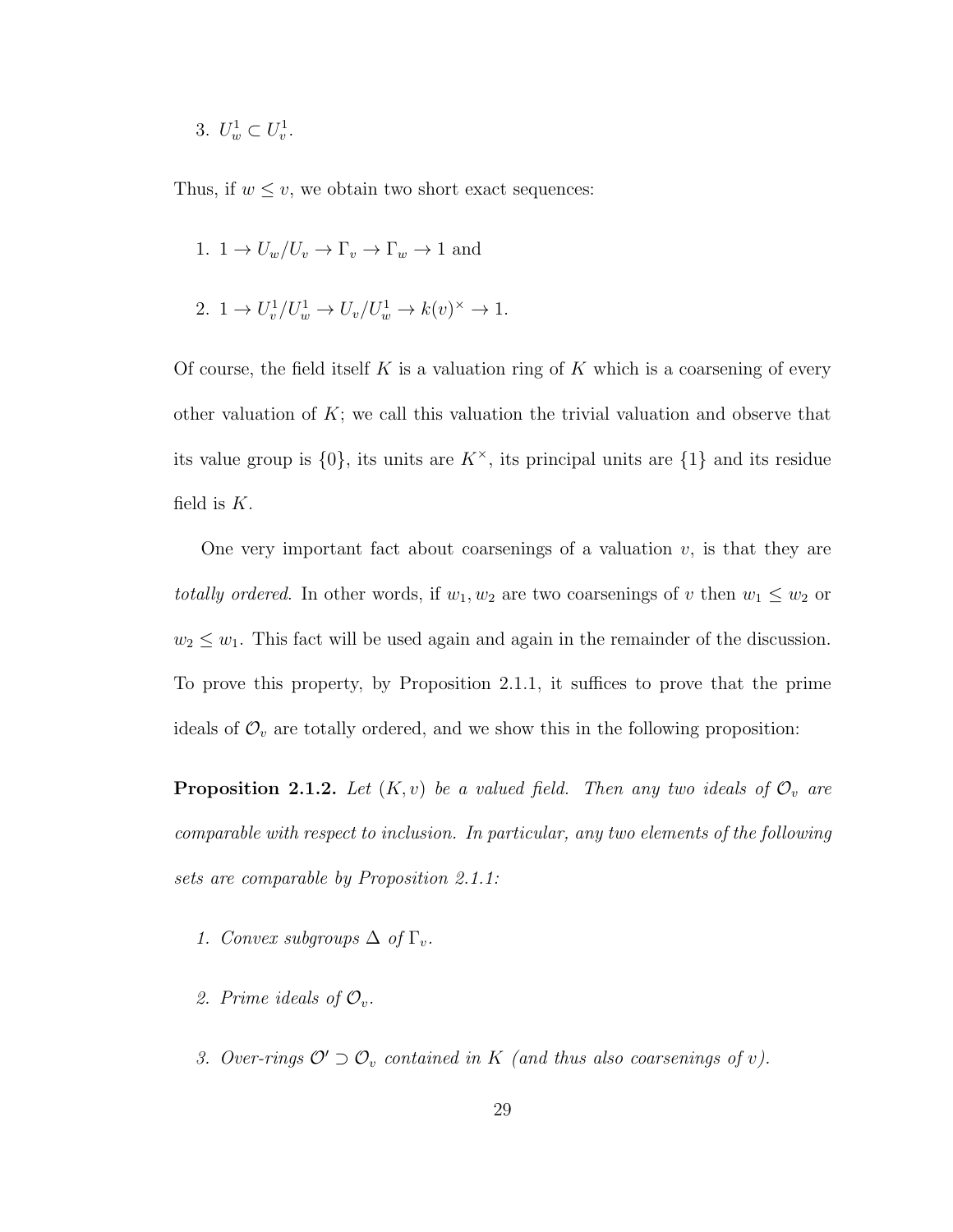3. $U_w^1 \subset U_v^1$.

Thus, if $w \leq v$, we obtain two short exact sequences:

1. $1 \to U_w/U_v \to \Gamma_v \to \Gamma_w \to 1$ and
2. $1 \to U_v^1/U_w^1 \to U_v/U_w^1 \to k(v)^\times \to 1$.

Of course, the field itself $K$ is a valuation ring of $K$ which is a coarsening of every other valuation of $K$; we call this valuation the trivial valuation and observe that its value group is $\{0\}$, its units are $K^\times$, its principal units are $\{1\}$ and its residue field is $K$.

One very important fact about coarsenings of a valuation $v$, is that they are *totally ordered*. In other words, if $w_1, w_2$ are two coarsenings of $v$ then $w_1 \leq w_2$ or $w_2 \leq w_1$. This fact will be used again and again in the remainder of the discussion. To prove this property, by Proposition 2.1.1, it suffices to prove that the prime ideals of $\mathcal{O}_v$ are totally ordered, and we show this in the following proposition:

**Proposition 2.1.2.** *Let $(K, v)$ be a valued field. Then any two ideals of $\mathcal{O}_v$ are comparable with respect to inclusion. In particular, any two elements of the following sets are comparable by Proposition 2.1.1:*

1. *Convex subgroups $\Delta$ of $\Gamma_v$.*
2. *Prime ideals of $\mathcal{O}_v$.*
3. *Over-rings $\mathcal{O}' \supset \mathcal{O}_v$ contained in $K$ (and thus also coarsenings of $v$).*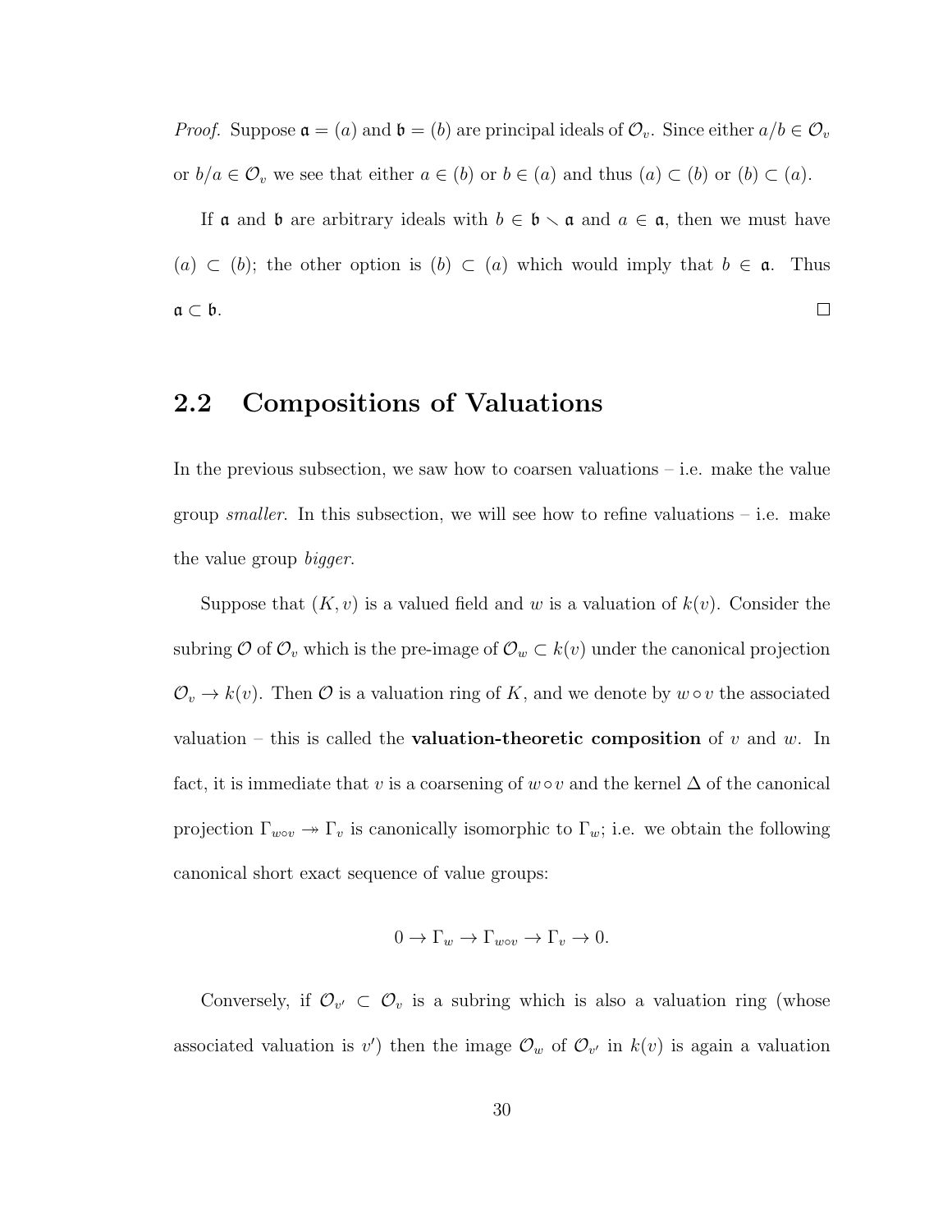*Proof.* Suppose $\mathfrak{a} = (a)$ and $\mathfrak{b} = (b)$ are principal ideals of $\mathcal{O}_v$. Since either $a/b \in \mathcal{O}_v$ or $b/a \in \mathcal{O}_v$ we see that either $a \in (b)$ or $b \in (a)$ and thus $(a) \subset (b)$ or $(b) \subset (a)$.

If $\mathfrak{a}$ and $\mathfrak{b}$ are arbitrary ideals with $b \in \mathfrak{b} \smallsetminus \mathfrak{a}$ and $a \in \mathfrak{a}$, then we must have $(a) \subset (b)$; the other option is $(b) \subset (a)$ which would imply that $b \in \mathfrak{a}$. Thus $\mathfrak{a} \subset \mathfrak{b}$. $\square$

## 2.2 Compositions of Valuations

In the previous subsection, we saw how to coarsen valuations – i.e. make the value group *smaller*. In this subsection, we will see how to refine valuations – i.e. make the value group *bigger*.

Suppose that $(K, v)$ is a valued field and $w$ is a valuation of $k(v)$. Consider the subring $\mathcal{O}$ of $\mathcal{O}_v$ which is the pre-image of $\mathcal{O}_w \subset k(v)$ under the canonical projection $\mathcal{O}_v \to k(v)$. Then $\mathcal{O}$ is a valuation ring of $K$, and we denote by $w \circ v$ the associated valuation – this is called the **valuation-theoretic composition** of $v$ and $w$. In fact, it is immediate that $v$ is a coarsening of $w \circ v$ and the kernel $\Delta$ of the canonical projection $\Gamma_{w \circ v} \twoheadrightarrow \Gamma_v$ is canonically isomorphic to $\Gamma_w$; i.e. we obtain the following canonical short exact sequence of value groups:

$$0 \to \Gamma_w \to \Gamma_{w \circ v} \to \Gamma_v \to 0.$$

Conversely, if $\mathcal{O}_{v'} \subset \mathcal{O}_v$ is a subring which is also a valuation ring (whose associated valuation is $v'$) then the image $\mathcal{O}_w$ of $\mathcal{O}_{v'}$ in $k(v)$ is again a valuation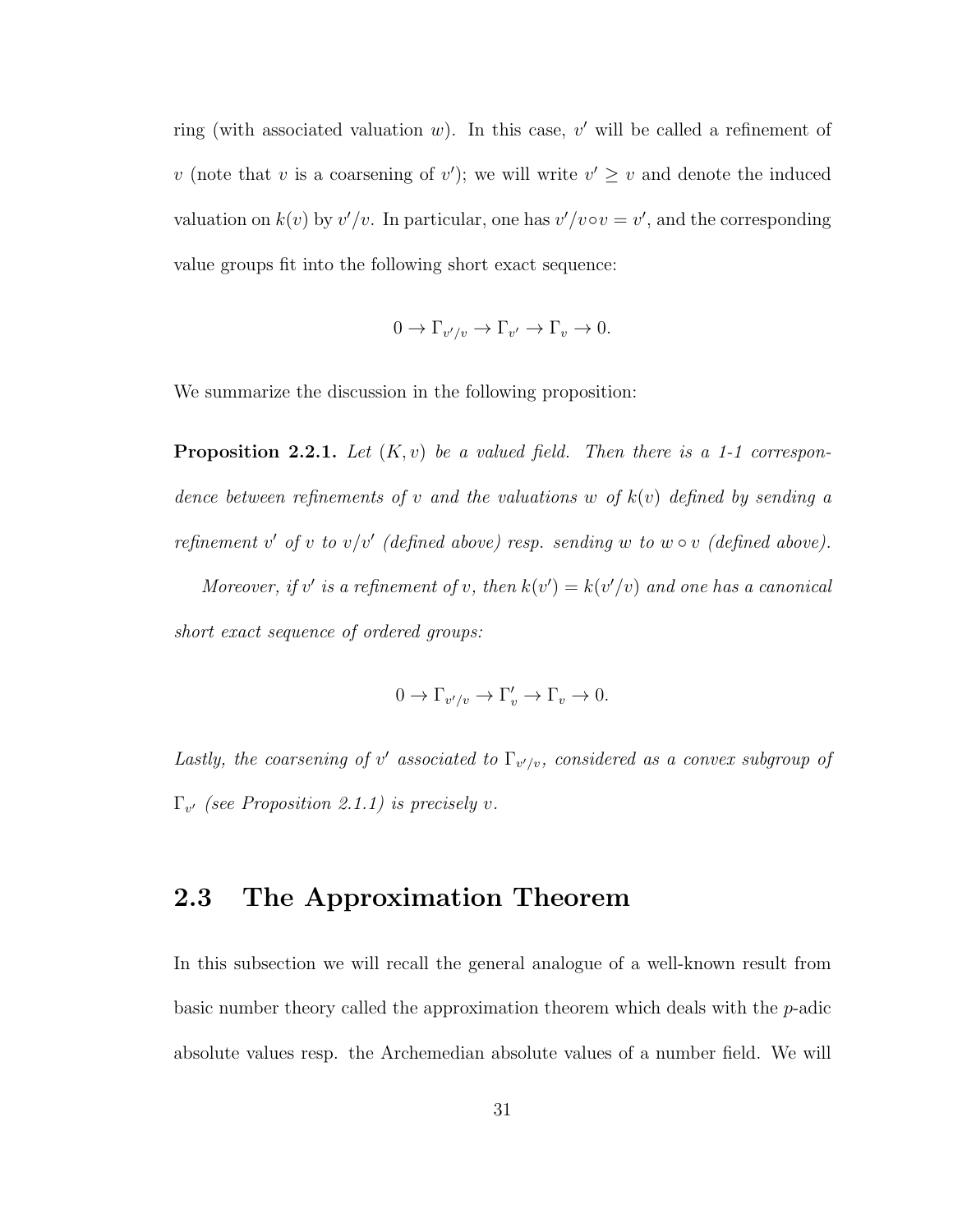ring (with associated valuation $w$). In this case, $v'$ will be called a refinement of $v$ (note that $v$ is a coarsening of $v'$); we will write $v' \geq v$ and denote the induced valuation on $k(v)$ by $v'/v$. In particular, one has $v'/v \circ v = v'$, and the corresponding value groups fit into the following short exact sequence:

$$0 \to \Gamma_{v'/v} \to \Gamma_{v'} \to \Gamma_v \to 0.$$

We summarize the discussion in the following proposition:

**Proposition 2.2.1.** *Let $(K, v)$ be a valued field. Then there is a 1-1 correspondence between refinements of $v$ and the valuations $w$ of $k(v)$ defined by sending a refinement $v'$ of $v$ to $v/v'$ (defined above) resp. sending $w$ to $w \circ v$ (defined above).*

*Moreover, if $v'$ is a refinement of $v$, then $k(v') = k(v'/v)$ and one has a canonical short exact sequence of ordered groups:*

$$0 \to \Gamma_{v'/v} \to \Gamma_v' \to \Gamma_v \to 0.$$

*Lastly, the coarsening of $v'$ associated to $\Gamma_{v'/v}$, considered as a convex subgroup of $\Gamma_{v'}$ (see Proposition 2.1.1) is precisely $v$.*

## 2.3 The Approximation Theorem

In this subsection we will recall the general analogue of a well-known result from basic number theory called the approximation theorem which deals with the $p$-adic absolute values resp. the Archemedian absolute values of a number field. We will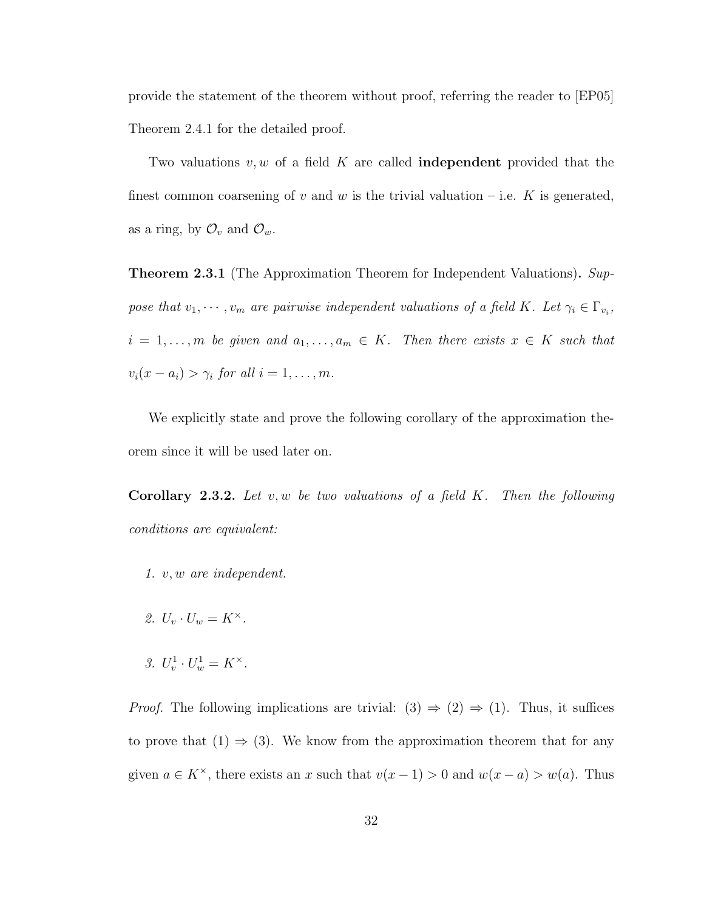provide the statement of the theorem without proof, referring the reader to [EP05] Theorem 2.4.1 for the detailed proof.

Two valuations $v, w$ of a field $K$ are called **independent** provided that the finest common coarsening of $v$ and $w$ is the trivial valuation – i.e. $K$ is generated, as a ring, by $\mathcal{O}_v$ and $\mathcal{O}_w$.

**Theorem 2.3.1** (The Approximation Theorem for Independent Valuations)**.** *Suppose that $v_1, \cdots, v_m$ are pairwise independent valuations of a field $K$. Let $\gamma_i \in \Gamma_{v_i}$, $i = 1, \ldots, m$ be given and $a_1, \ldots, a_m \in K$. Then there exists $x \in K$ such that $v_i(x - a_i) > \gamma_i$ for all $i = 1, \ldots, m$.*

We explicitly state and prove the following corollary of the approximation theorem since it will be used later on.

**Corollary 2.3.2.** *Let $v, w$ be two valuations of a field $K$. Then the following conditions are equivalent:*

1. *$v, w$ are independent.*
2. *$U_v \cdot U_w = K^\times$.*
3. *$U_v^1 \cdot U_w^1 = K^\times$.*

*Proof.* The following implications are trivial: (3) $\Rightarrow$ (2) $\Rightarrow$ (1). Thus, it suffices to prove that (1) $\Rightarrow$ (3). We know from the approximation theorem that for any given $a \in K^\times$, there exists an $x$ such that $v(x - 1) > 0$ and $w(x - a) > w(a)$. Thus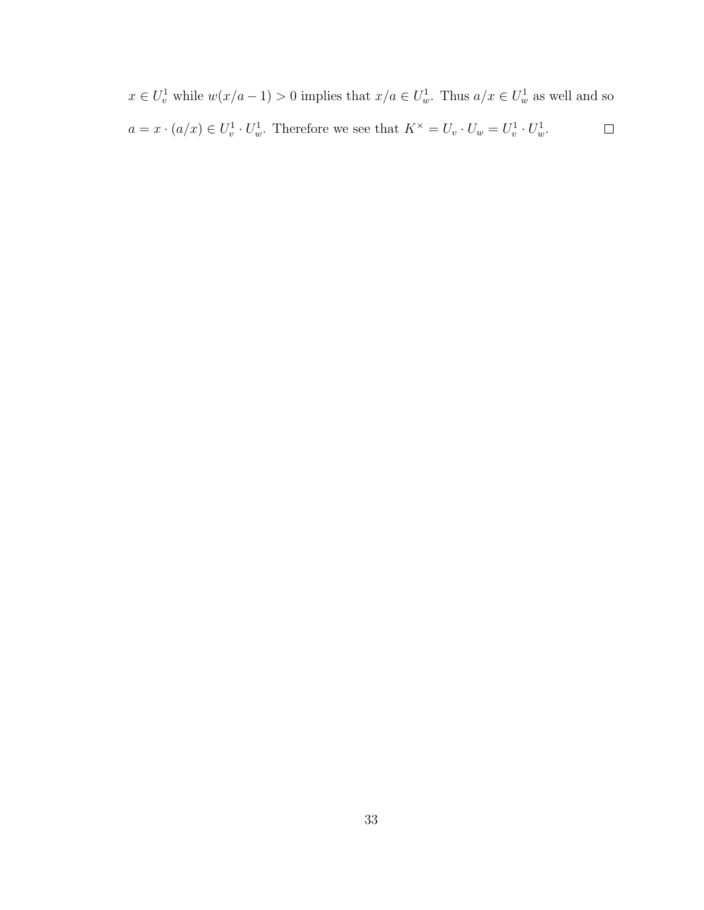$x \in U_v^1$ while $w(x/a - 1) > 0$ implies that $x/a \in U_w^1$. Thus $a/x \in U_w^1$ as well and so $a = x \cdot (a/x) \in U_v^1 \cdot U_w^1$. Therefore we see that $K^\times = U_v \cdot U_w = U_v^1 \cdot U_w^1$. $\square$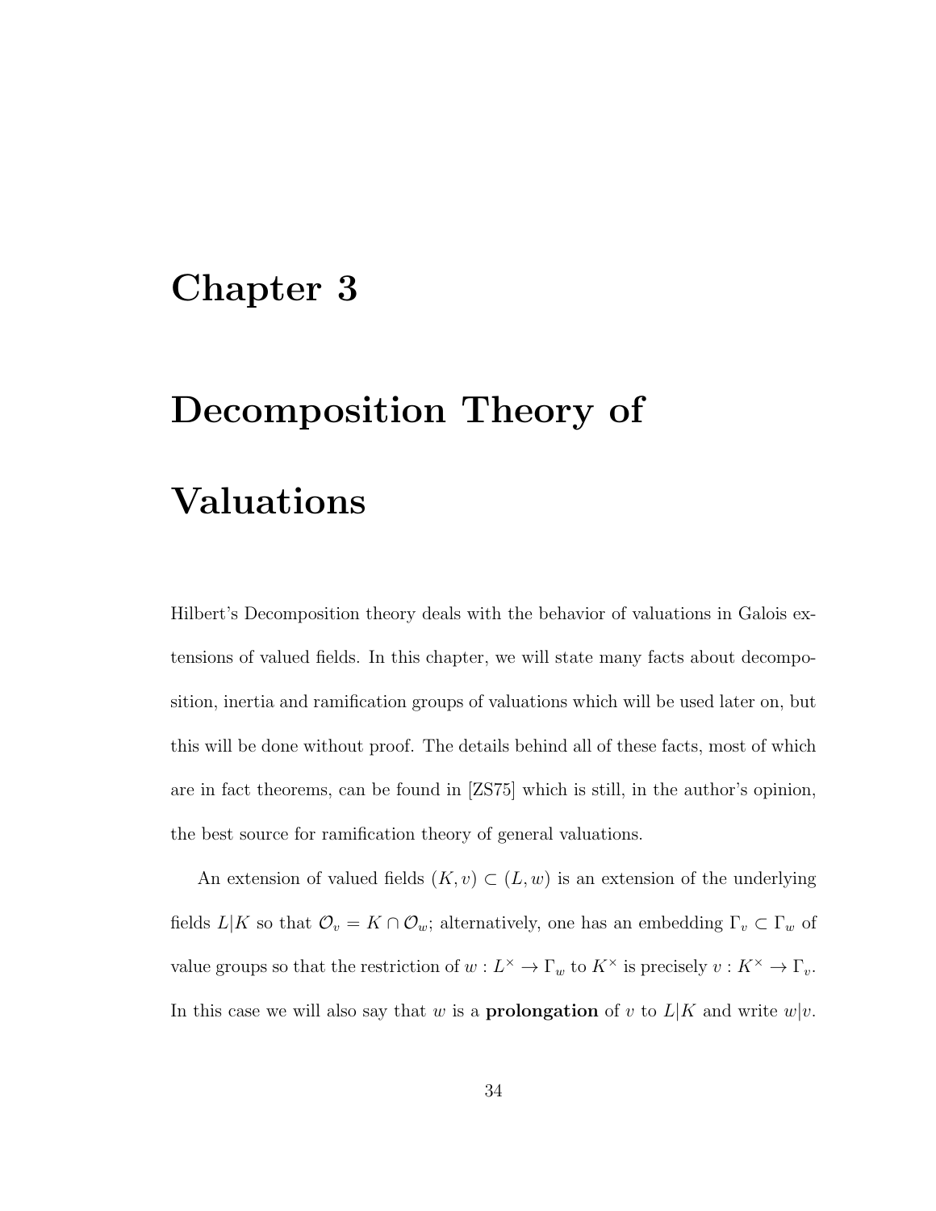# Chapter 3

# Decomposition Theory of Valuations

Hilbert's Decomposition theory deals with the behavior of valuations in Galois extensions of valued fields. In this chapter, we will state many facts about decomposition, inertia and ramification groups of valuations which will be used later on, but this will be done without proof. The details behind all of these facts, most of which are in fact theorems, can be found in [ZS75] which is still, in the author's opinion, the best source for ramification theory of general valuations.

An extension of valued fields $(K, v) \subset (L, w)$ is an extension of the underlying fields $L|K$ so that $\mathcal{O}_v = K \cap \mathcal{O}_w$; alternatively, one has an embedding $\Gamma_v \subset \Gamma_w$ of value groups so that the restriction of $w : L^\times \to \Gamma_w$ to $K^\times$ is precisely $v : K^\times \to \Gamma_v$. In this case we will also say that $w$ is a **prolongation** of $v$ to $L|K$ and write $w|v$.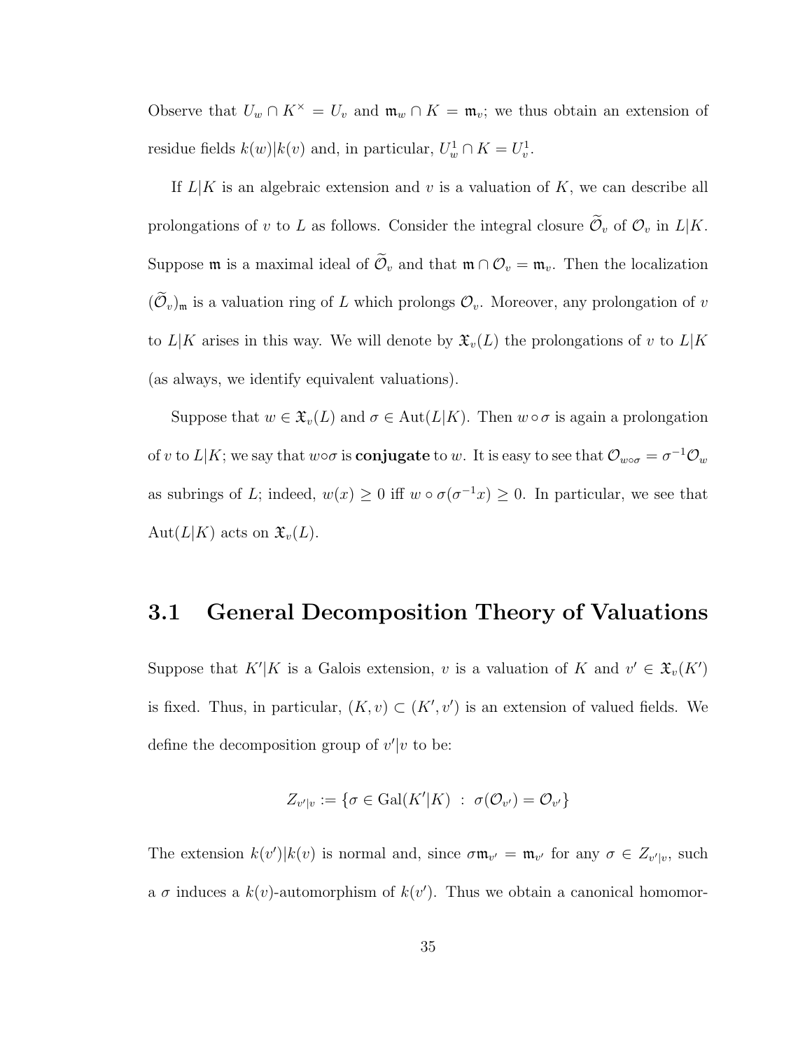Observe that $U_w \cap K^\times = U_v$ and $\mathfrak{m}_w \cap K = \mathfrak{m}_v$; we thus obtain an extension of residue fields $k(w)|k(v)$ and, in particular, $U_w^1 \cap K = U_v^1$.

If $L|K$ is an algebraic extension and $v$ is a valuation of $K$, we can describe all prolongations of $v$ to $L$ as follows. Consider the integral closure $\widetilde{\mathcal{O}}_v$ of $\mathcal{O}_v$ in $L|K$. Suppose $\mathfrak{m}$ is a maximal ideal of $\widetilde{\mathcal{O}}_v$ and that $\mathfrak{m} \cap \mathcal{O}_v = \mathfrak{m}_v$. Then the localization $(\widetilde{\mathcal{O}}_v)_\mathfrak{m}$ is a valuation ring of $L$ which prolongs $\mathcal{O}_v$. Moreover, any prolongation of $v$ to $L|K$ arises in this way. We will denote by $\mathfrak{X}_v(L)$ the prolongations of $v$ to $L|K$ (as always, we identify equivalent valuations).

Suppose that $w \in \mathfrak{X}_v(L)$ and $\sigma \in \mathrm{Aut}(L|K)$. Then $w \circ \sigma$ is again a prolongation of $v$ to $L|K$; we say that $w \circ \sigma$ is **conjugate** to $w$. It is easy to see that $\mathcal{O}_{w\circ\sigma} = \sigma^{-1}\mathcal{O}_w$ as subrings of $L$; indeed, $w(x) \geq 0$ iff $w \circ \sigma(\sigma^{-1}x) \geq 0$. In particular, we see that $\mathrm{Aut}(L|K)$ acts on $\mathfrak{X}_v(L)$.

## 3.1 General Decomposition Theory of Valuations

Suppose that $K'|K$ is a Galois extension, $v$ is a valuation of $K$ and $v' \in \mathfrak{X}_v(K')$ is fixed. Thus, in particular, $(K, v) \subset (K', v')$ is an extension of valued fields. We define the decomposition group of $v'|v$ to be:

$$Z_{v'|v} := \{\sigma \in \mathrm{Gal}(K'|K) \ : \ \sigma(\mathcal{O}_{v'}) = \mathcal{O}_{v'}\}$$

The extension $k(v')|k(v)$ is normal and, since $\sigma\mathfrak{m}_{v'} = \mathfrak{m}_{v'}$ for any $\sigma \in Z_{v'|v}$, such a $\sigma$ induces a $k(v)$-automorphism of $k(v')$. Thus we obtain a canonical homomor-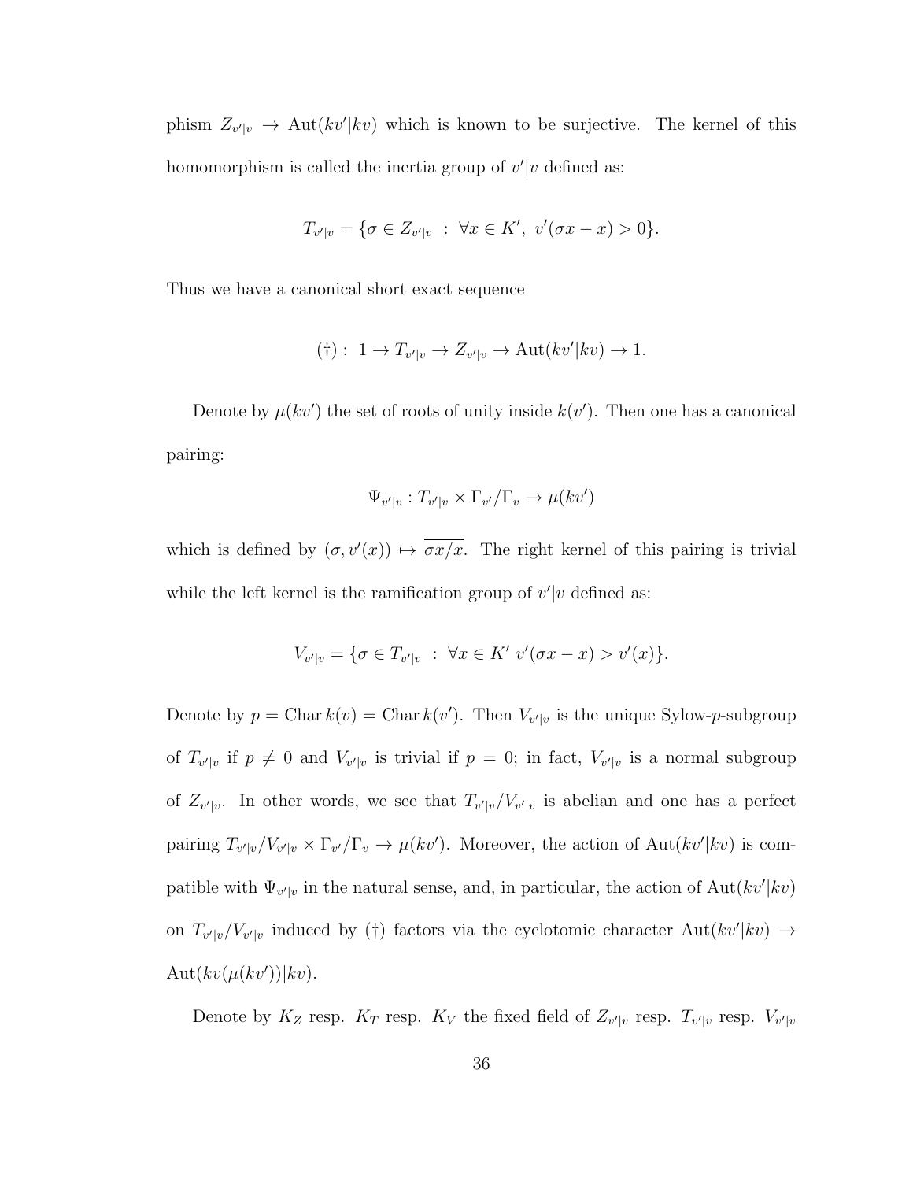phism $Z_{v'|v} \to \mathrm{Aut}(kv'|kv)$ which is known to be surjective. The kernel of this homomorphism is called the inertia group of $v'|v$ defined as:

$$T_{v'|v} = \{\sigma \in Z_{v'|v} \ : \ \forall x \in K', \ v'(\sigma x - x) > 0\}.$$

Thus we have a canonical short exact sequence

$$(\dagger): \ 1 \to T_{v'|v} \to Z_{v'|v} \to \mathrm{Aut}(kv'|kv) \to 1.$$

Denote by $\mu(kv')$ the set of roots of unity inside $k(v')$. Then one has a canonical pairing:

$$\Psi_{v'|v} : T_{v'|v} \times \Gamma_{v'}/\Gamma_v \to \mu(kv')$$

which is defined by $(\sigma, v'(x)) \mapsto \overline{\sigma x/x}$. The right kernel of this pairing is trivial while the left kernel is the ramification group of $v'|v$ defined as:

$$V_{v'|v} = \{\sigma \in T_{v'|v} \ : \ \forall x \in K' \ v'(\sigma x - x) > v'(x)\}.$$

Denote by $p = \mathrm{Char}\, k(v) = \mathrm{Char}\, k(v')$. Then $V_{v'|v}$ is the unique Sylow-$p$-subgroup of $T_{v'|v}$ if $p \neq 0$ and $V_{v'|v}$ is trivial if $p = 0$; in fact, $V_{v'|v}$ is a normal subgroup of $Z_{v'|v}$. In other words, we see that $T_{v'|v}/V_{v'|v}$ is abelian and one has a perfect pairing $T_{v'|v}/V_{v'|v} \times \Gamma_{v'}/\Gamma_v \to \mu(kv')$. Moreover, the action of $\mathrm{Aut}(kv'|kv)$ is compatible with $\Psi_{v'|v}$ in the natural sense, and, in particular, the action of $\mathrm{Aut}(kv'|kv)$ on $T_{v'|v}/V_{v'|v}$ induced by $(\dagger)$ factors via the cyclotomic character $\mathrm{Aut}(kv'|kv) \to \mathrm{Aut}(kv(\mu(kv'))|kv)$.

Denote by $K_Z$ resp. $K_T$ resp. $K_V$ the fixed field of $Z_{v'|v}$ resp. $T_{v'|v}$ resp. $V_{v'|v}$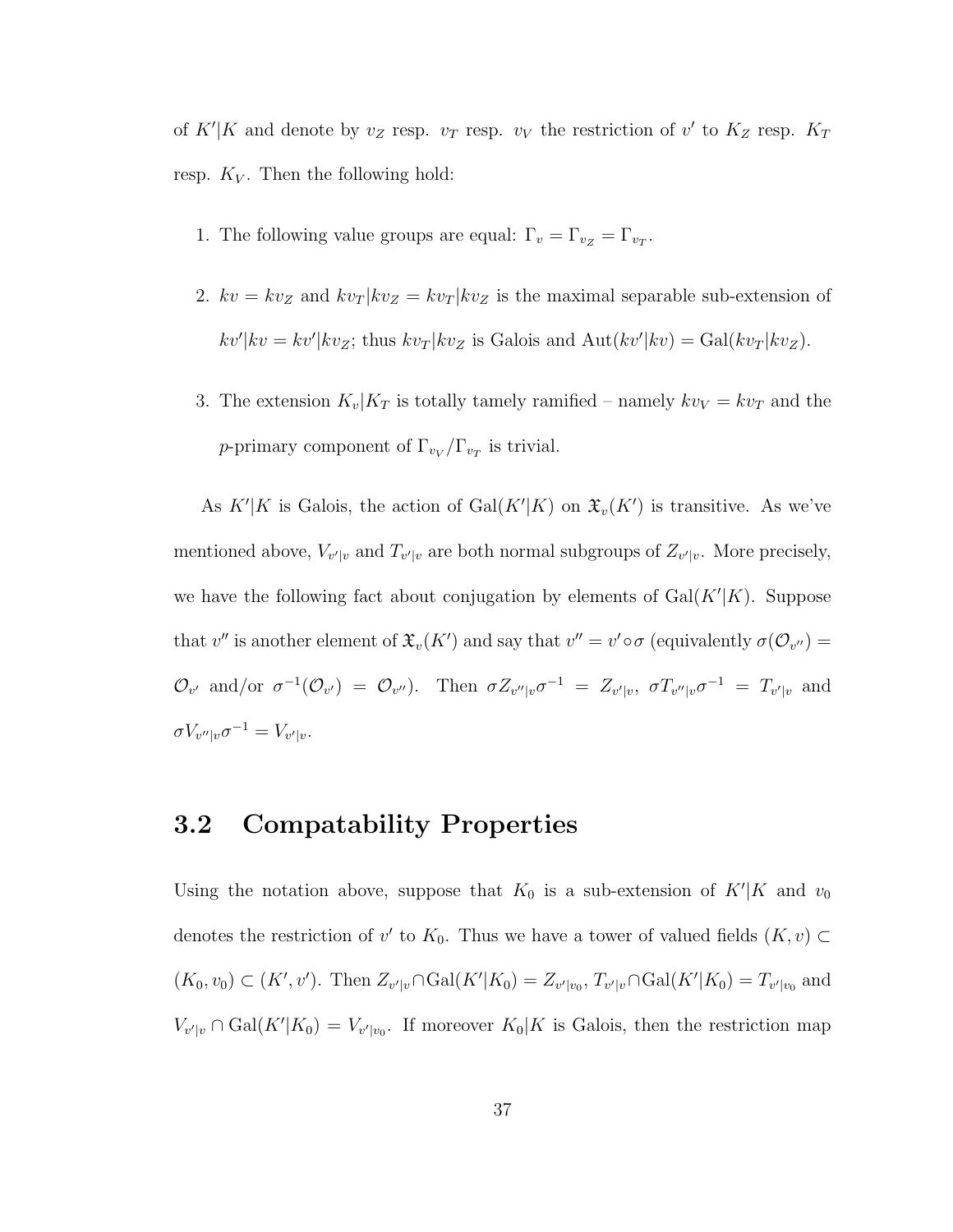of $K'|K$ and denote by $v_Z$ resp. $v_T$ resp. $v_V$ the restriction of $v'$ to $K_Z$ resp. $K_T$ resp. $K_V$. Then the following hold:

1. The following value groups are equal: $\Gamma_v = \Gamma_{v_Z} = \Gamma_{v_T}$.

2. $kv = kv_Z$ and $kv_T|kv_Z = kv_T|kv_Z$ is the maximal separable sub-extension of $kv'|kv = kv'|kv_Z$; thus $kv_T|kv_Z$ is Galois and $\mathrm{Aut}(kv'|kv) = \mathrm{Gal}(kv_T|kv_Z)$.

3. The extension $K_v|K_T$ is totally tamely ramified – namely $kv_V = kv_T$ and the $p$-primary component of $\Gamma_{v_V}/\Gamma_{v_T}$ is trivial.

As $K'|K$ is Galois, the action of $\mathrm{Gal}(K'|K)$ on $\mathfrak{X}_v(K')$ is transitive. As we've mentioned above, $V_{v'|v}$ and $T_{v'|v}$ are both normal subgroups of $Z_{v'|v}$. More precisely, we have the following fact about conjugation by elements of $\mathrm{Gal}(K'|K)$. Suppose that $v''$ is another element of $\mathfrak{X}_v(K')$ and say that $v'' = v' \circ \sigma$ (equivalently $\sigma(\mathcal{O}_{v''}) = \mathcal{O}_{v'}$ and/or $\sigma^{-1}(\mathcal{O}_{v'}) = \mathcal{O}_{v''}$). Then $\sigma Z_{v''|v} \sigma^{-1} = Z_{v'|v}$, $\sigma T_{v''|v} \sigma^{-1} = T_{v'|v}$ and $\sigma V_{v''|v} \sigma^{-1} = V_{v'|v}$.

## 3.2 Compatability Properties

Using the notation above, suppose that $K_0$ is a sub-extension of $K'|K$ and $v_0$ denotes the restriction of $v'$ to $K_0$. Thus we have a tower of valued fields $(K, v) \subset (K_0, v_0) \subset (K', v')$. Then $Z_{v'|v} \cap \mathrm{Gal}(K'|K_0) = Z_{v'|v_0}$, $T_{v'|v} \cap \mathrm{Gal}(K'|K_0) = T_{v'|v_0}$ and $V_{v'|v} \cap \mathrm{Gal}(K'|K_0) = V_{v'|v_0}$. If moreover $K_0|K$ is Galois, then the restriction map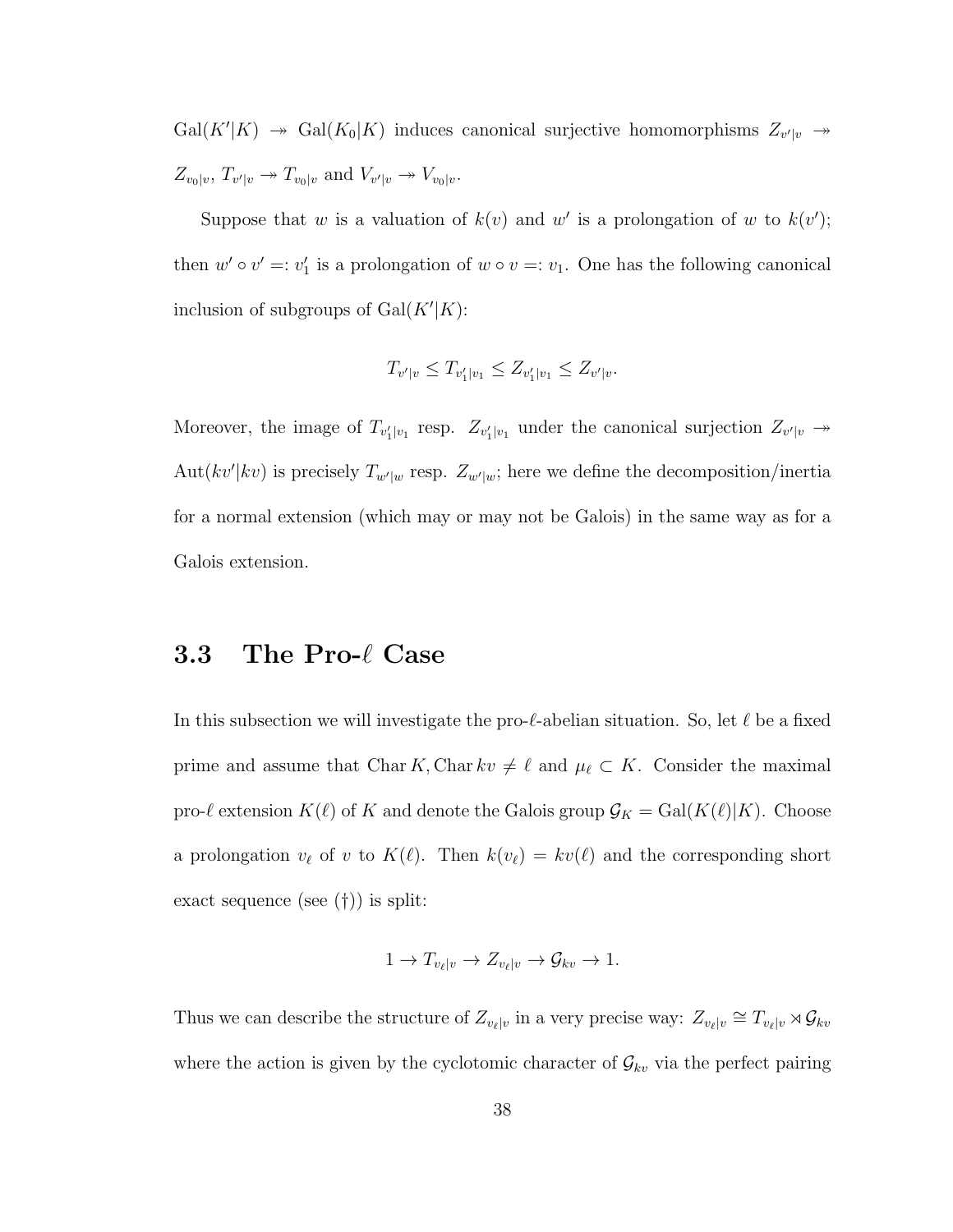$\mathrm{Gal}(K'|K) \twoheadrightarrow \mathrm{Gal}(K_0|K)$ induces canonical surjective homomorphisms $Z_{v'|v} \twoheadrightarrow Z_{v_0|v}$, $T_{v'|v} \twoheadrightarrow T_{v_0|v}$ and $V_{v'|v} \twoheadrightarrow V_{v_0|v}$.

Suppose that $w$ is a valuation of $k(v)$ and $w'$ is a prolongation of $w$ to $k(v')$; then $w' \circ v' =: v_1'$ is a prolongation of $w \circ v =: v_1$. One has the following canonical inclusion of subgroups of $\mathrm{Gal}(K'|K)$:

$$T_{v'|v} \leq T_{v_1'|v_1} \leq Z_{v_1'|v_1} \leq Z_{v'|v}.$$

Moreover, the image of $T_{v_1'|v_1}$ resp. $Z_{v_1'|v_1}$ under the canonical surjection $Z_{v'|v} \twoheadrightarrow \mathrm{Aut}(kv'|kv)$ is precisely $T_{w'|w}$ resp. $Z_{w'|w}$; here we define the decomposition/inertia for a normal extension (which may or may not be Galois) in the same way as for a Galois extension.

### 3.3 The Pro-$\ell$ Case

In this subsection we will investigate the pro-$\ell$-abelian situation. So, let $\ell$ be a fixed prime and assume that $\mathrm{Char}\, K, \mathrm{Char}\, kv \neq \ell$ and $\mu_\ell \subset K$. Consider the maximal pro-$\ell$ extension $K(\ell)$ of $K$ and denote the Galois group $\mathcal{G}_K = \mathrm{Gal}(K(\ell)|K)$. Choose a prolongation $v_\ell$ of $v$ to $K(\ell)$. Then $k(v_\ell) = kv(\ell)$ and the corresponding short exact sequence (see (†)) is split:

$$1 \to T_{v_\ell|v} \to Z_{v_\ell|v} \to \mathcal{G}_{kv} \to 1.$$

Thus we can describe the structure of $Z_{v_\ell|v}$ in a very precise way: $Z_{v_\ell|v} \cong T_{v_\ell|v} \rtimes \mathcal{G}_{kv}$ where the action is given by the cyclotomic character of $\mathcal{G}_{kv}$ via the perfect pairing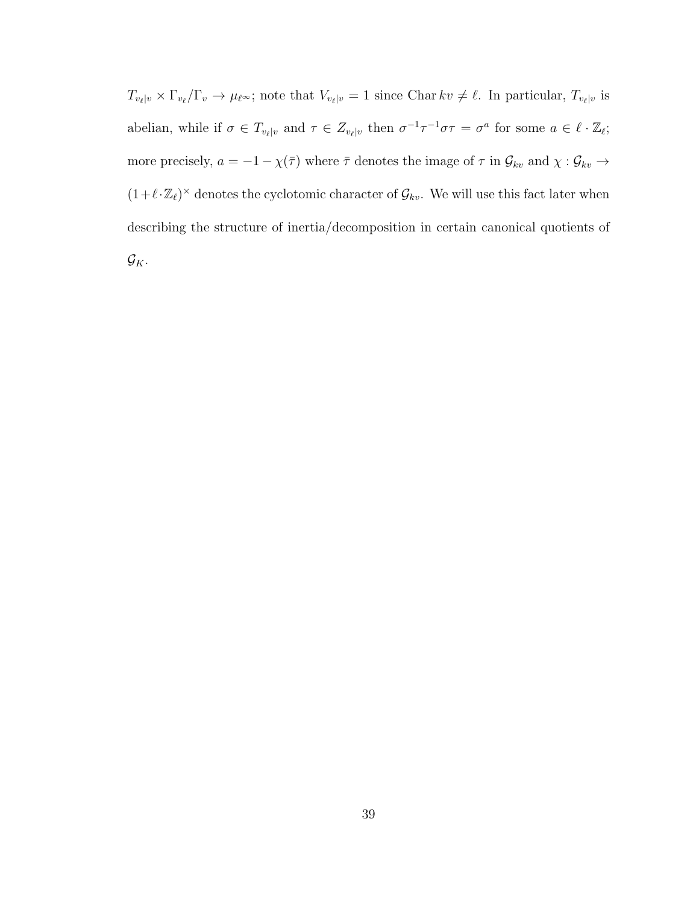$T_{v_\ell|v} \times \Gamma_{v_\ell}/\Gamma_v \to \mu_{\ell^\infty}$; note that $V_{v_\ell|v} = 1$ since $\operatorname{Char} kv \neq \ell$. In particular, $T_{v_\ell|v}$ is abelian, while if $\sigma \in T_{v_\ell|v}$ and $\tau \in Z_{v_\ell|v}$ then $\sigma^{-1}\tau^{-1}\sigma\tau = \sigma^a$ for some $a \in \ell \cdot \mathbb{Z}_\ell$; more precisely, $a = -1 - \chi(\bar{\tau})$ where $\bar{\tau}$ denotes the image of $\tau$ in $\mathcal{G}_{kv}$ and $\chi : \mathcal{G}_{kv} \to (1+\ell\cdot\mathbb{Z}_\ell)^\times$ denotes the cyclotomic character of $\mathcal{G}_{kv}$. We will use this fact later when describing the structure of inertia/decomposition in certain canonical quotients of $\mathcal{G}_K$.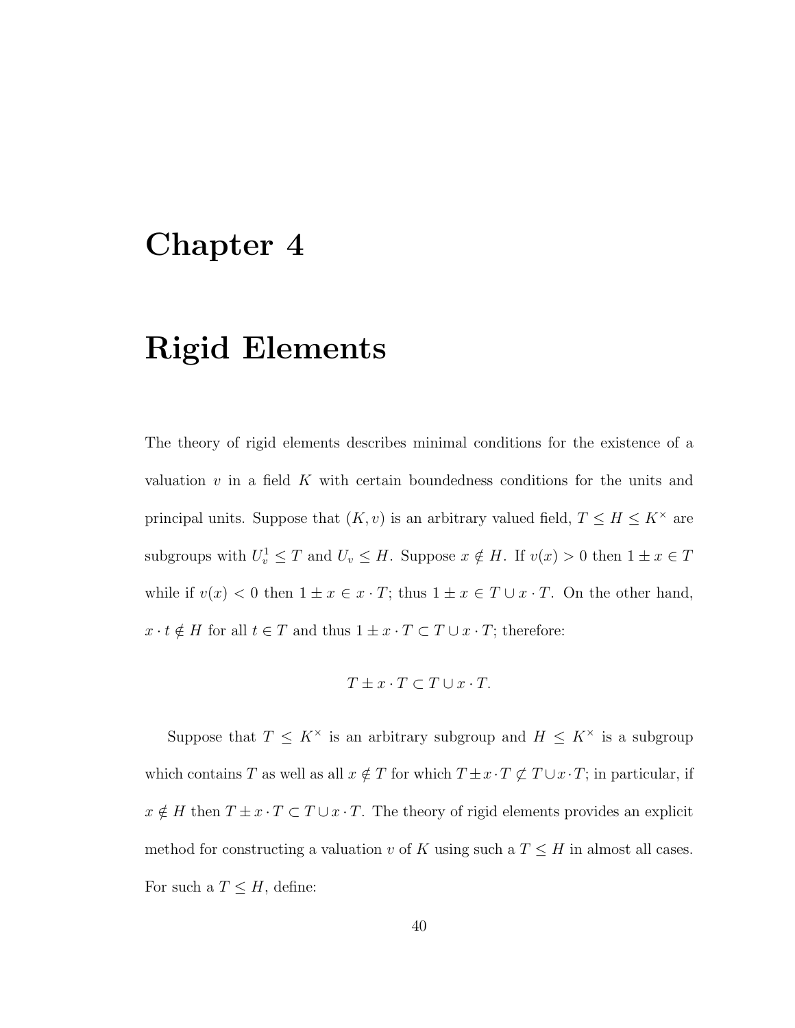# Chapter 4

# Rigid Elements

The theory of rigid elements describes minimal conditions for the existence of a valuation $v$ in a field $K$ with certain boundedness conditions for the units and principal units. Suppose that $(K, v)$ is an arbitrary valued field, $T \leq H \leq K^\times$ are subgroups with $U_v^1 \leq T$ and $U_v \leq H$. Suppose $x \notin H$. If $v(x) > 0$ then $1 \pm x \in T$ while if $v(x) < 0$ then $1 \pm x \in x \cdot T$; thus $1 \pm x \in T \cup x \cdot T$. On the other hand, $x \cdot t \notin H$ for all $t \in T$ and thus $1 \pm x \cdot T \subset T \cup x \cdot T$; therefore:

$$T \pm x \cdot T \subset T \cup x \cdot T.$$

Suppose that $T \leq K^\times$ is an arbitrary subgroup and $H \leq K^\times$ is a subgroup which contains $T$ as well as all $x \notin T$ for which $T \pm x \cdot T \not\subset T \cup x \cdot T$; in particular, if $x \notin H$ then $T \pm x \cdot T \subset T \cup x \cdot T$. The theory of rigid elements provides an explicit method for constructing a valuation $v$ of $K$ using such a $T \leq H$ in almost all cases. For such a $T \leq H$, define: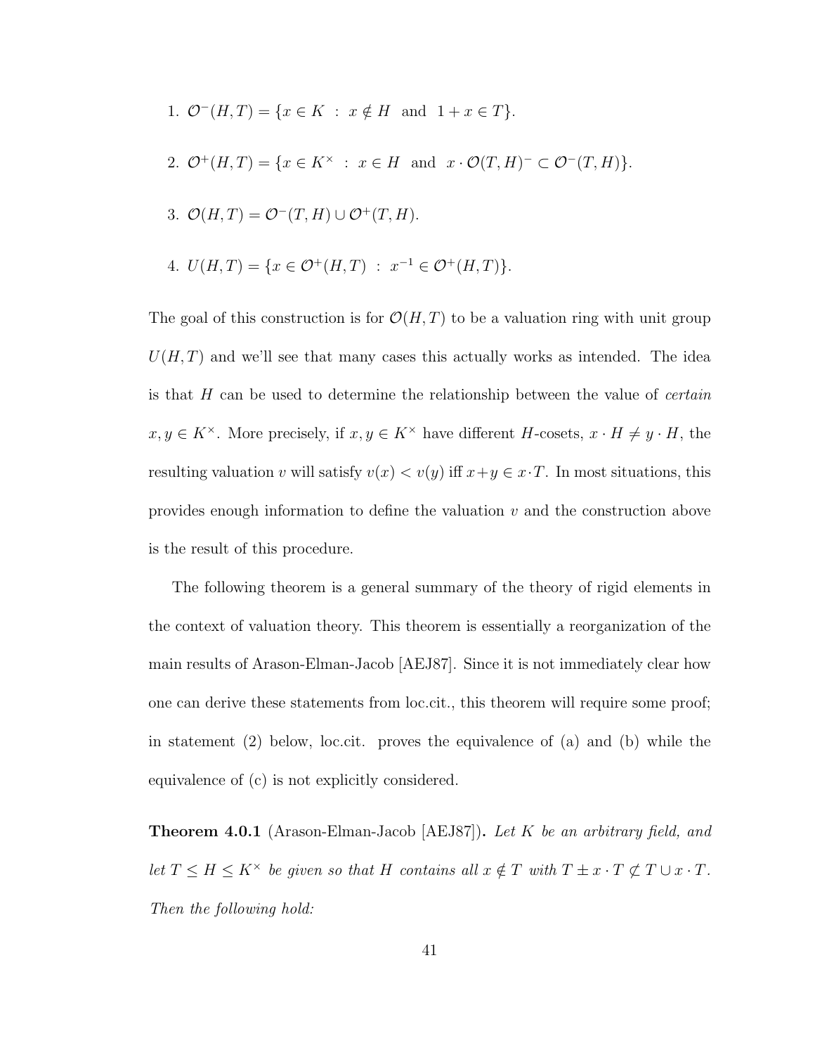1. $\mathcal{O}^-(H,T) = \{x \in K \ : \ x \notin H \ \text{ and } \ 1 + x \in T\}$.

2. $\mathcal{O}^+(H,T) = \{x \in K^\times \ : \ x \in H \ \text{ and } \ x \cdot \mathcal{O}(T,H)^- \subset \mathcal{O}^-(T,H)\}$.

3. $\mathcal{O}(H,T) = \mathcal{O}^-(T,H) \cup \mathcal{O}^+(T,H)$.

4. $U(H,T) = \{x \in \mathcal{O}^+(H,T) \ : \ x^{-1} \in \mathcal{O}^+(H,T)\}$.

The goal of this construction is for $\mathcal{O}(H,T)$ to be a valuation ring with unit group $U(H,T)$ and we'll see that many cases this actually works as intended. The idea is that $H$ can be used to determine the relationship between the value of *certain* $x, y \in K^\times$. More precisely, if $x, y \in K^\times$ have different $H$-cosets, $x \cdot H \neq y \cdot H$, the resulting valuation $v$ will satisfy $v(x) < v(y)$ iff $x + y \in x \cdot T$. In most situations, this provides enough information to define the valuation $v$ and the construction above is the result of this procedure.

The following theorem is a general summary of the theory of rigid elements in the context of valuation theory. This theorem is essentially a reorganization of the main results of Arason-Elman-Jacob [AEJ87]. Since it is not immediately clear how one can derive these statements from loc.cit., this theorem will require some proof; in statement (2) below, loc.cit. proves the equivalence of (a) and (b) while the equivalence of (c) is not explicitly considered.

**Theorem 4.0.1** (Arason-Elman-Jacob [AEJ87])**.** *Let $K$ be an arbitrary field, and let $T \leq H \leq K^\times$ be given so that $H$ contains all $x \notin T$ with $T \pm x \cdot T \not\subset T \cup x \cdot T$. Then the following hold:*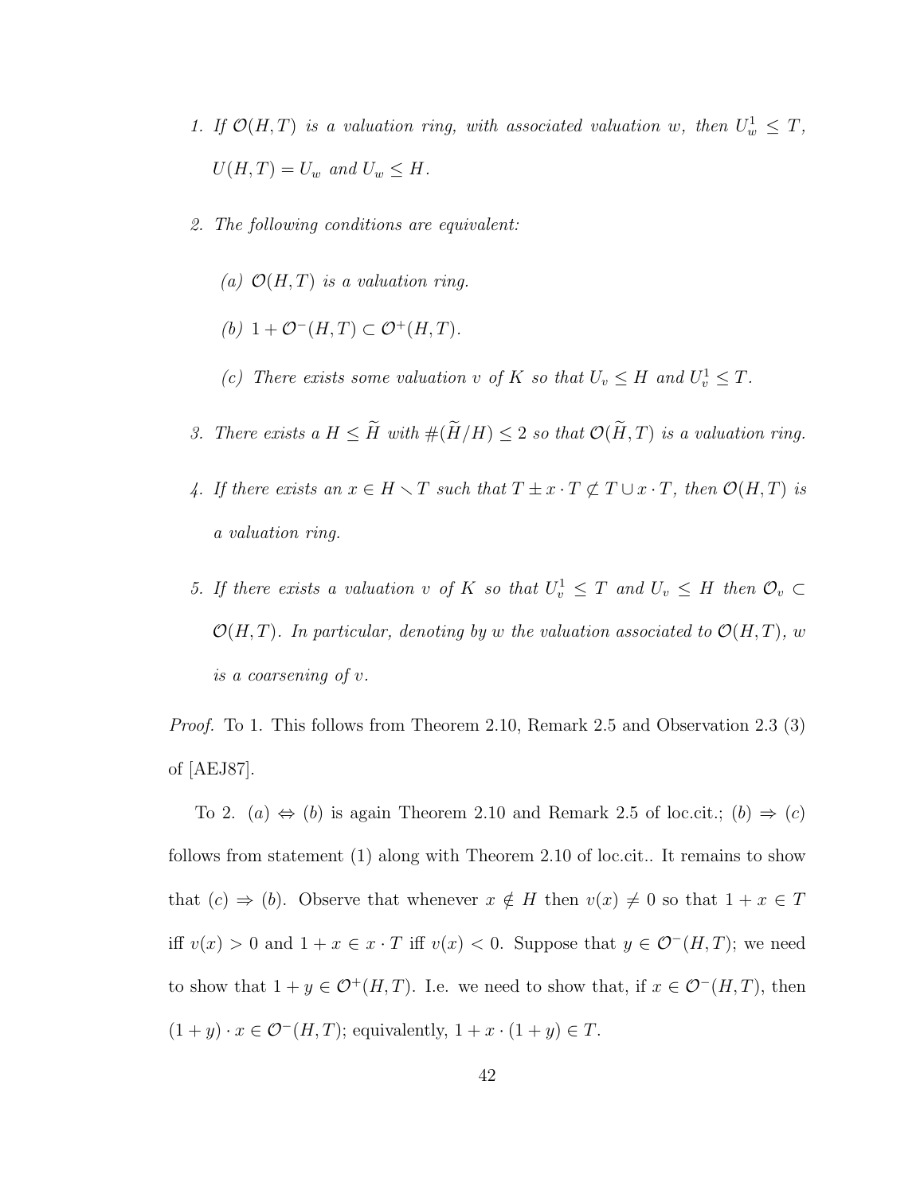1. *If $\mathcal{O}(H,T)$ is a valuation ring, with associated valuation $w$, then $U_w^1 \leq T$, $U(H,T) = U_w$ and $U_w \leq H$.*

2. *The following conditions are equivalent:*

   (a) *$\mathcal{O}(H,T)$ is a valuation ring.*

   (b) *$1 + \mathcal{O}^-(H,T) \subset \mathcal{O}^+(H,T)$.*

   (c) *There exists some valuation $v$ of $K$ so that $U_v \leq H$ and $U_v^1 \leq T$.*

3. *There exists a $H \leq \widetilde{H}$ with $\#(\widetilde{H}/H) \leq 2$ so that $\mathcal{O}(\widetilde{H},T)$ is a valuation ring.*

4. *If there exists an $x \in H \smallsetminus T$ such that $T \pm x \cdot T \not\subset T \cup x \cdot T$, then $\mathcal{O}(H,T)$ is a valuation ring.*

5. *If there exists a valuation $v$ of $K$ so that $U_v^1 \leq T$ and $U_v \leq H$ then $\mathcal{O}_v \subset \mathcal{O}(H,T)$. In particular, denoting by $w$ the valuation associated to $\mathcal{O}(H,T)$, $w$ is a coarsening of $v$.*

*Proof.* To 1. This follows from Theorem 2.10, Remark 2.5 and Observation 2.3 (3) of [AEJ87].

To 2. $(a) \Leftrightarrow (b)$ is again Theorem 2.10 and Remark 2.5 of loc.cit.; $(b) \Rightarrow (c)$ follows from statement (1) along with Theorem 2.10 of loc.cit.. It remains to show that $(c) \Rightarrow (b)$. Observe that whenever $x \notin H$ then $v(x) \neq 0$ so that $1 + x \in T$ iff $v(x) > 0$ and $1 + x \in x \cdot T$ iff $v(x) < 0$. Suppose that $y \in \mathcal{O}^-(H,T)$; we need to show that $1 + y \in \mathcal{O}^+(H,T)$. I.e. we need to show that, if $x \in \mathcal{O}^-(H,T)$, then $(1+y) \cdot x \in \mathcal{O}^-(H,T)$; equivalently, $1 + x \cdot (1+y) \in T$.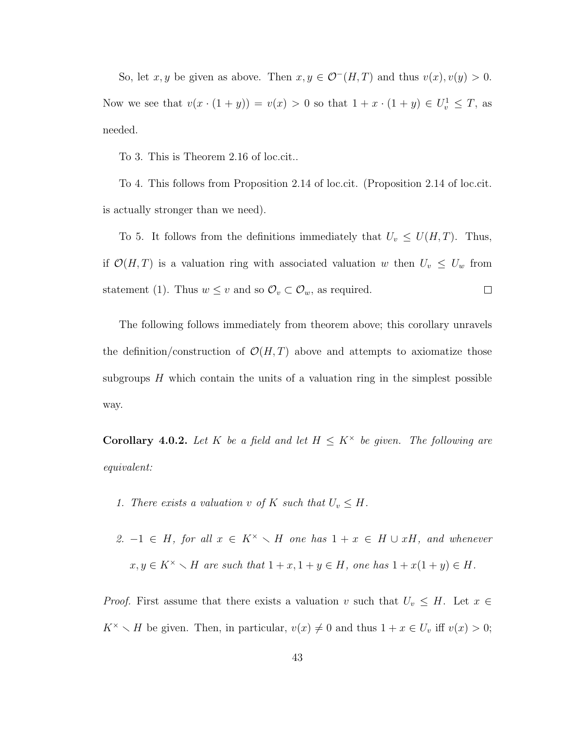So, let $x, y$ be given as above. Then $x, y \in \mathcal{O}^-(H,T)$ and thus $v(x), v(y) > 0$. Now we see that $v(x \cdot (1+y)) = v(x) > 0$ so that $1 + x \cdot (1+y) \in U_v^1 \leq T$, as needed.

To 3. This is Theorem 2.16 of loc.cit..

To 4. This follows from Proposition 2.14 of loc.cit. (Proposition 2.14 of loc.cit. is actually stronger than we need).

To 5. It follows from the definitions immediately that $U_v \leq U(H,T)$. Thus, if $\mathcal{O}(H,T)$ is a valuation ring with associated valuation $w$ then $U_v \leq U_w$ from statement (1). Thus $w \leq v$ and so $\mathcal{O}_v \subset \mathcal{O}_w$, as required. $\square$

The following follows immediately from theorem above; this corollary unravels the definition/construction of $\mathcal{O}(H,T)$ above and attempts to axiomatize those subgroups $H$ which contain the units of a valuation ring in the simplest possible way.

**Corollary 4.0.2.** *Let $K$ be a field and let $H \leq K^\times$ be given. The following are equivalent:*

1. *There exists a valuation $v$ of $K$ such that $U_v \leq H$.*
2. *$-1 \in H$, for all $x \in K^\times \smallsetminus H$ one has $1 + x \in H \cup xH$, and whenever $x, y \in K^\times \smallsetminus H$ are such that $1+x, 1+y \in H$, one has $1 + x(1+y) \in H$.*

*Proof.* First assume that there exists a valuation $v$ such that $U_v \leq H$. Let $x \in K^\times \smallsetminus H$ be given. Then, in particular, $v(x) \neq 0$ and thus $1 + x \in U_v$ iff $v(x) > 0$;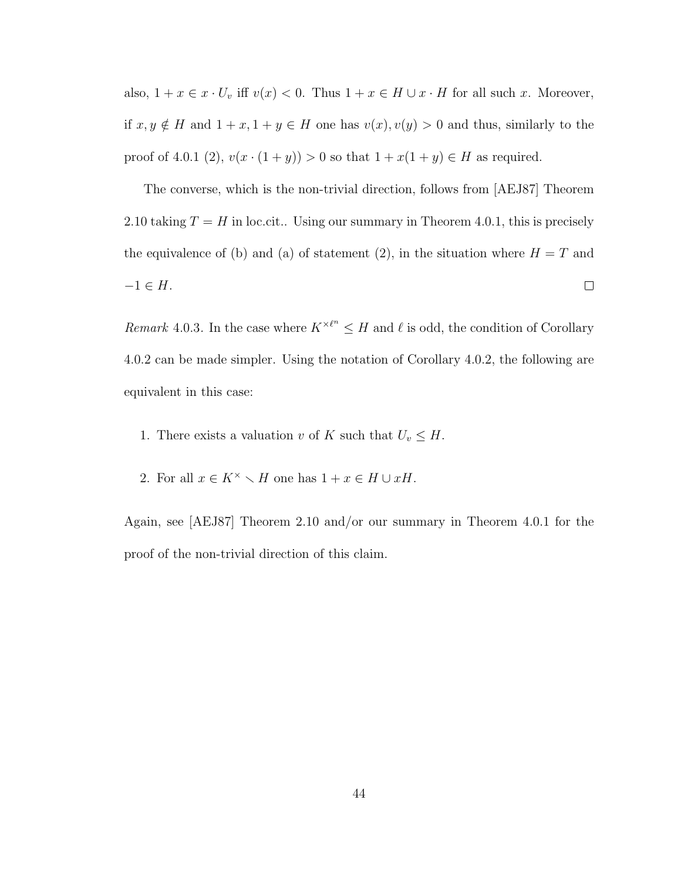also, $1 + x \in x \cdot U_v$ iff $v(x) < 0$. Thus $1 + x \in H \cup x \cdot H$ for all such $x$. Moreover, if $x, y \notin H$ and $1 + x, 1 + y \in H$ one has $v(x), v(y) > 0$ and thus, similarly to the proof of 4.0.1 (2), $v(x \cdot (1 + y)) > 0$ so that $1 + x(1 + y) \in H$ as required.

The converse, which is the non-trivial direction, follows from [AEJ87] Theorem 2.10 taking $T = H$ in loc.cit.. Using our summary in Theorem 4.0.1, this is precisely the equivalence of (b) and (a) of statement (2), in the situation where $H = T$ and $-1 \in H$. $\square$

*Remark* 4.0.3. In the case where $K^{\times \ell^n} \leq H$ and $\ell$ is odd, the condition of Corollary 4.0.2 can be made simpler. Using the notation of Corollary 4.0.2, the following are equivalent in this case:

1. There exists a valuation $v$ of $K$ such that $U_v \leq H$.
2. For all $x \in K^\times \smallsetminus H$ one has $1 + x \in H \cup xH$.

Again, see [AEJ87] Theorem 2.10 and/or our summary in Theorem 4.0.1 for the proof of the non-trivial direction of this claim.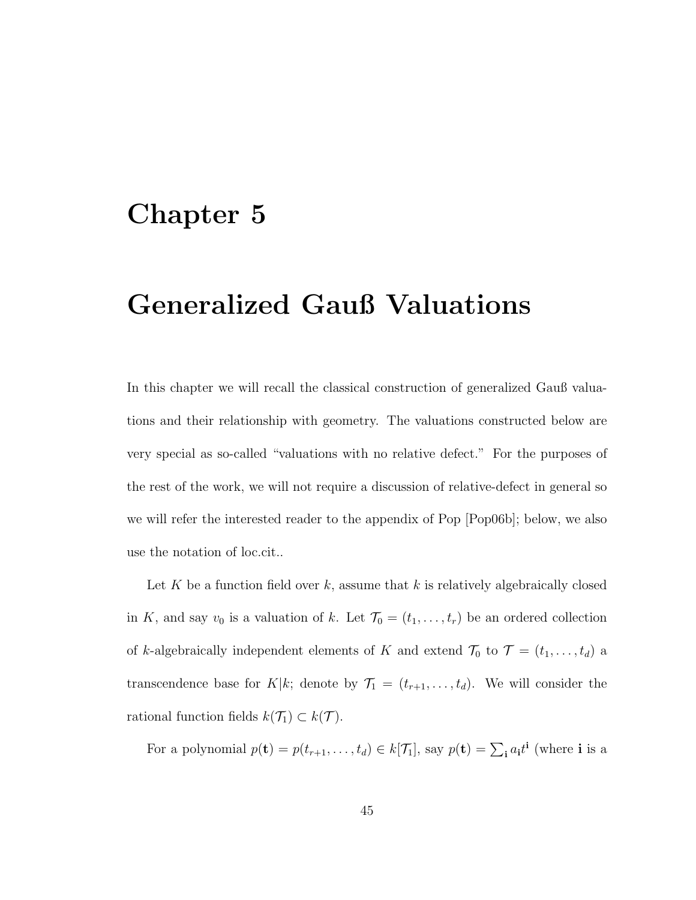# Chapter 5

# Generalized Gauß Valuations

In this chapter we will recall the classical construction of generalized Gauß valuations and their relationship with geometry. The valuations constructed below are very special as so-called "valuations with no relative defect." For the purposes of the rest of the work, we will not require a discussion of relative-defect in general so we will refer the interested reader to the appendix of Pop [Pop06b]; below, we also use the notation of loc.cit..

Let $K$ be a function field over $k$, assume that $k$ is relatively algebraically closed in $K$, and say $v_0$ is a valuation of $k$. Let $\mathcal{T}_0 = (t_1, \ldots, t_r)$ be an ordered collection of $k$-algebraically independent elements of $K$ and extend $\mathcal{T}_0$ to $\mathcal{T} = (t_1, \ldots, t_d)$ a transcendence base for $K|k$; denote by $\mathcal{T}_1 = (t_{r+1}, \ldots, t_d)$. We will consider the rational function fields $k(\mathcal{T}_1) \subset k(\mathcal{T})$.

For a polynomial $p(\mathbf{t}) = p(t_{r+1}, \ldots, t_d) \in k[\mathcal{T}_1]$, say $p(\mathbf{t}) = \sum_{\mathbf{i}} a_{\mathbf{i}} t^{\mathbf{i}}$ (where $\mathbf{i}$ is a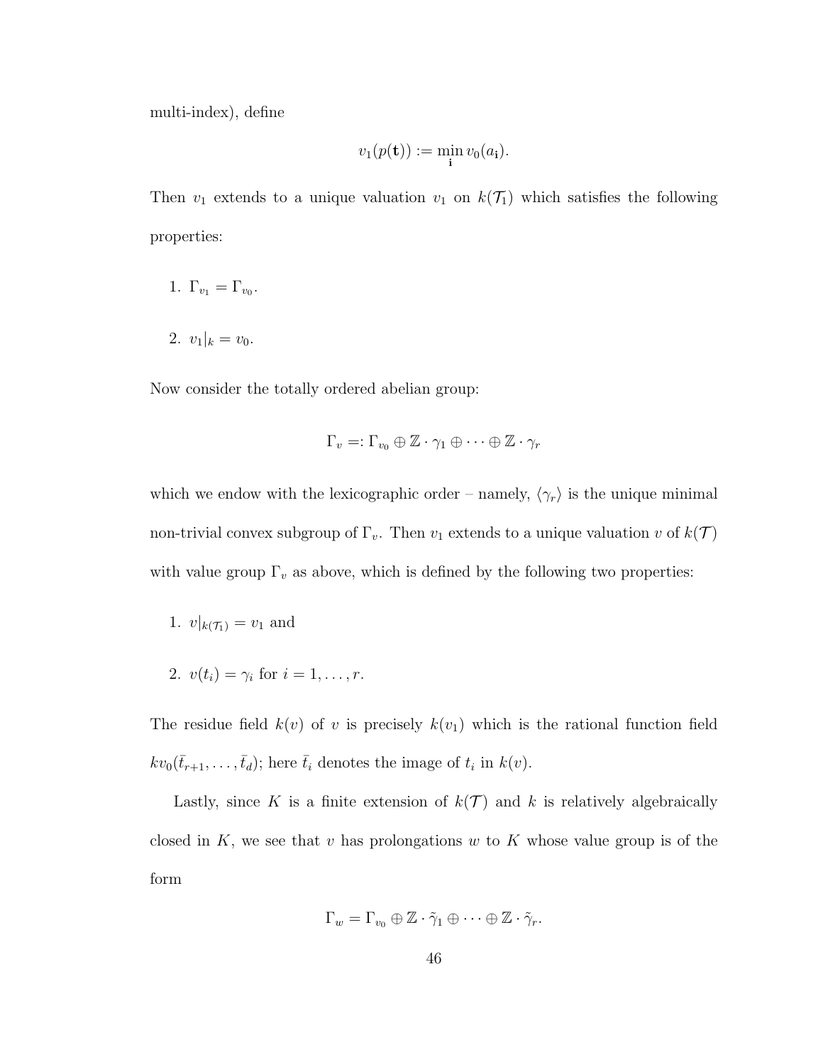multi-index), define

$$v_1(p(\mathbf{t})) := \min_{\mathbf{i}} v_0(a_{\mathbf{i}}).$$

Then $v_1$ extends to a unique valuation $v_1$ on $k(\mathcal{T}_1)$ which satisfies the following properties:

1. $\Gamma_{v_1} = \Gamma_{v_0}$.

2. $v_1|_k = v_0$.

Now consider the totally ordered abelian group:

$$\Gamma_v =: \Gamma_{v_0} \oplus \mathbb{Z} \cdot \gamma_1 \oplus \cdots \oplus \mathbb{Z} \cdot \gamma_r$$

which we endow with the lexicographic order – namely, $\langle \gamma_r \rangle$ is the unique minimal non-trivial convex subgroup of $\Gamma_v$. Then $v_1$ extends to a unique valuation $v$ of $k(\mathcal{T})$ with value group $\Gamma_v$ as above, which is defined by the following two properties:

1. $v|_{k(\mathcal{T}_1)} = v_1$ and

2. $v(t_i) = \gamma_i$ for $i = 1, \ldots, r$.

The residue field $k(v)$ of $v$ is precisely $k(v_1)$ which is the rational function field $kv_0(\bar{t}_{r+1}, \ldots, \bar{t}_d)$; here $\bar{t}_i$ denotes the image of $t_i$ in $k(v)$.

Lastly, since $K$ is a finite extension of $k(\mathcal{T})$ and $k$ is relatively algebraically closed in $K$, we see that $v$ has prolongations $w$ to $K$ whose value group is of the form

$$\Gamma_w = \Gamma_{v_0} \oplus \mathbb{Z} \cdot \tilde{\gamma}_1 \oplus \cdots \oplus \mathbb{Z} \cdot \tilde{\gamma}_r.$$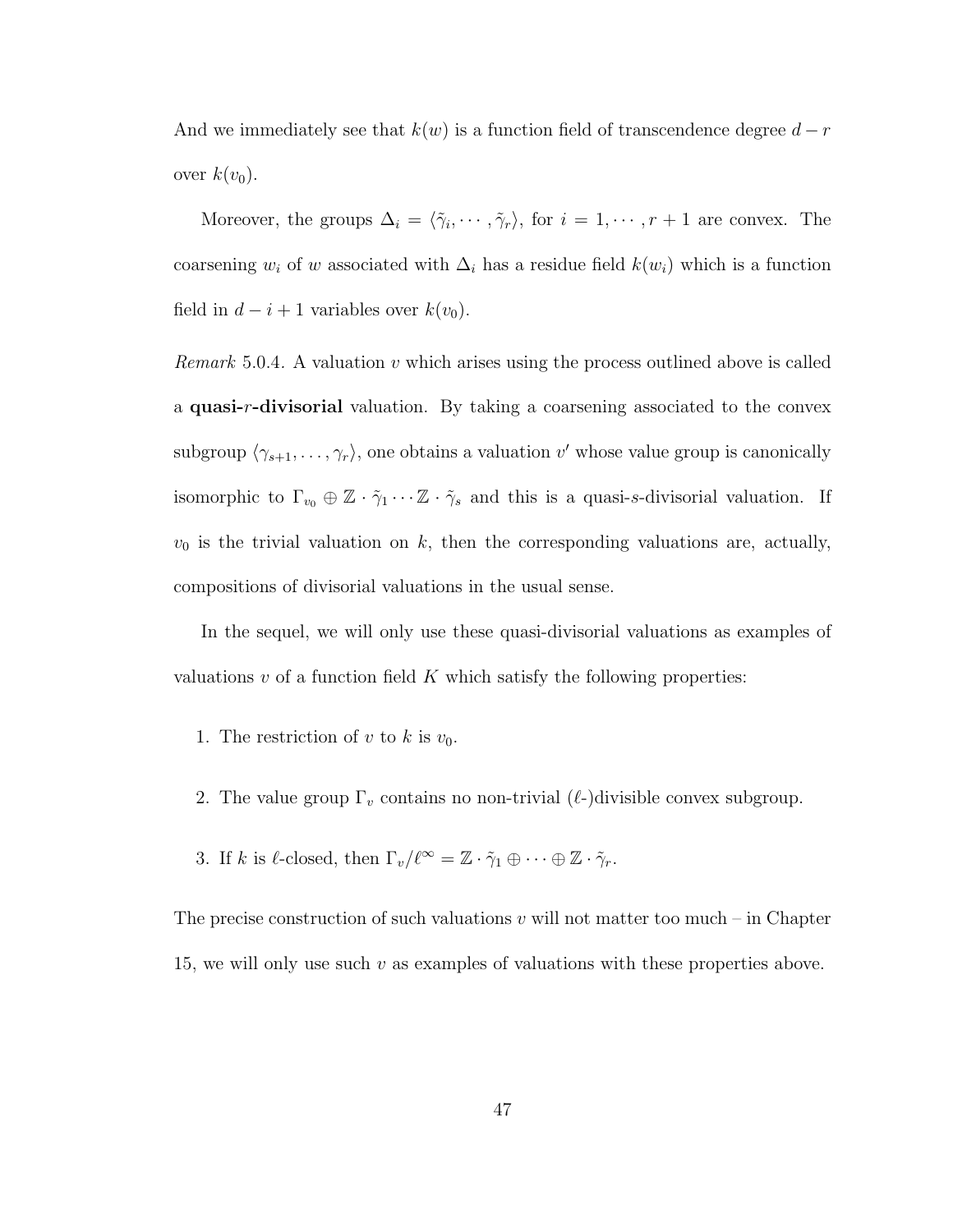And we immediately see that $k(w)$ is a function field of transcendence degree $d - r$ over $k(v_0)$.

Moreover, the groups $\Delta_i = \langle \tilde{\gamma}_i, \cdots, \tilde{\gamma}_r \rangle$, for $i = 1, \cdots, r+1$ are convex. The coarsening $w_i$ of $w$ associated with $\Delta_i$ has a residue field $k(w_i)$ which is a function field in $d - i + 1$ variables over $k(v_0)$.

*Remark* 5.0.4. A valuation $v$ which arises using the process outlined above is called a **quasi-$r$-divisorial** valuation. By taking a coarsening associated to the convex subgroup $\langle \gamma_{s+1}, \ldots, \gamma_r \rangle$, one obtains a valuation $v'$ whose value group is canonically isomorphic to $\Gamma_{v_0} \oplus \mathbb{Z} \cdot \tilde{\gamma}_1 \cdots \mathbb{Z} \cdot \tilde{\gamma}_s$ and this is a quasi-$s$-divisorial valuation. If $v_0$ is the trivial valuation on $k$, then the corresponding valuations are, actually, compositions of divisorial valuations in the usual sense.

In the sequel, we will only use these quasi-divisorial valuations as examples of valuations $v$ of a function field $K$ which satisfy the following properties:

1. The restriction of $v$ to $k$ is $v_0$.

2. The value group $\Gamma_v$ contains no non-trivial ($\ell$-)divisible convex subgroup.

3. If $k$ is $\ell$-closed, then $\Gamma_v/\ell^\infty = \mathbb{Z} \cdot \tilde{\gamma}_1 \oplus \cdots \oplus \mathbb{Z} \cdot \tilde{\gamma}_r$.

The precise construction of such valuations $v$ will not matter too much – in Chapter 15, we will only use such $v$ as examples of valuations with these properties above.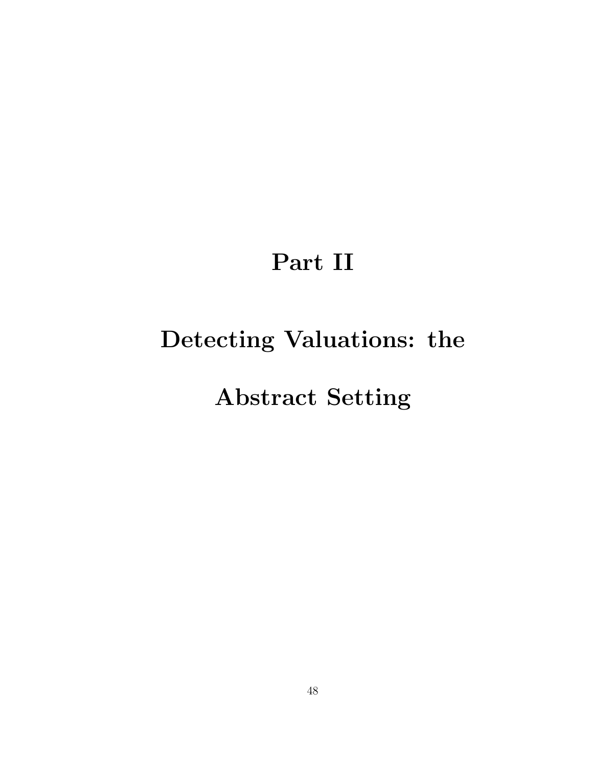# Part II

# Detecting Valuations: the Abstract Setting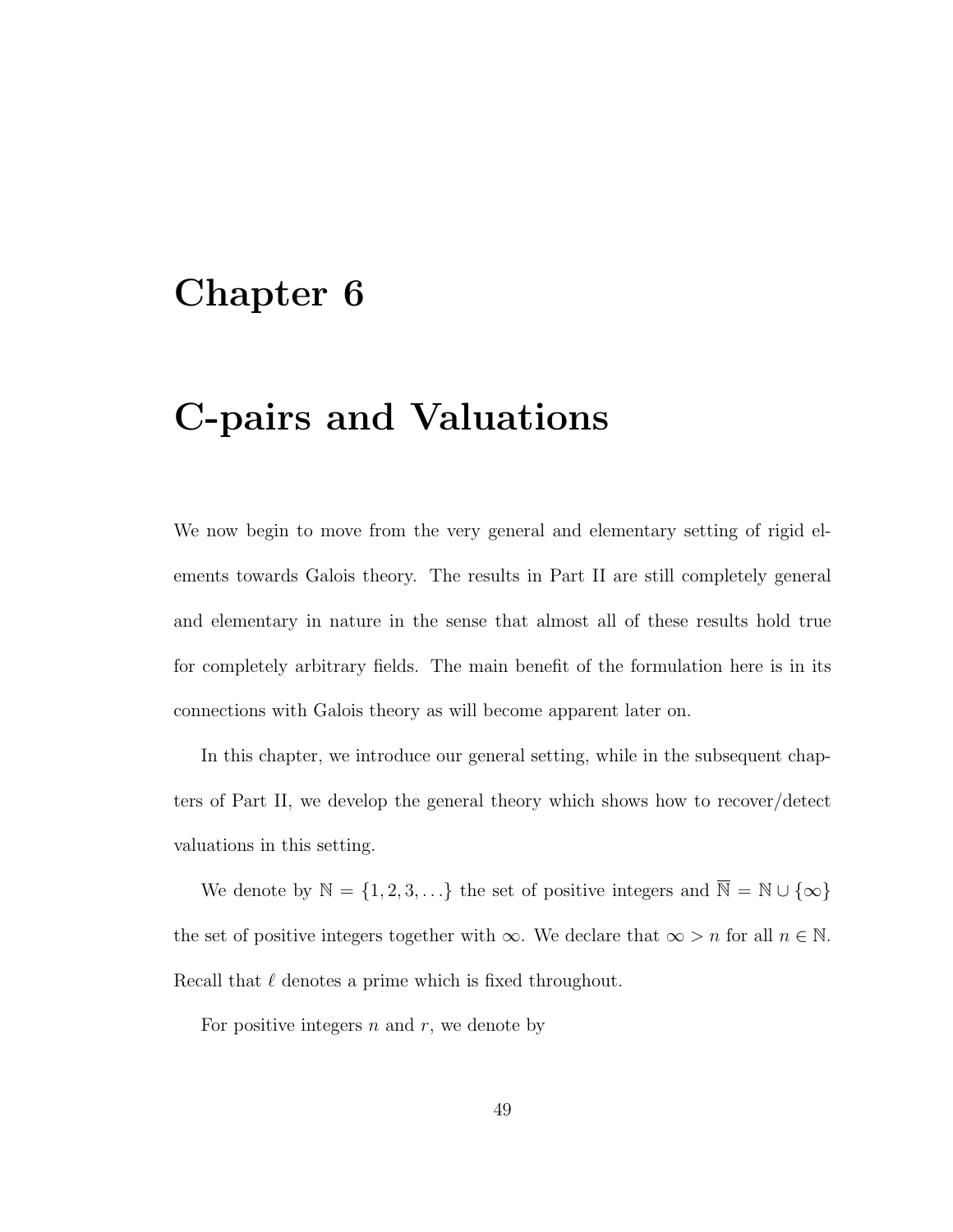# Chapter 6

# C-pairs and Valuations

We now begin to move from the very general and elementary setting of rigid elements towards Galois theory. The results in Part II are still completely general and elementary in nature in the sense that almost all of these results hold true for completely arbitrary fields. The main benefit of the formulation here is in its connections with Galois theory as will become apparent later on.

In this chapter, we introduce our general setting, while in the subsequent chapters of Part II, we develop the general theory which shows how to recover/detect valuations in this setting.

We denote by $\mathbb{N} = \{1, 2, 3, \ldots\}$ the set of positive integers and $\overline{\mathbb{N}} = \mathbb{N} \cup \{\infty\}$ the set of positive integers together with $\infty$. We declare that $\infty > n$ for all $n \in \mathbb{N}$. Recall that $\ell$ denotes a prime which is fixed throughout.

For positive integers $n$ and $r$, we denote by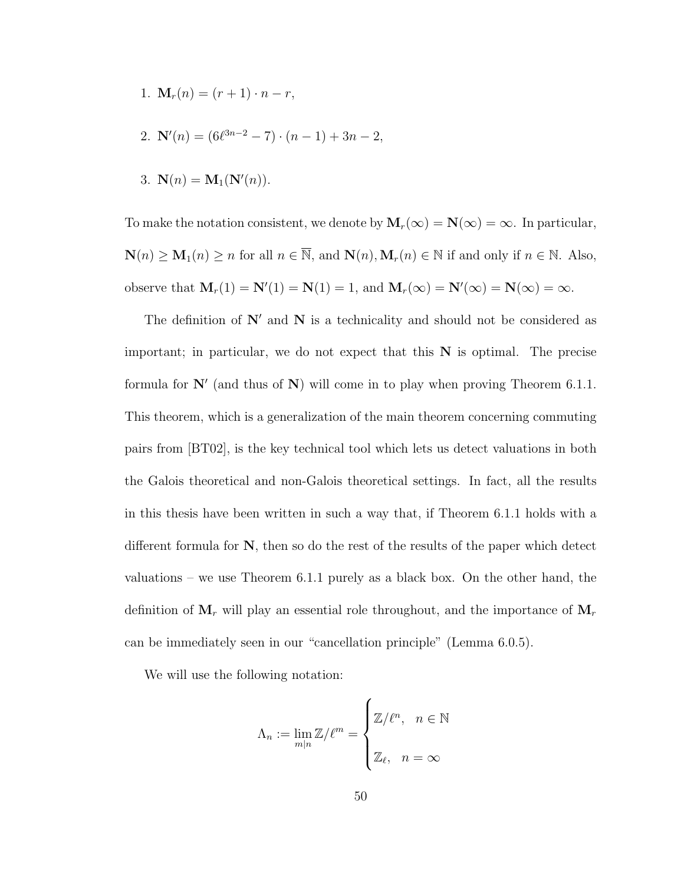1. $\mathbf{M}_r(n) = (r+1) \cdot n - r$,

2. $\mathbf{N}'(n) = (6\ell^{3n-2} - 7) \cdot (n-1) + 3n - 2$,

3. $\mathbf{N}(n) = \mathbf{M}_1(\mathbf{N}'(n))$.

To make the notation consistent, we denote by $\mathbf{M}_r(\infty) = \mathbf{N}(\infty) = \infty$. In particular, $\mathbf{N}(n) \geq \mathbf{M}_1(n) \geq n$ for all $n \in \overline{\mathbb{N}}$, and $\mathbf{N}(n), \mathbf{M}_r(n) \in \mathbb{N}$ if and only if $n \in \mathbb{N}$. Also, observe that $\mathbf{M}_r(1) = \mathbf{N}'(1) = \mathbf{N}(1) = 1$, and $\mathbf{M}_r(\infty) = \mathbf{N}'(\infty) = \mathbf{N}(\infty) = \infty$.

The definition of $\mathbf{N}'$ and $\mathbf{N}$ is a technicality and should not be considered as important; in particular, we do not expect that this $\mathbf{N}$ is optimal. The precise formula for $\mathbf{N}'$ (and thus of $\mathbf{N}$) will come in to play when proving Theorem 6.1.1. This theorem, which is a generalization of the main theorem concerning commuting pairs from [BT02], is the key technical tool which lets us detect valuations in both the Galois theoretical and non-Galois theoretical settings. In fact, all the results in this thesis have been written in such a way that, if Theorem 6.1.1 holds with a different formula for $\mathbf{N}$, then so do the rest of the results of the paper which detect valuations – we use Theorem 6.1.1 purely as a black box. On the other hand, the definition of $\mathbf{M}_r$ will play an essential role throughout, and the importance of $\mathbf{M}_r$ can be immediately seen in our "cancellation principle" (Lemma 6.0.5).

We will use the following notation:

$$\Lambda_n := \lim_{m|n} \mathbb{Z}/\ell^m = \begin{cases} \mathbb{Z}/\ell^n, & n \in \mathbb{N} \\ \mathbb{Z}_\ell, & n = \infty \end{cases}$$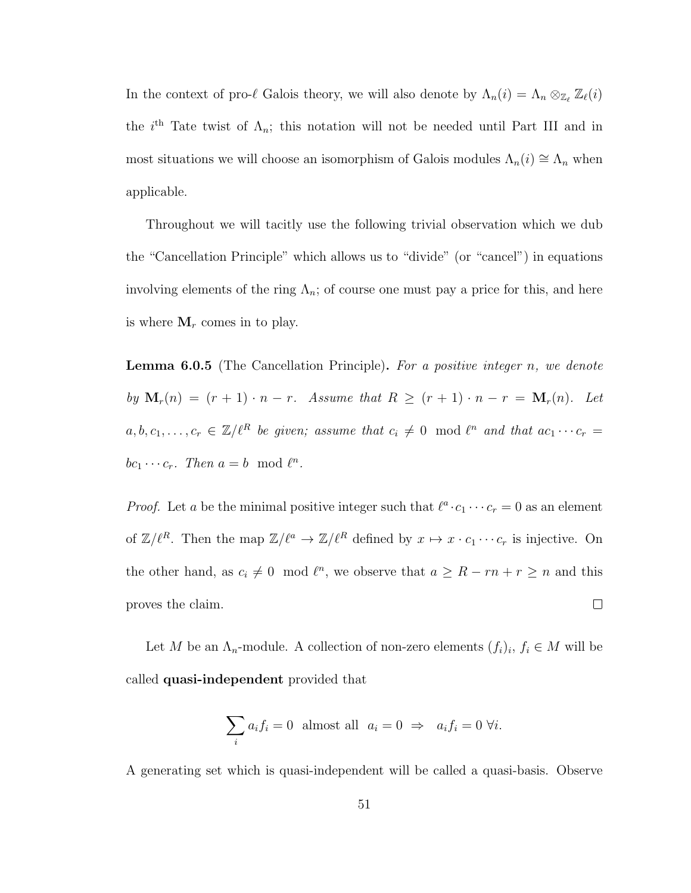In the context of pro-$\ell$ Galois theory, we will also denote by $\Lambda_n(i) = \Lambda_n \otimes_{\mathbb{Z}_\ell} \mathbb{Z}_\ell(i)$ the $i^{\text{th}}$ Tate twist of $\Lambda_n$; this notation will not be needed until Part III and in most situations we will choose an isomorphism of Galois modules $\Lambda_n(i) \cong \Lambda_n$ when applicable.

Throughout we will tacitly use the following trivial observation which we dub the "Cancellation Principle" which allows us to "divide" (or "cancel") in equations involving elements of the ring $\Lambda_n$; of course one must pay a price for this, and here is where $\mathbf{M}_r$ comes in to play.

**Lemma 6.0.5** (The Cancellation Principle)**.** *For a positive integer $n$, we denote by $\mathbf{M}_r(n) = (r+1) \cdot n - r$. Assume that $R \geq (r+1) \cdot n - r = \mathbf{M}_r(n)$. Let $a, b, c_1, \ldots, c_r \in \mathbb{Z}/\ell^R$ be given; assume that $c_i \neq 0 \mod \ell^n$ and that $ac_1 \cdots c_r = bc_1 \cdots c_r$. Then $a = b \mod \ell^n$.*

*Proof.* Let $a$ be the minimal positive integer such that $\ell^a \cdot c_1 \cdots c_r = 0$ as an element of $\mathbb{Z}/\ell^R$. Then the map $\mathbb{Z}/\ell^a \to \mathbb{Z}/\ell^R$ defined by $x \mapsto x \cdot c_1 \cdots c_r$ is injective. On the other hand, as $c_i \neq 0 \mod \ell^n$, we observe that $a \geq R - rn + r \geq n$ and this proves the claim. $\square$

Let $M$ be an $\Lambda_n$-module. A collection of non-zero elements $(f_i)_i$, $f_i \in M$ will be called **quasi-independent** provided that

$$\sum_i a_i f_i = 0 \ \text{ almost all } \ a_i = 0 \ \Rightarrow \ \ a_i f_i = 0 \ \forall i.$$

A generating set which is quasi-independent will be called a quasi-basis. Observe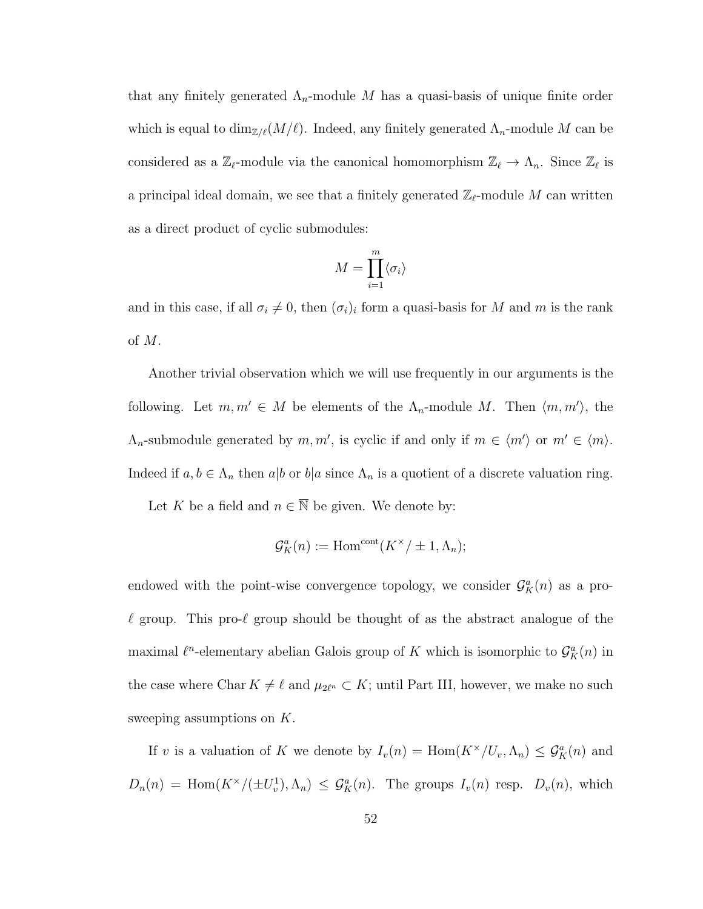that any finitely generated $\Lambda_n$-module $M$ has a quasi-basis of unique finite order which is equal to $\dim_{\mathbb{Z}/\ell}(M/\ell)$. Indeed, any finitely generated $\Lambda_n$-module $M$ can be considered as a $\mathbb{Z}_\ell$-module via the canonical homomorphism $\mathbb{Z}_\ell \to \Lambda_n$. Since $\mathbb{Z}_\ell$ is a principal ideal domain, we see that a finitely generated $\mathbb{Z}_\ell$-module $M$ can written as a direct product of cyclic submodules:

$$M = \prod_{i=1}^{m} \langle \sigma_i \rangle$$

and in this case, if all $\sigma_i \neq 0$, then $(\sigma_i)_i$ form a quasi-basis for $M$ and $m$ is the rank of $M$.

Another trivial observation which we will use frequently in our arguments is the following. Let $m, m' \in M$ be elements of the $\Lambda_n$-module $M$. Then $\langle m, m' \rangle$, the $\Lambda_n$-submodule generated by $m, m'$, is cyclic if and only if $m \in \langle m' \rangle$ or $m' \in \langle m \rangle$. Indeed if $a, b \in \Lambda_n$ then $a|b$ or $b|a$ since $\Lambda_n$ is a quotient of a discrete valuation ring.

Let $K$ be a field and $n \in \overline{\mathbb{N}}$ be given. We denote by:

$$\mathcal{G}_K^a(n) := \mathrm{Hom}^{\mathrm{cont}}(K^\times / \pm 1, \Lambda_n);$$

endowed with the point-wise convergence topology, we consider $\mathcal{G}_K^a(n)$ as a pro-$\ell$ group. This pro-$\ell$ group should be thought of as the abstract analogue of the maximal $\ell^n$-elementary abelian Galois group of $K$ which is isomorphic to $\mathcal{G}_K^a(n)$ in the case where $\mathrm{Char}\, K \neq \ell$ and $\mu_{2\ell^n} \subset K$; until Part III, however, we make no such sweeping assumptions on $K$.

If $v$ is a valuation of $K$ we denote by $I_v(n) = \mathrm{Hom}(K^\times/U_v, \Lambda_n) \leq \mathcal{G}_K^a(n)$ and $D_n(n) = \mathrm{Hom}(K^\times/(\pm U_v^1), \Lambda_n) \leq \mathcal{G}_K^a(n)$. The groups $I_v(n)$ resp. $D_v(n)$, which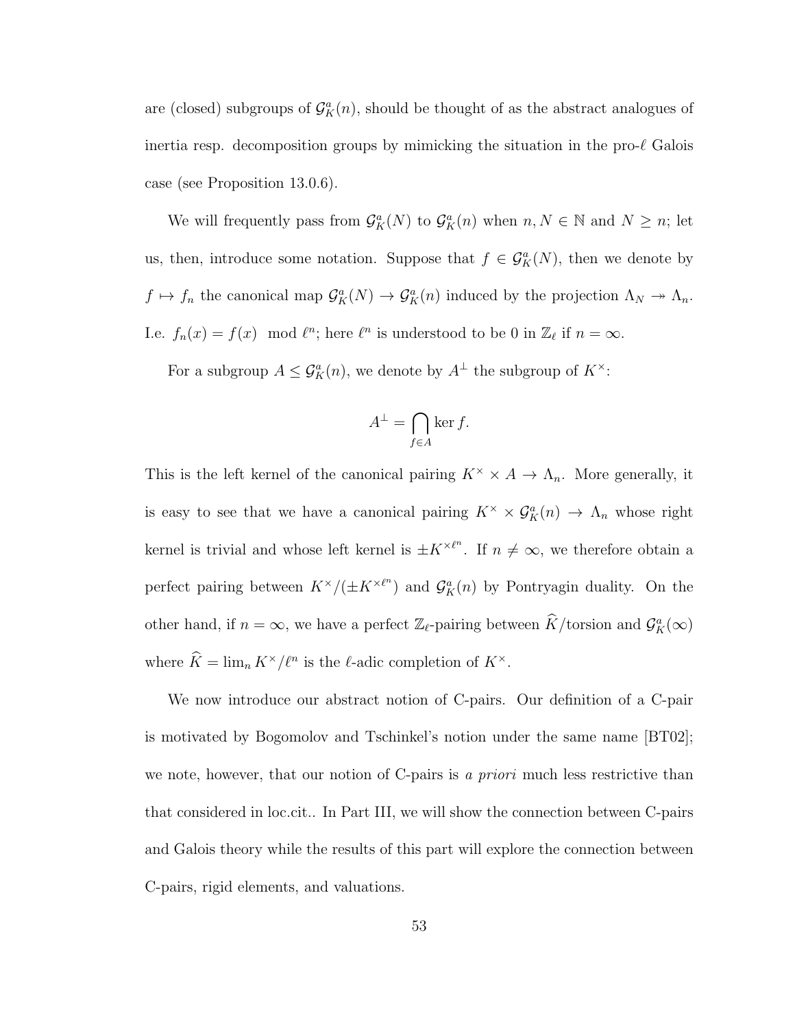are (closed) subgroups of $\mathcal{G}_K^a(n)$, should be thought of as the abstract analogues of inertia resp. decomposition groups by mimicking the situation in the pro-$\ell$ Galois case (see Proposition 13.0.6).

We will frequently pass from $\mathcal{G}_K^a(N)$ to $\mathcal{G}_K^a(n)$ when $n, N \in \mathbb{N}$ and $N \geq n$; let us, then, introduce some notation. Suppose that $f \in \mathcal{G}_K^a(N)$, then we denote by $f \mapsto f_n$ the canonical map $\mathcal{G}_K^a(N) \to \mathcal{G}_K^a(n)$ induced by the projection $\Lambda_N \twoheadrightarrow \Lambda_n$. I.e. $f_n(x) = f(x) \mod \ell^n$; here $\ell^n$ is understood to be 0 in $\mathbb{Z}_\ell$ if $n = \infty$.

For a subgroup $A \leq \mathcal{G}_K^a(n)$, we denote by $A^\perp$ the subgroup of $K^\times$:

$$A^\perp = \bigcap_{f \in A} \ker f.$$

This is the left kernel of the canonical pairing $K^\times \times A \to \Lambda_n$. More generally, it is easy to see that we have a canonical pairing $K^\times \times \mathcal{G}_K^a(n) \to \Lambda_n$ whose right kernel is trivial and whose left kernel is $\pm K^{\times \ell^n}$. If $n \neq \infty$, we therefore obtain a perfect pairing between $K^\times/(\pm K^{\times \ell^n})$ and $\mathcal{G}_K^a(n)$ by Pontryagin duality. On the other hand, if $n = \infty$, we have a perfect $\mathbb{Z}_\ell$-pairing between $\widehat{K}/\text{torsion}$ and $\mathcal{G}_K^a(\infty)$ where $\widehat{K} = \lim_n K^\times/\ell^n$ is the $\ell$-adic completion of $K^\times$.

We now introduce our abstract notion of C-pairs. Our definition of a C-pair is motivated by Bogomolov and Tschinkel's notion under the same name [BT02]; we note, however, that our notion of C-pairs is *a priori* much less restrictive than that considered in loc.cit.. In Part III, we will show the connection between C-pairs and Galois theory while the results of this part will explore the connection between C-pairs, rigid elements, and valuations.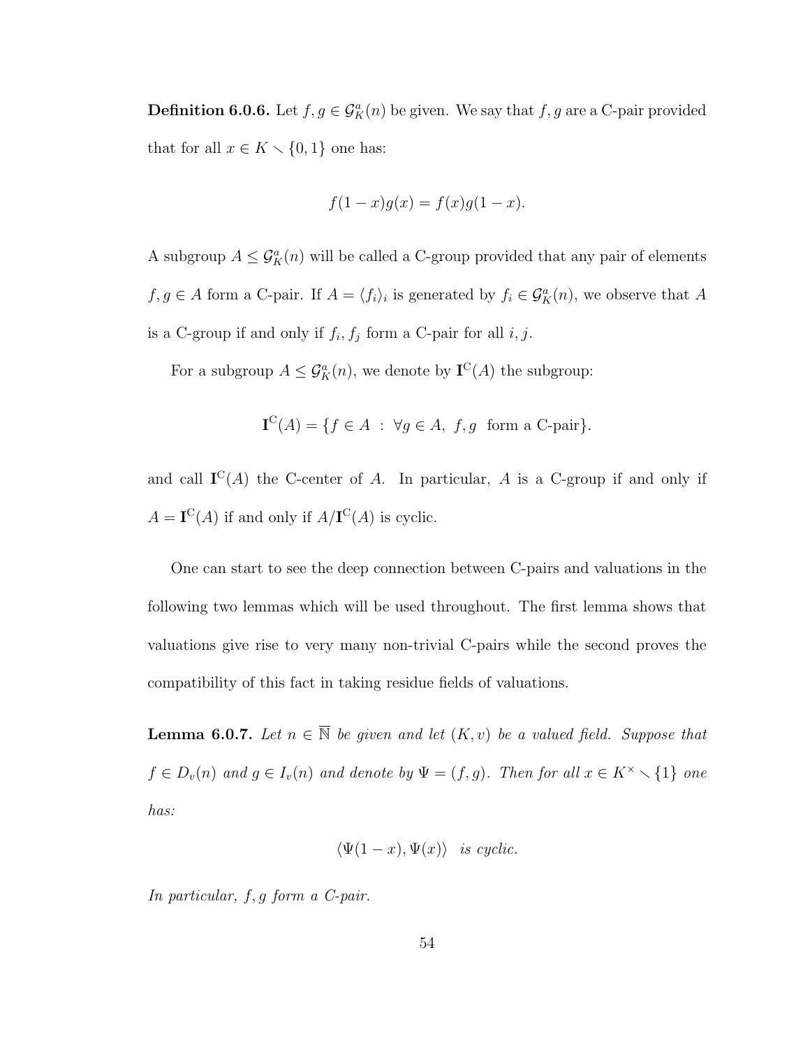**Definition 6.0.6.** Let $f, g \in \mathcal{G}^a_K(n)$ be given. We say that $f, g$ are a C-pair provided that for all $x \in K \smallsetminus \{0, 1\}$ one has:

$$f(1-x)g(x) = f(x)g(1-x).$$

A subgroup $A \leq \mathcal{G}^a_K(n)$ will be called a C-group provided that any pair of elements $f, g \in A$ form a C-pair. If $A = \langle f_i \rangle_i$ is generated by $f_i \in \mathcal{G}^a_K(n)$, we observe that $A$ is a C-group if and only if $f_i, f_j$ form a C-pair for all $i, j$.

For a subgroup $A \leq \mathcal{G}^a_K(n)$, we denote by $\mathbf{I}^{\mathrm{C}}(A)$ the subgroup:

$$\mathbf{I}^{\mathrm{C}}(A) = \{f \in A \ : \ \forall g \in A, \ f, g \ \text{ form a C-pair}\}.$$

and call $\mathbf{I}^{\mathrm{C}}(A)$ the C-center of $A$. In particular, $A$ is a C-group if and only if $A = \mathbf{I}^{\mathrm{C}}(A)$ if and only if $A/\mathbf{I}^{\mathrm{C}}(A)$ is cyclic.

One can start to see the deep connection between C-pairs and valuations in the following two lemmas which will be used throughout. The first lemma shows that valuations give rise to very many non-trivial C-pairs while the second proves the compatibility of this fact in taking residue fields of valuations.

**Lemma 6.0.7.** *Let $n \in \overline{\mathbb{N}}$ be given and let $(K, v)$ be a valued field. Suppose that $f \in D_v(n)$ and $g \in I_v(n)$ and denote by $\Psi = (f, g)$. Then for all $x \in K^\times \smallsetminus \{1\}$ one has:*

$$\langle \Psi(1-x), \Psi(x) \rangle \quad \textit{is cyclic.}$$

*In particular, $f, g$ form a C-pair.*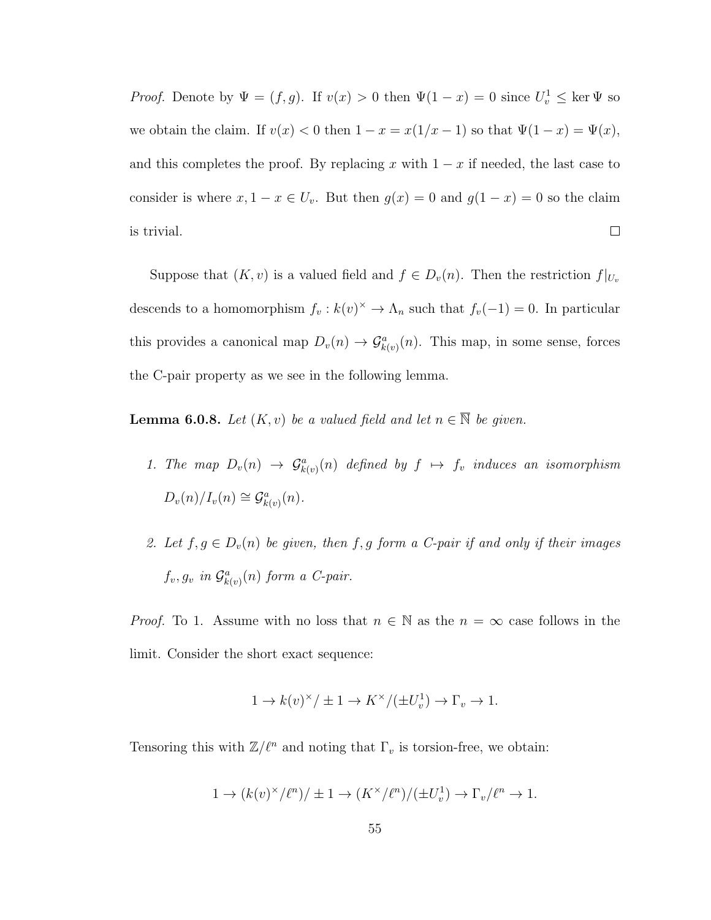*Proof.* Denote by $\Psi = (f, g)$. If $v(x) > 0$ then $\Psi(1-x) = 0$ since $U_v^1 \leq \ker \Psi$ so we obtain the claim. If $v(x) < 0$ then $1 - x = x(1/x - 1)$ so that $\Psi(1-x) = \Psi(x)$, and this completes the proof. By replacing $x$ with $1-x$ if needed, the last case to consider is where $x, 1-x \in U_v$. But then $g(x) = 0$ and $g(1-x) = 0$ so the claim is trivial. $\square$

Suppose that $(K, v)$ is a valued field and $f \in D_v(n)$. Then the restriction $f|_{U_v}$ descends to a homomorphism $f_v : k(v)^\times \to \Lambda_n$ such that $f_v(-1) = 0$. In particular this provides a canonical map $D_v(n) \to \mathcal{G}^a_{k(v)}(n)$. This map, in some sense, forces the C-pair property as we see in the following lemma.

**Lemma 6.0.8.** *Let $(K, v)$ be a valued field and let $n \in \overline{\mathbb{N}}$ be given.*

1. *The map $D_v(n) \to \mathcal{G}^a_{k(v)}(n)$ defined by $f \mapsto f_v$ induces an isomorphism $D_v(n)/I_v(n) \cong \mathcal{G}^a_{k(v)}(n)$.*
2. *Let $f, g \in D_v(n)$ be given, then $f, g$ form a C-pair if and only if their images $f_v, g_v$ in $\mathcal{G}^a_{k(v)}(n)$ form a C-pair.*

*Proof.* To 1. Assume with no loss that $n \in \mathbb{N}$ as the $n = \infty$ case follows in the limit. Consider the short exact sequence:

$$1 \to k(v)^\times / \pm 1 \to K^\times / (\pm U_v^1) \to \Gamma_v \to 1.$$

Tensoring this with $\mathbb{Z}/\ell^n$ and noting that $\Gamma_v$ is torsion-free, we obtain:

$$1 \to (k(v)^\times / \ell^n) / \pm 1 \to (K^\times / \ell^n) / (\pm U_v^1) \to \Gamma_v / \ell^n \to 1.$$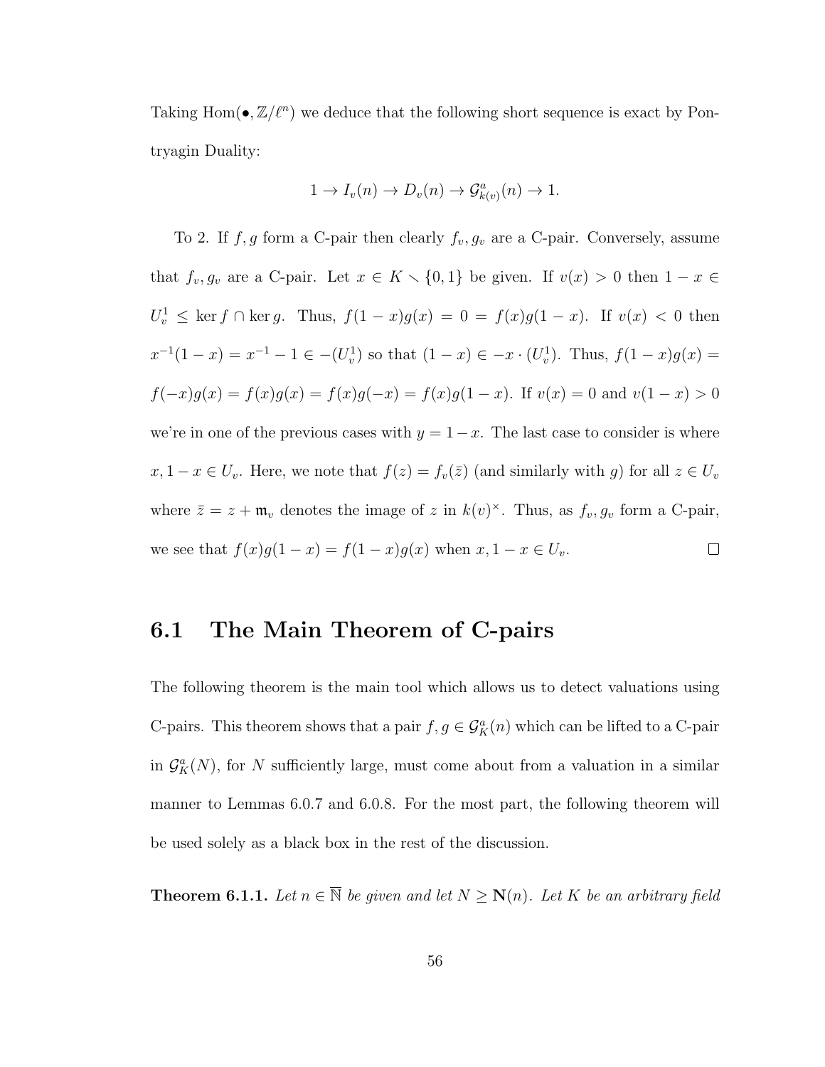Taking $\mathrm{Hom}(\bullet, \mathbb{Z}/\ell^n)$ we deduce that the following short sequence is exact by Pontryagin Duality:

$$1 \to I_v(n) \to D_v(n) \to \mathcal{G}^a_{k(v)}(n) \to 1.$$

To 2. If $f, g$ form a C-pair then clearly $f_v, g_v$ are a C-pair. Conversely, assume that $f_v, g_v$ are a C-pair. Let $x \in K \smallsetminus \{0, 1\}$ be given. If $v(x) > 0$ then $1 - x \in U_v^1 \leq \ker f \cap \ker g$. Thus, $f(1-x)g(x) = 0 = f(x)g(1-x)$. If $v(x) < 0$ then $x^{-1}(1-x) = x^{-1} - 1 \in -(U_v^1)$ so that $(1-x) \in -x \cdot (U_v^1)$. Thus, $f(1-x)g(x) = f(-x)g(x) = f(x)g(x) = f(x)g(-x) = f(x)g(1-x)$. If $v(x) = 0$ and $v(1-x) > 0$ we're in one of the previous cases with $y = 1-x$. The last case to consider is where $x, 1-x \in U_v$. Here, we note that $f(z) = f_v(\bar{z})$ (and similarly with $g$) for all $z \in U_v$ where $\bar{z} = z + \mathfrak{m}_v$ denotes the image of $z$ in $k(v)^\times$. Thus, as $f_v, g_v$ form a C-pair, we see that $f(x)g(1-x) = f(1-x)g(x)$ when $x, 1-x \in U_v$. $\square$

## 6.1 The Main Theorem of C-pairs

The following theorem is the main tool which allows us to detect valuations using C-pairs. This theorem shows that a pair $f, g \in \mathcal{G}^a_K(n)$ which can be lifted to a C-pair in $\mathcal{G}^a_K(N)$, for $N$ sufficiently large, must come about from a valuation in a similar manner to Lemmas 6.0.7 and 6.0.8. For the most part, the following theorem will be used solely as a black box in the rest of the discussion.

**Theorem 6.1.1.** *Let $n \in \overline{\mathbb{N}}$ be given and let $N \geq \mathbf{N}(n)$. Let $K$ be an arbitrary field*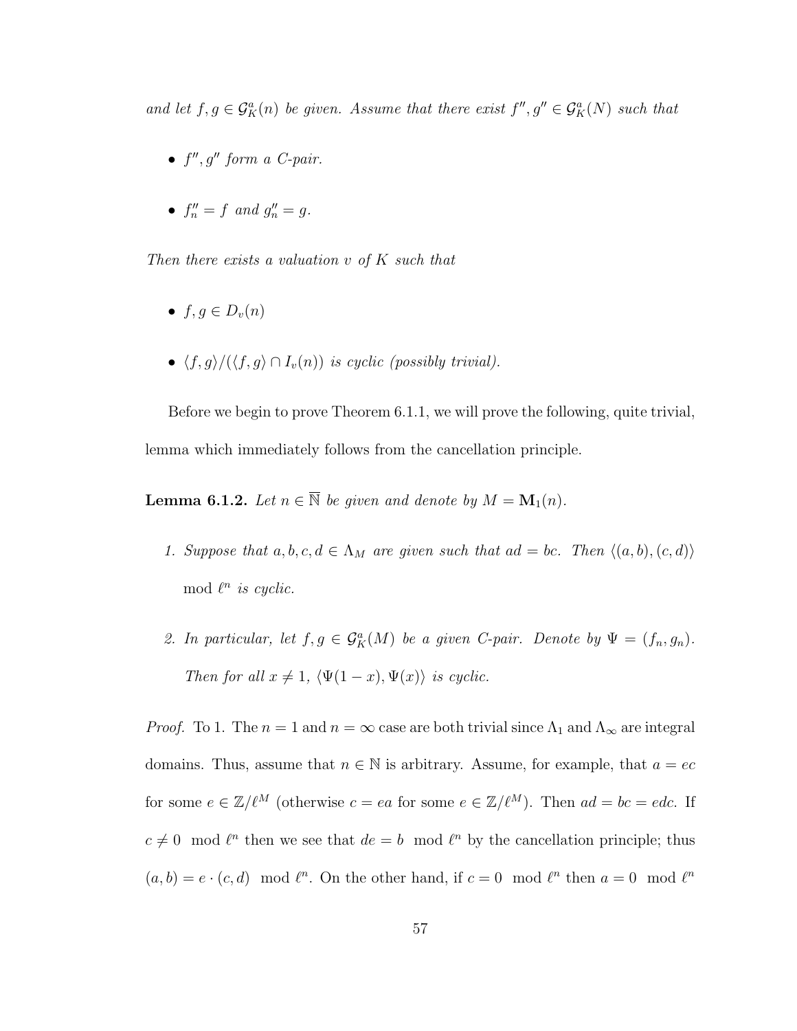*and let $f, g \in \mathcal{G}_K^a(n)$ be given. Assume that there exist $f'', g'' \in \mathcal{G}_K^a(N)$ such that*

- *$f'', g''$ form a C-pair.*
- *$f''_n = f$ and $g''_n = g$.*

*Then there exists a valuation $v$ of $K$ such that*

- *$f, g \in D_v(n)$*
- *$\langle f, g \rangle / (\langle f, g \rangle \cap I_v(n))$ is cyclic (possibly trivial).*

Before we begin to prove Theorem 6.1.1, we will prove the following, quite trivial, lemma which immediately follows from the cancellation principle.

**Lemma 6.1.2.** *Let $n \in \overline{\mathbb{N}}$ be given and denote by $M = \mathbf{M}_1(n)$.*

1. *Suppose that $a, b, c, d \in \Lambda_M$ are given such that $ad = bc$. Then $\langle (a, b), (c, d) \rangle \mod \ell^n$ is cyclic.*
2. *In particular, let $f, g \in \mathcal{G}_K^a(M)$ be a given C-pair. Denote by $\Psi = (f_n, g_n)$. Then for all $x \neq 1$, $\langle \Psi(1 - x), \Psi(x) \rangle$ is cyclic.*

*Proof.* To 1. The $n = 1$ and $n = \infty$ case are both trivial since $\Lambda_1$ and $\Lambda_\infty$ are integral domains. Thus, assume that $n \in \mathbb{N}$ is arbitrary. Assume, for example, that $a = ec$ for some $e \in \mathbb{Z}/\ell^M$ (otherwise $c = ea$ for some $e \in \mathbb{Z}/\ell^M$). Then $ad = bc = edc$. If $c \neq 0 \mod \ell^n$ then we see that $de = b \mod \ell^n$ by the cancellation principle; thus $(a, b) = e \cdot (c, d) \mod \ell^n$. On the other hand, if $c = 0 \mod \ell^n$ then $a = 0 \mod \ell^n$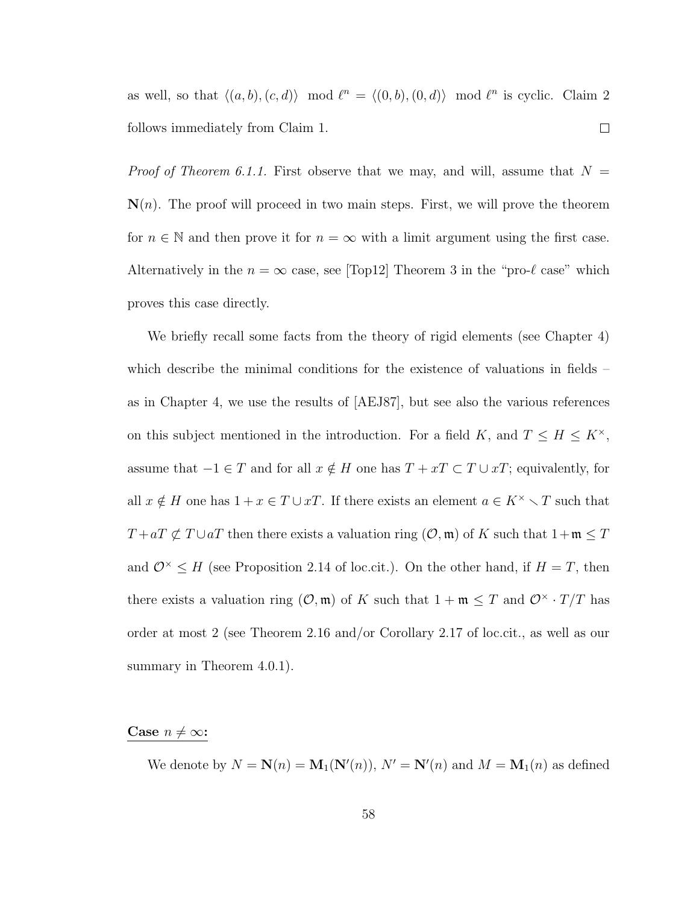as well, so that $\langle (a,b),(c,d)\rangle \mod \ell^n = \langle (0,b),(0,d)\rangle \mod \ell^n$ is cyclic. Claim 2 follows immediately from Claim 1. $\square$

*Proof of Theorem 6.1.1.* First observe that we may, and will, assume that $N = \mathbf{N}(n)$. The proof will proceed in two main steps. First, we will prove the theorem for $n \in \mathbb{N}$ and then prove it for $n = \infty$ with a limit argument using the first case. Alternatively in the $n = \infty$ case, see [Top12] Theorem 3 in the "pro-$\ell$ case" which proves this case directly.

We briefly recall some facts from the theory of rigid elements (see Chapter 4) which describe the minimal conditions for the existence of valuations in fields – as in Chapter 4, we use the results of [AEJ87], but see also the various references on this subject mentioned in the introduction. For a field $K$, and $T \leq H \leq K^\times$, assume that $-1 \in T$ and for all $x \notin H$ one has $T + xT \subset T \cup xT$; equivalently, for all $x \notin H$ one has $1 + x \in T \cup xT$. If there exists an element $a \in K^\times \smallsetminus T$ such that $T + aT \not\subset T \cup aT$ then there exists a valuation ring $(\mathcal{O}, \mathfrak{m})$ of $K$ such that $1 + \mathfrak{m} \leq T$ and $\mathcal{O}^\times \leq H$ (see Proposition 2.14 of loc.cit.). On the other hand, if $H = T$, then there exists a valuation ring $(\mathcal{O}, \mathfrak{m})$ of $K$ such that $1 + \mathfrak{m} \leq T$ and $\mathcal{O}^\times \cdot T/T$ has order at most 2 (see Theorem 2.16 and/or Corollary 2.17 of loc.cit., as well as our summary in Theorem 4.0.1).

**Case $n \neq \infty$:**

We denote by $N = \mathbf{N}(n) = \mathbf{M}_1(\mathbf{N}'(n))$, $N' = \mathbf{N}'(n)$ and $M = \mathbf{M}_1(n)$ as defined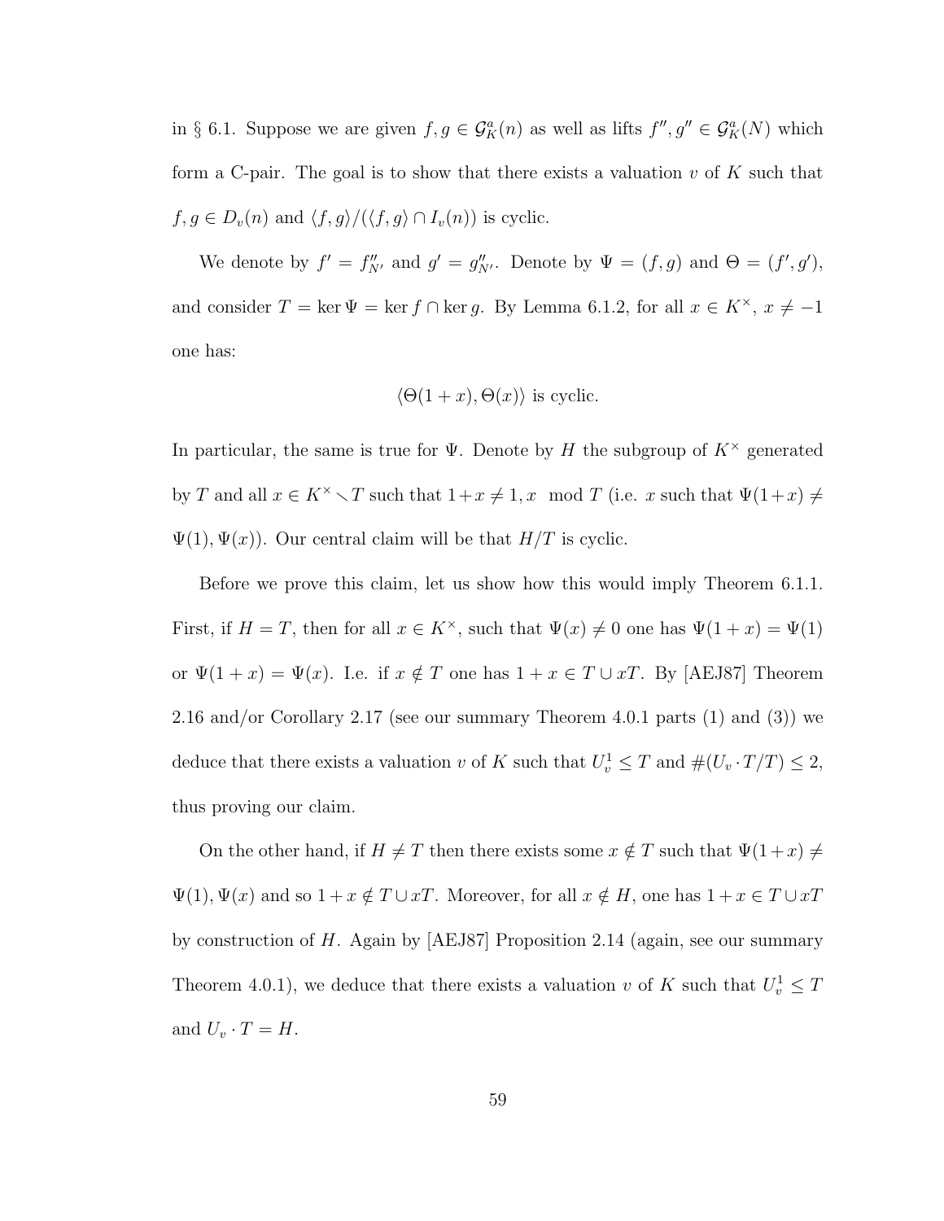in § 6.1. Suppose we are given $f, g \in \mathcal{G}_K^a(n)$ as well as lifts $f'', g'' \in \mathcal{G}_K^a(N)$ which form a C-pair. The goal is to show that there exists a valuation $v$ of $K$ such that $f, g \in D_v(n)$ and $\langle f, g \rangle / (\langle f, g \rangle \cap I_v(n))$ is cyclic.

We denote by $f' = f''_{N'}$ and $g' = g''_{N'}$. Denote by $\Psi = (f, g)$ and $\Theta = (f', g')$, and consider $T = \ker \Psi = \ker f \cap \ker g$. By Lemma 6.1.2, for all $x \in K^\times$, $x \neq -1$ one has:

$$\langle \Theta(1+x), \Theta(x) \rangle \text{ is cyclic.}$$

In particular, the same is true for $\Psi$. Denote by $H$ the subgroup of $K^\times$ generated by $T$ and all $x \in K^\times \smallsetminus T$ such that $1 + x \neq 1, x \mod T$ (i.e. $x$ such that $\Psi(1+x) \neq \Psi(1), \Psi(x)$). Our central claim will be that $H/T$ is cyclic.

Before we prove this claim, let us show how this would imply Theorem 6.1.1. First, if $H = T$, then for all $x \in K^\times$, such that $\Psi(x) \neq 0$ one has $\Psi(1+x) = \Psi(1)$ or $\Psi(1+x) = \Psi(x)$. I.e. if $x \notin T$ one has $1 + x \in T \cup xT$. By [AEJ87] Theorem 2.16 and/or Corollary 2.17 (see our summary Theorem 4.0.1 parts (1) and (3)) we deduce that there exists a valuation $v$ of $K$ such that $U_v^1 \leq T$ and $\#(U_v \cdot T/T) \leq 2$, thus proving our claim.

On the other hand, if $H \neq T$ then there exists some $x \notin T$ such that $\Psi(1+x) \neq \Psi(1), \Psi(x)$ and so $1 + x \notin T \cup xT$. Moreover, for all $x \notin H$, one has $1 + x \in T \cup xT$ by construction of $H$. Again by [AEJ87] Proposition 2.14 (again, see our summary Theorem 4.0.1), we deduce that there exists a valuation $v$ of $K$ such that $U_v^1 \leq T$ and $U_v \cdot T = H$.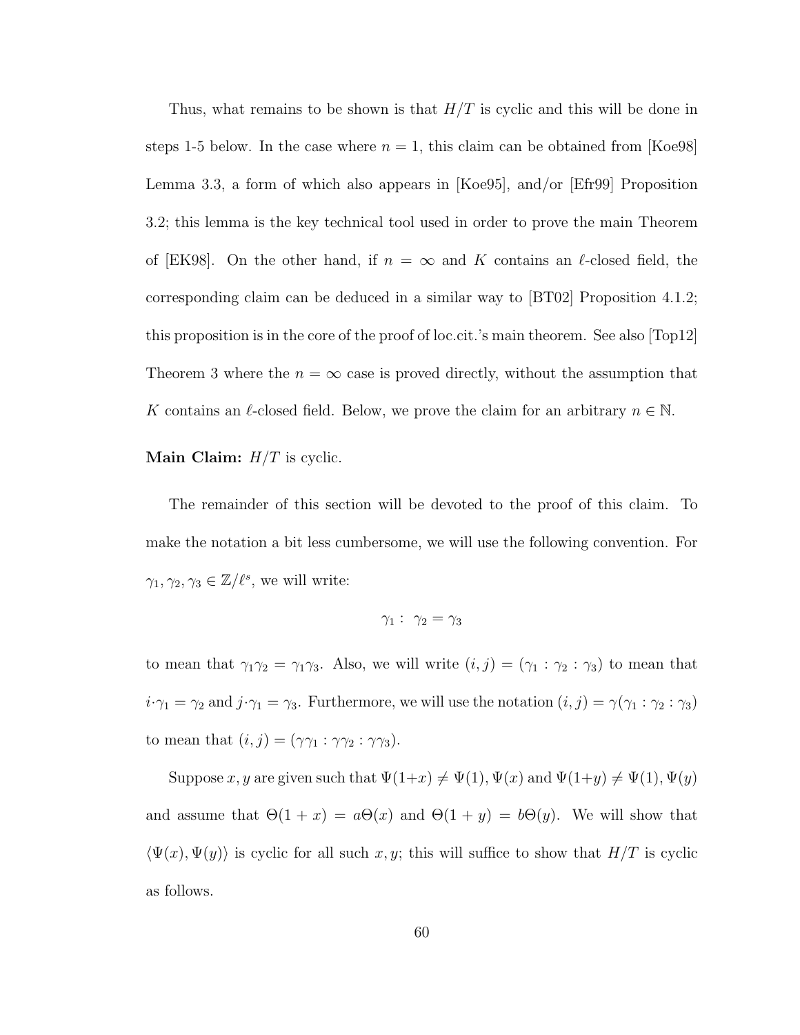Thus, what remains to be shown is that $H/T$ is cyclic and this will be done in steps 1-5 below. In the case where $n = 1$, this claim can be obtained from [Koe98] Lemma 3.3, a form of which also appears in [Koe95], and/or [Efr99] Proposition 3.2; this lemma is the key technical tool used in order to prove the main Theorem of [EK98]. On the other hand, if $n = \infty$ and $K$ contains an $\ell$-closed field, the corresponding claim can be deduced in a similar way to [BT02] Proposition 4.1.2; this proposition is in the core of the proof of loc.cit.'s main theorem. See also [Top12] Theorem 3 where the $n = \infty$ case is proved directly, without the assumption that $K$ contains an $\ell$-closed field. Below, we prove the claim for an arbitrary $n \in \mathbb{N}$.

**Main Claim:** $H/T$ is cyclic.

The remainder of this section will be devoted to the proof of this claim. To make the notation a bit less cumbersome, we will use the following convention. For $\gamma_1, \gamma_2, \gamma_3 \in \mathbb{Z}/\ell^s$, we will write:

$$\gamma_1 : \ \gamma_2 = \gamma_3$$

to mean that $\gamma_1\gamma_2 = \gamma_1\gamma_3$. Also, we will write $(i, j) = (\gamma_1 : \gamma_2 : \gamma_3)$ to mean that $i \cdot \gamma_1 = \gamma_2$ and $j \cdot \gamma_1 = \gamma_3$. Furthermore, we will use the notation $(i, j) = \gamma(\gamma_1 : \gamma_2 : \gamma_3)$ to mean that $(i, j) = (\gamma\gamma_1 : \gamma\gamma_2 : \gamma\gamma_3)$.

Suppose $x, y$ are given such that $\Psi(1+x) \neq \Psi(1), \Psi(x)$ and $\Psi(1+y) \neq \Psi(1), \Psi(y)$ and assume that $\Theta(1 + x) = a\Theta(x)$ and $\Theta(1 + y) = b\Theta(y)$. We will show that $\langle \Psi(x), \Psi(y) \rangle$ is cyclic for all such $x, y$; this will suffice to show that $H/T$ is cyclic as follows.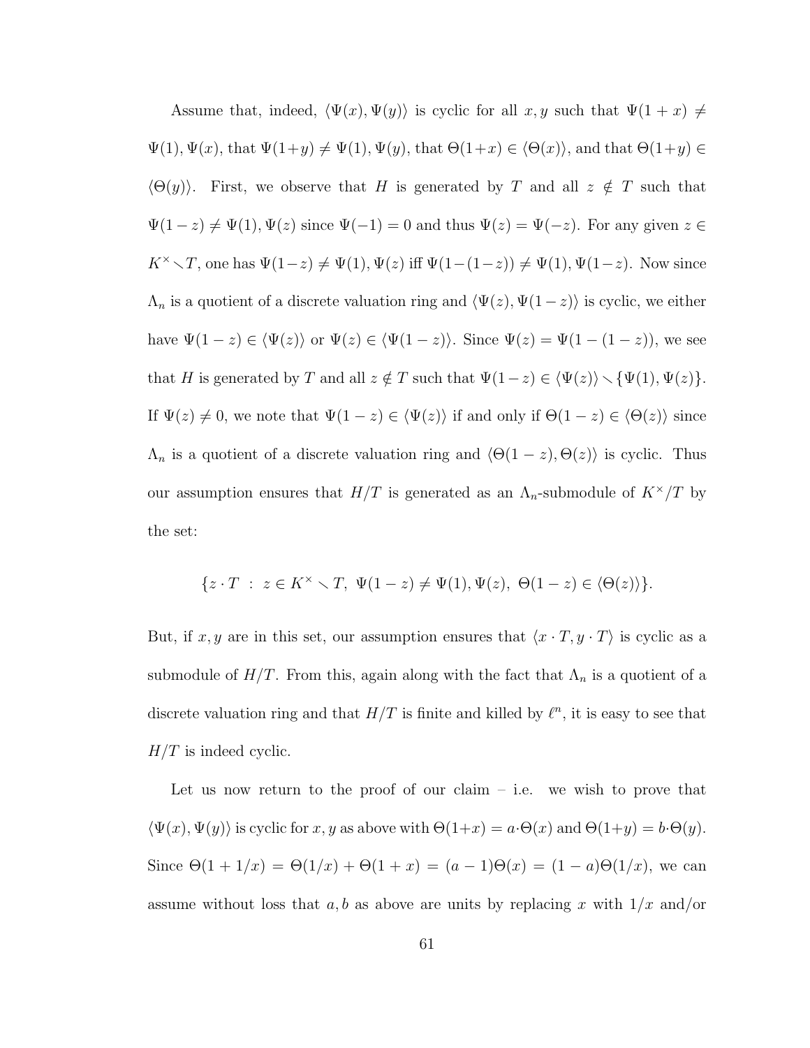Assume that, indeed, $\langle \Psi(x), \Psi(y) \rangle$ is cyclic for all $x, y$ such that $\Psi(1+x) \neq \Psi(1), \Psi(x)$, that $\Psi(1+y) \neq \Psi(1), \Psi(y)$, that $\Theta(1+x) \in \langle \Theta(x) \rangle$, and that $\Theta(1+y) \in \langle \Theta(y) \rangle$. First, we observe that $H$ is generated by $T$ and all $z \notin T$ such that $\Psi(1-z) \neq \Psi(1), \Psi(z)$ since $\Psi(-1) = 0$ and thus $\Psi(z) = \Psi(-z)$. For any given $z \in K^\times \smallsetminus T$, one has $\Psi(1-z) \neq \Psi(1), \Psi(z)$ iff $\Psi(1-(1-z)) \neq \Psi(1), \Psi(1-z)$. Now since $\Lambda_n$ is a quotient of a discrete valuation ring and $\langle \Psi(z), \Psi(1-z) \rangle$ is cyclic, we either have $\Psi(1-z) \in \langle \Psi(z) \rangle$ or $\Psi(z) \in \langle \Psi(1-z) \rangle$. Since $\Psi(z) = \Psi(1-(1-z))$, we see that $H$ is generated by $T$ and all $z \notin T$ such that $\Psi(1-z) \in \langle \Psi(z) \rangle \smallsetminus \{\Psi(1), \Psi(z)\}$. If $\Psi(z) \neq 0$, we note that $\Psi(1-z) \in \langle \Psi(z) \rangle$ if and only if $\Theta(1-z) \in \langle \Theta(z) \rangle$ since $\Lambda_n$ is a quotient of a discrete valuation ring and $\langle \Theta(1-z), \Theta(z) \rangle$ is cyclic. Thus our assumption ensures that $H/T$ is generated as an $\Lambda_n$-submodule of $K^\times/T$ by the set:

$$\{z \cdot T \ : \ z \in K^\times \smallsetminus T, \ \Psi(1-z) \neq \Psi(1), \Psi(z), \ \Theta(1-z) \in \langle \Theta(z) \rangle\}.$$

But, if $x, y$ are in this set, our assumption ensures that $\langle x \cdot T, y \cdot T \rangle$ is cyclic as a submodule of $H/T$. From this, again along with the fact that $\Lambda_n$ is a quotient of a discrete valuation ring and that $H/T$ is finite and killed by $\ell^n$, it is easy to see that $H/T$ is indeed cyclic.

Let us now return to the proof of our claim – i.e. we wish to prove that $\langle \Psi(x), \Psi(y) \rangle$ is cyclic for $x, y$ as above with $\Theta(1+x) = a \cdot \Theta(x)$ and $\Theta(1+y) = b \cdot \Theta(y)$. Since $\Theta(1+1/x) = \Theta(1/x) + \Theta(1+x) = (a-1)\Theta(x) = (1-a)\Theta(1/x)$, we can assume without loss that $a, b$ as above are units by replacing $x$ with $1/x$ and/or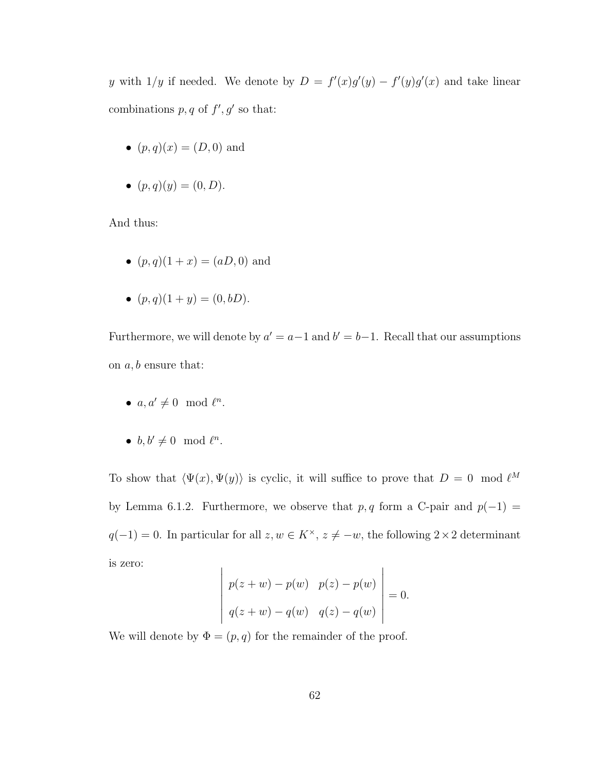$y$ with $1/y$ if needed. We denote by $D = f'(x)g'(y) - f'(y)g'(x)$ and take linear combinations $p, q$ of $f', g'$ so that:

- $(p, q)(x) = (D, 0)$ and
- $(p, q)(y) = (0, D)$.

And thus:

- $(p, q)(1 + x) = (aD, 0)$ and
- $(p, q)(1 + y) = (0, bD)$.

Furthermore, we will denote by $a' = a - 1$ and $b' = b - 1$. Recall that our assumptions on $a, b$ ensure that:

- $a, a' \neq 0 \mod \ell^n$.
- $b, b' \neq 0 \mod \ell^n$.

To show that $\langle \Psi(x), \Psi(y) \rangle$ is cyclic, it will suffice to prove that $D = 0 \mod \ell^M$ by Lemma 6.1.2. Furthermore, we observe that $p, q$ form a C-pair and $p(-1) = q(-1) = 0$. In particular for all $z, w \in K^\times$, $z \neq -w$, the following $2 \times 2$ determinant is zero:

$$\begin{vmatrix} p(z + w) - p(w) & p(z) - p(w) \\ q(z + w) - q(w) & q(z) - q(w) \end{vmatrix} = 0.$$

We will denote by $\Phi = (p, q)$ for the remainder of the proof.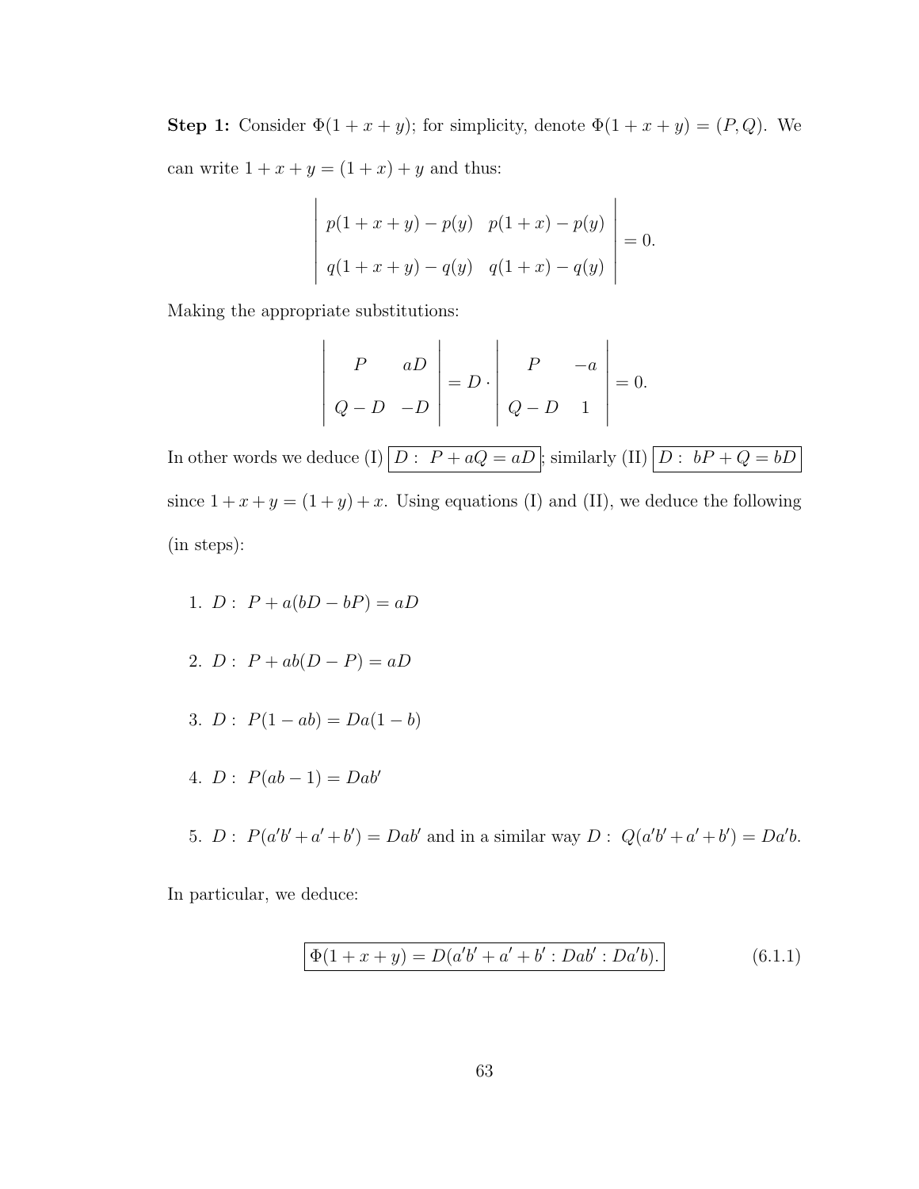**Step 1:** Consider $\Phi(1+x+y)$; for simplicity, denote $\Phi(1+x+y) = (P, Q)$. We can write $1+x+y = (1+x)+y$ and thus:

$$\begin{vmatrix} p(1+x+y) - p(y) & p(1+x) - p(y) \\ q(1+x+y) - q(y) & q(1+x) - q(y) \end{vmatrix} = 0.$$

Making the appropriate substitutions:

$$\begin{vmatrix} P & aD \\ Q - D & -D \end{vmatrix} = D \cdot \begin{vmatrix} P & -a \\ Q - D & 1 \end{vmatrix} = 0.$$

In other words we deduce (I) $\boxed{D: \ P + aQ = aD}$; similarly (II) $\boxed{D: \ bP + Q = bD}$ since $1+x+y = (1+y)+x$. Using equations (I) and (II), we deduce the following (in steps):

1. $D: \ P + a(bD - bP) = aD$
2. $D: \ P + ab(D - P) = aD$
3. $D: \ P(1 - ab) = Da(1 - b)$
4. $D: \ P(ab - 1) = Dab'$
5. $D: \ P(a'b' + a' + b') = Dab'$ and in a similar way $D: \ Q(a'b' + a' + b') = Da'b$.

In particular, we deduce:

$$\boxed{\Phi(1+x+y) = D(a'b' + a' + b' : Dab' : Da'b).} \tag{6.1.1}$$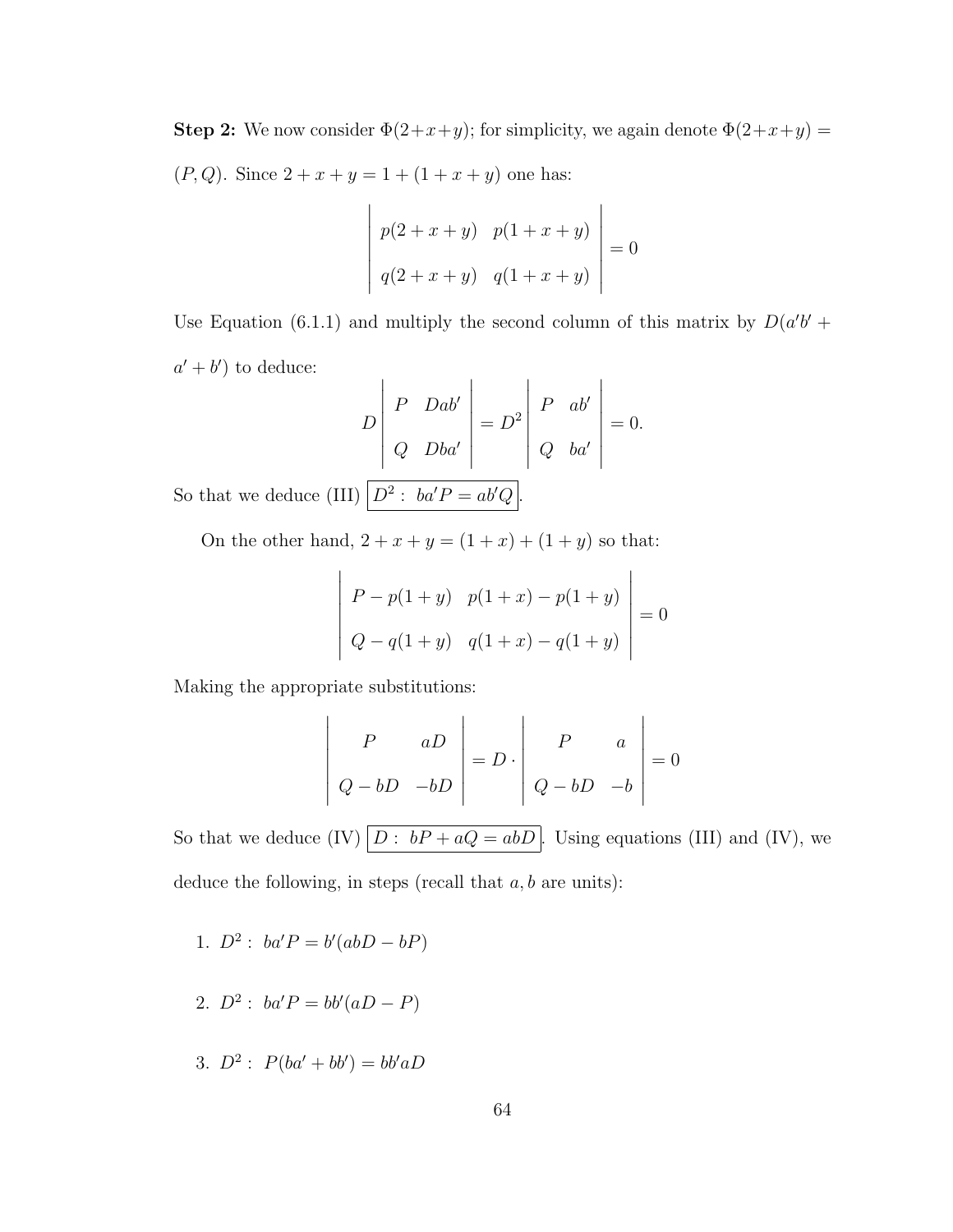**Step 2:** We now consider $\Phi(2+x+y)$; for simplicity, we again denote $\Phi(2+x+y) = (P, Q)$. Since $2 + x + y = 1 + (1 + x + y)$ one has:

$$\begin{vmatrix} p(2+x+y) & p(1+x+y) \\ q(2+x+y) & q(1+x+y) \end{vmatrix} = 0$$

Use Equation (6.1.1) and multiply the second column of this matrix by $D(a'b' + a' + b')$ to deduce:

$$D \begin{vmatrix} P & Dab' \\ Q & Dba' \end{vmatrix} = D^2 \begin{vmatrix} P & ab' \\ Q & ba' \end{vmatrix} = 0.$$

So that we deduce (III) $\boxed{D^2 : \ ba'P = ab'Q}$.

On the other hand, $2 + x + y = (1 + x) + (1 + y)$ so that:

$$\begin{vmatrix} P - p(1+y) & p(1+x) - p(1+y) \\ Q - q(1+y) & q(1+x) - q(1+y) \end{vmatrix} = 0$$

Making the appropriate substitutions:

$$\begin{vmatrix} P & aD \\ Q - bD & -bD \end{vmatrix} = D \cdot \begin{vmatrix} P & a \\ Q - bD & -b \end{vmatrix} = 0$$

So that we deduce (IV) $\boxed{D : \ bP + aQ = abD}$. Using equations (III) and (IV), we deduce the following, in steps (recall that $a, b$ are units):

1. $D^2 : \ ba'P = b'(abD - bP)$
2. $D^2 : \ ba'P = bb'(aD - P)$
3. $D^2 : \ P(ba' + bb') = bb'aD$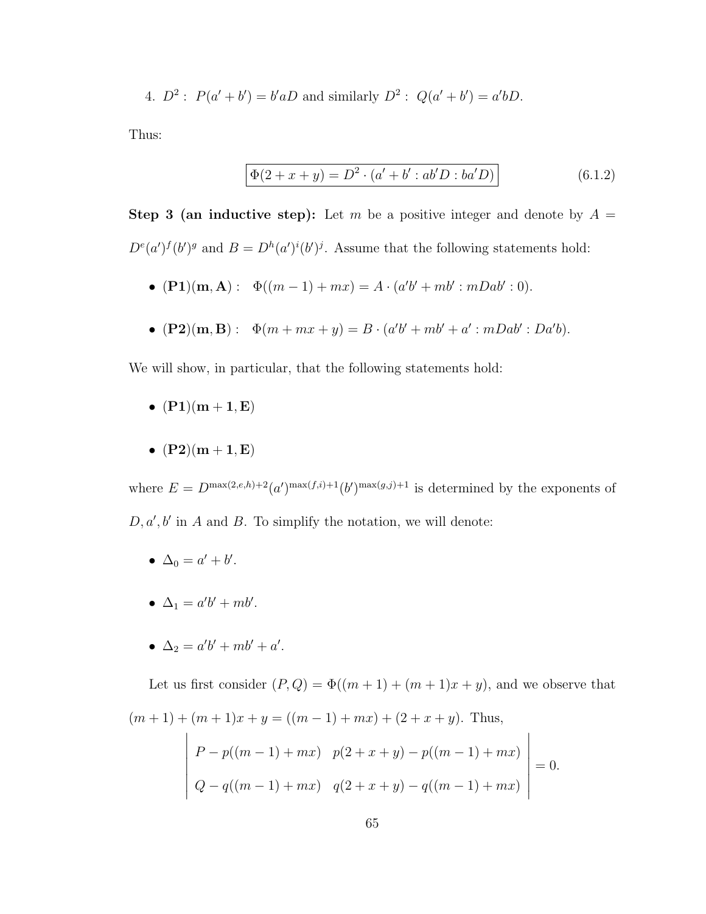4. $D^2: \; P(a'+b') = b'aD$ and similarly $D^2: \; Q(a'+b') = a'bD$.

Thus:

$$\boxed{\Phi(2+x+y) = D^2 \cdot (a'+b' : ab'D : ba'D)} \tag{6.1.2}$$

**Step 3 (an inductive step):** Let $m$ be a positive integer and denote by $A = D^e(a')^f(b')^g$ and $B = D^h(a')^i(b')^j$. Assume that the following statements hold:

- $(\mathbf{P1})(\mathbf{m}, \mathbf{A}): \quad \Phi((m-1)+mx) = A \cdot (a'b' + mb' : mDab' : 0)$.
- $(\mathbf{P2})(\mathbf{m}, \mathbf{B}): \quad \Phi(m+mx+y) = B \cdot (a'b' + mb' + a' : mDab' : Da'b)$.

We will show, in particular, that the following statements hold:

- $(\mathbf{P1})(\mathbf{m+1}, \mathbf{E})$
- $(\mathbf{P2})(\mathbf{m+1}, \mathbf{E})$

where $E = D^{\max(2,e,h)+2}(a')^{\max(f,i)+1}(b')^{\max(g,j)+1}$ is determined by the exponents of $D, a', b'$ in $A$ and $B$. To simplify the notation, we will denote:

- $\Delta_0 = a' + b'$.
- $\Delta_1 = a'b' + mb'$.
- $\Delta_2 = a'b' + mb' + a'$.

Let us first consider $(P, Q) = \Phi((m+1) + (m+1)x + y)$, and we observe that $(m+1) + (m+1)x + y = ((m-1) + mx) + (2 + x + y)$. Thus,

$$\begin{vmatrix} P - p((m-1)+mx) & p(2+x+y) - p((m-1)+mx) \\ Q - q((m-1)+mx) & q(2+x+y) - q((m-1)+mx) \end{vmatrix} = 0.$$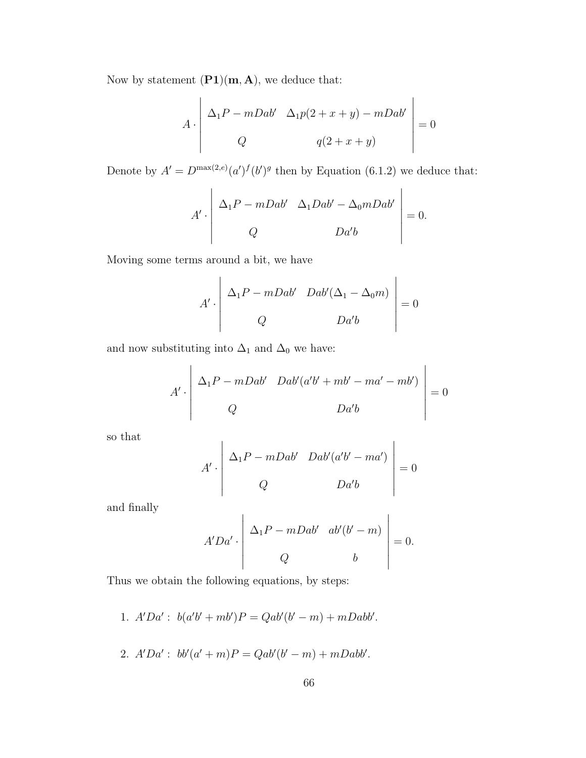Now by statement $(\mathbf{P1})(\mathbf{m},\mathbf{A})$, we deduce that:

$$A \cdot \begin{vmatrix} \Delta_1 P - mDab' & \Delta_1 p(2+x+y) - mDab' \\ Q & q(2+x+y) \end{vmatrix} = 0$$

Denote by $A' = D^{\max(2,e)}(a')^f(b')^g$ then by Equation (6.1.2) we deduce that:

$$A' \cdot \begin{vmatrix} \Delta_1 P - mDab' & \Delta_1 Dab' - \Delta_0 mDab' \\ Q & Da'b \end{vmatrix} = 0.$$

Moving some terms around a bit, we have

$$A' \cdot \begin{vmatrix} \Delta_1 P - mDab' & Dab'(\Delta_1 - \Delta_0 m) \\ Q & Da'b \end{vmatrix} = 0$$

and now substituting into $\Delta_1$ and $\Delta_0$ we have:

$$A' \cdot \begin{vmatrix} \Delta_1 P - mDab' & Dab'(a'b' + mb' - ma' - mb') \\ Q & Da'b \end{vmatrix} = 0$$

so that

$$A' \cdot \begin{vmatrix} \Delta_1 P - mDab' & Dab'(a'b' - ma') \\ Q & Da'b \end{vmatrix} = 0$$

and finally

$$A'Da' \cdot \begin{vmatrix} \Delta_1 P - mDab' & ab'(b' - m) \\ Q & b \end{vmatrix} = 0.$$

Thus we obtain the following equations, by steps:

1. $A'Da' :\ b(a'b' + mb')P = Qab'(b' - m) + mDabb'.$

2. $A'Da' :\ bb'(a' + m)P = Qab'(b' - m) + mDabb'.$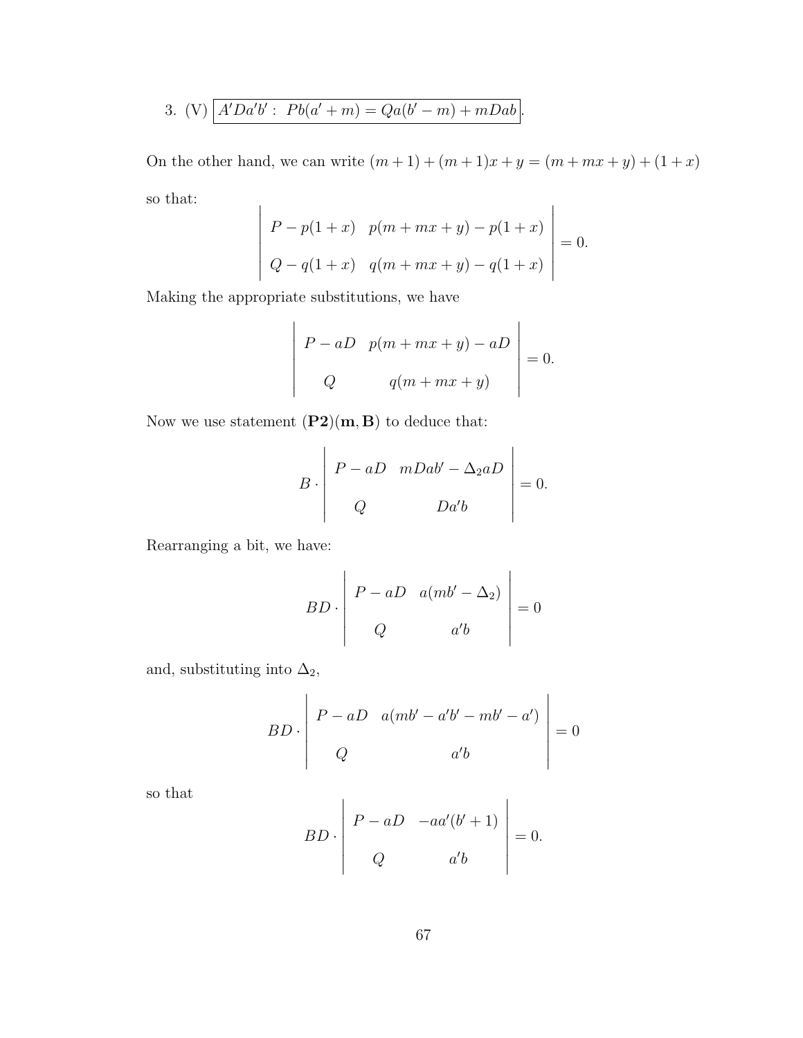3. (V) $\boxed{A'Da'b' : \; Pb(a'+m) = Qa(b'-m) + mDab}$.

On the other hand, we can write $(m+1)+(m+1)x+y = (m+mx+y)+(1+x)$

so that:

$$\begin{vmatrix} P - p(1+x) & p(m+mx+y) - p(1+x) \\ Q - q(1+x) & q(m+mx+y) - q(1+x) \end{vmatrix} = 0.$$

Making the appropriate substitutions, we have

$$\begin{vmatrix} P - aD & p(m+mx+y) - aD \\ Q & q(m+mx+y) \end{vmatrix} = 0.$$

Now we use statement $(\mathbf{P2})(\mathbf{m},\mathbf{B})$ to deduce that:

$$B \cdot \begin{vmatrix} P - aD & mDab' - \Delta_2 aD \\ Q & Da'b \end{vmatrix} = 0.$$

Rearranging a bit, we have:

$$BD \cdot \begin{vmatrix} P - aD & a(mb' - \Delta_2) \\ Q & a'b \end{vmatrix} = 0$$

and, substituting into $\Delta_2$,

$$BD \cdot \begin{vmatrix} P - aD & a(mb' - a'b' - mb' - a') \\ Q & a'b \end{vmatrix} = 0$$

so that

$$BD \cdot \begin{vmatrix} P - aD & -aa'(b'+1) \\ Q & a'b \end{vmatrix} = 0.$$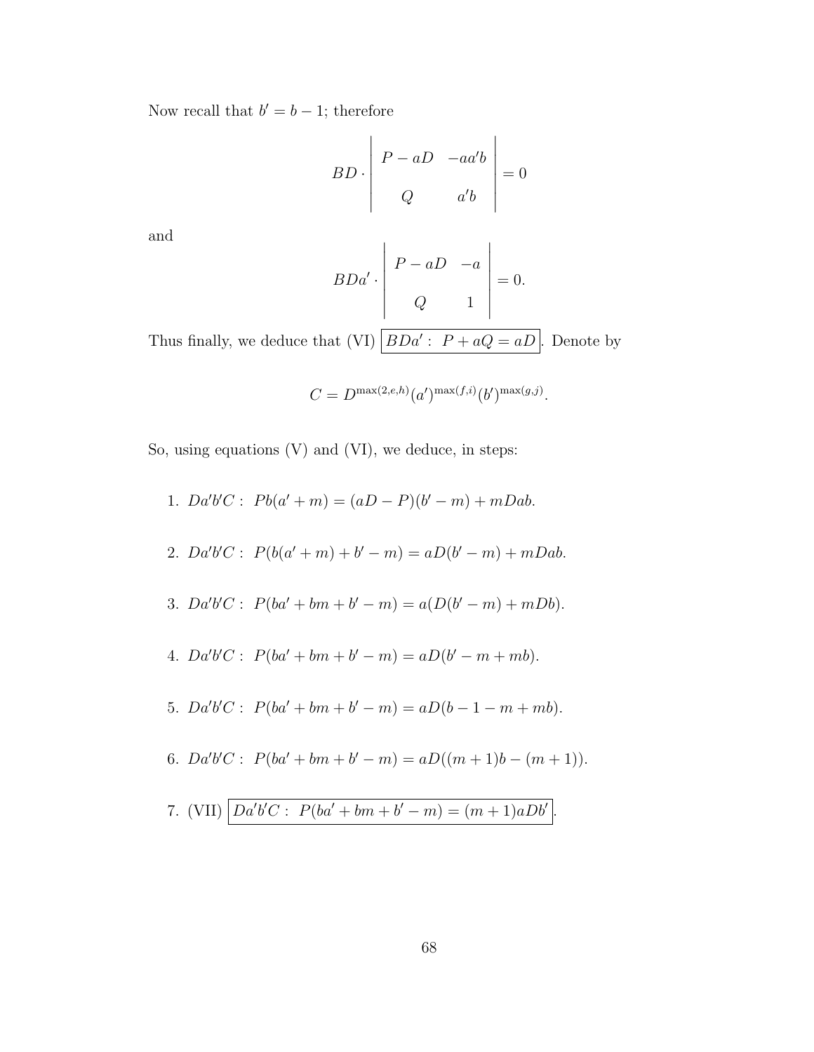Now recall that $b' = b - 1$; therefore

$$BD \cdot \begin{vmatrix} P - aD & -aa'b \\ \\ Q & a'b \end{vmatrix} = 0$$

and

$$BDa' \cdot \begin{vmatrix} P - aD & -a \\ \\ Q & 1 \end{vmatrix} = 0.$$

Thus finally, we deduce that (VI) $\boxed{BDa' : \ P + aQ = aD}$. Denote by

$$C = D^{\max(2,e,h)}(a')^{\max(f,i)}(b')^{\max(g,j)}.$$

So, using equations (V) and (VI), we deduce, in steps:

1. $Da'b'C : \ Pb(a' + m) = (aD - P)(b' - m) + mDab.$

2. $Da'b'C : \ P(b(a' + m) + b' - m) = aD(b' - m) + mDab.$

3. $Da'b'C : \ P(ba' + bm + b' - m) = a(D(b' - m) + mDb).$

4. $Da'b'C : \ P(ba' + bm + b' - m) = aD(b' - m + mb).$

5. $Da'b'C : \ P(ba' + bm + b' - m) = aD(b - 1 - m + mb).$

6. $Da'b'C : \ P(ba' + bm + b' - m) = aD((m + 1)b - (m + 1)).$

7. (VII) $\boxed{Da'b'C : \ P(ba' + bm + b' - m) = (m + 1)aDb'}$.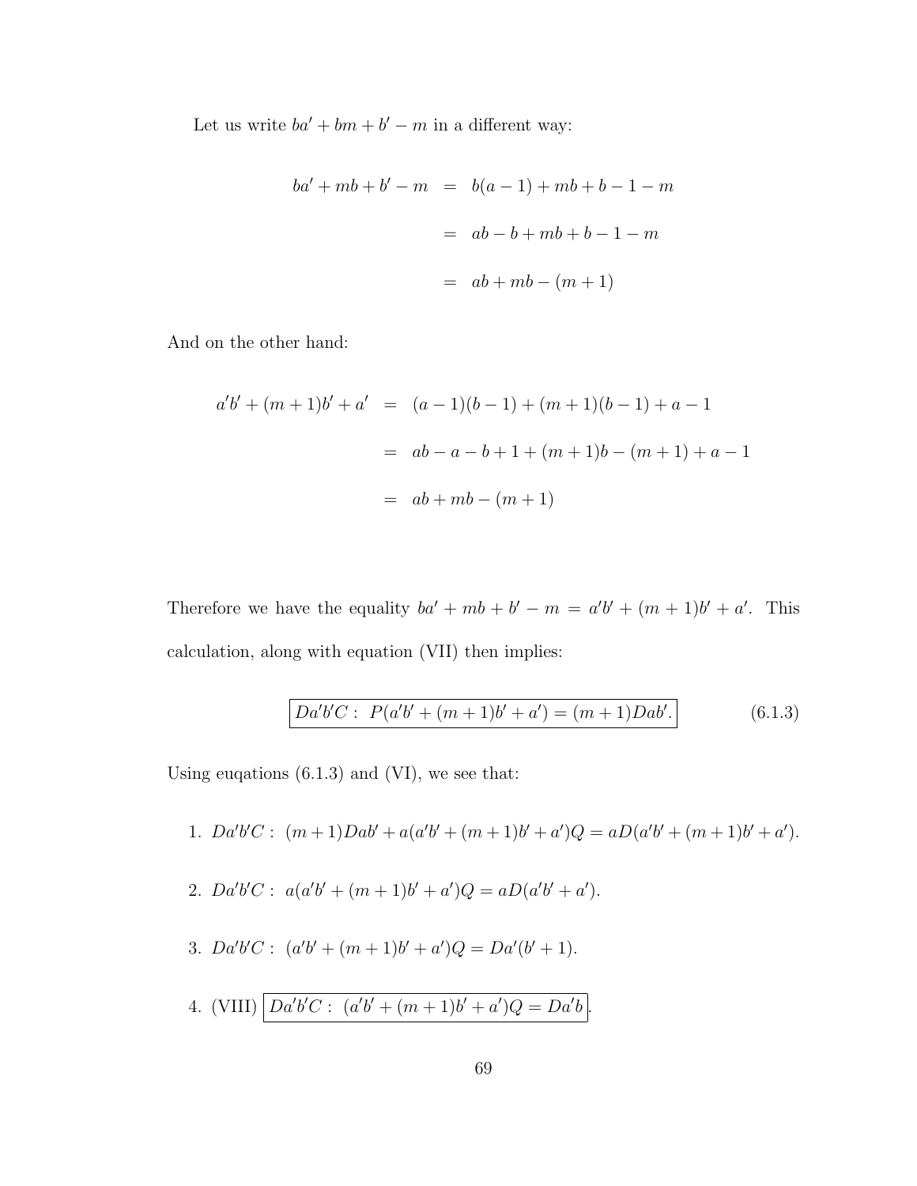Let us write $ba' + bm + b' - m$ in a different way:

$$
\begin{aligned}
ba' + mb + b' - m &= b(a-1) + mb + b - 1 - m \\
&= ab - b + mb + b - 1 - m \\
&= ab + mb - (m+1)
\end{aligned}
$$

And on the other hand:

$$
\begin{aligned}
a'b' + (m+1)b' + a' &= (a-1)(b-1) + (m+1)(b-1) + a - 1 \\
&= ab - a - b + 1 + (m+1)b - (m+1) + a - 1 \\
&= ab + mb - (m+1)
\end{aligned}
$$

Therefore we have the equality $ba' + mb + b' - m = a'b' + (m+1)b' + a'$. This calculation, along with equation (VII) then implies:

$$
\boxed{Da'b'C: \ P(a'b' + (m+1)b' + a') = (m+1)Dab'.} \tag{6.1.3}
$$

Using euqations (6.1.3) and (VI), we see that:

1. $Da'b'C: \ (m+1)Dab' + a(a'b' + (m+1)b' + a')Q = aD(a'b' + (m+1)b' + a')$.

2. $Da'b'C: \ a(a'b' + (m+1)b' + a')Q = aD(a'b' + a')$.

3. $Da'b'C: \ (a'b' + (m+1)b' + a')Q = Da'(b'+1)$.

4. (VIII) $\boxed{Da'b'C: \ (a'b' + (m+1)b' + a')Q = Da'b}$.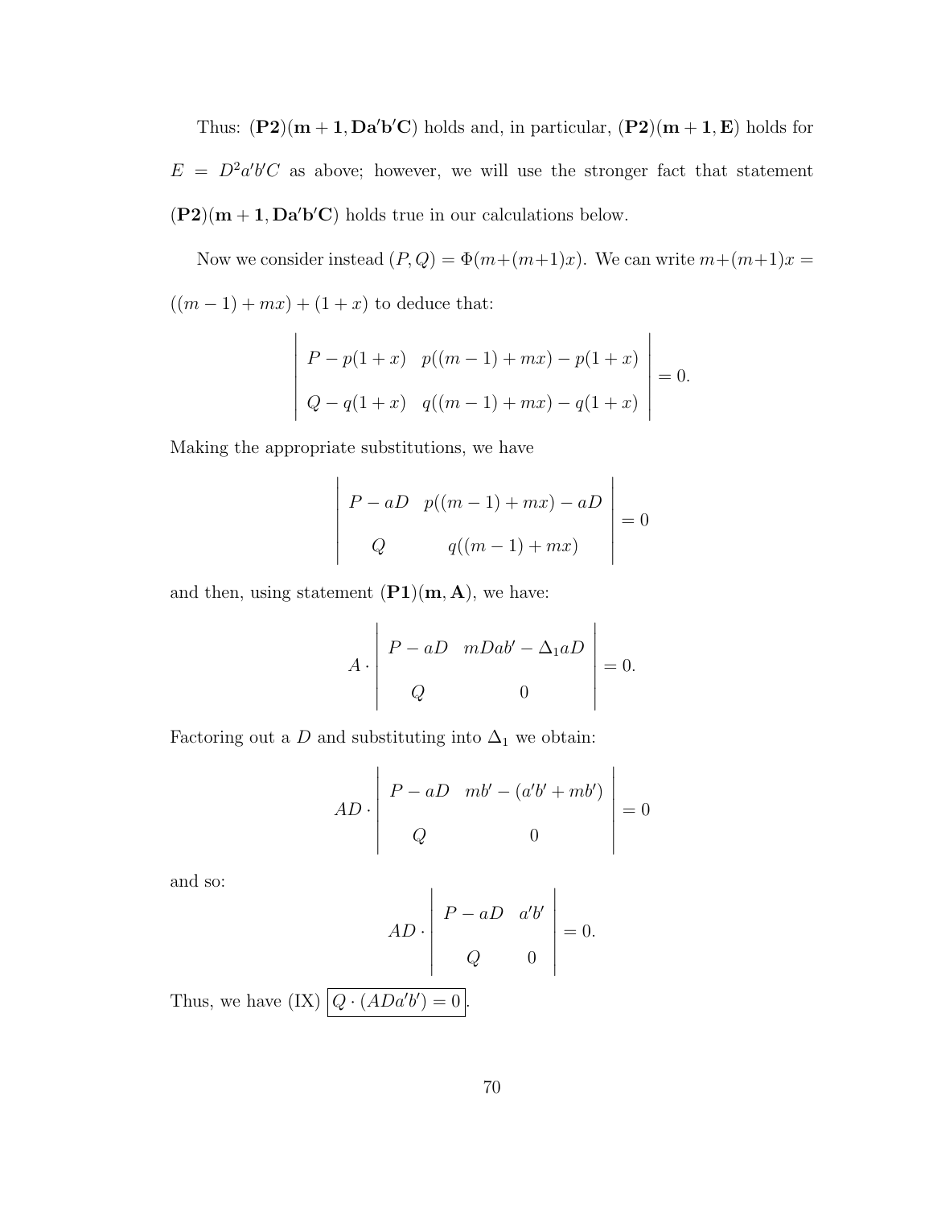Thus: $(\mathbf{P2})(\mathbf{m+1}, \mathbf{Da'b'C})$ holds and, in particular, $(\mathbf{P2})(\mathbf{m+1}, \mathbf{E})$ holds for $E = D^2a'b'C$ as above; however, we will use the stronger fact that statement $(\mathbf{P2})(\mathbf{m+1}, \mathbf{Da'b'C})$ holds true in our calculations below.

Now we consider instead $(P, Q) = \Phi(m+(m+1)x)$. We can write $m+(m+1)x = ((m-1)+mx)+(1+x)$ to deduce that:

$$\begin{vmatrix} P - p(1+x) & p((m-1)+mx) - p(1+x) \\ Q - q(1+x) & q((m-1)+mx) - q(1+x) \end{vmatrix} = 0.$$

Making the appropriate substitutions, we have

$$\begin{vmatrix} P - aD & p((m-1)+mx) - aD \\ Q & q((m-1)+mx) \end{vmatrix} = 0$$

and then, using statement $(\mathbf{P1})(\mathbf{m}, \mathbf{A})$, we have:

$$A \cdot \begin{vmatrix} P - aD & mDab' - \Delta_1 aD \\ Q & 0 \end{vmatrix} = 0.$$

Factoring out a $D$ and substituting into $\Delta_1$ we obtain:

$$AD \cdot \begin{vmatrix} P - aD & mb' - (a'b' + mb') \\ Q & 0 \end{vmatrix} = 0$$

and so:

$$AD \cdot \begin{vmatrix} P - aD & a'b' \\ Q & 0 \end{vmatrix} = 0.$$

Thus, we have (IX) $\boxed{Q \cdot (ADa'b') = 0}$.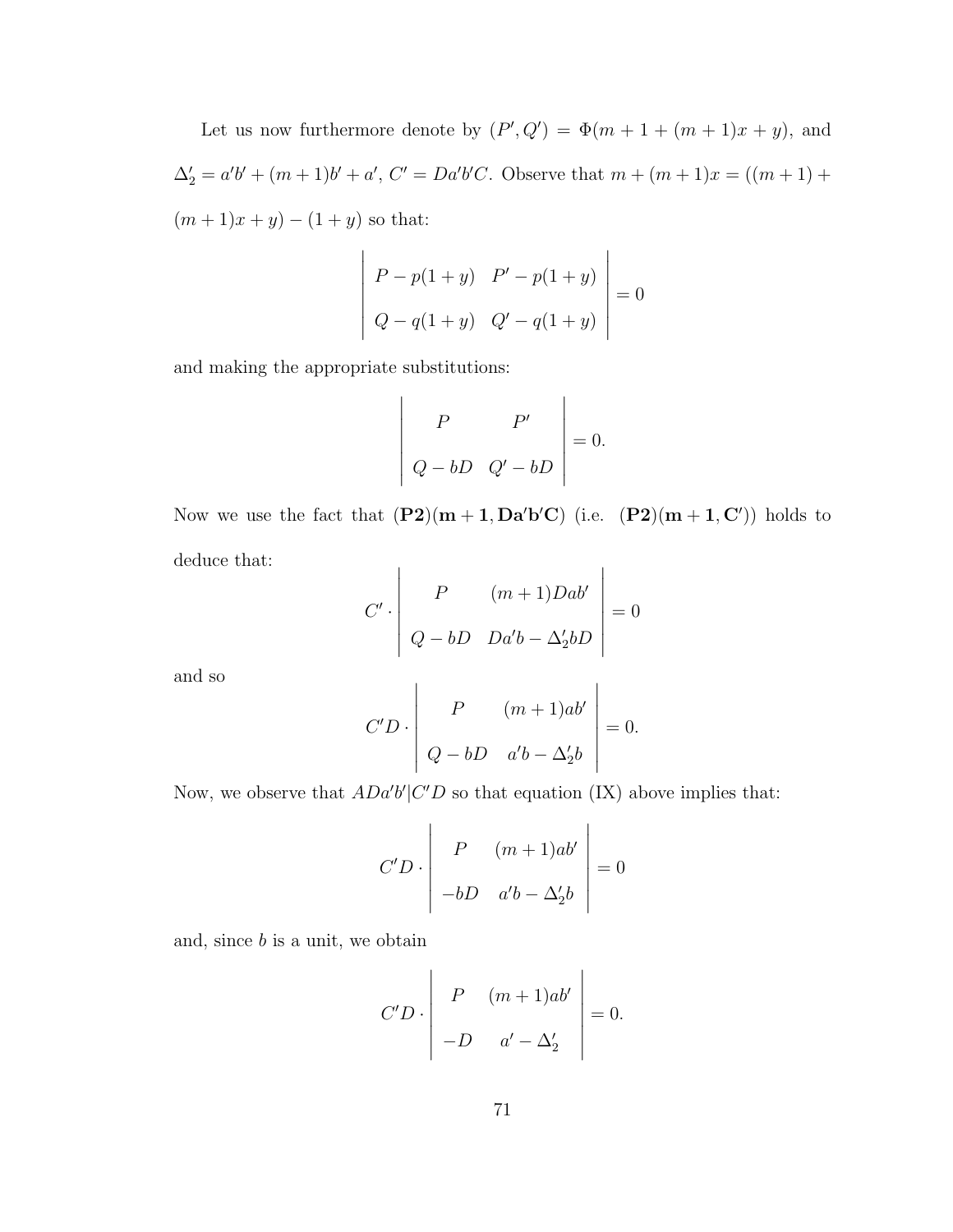Let us now furthermore denote by $(P', Q') = \Phi(m + 1 + (m + 1)x + y)$, and $\Delta_2' = a'b' + (m + 1)b' + a'$, $C' = Da'b'C$. Observe that $m + (m + 1)x = ((m + 1) + (m + 1)x + y) - (1 + y)$ so that:

$$\begin{vmatrix} P - p(1+y) & P' - p(1+y) \\ Q - q(1+y) & Q' - q(1+y) \end{vmatrix} = 0$$

and making the appropriate substitutions:

$$\begin{vmatrix} P & P' \\ Q - bD & Q' - bD \end{vmatrix} = 0.$$

Now we use the fact that $(\mathbf{P2})(\mathbf{m+1}, \mathbf{Da'b'C})$ (i.e. $(\mathbf{P2})(\mathbf{m+1}, \mathbf{C'})$) holds to deduce that:

$$C' \cdot \begin{vmatrix} P & (m+1)Dab' \\ Q - bD & Da'b - \Delta_2' bD \end{vmatrix} = 0$$

and so

$$C'D \cdot \begin{vmatrix} P & (m+1)ab' \\ Q - bD & a'b - \Delta_2' b \end{vmatrix} = 0.$$

Now, we observe that $ADa'b' | C'D$ so that equation (IX) above implies that:

$$C'D \cdot \begin{vmatrix} P & (m+1)ab' \\ -bD & a'b - \Delta_2' b \end{vmatrix} = 0$$

and, since $b$ is a unit, we obtain

$$C'D \cdot \begin{vmatrix} P & (m+1)ab' \\ -D & a' - \Delta_2' \end{vmatrix} = 0.$$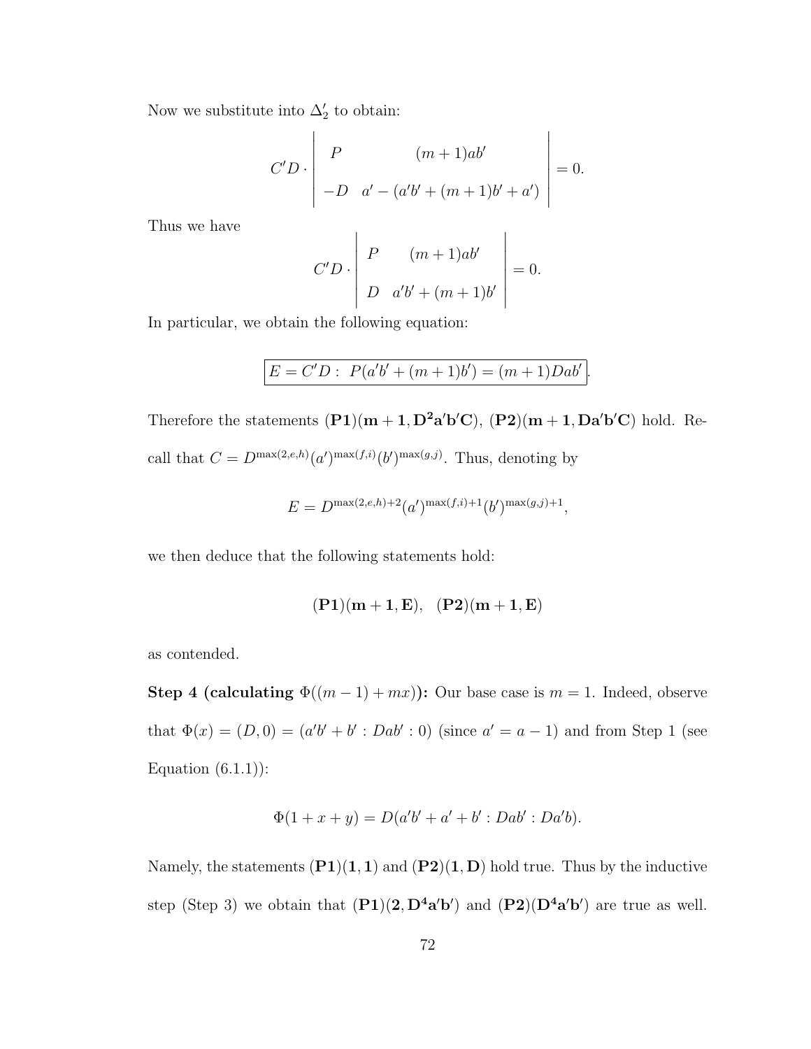Now we substitute into $\Delta_2'$ to obtain:

$$C'D \cdot \begin{vmatrix} P & (m+1)ab' \\ -D & a' - (a'b' + (m+1)b' + a') \end{vmatrix} = 0.$$

Thus we have

$$C'D \cdot \begin{vmatrix} P & (m+1)ab' \\ D & a'b' + (m+1)b' \end{vmatrix} = 0.$$

In particular, we obtain the following equation:

$$\boxed{E = C'D: \; P(a'b' + (m+1)b') = (m+1)Dab'}.$$

Therefore the statements $(\mathbf{P1})(\mathbf{m+1}, \mathbf{D^2a'b'C})$, $(\mathbf{P2})(\mathbf{m+1}, \mathbf{Da'b'C})$ hold. Recall that $C = D^{\max(2,e,h)}(a')^{\max(f,i)}(b')^{\max(g,j)}$. Thus, denoting by

$$E = D^{\max(2,e,h)+2}(a')^{\max(f,i)+1}(b')^{\max(g,j)+1},$$

we then deduce that the following statements hold:

$$(\mathbf{P1})(\mathbf{m+1}, \mathbf{E}), \quad (\mathbf{P2})(\mathbf{m+1}, \mathbf{E})$$

as contended.

**Step 4 (calculating $\Phi((m-1)+mx)$):** Our base case is $m = 1$. Indeed, observe that $\Phi(x) = (D, 0) = (a'b' + b' : Dab' : 0)$ (since $a' = a - 1$) and from Step 1 (see Equation (6.1.1)):

$$\Phi(1 + x + y) = D(a'b' + a' + b' : Dab' : Da'b).$$

Namely, the statements $(\mathbf{P1})(\mathbf{1}, \mathbf{1})$ and $(\mathbf{P2})(\mathbf{1}, \mathbf{D})$ hold true. Thus by the inductive step (Step 3) we obtain that $(\mathbf{P1})(\mathbf{2}, \mathbf{D^4a'b'})$ and $(\mathbf{P2})(\mathbf{D^4a'b'})$ are true as well.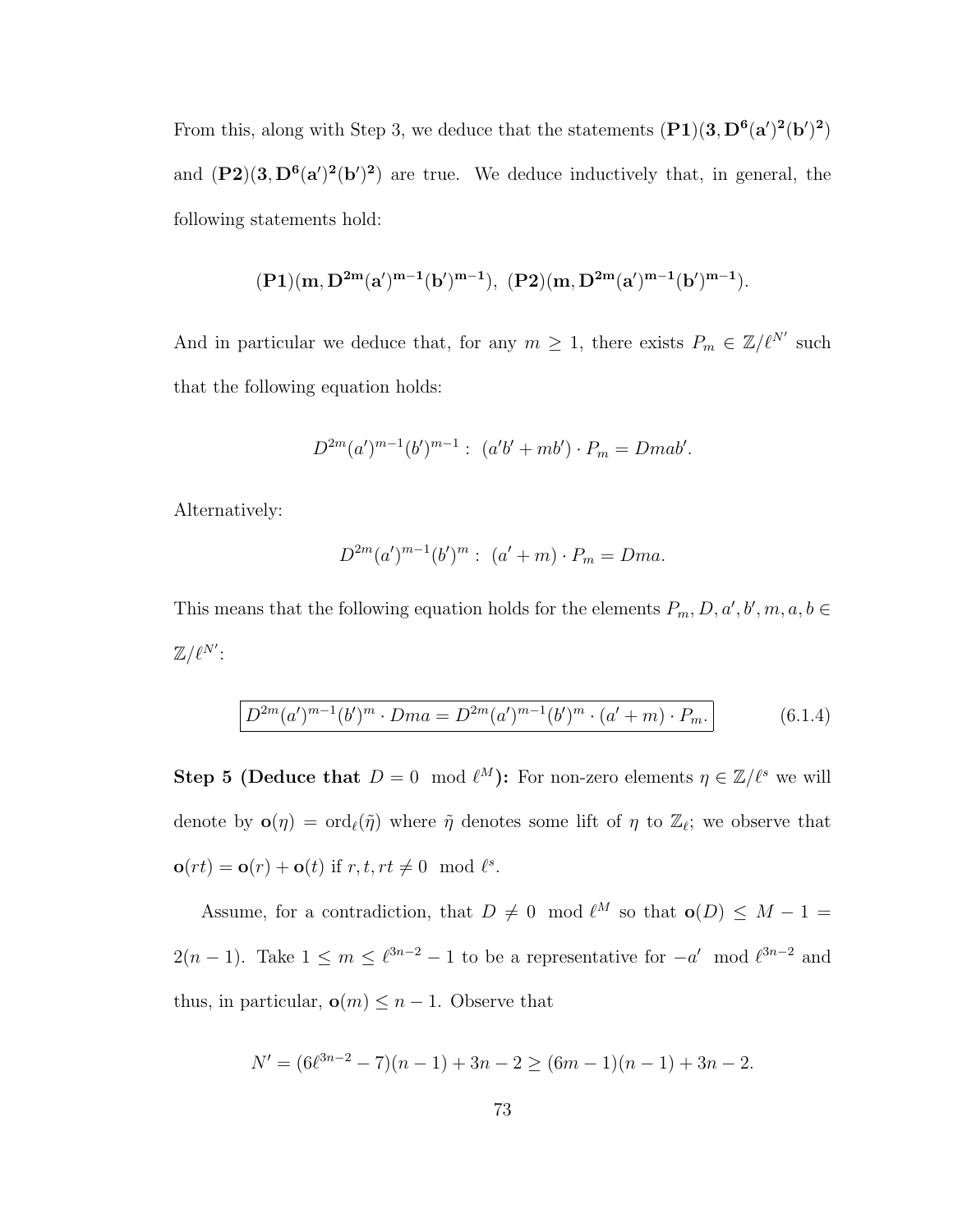From this, along with Step 3, we deduce that the statements $(\mathbf{P1})(\mathbf{3}, \mathbf{D^6(a')^2(b')^2})$ and $(\mathbf{P2})(\mathbf{3}, \mathbf{D^6(a')^2(b')^2})$ are true. We deduce inductively that, in general, the following statements hold:

$$(\mathbf{P1})(\mathbf{m}, \mathbf{D^{2m}(a')^{m-1}(b')^{m-1}}),\ (\mathbf{P2})(\mathbf{m}, \mathbf{D^{2m}(a')^{m-1}(b')^{m-1}}).$$

And in particular we deduce that, for any $m \geq 1$, there exists $P_m \in \mathbb{Z}/\ell^{N'}$ such that the following equation holds:

$$D^{2m}(a')^{m-1}(b')^{m-1} :\ (a'b' + mb') \cdot P_m = Dmab'.$$

Alternatively:

$$D^{2m}(a')^{m-1}(b')^{m} :\ (a' + m) \cdot P_m = Dma.$$

This means that the following equation holds for the elements $P_m, D, a', b', m, a, b \in \mathbb{Z}/\ell^{N'}$:

$$\boxed{D^{2m}(a')^{m-1}(b')^{m} \cdot Dma = D^{2m}(a')^{m-1}(b')^{m} \cdot (a' + m) \cdot P_m.} \tag{6.1.4}$$

**Step 5 (Deduce that $D = 0 \mod \ell^M$):** For non-zero elements $\eta \in \mathbb{Z}/\ell^s$ we will denote by $\mathbf{o}(\eta) = \mathrm{ord}_\ell(\tilde{\eta})$ where $\tilde{\eta}$ denotes some lift of $\eta$ to $\mathbb{Z}_\ell$; we observe that $\mathbf{o}(rt) = \mathbf{o}(r) + \mathbf{o}(t)$ if $r, t, rt \neq 0 \mod \ell^s$.

Assume, for a contradiction, that $D \neq 0 \mod \ell^M$ so that $\mathbf{o}(D) \leq M - 1 = 2(n-1)$. Take $1 \leq m \leq \ell^{3n-2} - 1$ to be a representative for $-a' \mod \ell^{3n-2}$ and thus, in particular, $\mathbf{o}(m) \leq n - 1$. Observe that

$$N' = (6\ell^{3n-2} - 7)(n-1) + 3n - 2 \geq (6m - 1)(n-1) + 3n - 2.$$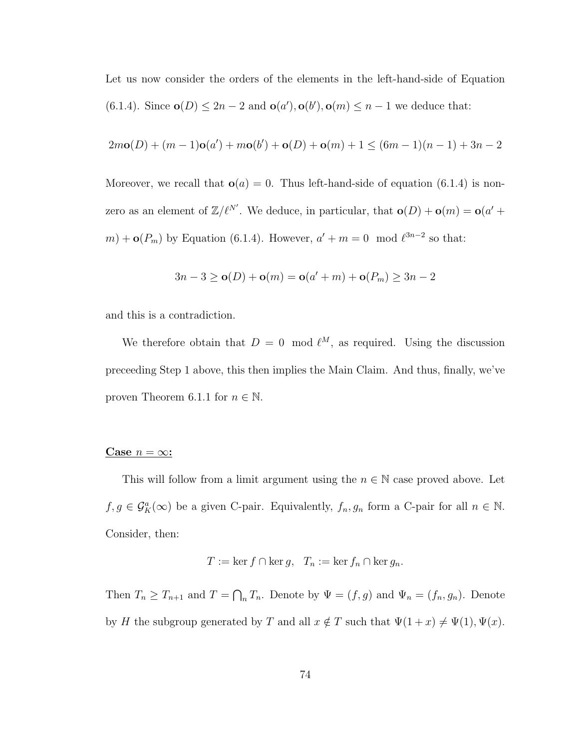Let us now consider the orders of the elements in the left-hand-side of Equation (6.1.4). Since $\mathbf{o}(D) \leq 2n-2$ and $\mathbf{o}(a'), \mathbf{o}(b'), \mathbf{o}(m) \leq n-1$ we deduce that:

$$2m\mathbf{o}(D) + (m-1)\mathbf{o}(a') + m\mathbf{o}(b') + \mathbf{o}(D) + \mathbf{o}(m) + 1 \leq (6m-1)(n-1) + 3n - 2$$

Moreover, we recall that $\mathbf{o}(a) = 0$. Thus left-hand-side of equation (6.1.4) is non-zero as an element of $\mathbb{Z}/\ell^{N'}$. We deduce, in particular, that $\mathbf{o}(D) + \mathbf{o}(m) = \mathbf{o}(a' + m) + \mathbf{o}(P_m)$ by Equation (6.1.4). However, $a' + m = 0 \mod \ell^{3n-2}$ so that:

$$3n - 3 \geq \mathbf{o}(D) + \mathbf{o}(m) = \mathbf{o}(a' + m) + \mathbf{o}(P_m) \geq 3n - 2$$

and this is a contradiction.

We therefore obtain that $D = 0 \mod \ell^M$, as required. Using the discussion preceeding Step 1 above, this then implies the Main Claim. And thus, finally, we've proven Theorem 6.1.1 for $n \in \mathbb{N}$.

**Case $n = \infty$:**

This will follow from a limit argument using the $n \in \mathbb{N}$ case proved above. Let $f, g \in \mathcal{G}_K^a(\infty)$ be a given C-pair. Equivalently, $f_n, g_n$ form a C-pair for all $n \in \mathbb{N}$. Consider, then:

$$T := \ker f \cap \ker g, \quad T_n := \ker f_n \cap \ker g_n.$$

Then $T_n \geq T_{n+1}$ and $T = \bigcap_n T_n$. Denote by $\Psi = (f, g)$ and $\Psi_n = (f_n, g_n)$. Denote by $H$ the subgroup generated by $T$ and all $x \notin T$ such that $\Psi(1 + x) \neq \Psi(1), \Psi(x)$.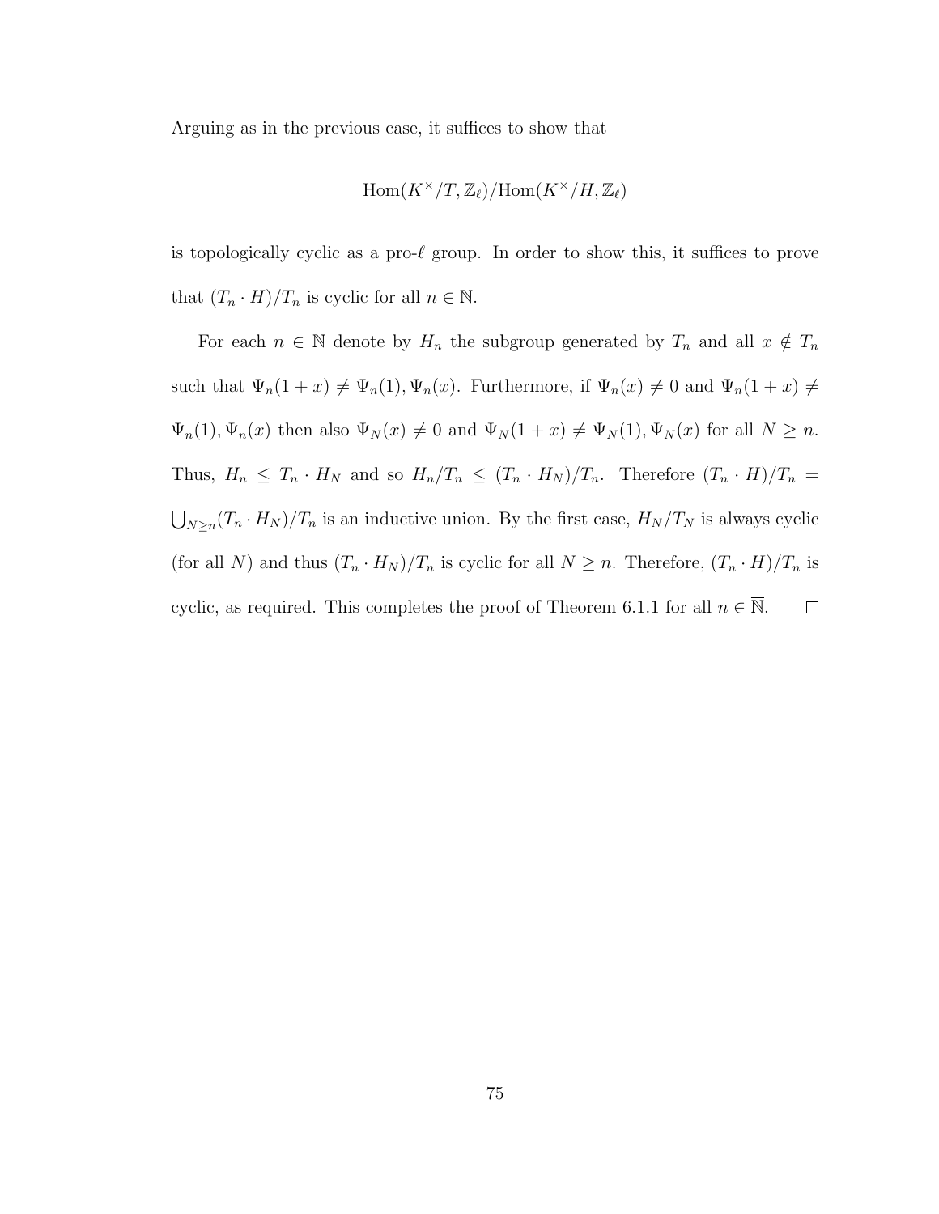Arguing as in the previous case, it suffices to show that

$$\mathrm{Hom}(K^\times/T, \mathbb{Z}_\ell)/\mathrm{Hom}(K^\times/H, \mathbb{Z}_\ell)$$

is topologically cyclic as a pro-$\ell$ group. In order to show this, it suffices to prove that $(T_n \cdot H)/T_n$ is cyclic for all $n \in \mathbb{N}$.

For each $n \in \mathbb{N}$ denote by $H_n$ the subgroup generated by $T_n$ and all $x \notin T_n$ such that $\Psi_n(1+x) \neq \Psi_n(1), \Psi_n(x)$. Furthermore, if $\Psi_n(x) \neq 0$ and $\Psi_n(1+x) \neq \Psi_n(1), \Psi_n(x)$ then also $\Psi_N(x) \neq 0$ and $\Psi_N(1+x) \neq \Psi_N(1), \Psi_N(x)$ for all $N \geq n$. Thus, $H_n \leq T_n \cdot H_N$ and so $H_n/T_n \leq (T_n \cdot H_N)/T_n$. Therefore $(T_n \cdot H)/T_n = \bigcup_{N \geq n}(T_n \cdot H_N)/T_n$ is an inductive union. By the first case, $H_N/T_N$ is always cyclic (for all $N$) and thus $(T_n \cdot H_N)/T_n$ is cyclic for all $N \geq n$. Therefore, $(T_n \cdot H)/T_n$ is cyclic, as required. This completes the proof of Theorem 6.1.1 for all $n \in \overline{\mathbb{N}}$. $\square$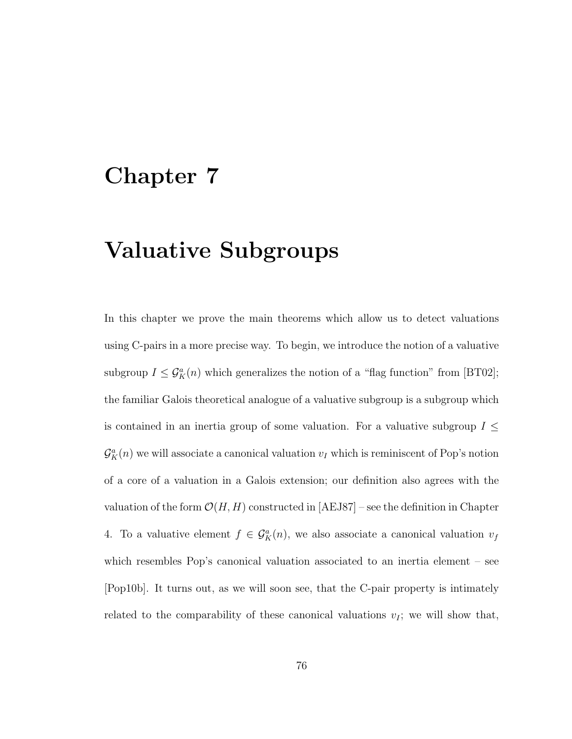# Chapter 7

# Valuative Subgroups

In this chapter we prove the main theorems which allow us to detect valuations using C-pairs in a more precise way. To begin, we introduce the notion of a valuative subgroup $I \leq \mathcal{G}_K^a(n)$ which generalizes the notion of a "flag function" from [BT02]; the familiar Galois theoretical analogue of a valuative subgroup is a subgroup which is contained in an inertia group of some valuation. For a valuative subgroup $I \leq \mathcal{G}_K^a(n)$ we will associate a canonical valuation $v_I$ which is reminiscent of Pop's notion of a core of a valuation in a Galois extension; our definition also agrees with the valuation of the form $\mathcal{O}(H, H)$ constructed in [AEJ87] – see the definition in Chapter 4. To a valuative element $f \in \mathcal{G}_K^a(n)$, we also associate a canonical valuation $v_f$ which resembles Pop's canonical valuation associated to an inertia element – see [Pop10b]. It turns out, as we will soon see, that the C-pair property is intimately related to the comparability of these canonical valuations $v_I$; we will show that,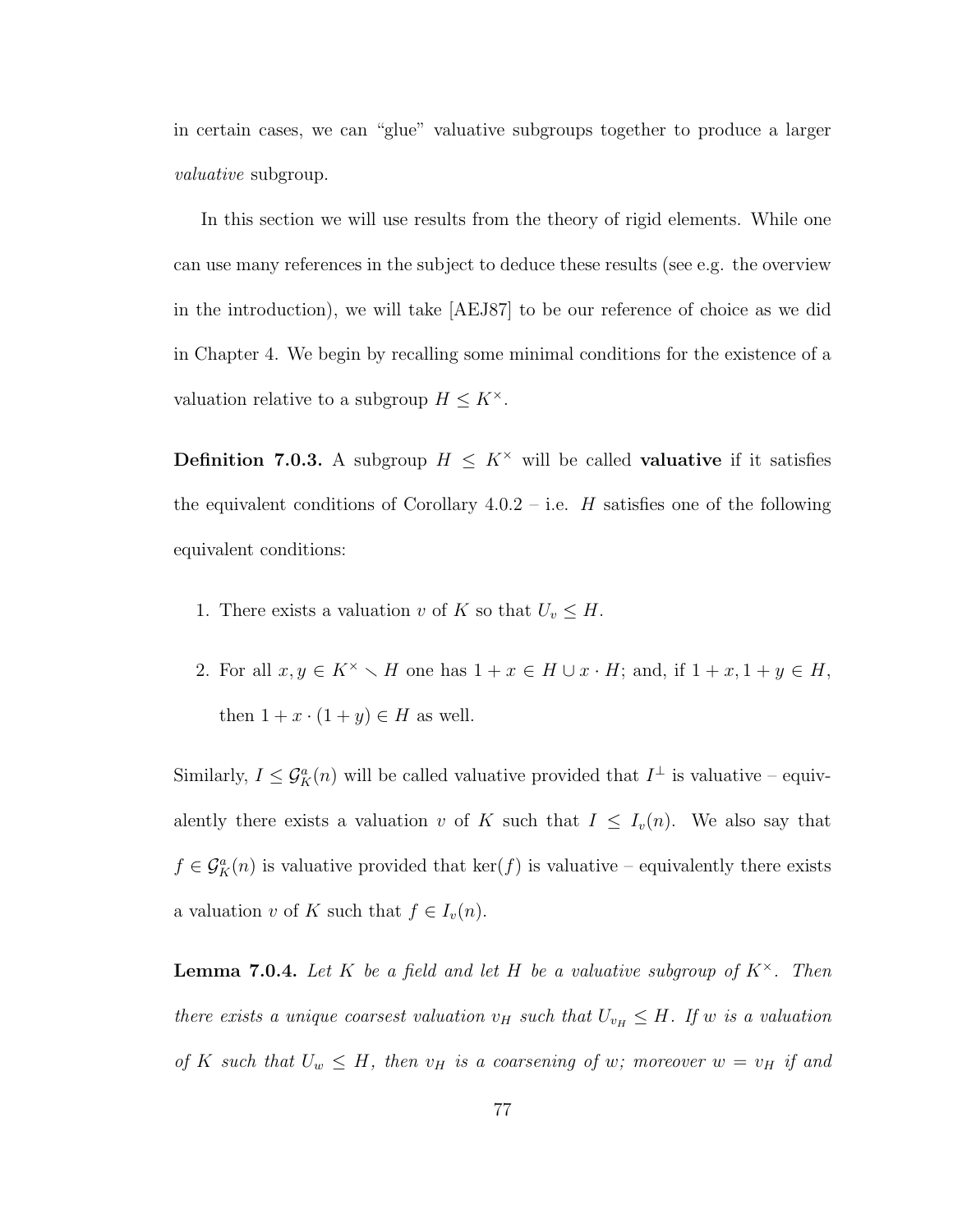in certain cases, we can "glue" valuative subgroups together to produce a larger *valuative* subgroup.

In this section we will use results from the theory of rigid elements. While one can use many references in the subject to deduce these results (see e.g. the overview in the introduction), we will take [AEJ87] to be our reference of choice as we did in Chapter 4. We begin by recalling some minimal conditions for the existence of a valuation relative to a subgroup $H \leq K^\times$.

**Definition 7.0.3.** A subgroup $H \leq K^\times$ will be called **valuative** if it satisfies the equivalent conditions of Corollary 4.0.2 – i.e. $H$ satisfies one of the following equivalent conditions:

1. There exists a valuation $v$ of $K$ so that $U_v \leq H$.
2. For all $x, y \in K^\times \smallsetminus H$ one has $1 + x \in H \cup x \cdot H$; and, if $1 + x, 1 + y \in H$, then $1 + x \cdot (1 + y) \in H$ as well.

Similarly, $I \leq \mathcal{G}_K^a(n)$ will be called valuative provided that $I^\perp$ is valuative – equivalently there exists a valuation $v$ of $K$ such that $I \leq I_v(n)$. We also say that $f \in \mathcal{G}_K^a(n)$ is valuative provided that $\ker(f)$ is valuative – equivalently there exists a valuation $v$ of $K$ such that $f \in I_v(n)$.

**Lemma 7.0.4.** *Let $K$ be a field and let $H$ be a valuative subgroup of $K^\times$. Then there exists a unique coarsest valuation $v_H$ such that $U_{v_H} \leq H$. If $w$ is a valuation of $K$ such that $U_w \leq H$, then $v_H$ is a coarsening of $w$; moreover $w = v_H$ if and*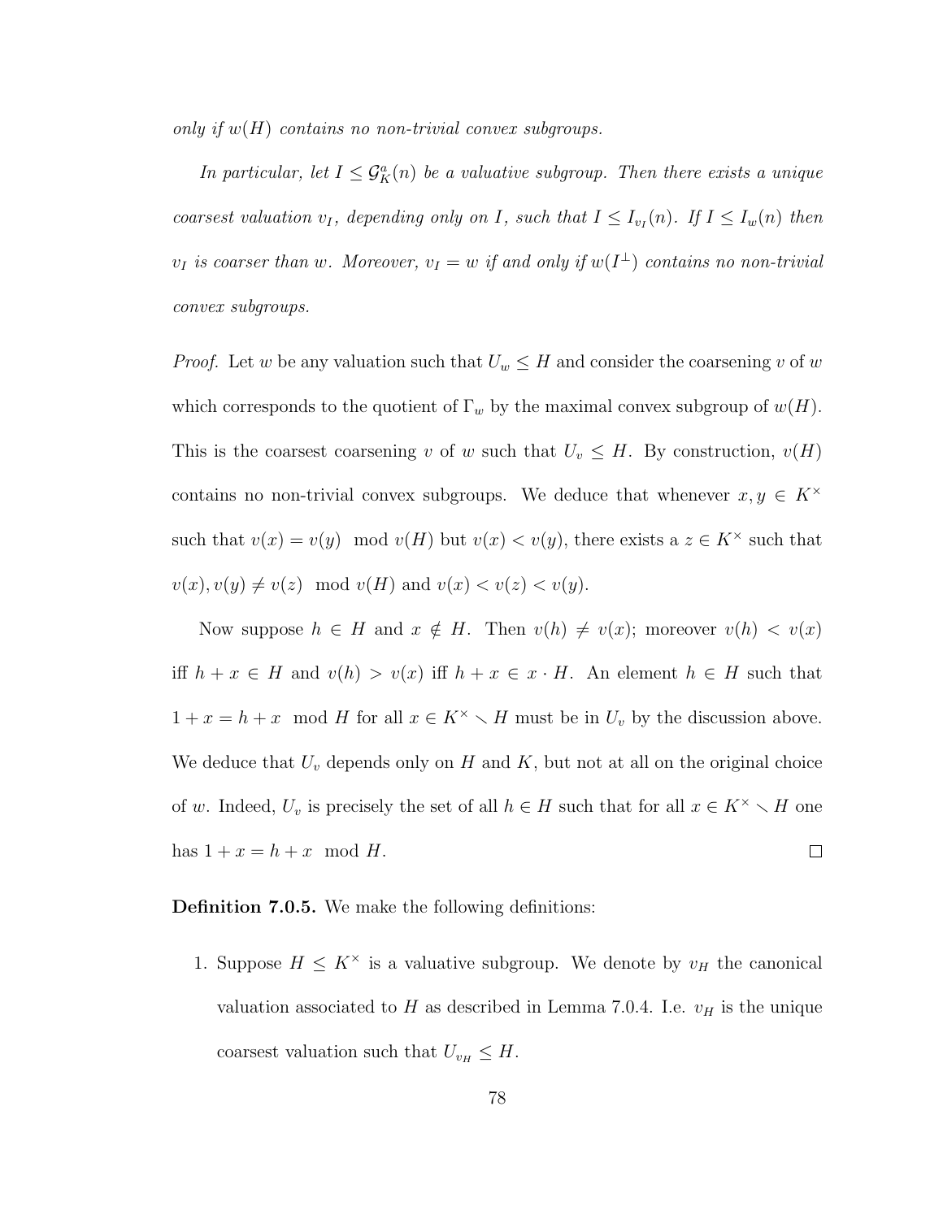*only if $w(H)$ contains no non-trivial convex subgroups.*

*In particular, let $I \leq \mathcal{G}_K^a(n)$ be a valuative subgroup. Then there exists a unique coarsest valuation $v_I$, depending only on $I$, such that $I \leq I_{v_I}(n)$. If $I \leq I_w(n)$ then $v_I$ is coarser than $w$. Moreover, $v_I = w$ if and only if $w(I^\perp)$ contains no non-trivial convex subgroups.*

*Proof.* Let $w$ be any valuation such that $U_w \leq H$ and consider the coarsening $v$ of $w$ which corresponds to the quotient of $\Gamma_w$ by the maximal convex subgroup of $w(H)$. This is the coarsest coarsening $v$ of $w$ such that $U_v \leq H$. By construction, $v(H)$ contains no non-trivial convex subgroups. We deduce that whenever $x, y \in K^\times$ such that $v(x) = v(y) \mod v(H)$ but $v(x) < v(y)$, there exists a $z \in K^\times$ such that $v(x), v(y) \neq v(z) \mod v(H)$ and $v(x) < v(z) < v(y)$.

Now suppose $h \in H$ and $x \notin H$. Then $v(h) \neq v(x)$; moreover $v(h) < v(x)$ iff $h + x \in H$ and $v(h) > v(x)$ iff $h + x \in x \cdot H$. An element $h \in H$ such that $1 + x = h + x \mod H$ for all $x \in K^\times \smallsetminus H$ must be in $U_v$ by the discussion above. We deduce that $U_v$ depends only on $H$ and $K$, but not at all on the original choice of $w$. Indeed, $U_v$ is precisely the set of all $h \in H$ such that for all $x \in K^\times \smallsetminus H$ one has $1 + x = h + x \mod H$. $\square$

**Definition 7.0.5.** We make the following definitions:

1. Suppose $H \leq K^\times$ is a valuative subgroup. We denote by $v_H$ the canonical valuation associated to $H$ as described in Lemma 7.0.4. I.e. $v_H$ is the unique coarsest valuation such that $U_{v_H} \leq H$.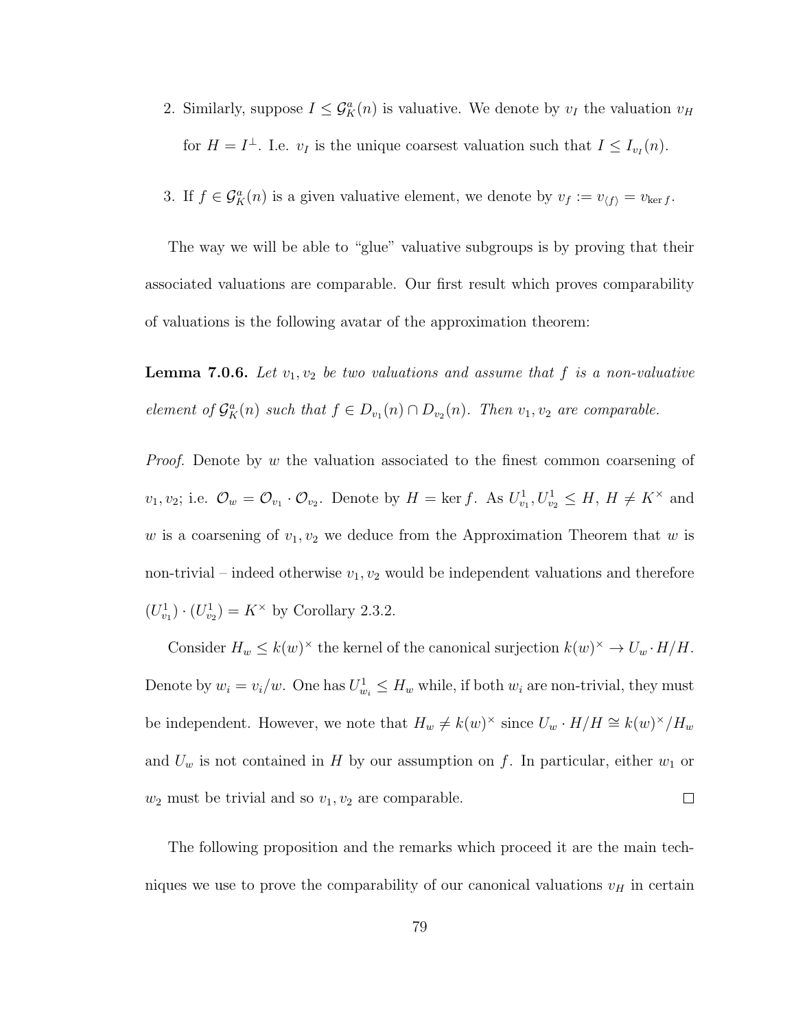2. Similarly, suppose $I \leq \mathcal{G}_K^a(n)$ is valuative. We denote by $v_I$ the valuation $v_H$ for $H = I^\perp$. I.e. $v_I$ is the unique coarsest valuation such that $I \leq I_{v_I}(n)$.

3. If $f \in \mathcal{G}_K^a(n)$ is a given valuative element, we denote by $v_f := v_{\langle f \rangle} = v_{\ker f}$.

The way we will be able to "glue" valuative subgroups is by proving that their associated valuations are comparable. Our first result which proves comparability of valuations is the following avatar of the approximation theorem:

**Lemma 7.0.6.** *Let $v_1, v_2$ be two valuations and assume that $f$ is a non-valuative element of $\mathcal{G}_K^a(n)$ such that $f \in D_{v_1}(n) \cap D_{v_2}(n)$. Then $v_1, v_2$ are comparable.*

*Proof.* Denote by $w$ the valuation associated to the finest common coarsening of $v_1, v_2$; i.e. $\mathcal{O}_w = \mathcal{O}_{v_1} \cdot \mathcal{O}_{v_2}$. Denote by $H = \ker f$. As $U_{v_1}^1, U_{v_2}^1 \leq H$, $H \neq K^\times$ and $w$ is a coarsening of $v_1, v_2$ we deduce from the Approximation Theorem that $w$ is non-trivial – indeed otherwise $v_1, v_2$ would be independent valuations and therefore $(U_{v_1}^1) \cdot (U_{v_2}^1) = K^\times$ by Corollary 2.3.2.

Consider $H_w \leq k(w)^\times$ the kernel of the canonical surjection $k(w)^\times \to U_w \cdot H/H$. Denote by $w_i = v_i/w$. One has $U_{w_i}^1 \leq H_w$ while, if both $w_i$ are non-trivial, they must be independent. However, we note that $H_w \neq k(w)^\times$ since $U_w \cdot H/H \cong k(w)^\times / H_w$ and $U_w$ is not contained in $H$ by our assumption on $f$. In particular, either $w_1$ or $w_2$ must be trivial and so $v_1, v_2$ are comparable. $\square$

The following proposition and the remarks which proceed it are the main techniques we use to prove the comparability of our canonical valuations $v_H$ in certain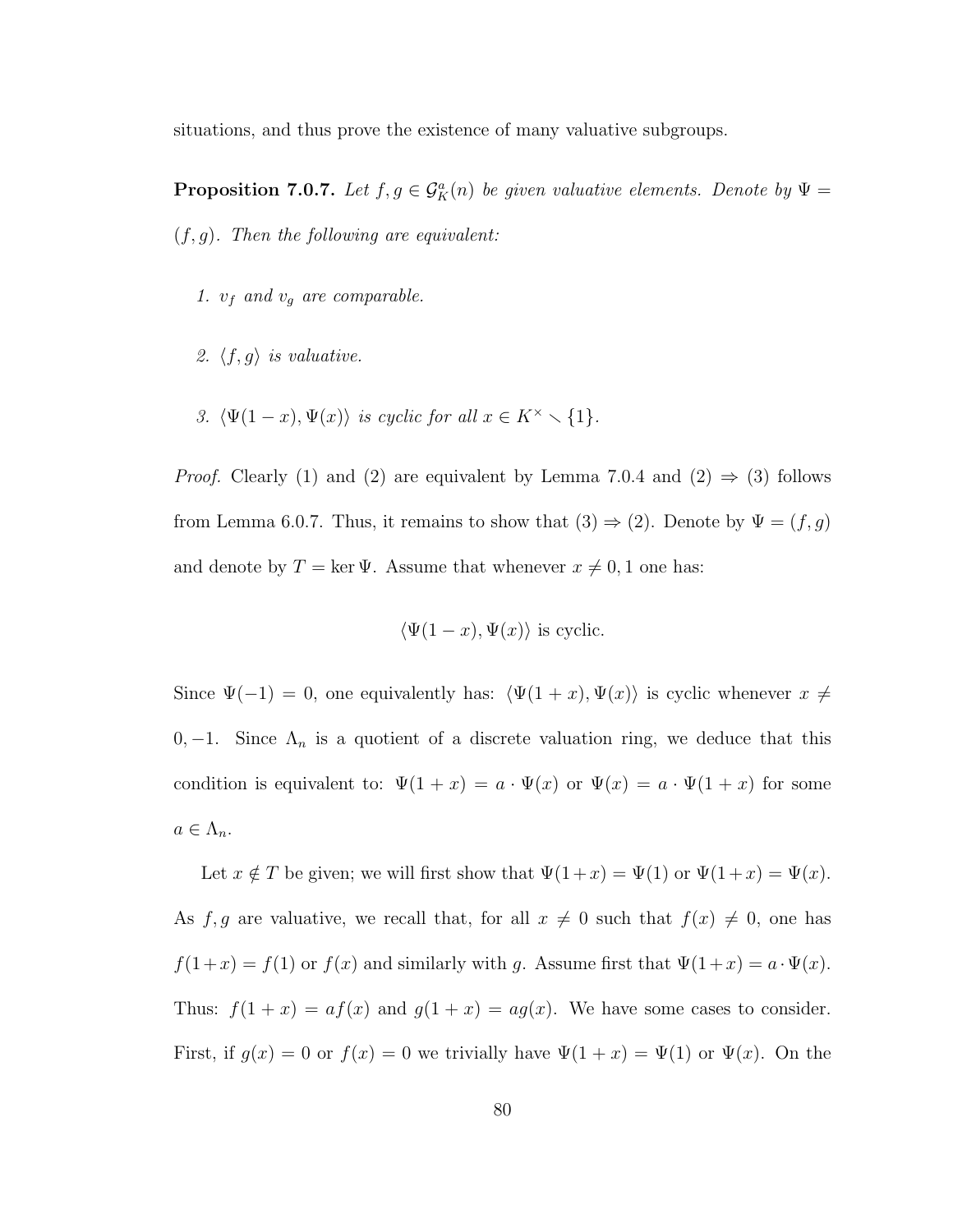situations, and thus prove the existence of many valuative subgroups.

**Proposition 7.0.7.** *Let $f, g \in \mathcal{G}^a_K(n)$ be given valuative elements. Denote by $\Psi = (f, g)$. Then the following are equivalent:*

1. *$v_f$ and $v_g$ are comparable.*

2. *$\langle f, g \rangle$ is valuative.*

3. *$\langle \Psi(1-x), \Psi(x) \rangle$ is cyclic for all $x \in K^\times \smallsetminus \{1\}$.*

*Proof.* Clearly (1) and (2) are equivalent by Lemma 7.0.4 and (2) $\Rightarrow$ (3) follows from Lemma 6.0.7. Thus, it remains to show that (3) $\Rightarrow$ (2). Denote by $\Psi = (f, g)$ and denote by $T = \ker \Psi$. Assume that whenever $x \neq 0, 1$ one has:

$$\langle \Psi(1-x), \Psi(x) \rangle \text{ is cyclic.}$$

Since $\Psi(-1) = 0$, one equivalently has: $\langle \Psi(1+x), \Psi(x) \rangle$ is cyclic whenever $x \neq 0, -1$. Since $\Lambda_n$ is a quotient of a discrete valuation ring, we deduce that this condition is equivalent to: $\Psi(1+x) = a \cdot \Psi(x)$ or $\Psi(x) = a \cdot \Psi(1+x)$ for some $a \in \Lambda_n$.

Let $x \notin T$ be given; we will first show that $\Psi(1+x) = \Psi(1)$ or $\Psi(1+x) = \Psi(x)$. As $f, g$ are valuative, we recall that, for all $x \neq 0$ such that $f(x) \neq 0$, one has $f(1+x) = f(1)$ or $f(x)$ and similarly with $g$. Assume first that $\Psi(1+x) = a \cdot \Psi(x)$. Thus: $f(1+x) = af(x)$ and $g(1+x) = ag(x)$. We have some cases to consider. First, if $g(x) = 0$ or $f(x) = 0$ we trivially have $\Psi(1+x) = \Psi(1)$ or $\Psi(x)$. On the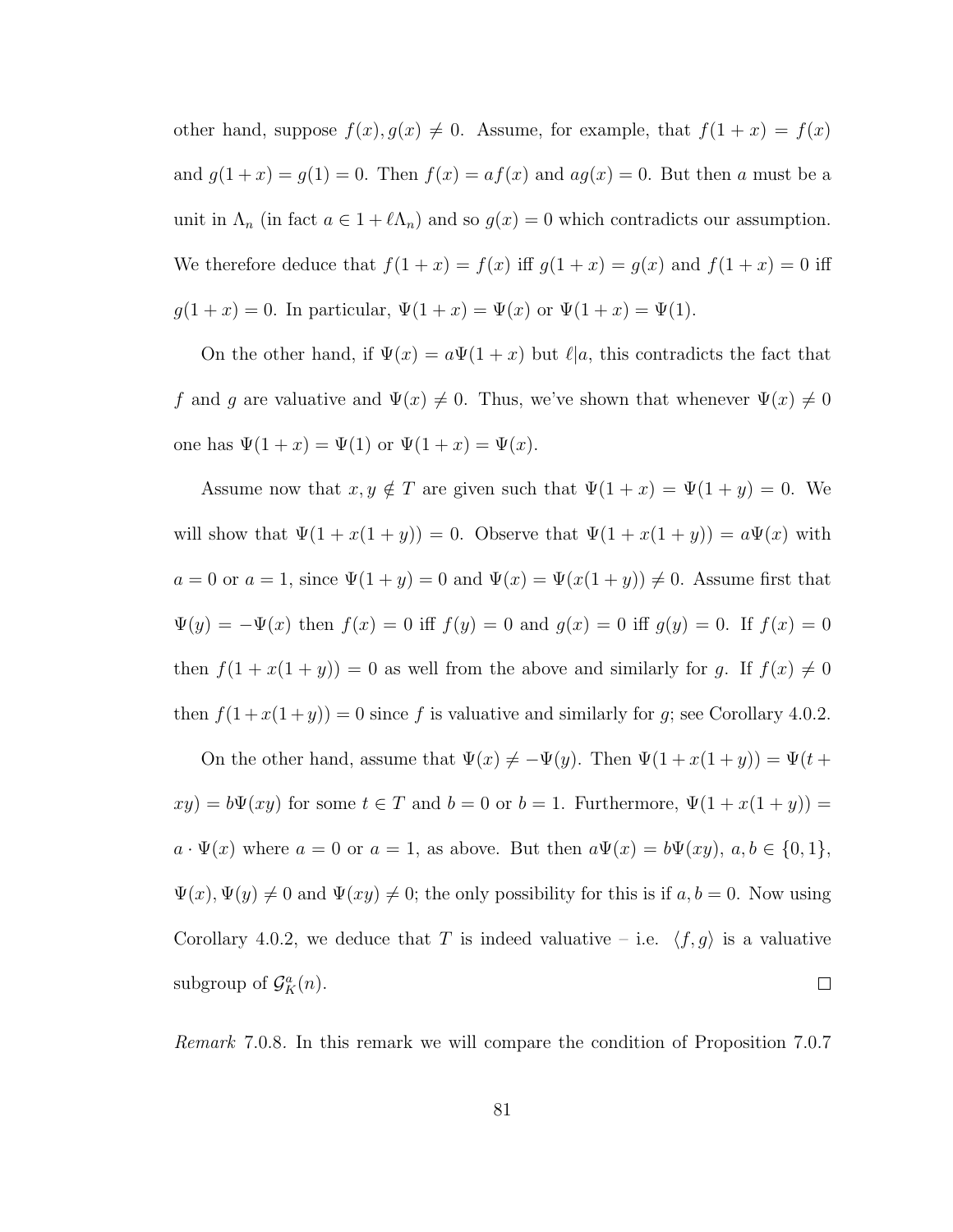other hand, suppose $f(x), g(x) \neq 0$. Assume, for example, that $f(1+x) = f(x)$ and $g(1+x) = g(1) = 0$. Then $f(x) = af(x)$ and $ag(x) = 0$. But then $a$ must be a unit in $\Lambda_n$ (in fact $a \in 1 + \ell\Lambda_n$) and so $g(x) = 0$ which contradicts our assumption. We therefore deduce that $f(1+x) = f(x)$ iff $g(1+x) = g(x)$ and $f(1+x) = 0$ iff $g(1+x) = 0$. In particular, $\Psi(1+x) = \Psi(x)$ or $\Psi(1+x) = \Psi(1)$.

On the other hand, if $\Psi(x) = a\Psi(1+x)$ but $\ell | a$, this contradicts the fact that $f$ and $g$ are valuative and $\Psi(x) \neq 0$. Thus, we've shown that whenever $\Psi(x) \neq 0$ one has $\Psi(1+x) = \Psi(1)$ or $\Psi(1+x) = \Psi(x)$.

Assume now that $x, y \notin T$ are given such that $\Psi(1+x) = \Psi(1+y) = 0$. We will show that $\Psi(1+x(1+y)) = 0$. Observe that $\Psi(1+x(1+y)) = a\Psi(x)$ with $a = 0$ or $a = 1$, since $\Psi(1+y) = 0$ and $\Psi(x) = \Psi(x(1+y)) \neq 0$. Assume first that $\Psi(y) = -\Psi(x)$ then $f(x) = 0$ iff $f(y) = 0$ and $g(x) = 0$ iff $g(y) = 0$. If $f(x) = 0$ then $f(1+x(1+y)) = 0$ as well from the above and similarly for $g$. If $f(x) \neq 0$ then $f(1+x(1+y)) = 0$ since $f$ is valuative and similarly for $g$; see Corollary 4.0.2.

On the other hand, assume that $\Psi(x) \neq -\Psi(y)$. Then $\Psi(1+x(1+y)) = \Psi(t + xy) = b\Psi(xy)$ for some $t \in T$ and $b = 0$ or $b = 1$. Furthermore, $\Psi(1+x(1+y)) = a \cdot \Psi(x)$ where $a = 0$ or $a = 1$, as above. But then $a\Psi(x) = b\Psi(xy)$, $a, b \in \{0, 1\}$, $\Psi(x), \Psi(y) \neq 0$ and $\Psi(xy) \neq 0$; the only possibility for this is if $a, b = 0$. Now using Corollary 4.0.2, we deduce that $T$ is indeed valuative – i.e. $\langle f, g \rangle$ is a valuative subgroup of $\mathcal{G}_K^a(n)$. ◻

*Remark* 7.0.8. In this remark we will compare the condition of Proposition 7.0.7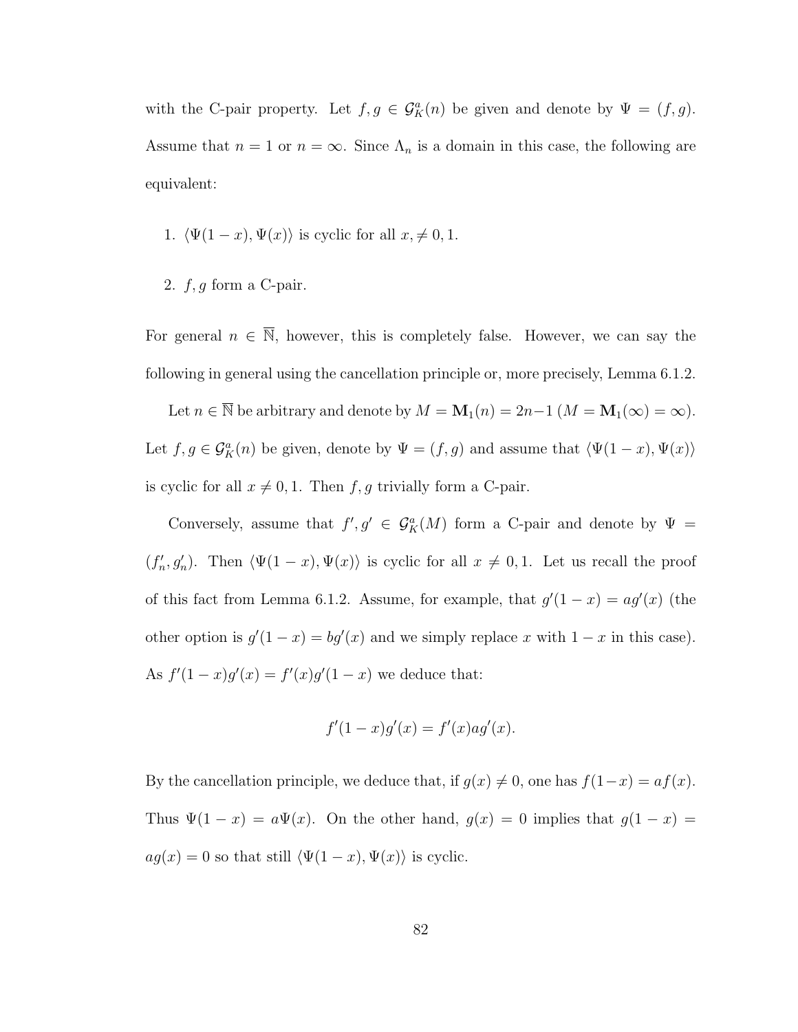with the C-pair property. Let $f, g \in \mathcal{G}_K^a(n)$ be given and denote by $\Psi = (f, g)$. Assume that $n = 1$ or $n = \infty$. Since $\Lambda_n$ is a domain in this case, the following are equivalent:

1. $\langle \Psi(1-x), \Psi(x) \rangle$ is cyclic for all $x, \neq 0, 1$.
2. $f, g$ form a C-pair.

For general $n \in \overline{\mathbb{N}}$, however, this is completely false. However, we can say the following in general using the cancellation principle or, more precisely, Lemma 6.1.2.

Let $n \in \overline{\mathbb{N}}$ be arbitrary and denote by $M = \mathbf{M}_1(n) = 2n-1$ ($M = \mathbf{M}_1(\infty) = \infty$). Let $f, g \in \mathcal{G}_K^a(n)$ be given, denote by $\Psi = (f, g)$ and assume that $\langle \Psi(1-x), \Psi(x) \rangle$ is cyclic for all $x \neq 0, 1$. Then $f, g$ trivially form a C-pair.

Conversely, assume that $f', g' \in \mathcal{G}_K^a(M)$ form a C-pair and denote by $\Psi = (f'_n, g'_n)$. Then $\langle \Psi(1-x), \Psi(x) \rangle$ is cyclic for all $x \neq 0, 1$. Let us recall the proof of this fact from Lemma 6.1.2. Assume, for example, that $g'(1-x) = ag'(x)$ (the other option is $g'(1-x) = bg'(x)$ and we simply replace $x$ with $1-x$ in this case). As $f'(1-x)g'(x) = f'(x)g'(1-x)$ we deduce that:

$$f'(1-x)g'(x) = f'(x)ag'(x).$$

By the cancellation principle, we deduce that, if $g(x) \neq 0$, one has $f(1-x) = af(x)$. Thus $\Psi(1-x) = a\Psi(x)$. On the other hand, $g(x) = 0$ implies that $g(1-x) = ag(x) = 0$ so that still $\langle \Psi(1-x), \Psi(x) \rangle$ is cyclic.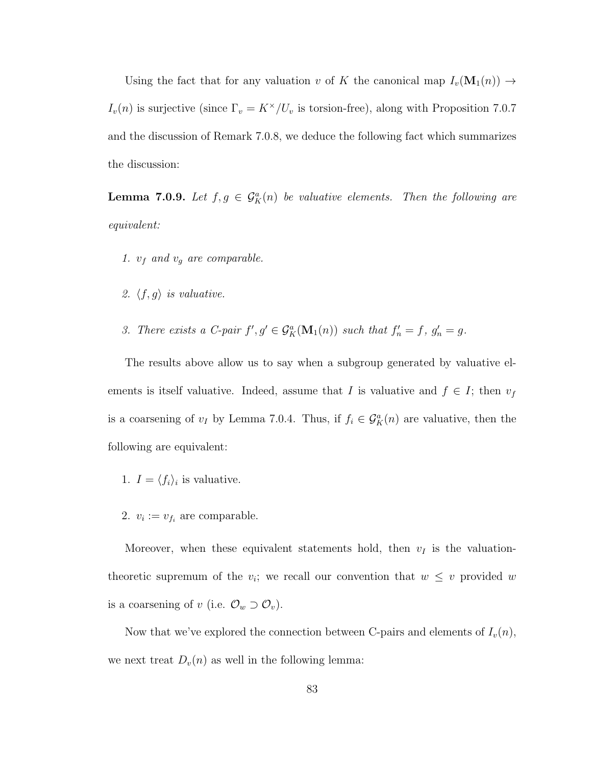Using the fact that for any valuation $v$ of $K$ the canonical map $I_v(\mathbf{M}_1(n)) \to I_v(n)$ is surjective (since $\Gamma_v = K^\times/U_v$ is torsion-free), along with Proposition 7.0.7 and the discussion of Remark 7.0.8, we deduce the following fact which summarizes the discussion:

**Lemma 7.0.9.** *Let $f, g \in \mathcal{G}_K^a(n)$ be valuative elements. Then the following are equivalent:*

1. *$v_f$ and $v_g$ are comparable.*
2. *$\langle f, g \rangle$ is valuative.*
3. *There exists a C-pair $f', g' \in \mathcal{G}_K^a(\mathbf{M}_1(n))$ such that $f'_n = f$, $g'_n = g$.*

The results above allow us to say when a subgroup generated by valuative elements is itself valuative. Indeed, assume that $I$ is valuative and $f \in I$; then $v_f$ is a coarsening of $v_I$ by Lemma 7.0.4. Thus, if $f_i \in \mathcal{G}_K^a(n)$ are valuative, then the following are equivalent:

1. $I = \langle f_i \rangle_i$ is valuative.
2. $v_i := v_{f_i}$ are comparable.

Moreover, when these equivalent statements hold, then $v_I$ is the valuation-theoretic supremum of the $v_i$; we recall our convention that $w \leq v$ provided $w$ is a coarsening of $v$ (i.e. $\mathcal{O}_w \supset \mathcal{O}_v$).

Now that we've explored the connection between C-pairs and elements of $I_v(n)$, we next treat $D_v(n)$ as well in the following lemma: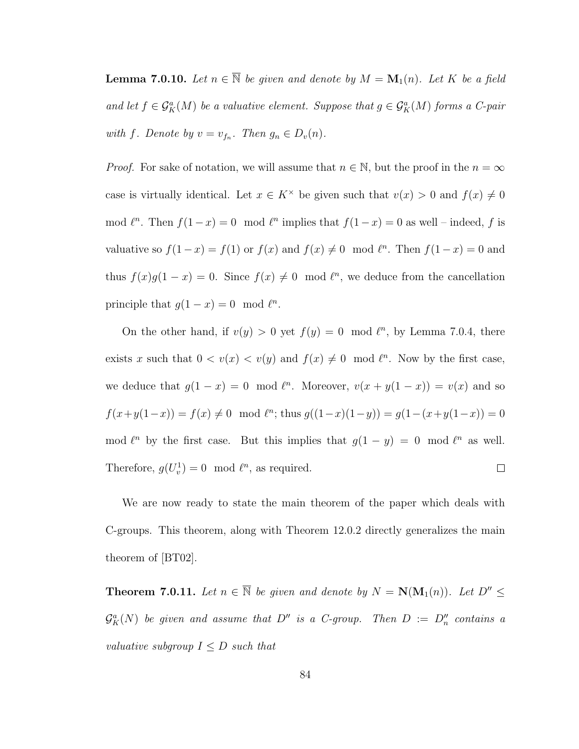**Lemma 7.0.10.** *Let $n \in \overline{\mathbb{N}}$ be given and denote by $M = \mathbf{M}_1(n)$. Let $K$ be a field and let $f \in \mathcal{G}^a_K(M)$ be a valuative element. Suppose that $g \in \mathcal{G}^a_K(M)$ forms a C-pair with $f$. Denote by $v = v_{f_n}$. Then $g_n \in D_v(n)$.*

*Proof.* For sake of notation, we will assume that $n \in \mathbb{N}$, but the proof in the $n = \infty$ case is virtually identical. Let $x \in K^\times$ be given such that $v(x) > 0$ and $f(x) \neq 0 \mod \ell^n$. Then $f(1-x) = 0 \mod \ell^n$ implies that $f(1-x) = 0$ as well – indeed, $f$ is valuative so $f(1-x) = f(1)$ or $f(x)$ and $f(x) \neq 0 \mod \ell^n$. Then $f(1-x) = 0$ and thus $f(x)g(1-x) = 0$. Since $f(x) \neq 0 \mod \ell^n$, we deduce from the cancellation principle that $g(1-x) = 0 \mod \ell^n$.

On the other hand, if $v(y) > 0$ yet $f(y) = 0 \mod \ell^n$, by Lemma 7.0.4, there exists $x$ such that $0 < v(x) < v(y)$ and $f(x) \neq 0 \mod \ell^n$. Now by the first case, we deduce that $g(1-x) = 0 \mod \ell^n$. Moreover, $v(x + y(1-x)) = v(x)$ and so $f(x+y(1-x)) = f(x) \neq 0 \mod \ell^n$; thus $g((1-x)(1-y)) = g(1-(x+y(1-x)) = 0 \mod \ell^n$ by the first case. But this implies that $g(1-y) = 0 \mod \ell^n$ as well. Therefore, $g(U^1_v) = 0 \mod \ell^n$, as required. $\square$

We are now ready to state the main theorem of the paper which deals with C-groups. This theorem, along with Theorem 12.0.2 directly generalizes the main theorem of [BT02].

**Theorem 7.0.11.** *Let $n \in \overline{\mathbb{N}}$ be given and denote by $N = \mathbf{N}(\mathbf{M}_1(n))$. Let $D'' \leq \mathcal{G}^a_K(N)$ be given and assume that $D''$ is a C-group. Then $D := D''_n$ contains a valuative subgroup $I \leq D$ such that*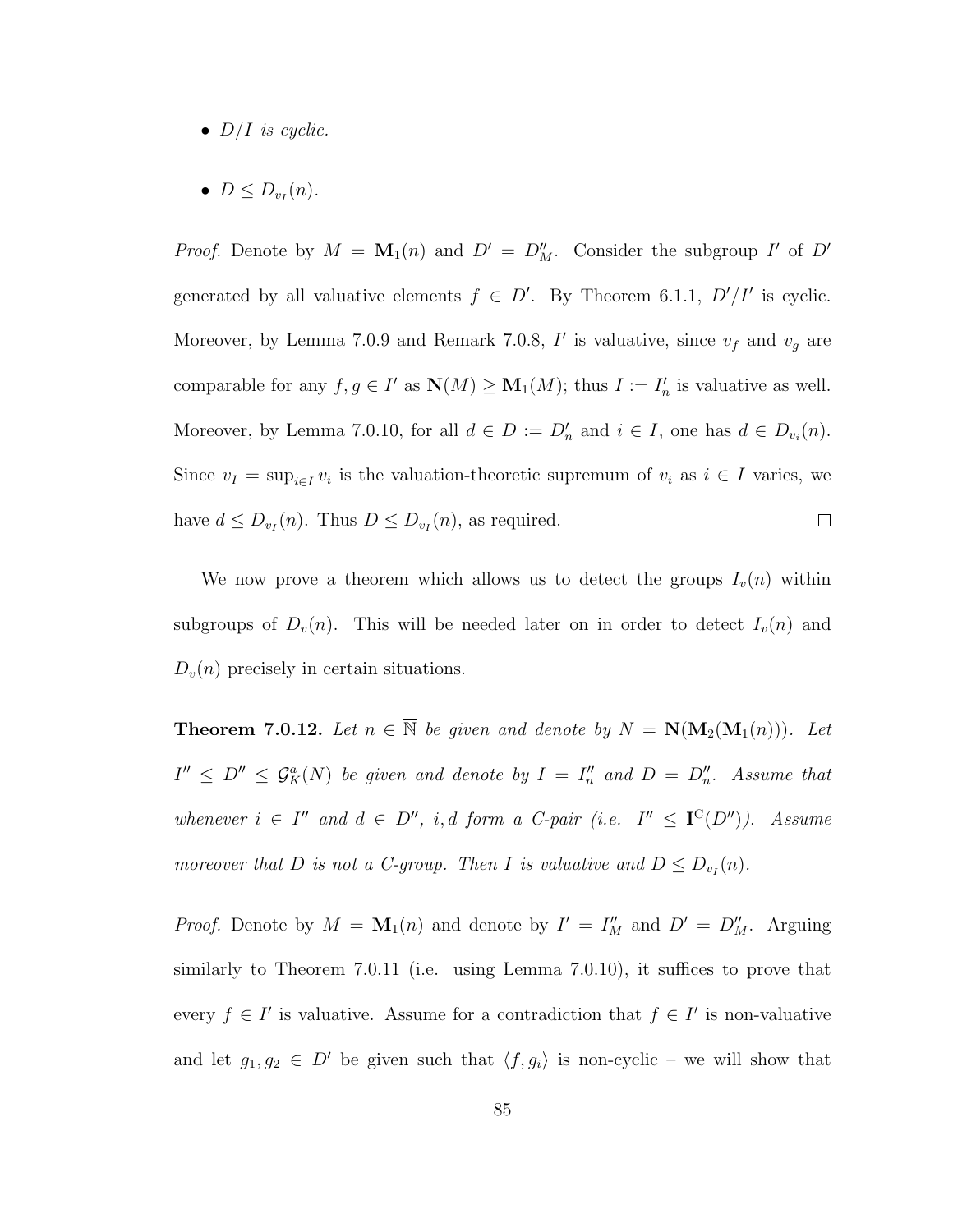- *$D/I$ is cyclic.*
- *$D \leq D_{v_I}(n)$.*

*Proof.* Denote by $M = \mathbf{M}_1(n)$ and $D' = D''_M$. Consider the subgroup $I'$ of $D'$ generated by all valuative elements $f \in D'$. By Theorem 6.1.1, $D'/I'$ is cyclic. Moreover, by Lemma 7.0.9 and Remark 7.0.8, $I'$ is valuative, since $v_f$ and $v_g$ are comparable for any $f, g \in I'$ as $\mathbf{N}(M) \geq \mathbf{M}_1(M)$; thus $I := I'_n$ is valuative as well. Moreover, by Lemma 7.0.10, for all $d \in D := D'_n$ and $i \in I$, one has $d \in D_{v_i}(n)$. Since $v_I = \sup_{i \in I} v_i$ is the valuation-theoretic supremum of $v_i$ as $i \in I$ varies, we have $d \leq D_{v_I}(n)$. Thus $D \leq D_{v_I}(n)$, as required. $\square$

We now prove a theorem which allows us to detect the groups $I_v(n)$ within subgroups of $D_v(n)$. This will be needed later on in order to detect $I_v(n)$ and $D_v(n)$ precisely in certain situations.

**Theorem 7.0.12.** *Let $n \in \overline{\mathbb{N}}$ be given and denote by $N = \mathbf{N}(\mathbf{M}_2(\mathbf{M}_1(n)))$. Let $I'' \leq D'' \leq \mathcal{G}^a_K(N)$ be given and denote by $I = I''_n$ and $D = D''_n$. Assume that whenever $i \in I''$ and $d \in D''$, $i, d$ form a C-pair (i.e. $I'' \leq \mathbf{I}^{\mathrm{C}}(D'')$). Assume moreover that $D$ is not a C-group. Then $I$ is valuative and $D \leq D_{v_I}(n)$.*

*Proof.* Denote by $M = \mathbf{M}_1(n)$ and denote by $I' = I''_M$ and $D' = D''_M$. Arguing similarly to Theorem 7.0.11 (i.e. using Lemma 7.0.10), it suffices to prove that every $f \in I'$ is valuative. Assume for a contradiction that $f \in I'$ is non-valuative and let $g_1, g_2 \in D'$ be given such that $\langle f, g_i \rangle$ is non-cyclic – we will show that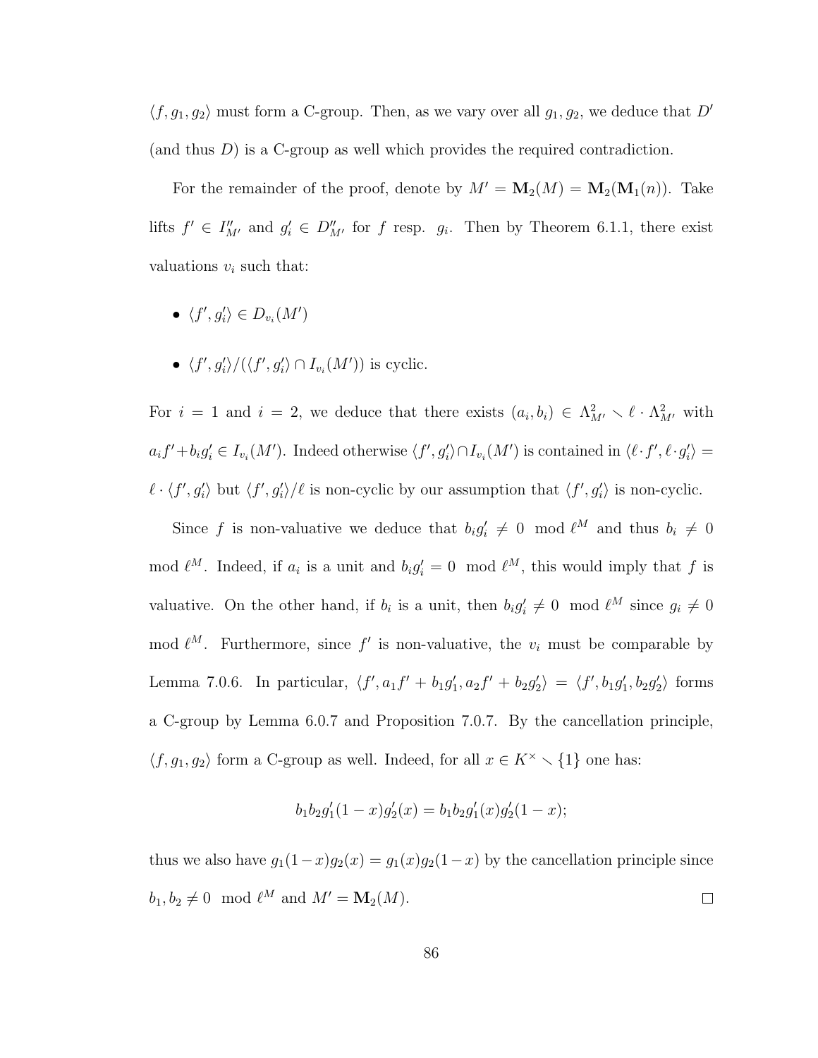$\langle f, g_1, g_2 \rangle$ must form a C-group. Then, as we vary over all $g_1, g_2$, we deduce that $D'$ (and thus $D$) is a C-group as well which provides the required contradiction.

For the remainder of the proof, denote by $M' = \mathbf{M}_2(M) = \mathbf{M}_2(\mathbf{M}_1(n))$. Take lifts $f' \in I''_{M'}$ and $g'_i \in D''_{M'}$ for $f$ resp. $g_i$. Then by Theorem 6.1.1, there exist valuations $v_i$ such that:

- $\langle f', g'_i \rangle \in D_{v_i}(M')$
- $\langle f', g'_i \rangle / (\langle f', g'_i \rangle \cap I_{v_i}(M'))$ is cyclic.

For $i = 1$ and $i = 2$, we deduce that there exists $(a_i, b_i) \in \Lambda^2_{M'} \smallsetminus \ell \cdot \Lambda^2_{M'}$ with $a_i f' + b_i g'_i \in I_{v_i}(M')$. Indeed otherwise $\langle f', g'_i \rangle \cap I_{v_i}(M')$ is contained in $\langle \ell \cdot f', \ell \cdot g'_i \rangle = \ell \cdot \langle f', g'_i \rangle$ but $\langle f', g'_i \rangle / \ell$ is non-cyclic by our assumption that $\langle f', g'_i \rangle$ is non-cyclic.

Since $f$ is non-valuative we deduce that $b_i g'_i \neq 0 \mod \ell^M$ and thus $b_i \neq 0 \mod \ell^M$. Indeed, if $a_i$ is a unit and $b_i g'_i = 0 \mod \ell^M$, this would imply that $f$ is valuative. On the other hand, if $b_i$ is a unit, then $b_i g'_i \neq 0 \mod \ell^M$ since $g_i \neq 0 \mod \ell^M$. Furthermore, since $f'$ is non-valuative, the $v_i$ must be comparable by Lemma 7.0.6. In particular, $\langle f', a_1 f' + b_1 g'_1, a_2 f' + b_2 g'_2 \rangle = \langle f', b_1 g'_1, b_2 g'_2 \rangle$ forms a C-group by Lemma 6.0.7 and Proposition 7.0.7. By the cancellation principle, $\langle f, g_1, g_2 \rangle$ form a C-group as well. Indeed, for all $x \in K^\times \smallsetminus \{1\}$ one has:

$$b_1 b_2 g'_1(1-x) g'_2(x) = b_1 b_2 g'_1(x) g'_2(1-x);$$

thus we also have $g_1(1-x)g_2(x) = g_1(x)g_2(1-x)$ by the cancellation principle since $b_1, b_2 \neq 0 \mod \ell^M$ and $M' = \mathbf{M}_2(M)$. $\square$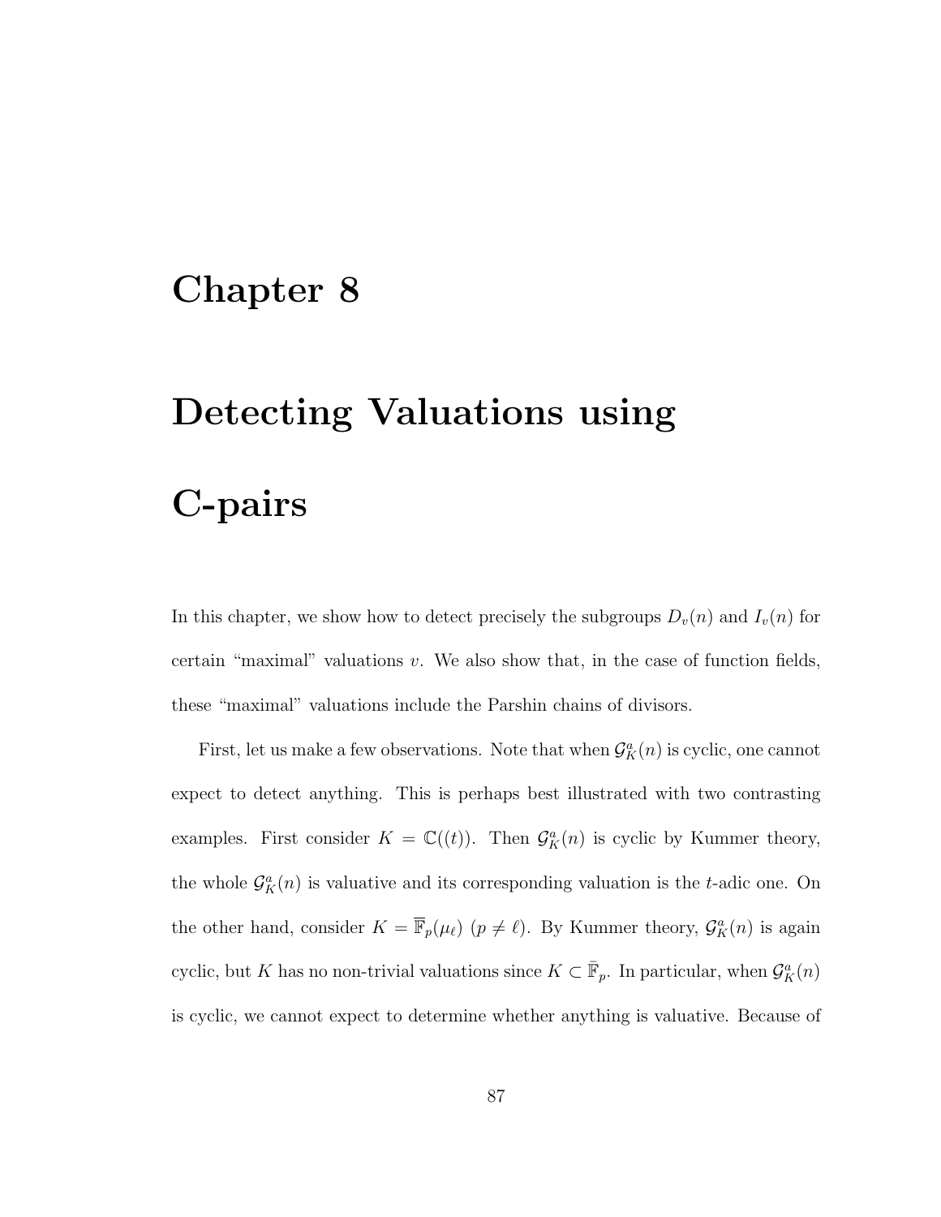# Chapter 8

# Detecting Valuations using C-pairs

In this chapter, we show how to detect precisely the subgroups $D_v(n)$ and $I_v(n)$ for certain "maximal" valuations $v$. We also show that, in the case of function fields, these "maximal" valuations include the Parshin chains of divisors.

First, let us make a few observations. Note that when $\mathcal{G}_K^a(n)$ is cyclic, one cannot expect to detect anything. This is perhaps best illustrated with two contrasting examples. First consider $K = \mathbb{C}((t))$. Then $\mathcal{G}_K^a(n)$ is cyclic by Kummer theory, the whole $\mathcal{G}_K^a(n)$ is valuative and its corresponding valuation is the $t$-adic one. On the other hand, consider $K = \overline{\mathbb{F}}_p(\mu_\ell)$ ($p \neq \ell$). By Kummer theory, $\mathcal{G}_K^a(n)$ is again cyclic, but $K$ has no non-trivial valuations since $K \subset \bar{\mathbb{F}}_p$. In particular, when $\mathcal{G}_K^a(n)$ is cyclic, we cannot expect to determine whether anything is valuative. Because of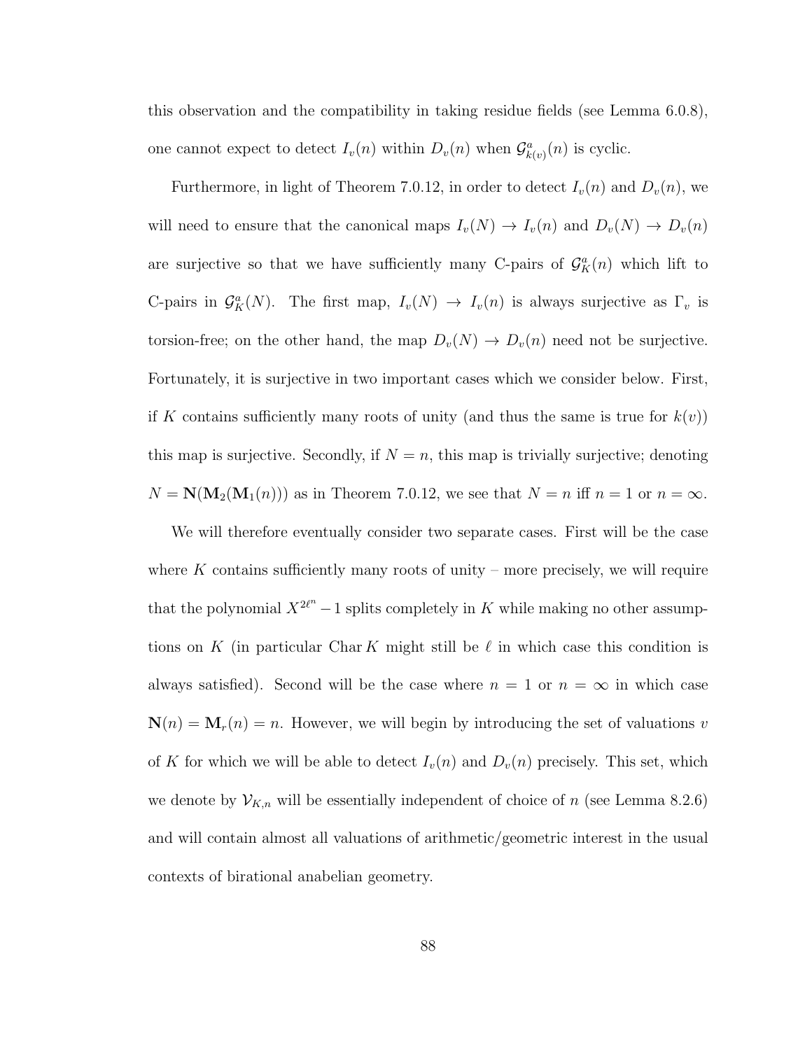this observation and the compatibility in taking residue fields (see Lemma 6.0.8), one cannot expect to detect $I_v(n)$ within $D_v(n)$ when $\mathcal{G}^a_{k(v)}(n)$ is cyclic.

Furthermore, in light of Theorem 7.0.12, in order to detect $I_v(n)$ and $D_v(n)$, we will need to ensure that the canonical maps $I_v(N) \to I_v(n)$ and $D_v(N) \to D_v(n)$ are surjective so that we have sufficiently many C-pairs of $\mathcal{G}^a_K(n)$ which lift to C-pairs in $\mathcal{G}^a_K(N)$. The first map, $I_v(N) \to I_v(n)$ is always surjective as $\Gamma_v$ is torsion-free; on the other hand, the map $D_v(N) \to D_v(n)$ need not be surjective. Fortunately, it is surjective in two important cases which we consider below. First, if $K$ contains sufficiently many roots of unity (and thus the same is true for $k(v)$) this map is surjective. Secondly, if $N = n$, this map is trivially surjective; denoting $N = \mathbf{N}(\mathbf{M}_2(\mathbf{M}_1(n)))$ as in Theorem 7.0.12, we see that $N = n$ iff $n = 1$ or $n = \infty$.

We will therefore eventually consider two separate cases. First will be the case where $K$ contains sufficiently many roots of unity – more precisely, we will require that the polynomial $X^{2\ell^n} - 1$ splits completely in $K$ while making no other assumptions on $K$ (in particular $\operatorname{Char} K$ might still be $\ell$ in which case this condition is always satisfied). Second will be the case where $n = 1$ or $n = \infty$ in which case $\mathbf{N}(n) = \mathbf{M}_r(n) = n$. However, we will begin by introducing the set of valuations $v$ of $K$ for which we will be able to detect $I_v(n)$ and $D_v(n)$ precisely. This set, which we denote by $\mathcal{V}_{K,n}$ will be essentially independent of choice of $n$ (see Lemma 8.2.6) and will contain almost all valuations of arithmetic/geometric interest in the usual contexts of birational anabelian geometry.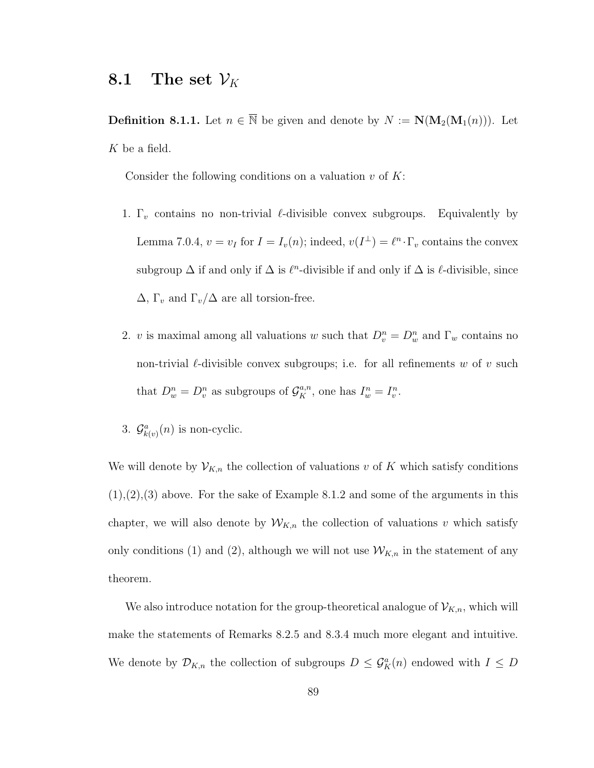## 8.1 The set $\mathcal{V}_K$

**Definition 8.1.1.** Let $n \in \overline{\mathbb{N}}$ be given and denote by $N := \mathbf{N}(\mathbf{M}_2(\mathbf{M}_1(n)))$. Let $K$ be a field.

Consider the following conditions on a valuation $v$ of $K$:

1. $\Gamma_v$ contains no non-trivial $\ell$-divisible convex subgroups. Equivalently by Lemma 7.0.4, $v = v_I$ for $I = I_v(n)$; indeed, $v(I^\perp) = \ell^n \cdot \Gamma_v$ contains the convex subgroup $\Delta$ if and only if $\Delta$ is $\ell^n$-divisible if and only if $\Delta$ is $\ell$-divisible, since $\Delta$, $\Gamma_v$ and $\Gamma_v/\Delta$ are all torsion-free.

2. $v$ is maximal among all valuations $w$ such that $D_v^n = D_w^n$ and $\Gamma_w$ contains no non-trivial $\ell$-divisible convex subgroups; i.e. for all refinements $w$ of $v$ such that $D_w^n = D_v^n$ as subgroups of $\mathcal{G}_K^{a,n}$, one has $I_w^n = I_v^n$.

3. $\mathcal{G}^a_{k(v)}(n)$ is non-cyclic.

We will denote by $\mathcal{V}_{K,n}$ the collection of valuations $v$ of $K$ which satisfy conditions (1),(2),(3) above. For the sake of Example 8.1.2 and some of the arguments in this chapter, we will also denote by $\mathcal{W}_{K,n}$ the collection of valuations $v$ which satisfy only conditions (1) and (2), although we will not use $\mathcal{W}_{K,n}$ in the statement of any theorem.

We also introduce notation for the group-theoretical analogue of $\mathcal{V}_{K,n}$, which will make the statements of Remarks 8.2.5 and 8.3.4 much more elegant and intuitive. We denote by $\mathcal{D}_{K,n}$ the collection of subgroups $D \leq \mathcal{G}_K^a(n)$ endowed with $I \leq D$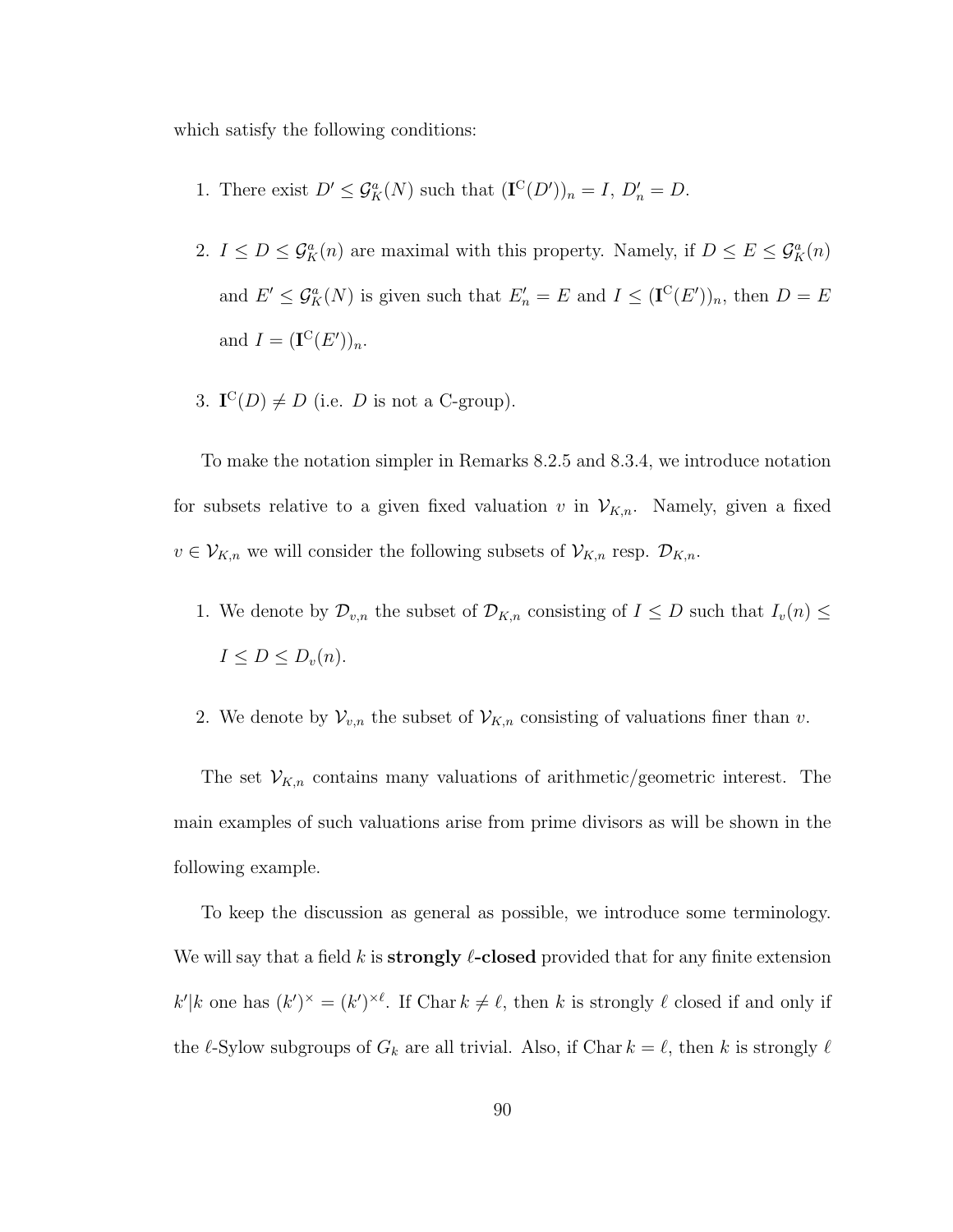which satisfy the following conditions:

1. There exist $D' \leq \mathcal{G}_K^a(N)$ such that $(\mathbf{I}^{\mathrm{C}}(D'))_n = I$, $D'_n = D$.

2. $I \leq D \leq \mathcal{G}_K^a(n)$ are maximal with this property. Namely, if $D \leq E \leq \mathcal{G}_K^a(n)$ and $E' \leq \mathcal{G}_K^a(N)$ is given such that $E'_n = E$ and $I \leq (\mathbf{I}^{\mathrm{C}}(E'))_n$, then $D = E$ and $I = (\mathbf{I}^{\mathrm{C}}(E'))_n$.

3. $\mathbf{I}^{\mathrm{C}}(D) \neq D$ (i.e. $D$ is not a C-group).

To make the notation simpler in Remarks 8.2.5 and 8.3.4, we introduce notation for subsets relative to a given fixed valuation $v$ in $\mathcal{V}_{K,n}$. Namely, given a fixed $v \in \mathcal{V}_{K,n}$ we will consider the following subsets of $\mathcal{V}_{K,n}$ resp. $\mathcal{D}_{K,n}$.

1. We denote by $\mathcal{D}_{v,n}$ the subset of $\mathcal{D}_{K,n}$ consisting of $I \leq D$ such that $I_v(n) \leq I \leq D \leq D_v(n)$.

2. We denote by $\mathcal{V}_{v,n}$ the subset of $\mathcal{V}_{K,n}$ consisting of valuations finer than $v$.

The set $\mathcal{V}_{K,n}$ contains many valuations of arithmetic/geometric interest. The main examples of such valuations arise from prime divisors as will be shown in the following example.

To keep the discussion as general as possible, we introduce some terminology. We will say that a field $k$ is **strongly $\ell$-closed** provided that for any finite extension $k'|k$ one has $(k')^\times = (k')^{\times\ell}$. If $\operatorname{Char} k \neq \ell$, then $k$ is strongly $\ell$ closed if and only if the $\ell$-Sylow subgroups of $G_k$ are all trivial. Also, if $\operatorname{Char} k = \ell$, then $k$ is strongly $\ell$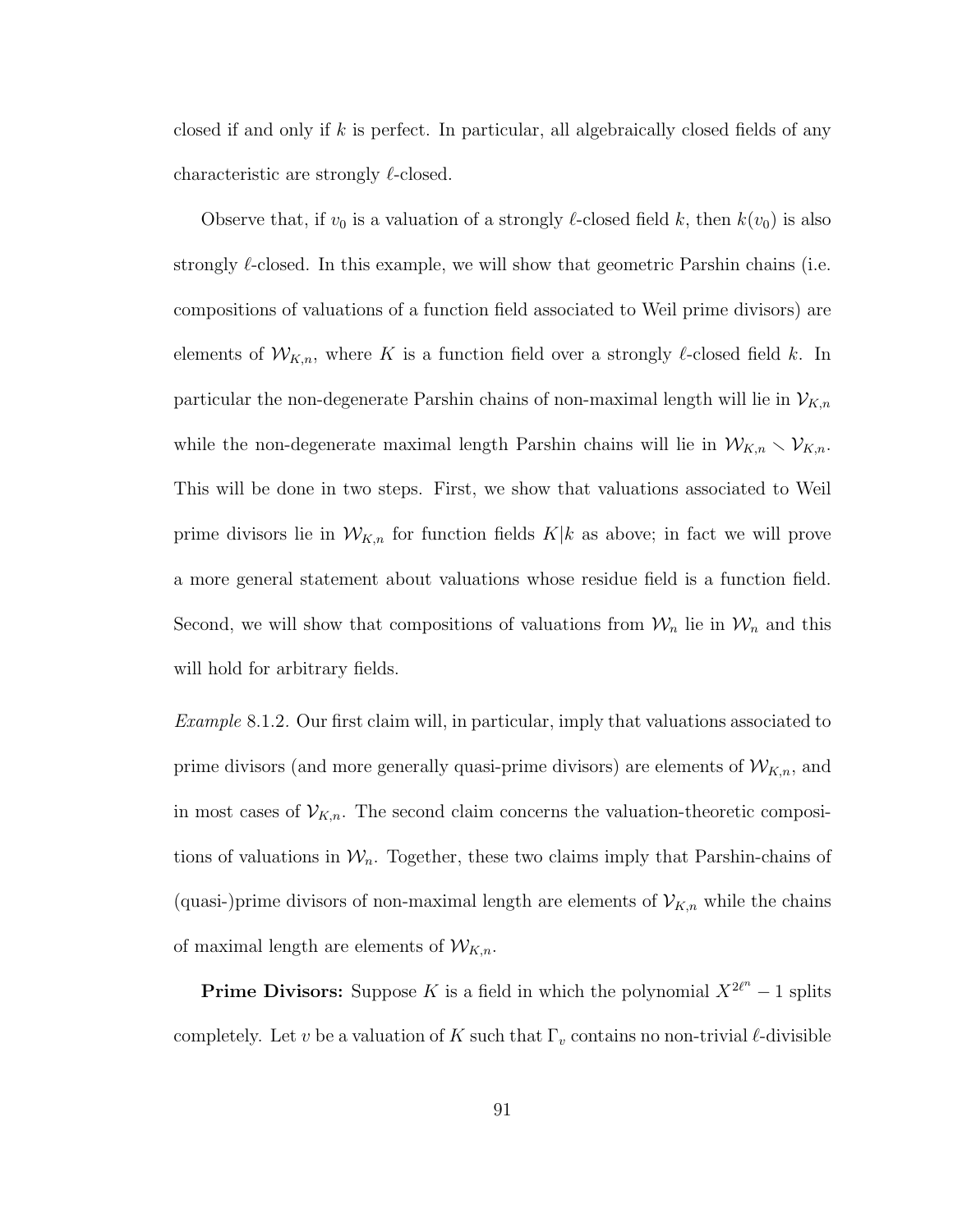closed if and only if $k$ is perfect. In particular, all algebraically closed fields of any characteristic are strongly $\ell$-closed.

Observe that, if $v_0$ is a valuation of a strongly $\ell$-closed field $k$, then $k(v_0)$ is also strongly $\ell$-closed. In this example, we will show that geometric Parshin chains (i.e. compositions of valuations of a function field associated to Weil prime divisors) are elements of $\mathcal{W}_{K,n}$, where $K$ is a function field over a strongly $\ell$-closed field $k$. In particular the non-degenerate Parshin chains of non-maximal length will lie in $\mathcal{V}_{K,n}$ while the non-degenerate maximal length Parshin chains will lie in $\mathcal{W}_{K,n} \smallsetminus \mathcal{V}_{K,n}$. This will be done in two steps. First, we show that valuations associated to Weil prime divisors lie in $\mathcal{W}_{K,n}$ for function fields $K|k$ as above; in fact we will prove a more general statement about valuations whose residue field is a function field. Second, we will show that compositions of valuations from $\mathcal{W}_n$ lie in $\mathcal{W}_n$ and this will hold for arbitrary fields.

*Example* 8.1.2. Our first claim will, in particular, imply that valuations associated to prime divisors (and more generally quasi-prime divisors) are elements of $\mathcal{W}_{K,n}$, and in most cases of $\mathcal{V}_{K,n}$. The second claim concerns the valuation-theoretic compositions of valuations in $\mathcal{W}_n$. Together, these two claims imply that Parshin-chains of (quasi-)prime divisors of non-maximal length are elements of $\mathcal{V}_{K,n}$ while the chains of maximal length are elements of $\mathcal{W}_{K,n}$.

**Prime Divisors:** Suppose $K$ is a field in which the polynomial $X^{2\ell^n} - 1$ splits completely. Let $v$ be a valuation of $K$ such that $\Gamma_v$ contains no non-trivial $\ell$-divisible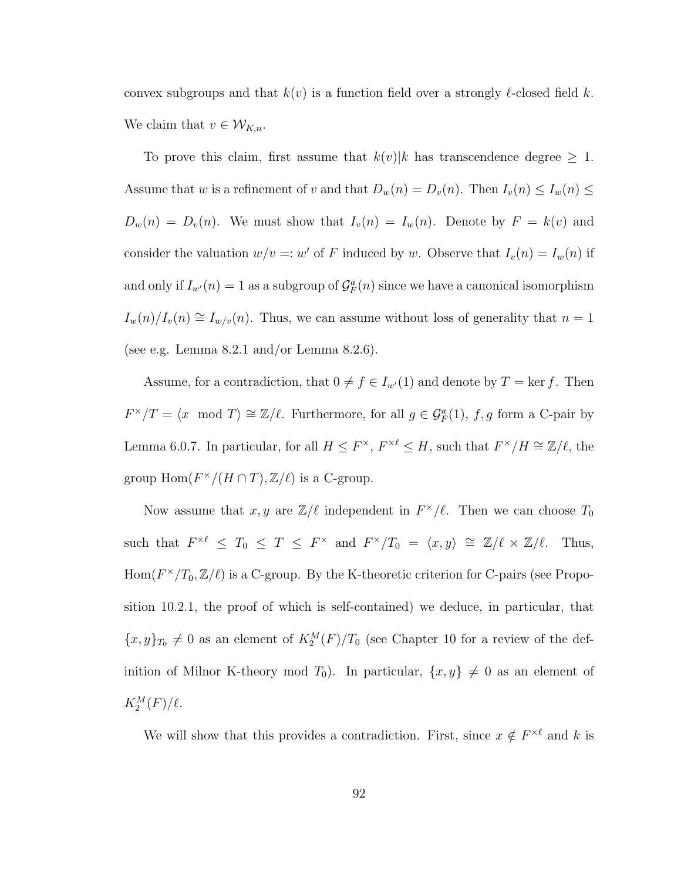convex subgroups and that $k(v)$ is a function field over a strongly $\ell$-closed field $k$. We claim that $v \in \mathcal{W}_{K,n}$.

To prove this claim, first assume that $k(v)|k$ has transcendence degree $\geq 1$. Assume that $w$ is a refinement of $v$ and that $D_w(n) = D_v(n)$. Then $I_v(n) \leq I_w(n) \leq D_w(n) = D_v(n)$. We must show that $I_v(n) = I_w(n)$. Denote by $F = k(v)$ and consider the valuation $w/v =: w'$ of $F$ induced by $w$. Observe that $I_v(n) = I_w(n)$ if and only if $I_{w'}(n) = 1$ as a subgroup of $\mathcal{G}_F^a(n)$ since we have a canonical isomorphism $I_w(n)/I_v(n) \cong I_{w/v}(n)$. Thus, we can assume without loss of generality that $n = 1$ (see e.g. Lemma 8.2.1 and/or Lemma 8.2.6).

Assume, for a contradiction, that $0 \neq f \in I_{w'}(1)$ and denote by $T = \ker f$. Then $F^\times/T = \langle x \mod T\rangle \cong \mathbb{Z}/\ell$. Furthermore, for all $g \in \mathcal{G}_F^a(1)$, $f, g$ form a C-pair by Lemma 6.0.7. In particular, for all $H \leq F^\times$, $F^{\times\ell} \leq H$, such that $F^\times/H \cong \mathbb{Z}/\ell$, the group $\mathrm{Hom}(F^\times/(H \cap T), \mathbb{Z}/\ell)$ is a C-group.

Now assume that $x, y$ are $\mathbb{Z}/\ell$ independent in $F^\times/\ell$. Then we can choose $T_0$ such that $F^{\times\ell} \leq T_0 \leq T \leq F^\times$ and $F^\times/T_0 = \langle x, y\rangle \cong \mathbb{Z}/\ell \times \mathbb{Z}/\ell$. Thus, $\mathrm{Hom}(F^\times/T_0, \mathbb{Z}/\ell)$ is a C-group. By the K-theoretic criterion for C-pairs (see Proposition 10.2.1, the proof of which is self-contained) we deduce, in particular, that $\{x, y\}_{T_0} \neq 0$ as an element of $K_2^M(F)/T_0$ (see Chapter 10 for a review of the definition of Milnor K-theory mod $T_0$). In particular, $\{x, y\} \neq 0$ as an element of $K_2^M(F)/\ell$.

We will show that this provides a contradiction. First, since $x \notin F^{\times\ell}$ and $k$ is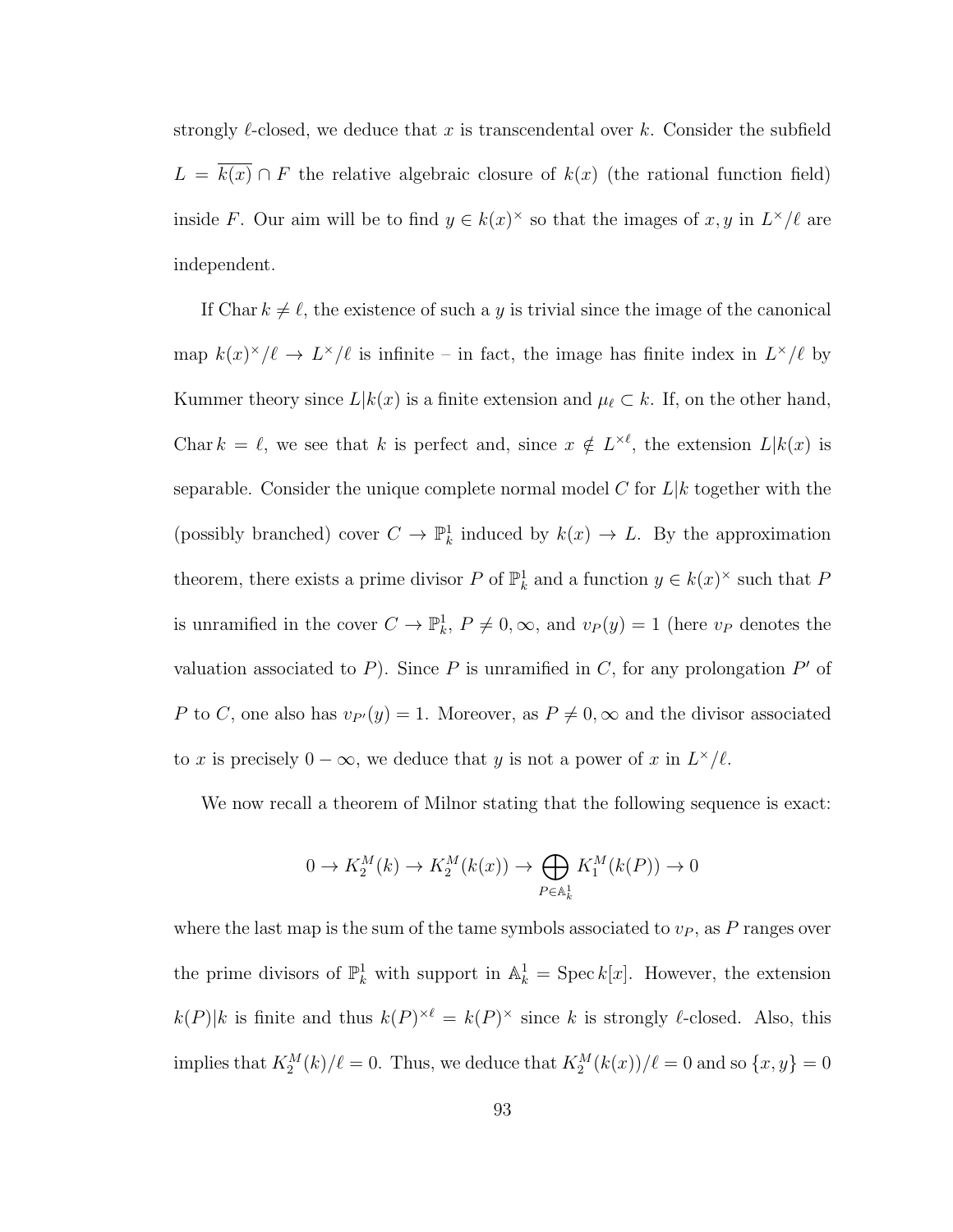strongly $\ell$-closed, we deduce that $x$ is transcendental over $k$. Consider the subfield $L = \overline{k(x)} \cap F$ the relative algebraic closure of $k(x)$ (the rational function field) inside $F$. Our aim will be to find $y \in k(x)^\times$ so that the images of $x, y$ in $L^\times/\ell$ are independent.

If $\operatorname{Char} k \neq \ell$, the existence of such a $y$ is trivial since the image of the canonical map $k(x)^\times/\ell \to L^\times/\ell$ is infinite – in fact, the image has finite index in $L^\times/\ell$ by Kummer theory since $L|k(x)$ is a finite extension and $\mu_\ell \subset k$. If, on the other hand, $\operatorname{Char} k = \ell$, we see that $k$ is perfect and, since $x \notin L^{\times \ell}$, the extension $L|k(x)$ is separable. Consider the unique complete normal model $C$ for $L|k$ together with the (possibly branched) cover $C \to \mathbb{P}^1_k$ induced by $k(x) \to L$. By the approximation theorem, there exists a prime divisor $P$ of $\mathbb{P}^1_k$ and a function $y \in k(x)^\times$ such that $P$ is unramified in the cover $C \to \mathbb{P}^1_k$, $P \neq 0, \infty$, and $v_P(y) = 1$ (here $v_P$ denotes the valuation associated to $P$). Since $P$ is unramified in $C$, for any prolongation $P'$ of $P$ to $C$, one also has $v_{P'}(y) = 1$. Moreover, as $P \neq 0, \infty$ and the divisor associated to $x$ is precisely $0 - \infty$, we deduce that $y$ is not a power of $x$ in $L^\times/\ell$.

We now recall a theorem of Milnor stating that the following sequence is exact:

$$0 \to K_2^M(k) \to K_2^M(k(x)) \to \bigoplus_{P \in \mathbb{A}^1_k} K_1^M(k(P)) \to 0$$

where the last map is the sum of the tame symbols associated to $v_P$, as $P$ ranges over the prime divisors of $\mathbb{P}^1_k$ with support in $\mathbb{A}^1_k = \operatorname{Spec} k[x]$. However, the extension $k(P)|k$ is finite and thus $k(P)^{\times \ell} = k(P)^\times$ since $k$ is strongly $\ell$-closed. Also, this implies that $K_2^M(k)/\ell = 0$. Thus, we deduce that $K_2^M(k(x))/\ell = 0$ and so $\{x, y\} = 0$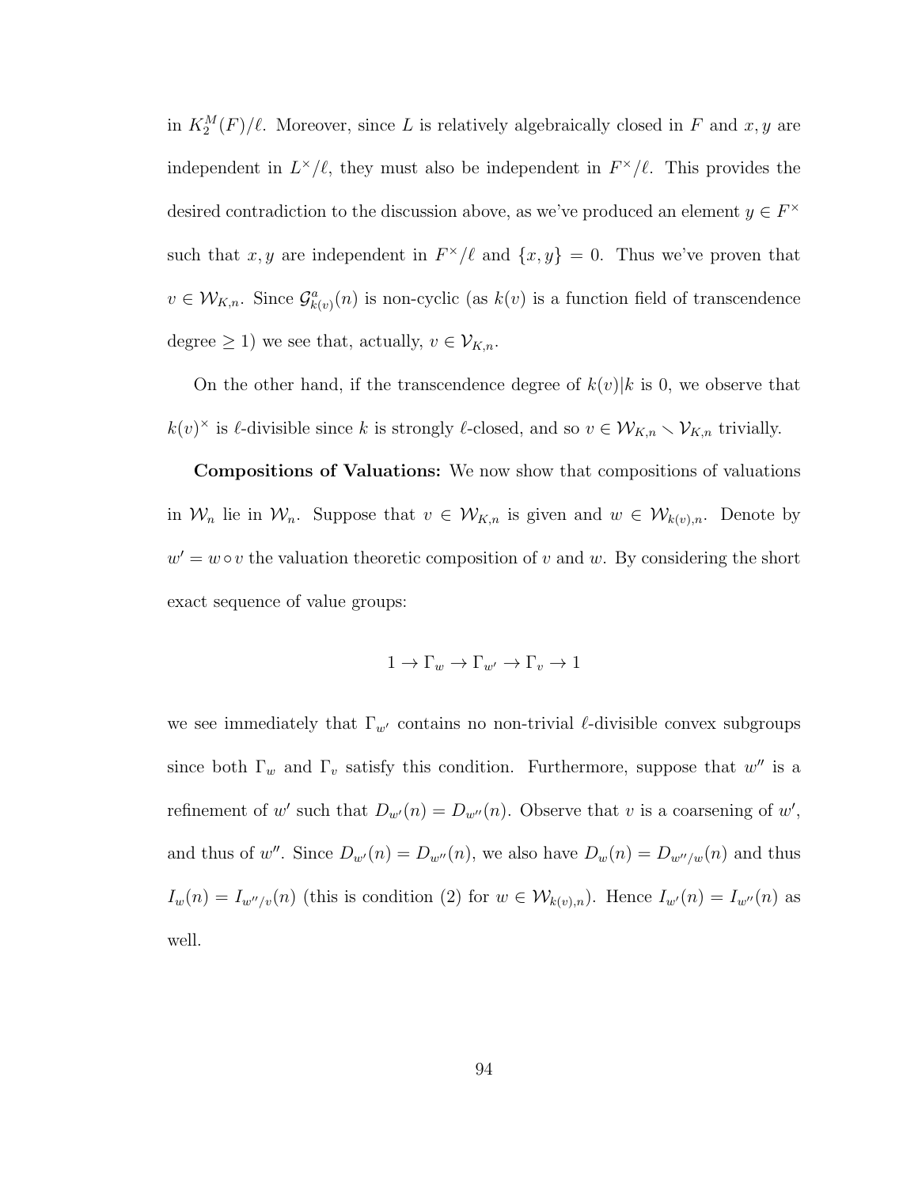in $K_2^M(F)/\ell$. Moreover, since $L$ is relatively algebraically closed in $F$ and $x, y$ are independent in $L^\times/\ell$, they must also be independent in $F^\times/\ell$. This provides the desired contradiction to the discussion above, as we've produced an element $y \in F^\times$ such that $x, y$ are independent in $F^\times/\ell$ and $\{x, y\} = 0$. Thus we've proven that $v \in \mathcal{W}_{K,n}$. Since $\mathcal{G}^a_{k(v)}(n)$ is non-cyclic (as $k(v)$ is a function field of transcendence degree $\geq 1$) we see that, actually, $v \in \mathcal{V}_{K,n}$.

On the other hand, if the transcendence degree of $k(v)|k$ is 0, we observe that $k(v)^\times$ is $\ell$-divisible since $k$ is strongly $\ell$-closed, and so $v \in \mathcal{W}_{K,n} \smallsetminus \mathcal{V}_{K,n}$ trivially.

**Compositions of Valuations:** We now show that compositions of valuations in $\mathcal{W}_n$ lie in $\mathcal{W}_n$. Suppose that $v \in \mathcal{W}_{K,n}$ is given and $w \in \mathcal{W}_{k(v),n}$. Denote by $w' = w \circ v$ the valuation theoretic composition of $v$ and $w$. By considering the short exact sequence of value groups:

$$1 \to \Gamma_w \to \Gamma_{w'} \to \Gamma_v \to 1$$

we see immediately that $\Gamma_{w'}$ contains no non-trivial $\ell$-divisible convex subgroups since both $\Gamma_w$ and $\Gamma_v$ satisfy this condition. Furthermore, suppose that $w''$ is a refinement of $w'$ such that $D_{w'}(n) = D_{w''}(n)$. Observe that $v$ is a coarsening of $w'$, and thus of $w''$. Since $D_{w'}(n) = D_{w''}(n)$, we also have $D_w(n) = D_{w''/w}(n)$ and thus $I_w(n) = I_{w''/v}(n)$ (this is condition (2) for $w \in \mathcal{W}_{k(v),n}$). Hence $I_{w'}(n) = I_{w''}(n)$ as well.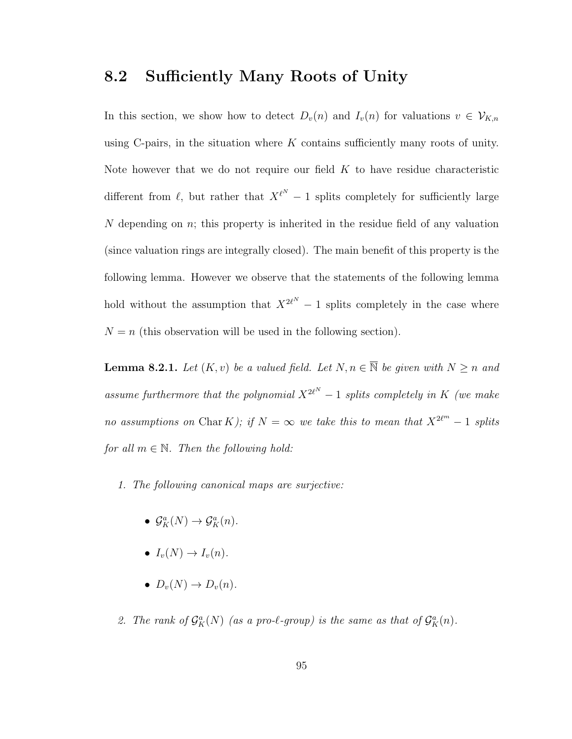## 8.2 Sufficiently Many Roots of Unity

In this section, we show how to detect $D_v(n)$ and $I_v(n)$ for valuations $v \in \mathcal{V}_{K,n}$ using C-pairs, in the situation where $K$ contains sufficiently many roots of unity. Note however that we do not require our field $K$ to have residue characteristic different from $\ell$, but rather that $X^{\ell^N} - 1$ splits completely for sufficiently large $N$ depending on $n$; this property is inherited in the residue field of any valuation (since valuation rings are integrally closed). The main benefit of this property is the following lemma. However we observe that the statements of the following lemma hold without the assumption that $X^{2\ell^N} - 1$ splits completely in the case where $N = n$ (this observation will be used in the following section).

**Lemma 8.2.1.** *Let $(K, v)$ be a valued field. Let $N, n \in \overline{\mathbb{N}}$ be given with $N \geq n$ and assume furthermore that the polynomial $X^{2\ell^N} - 1$ splits completely in $K$ (we make no assumptions on $\operatorname{Char} K$); if $N = \infty$ we take this to mean that $X^{2\ell^m} - 1$ splits for all $m \in \mathbb{N}$. Then the following hold:*

1. *The following canonical maps are surjective:*
   - $\mathcal{G}_K^a(N) \to \mathcal{G}_K^a(n)$.
   - $I_v(N) \to I_v(n)$.
   - $D_v(N) \to D_v(n)$.
2. *The rank of $\mathcal{G}_K^a(N)$ (as a pro-$\ell$-group) is the same as that of $\mathcal{G}_K^a(n)$.*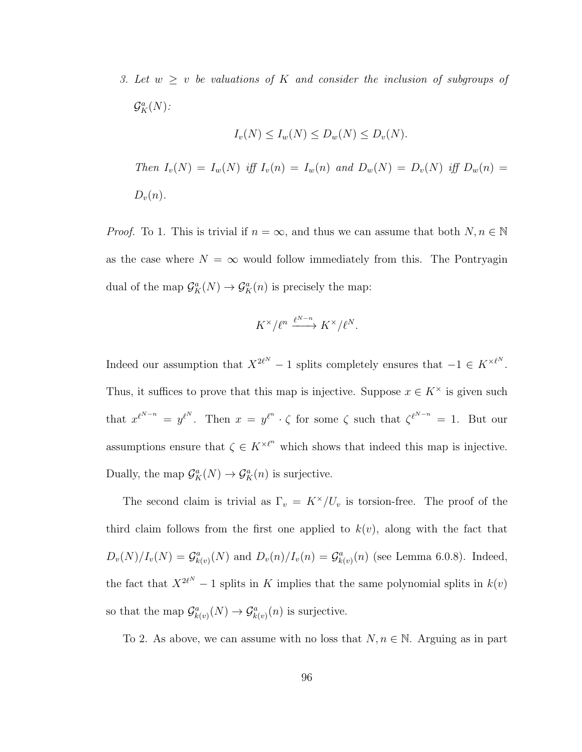*3. Let $w \geq v$ be valuations of $K$ and consider the inclusion of subgroups of $\mathcal{G}_K^a(N)$:*

$$I_v(N) \leq I_w(N) \leq D_w(N) \leq D_v(N).$$

*Then $I_v(N) = I_w(N)$ iff $I_v(n) = I_w(n)$ and $D_w(N) = D_v(N)$ iff $D_w(n) = D_v(n)$.*

*Proof.* To 1. This is trivial if $n = \infty$, and thus we can assume that both $N, n \in \mathbb{N}$ as the case where $N = \infty$ would follow immediately from this. The Pontryagin dual of the map $\mathcal{G}_K^a(N) \to \mathcal{G}_K^a(n)$ is precisely the map:

$$K^\times/\ell^n \xrightarrow{\ell^{N-n}} K^\times/\ell^N.$$

Indeed our assumption that $X^{2\ell^N} - 1$ splits completely ensures that $-1 \in K^{\times \ell^N}$. Thus, it suffices to prove that this map is injective. Suppose $x \in K^\times$ is given such that $x^{\ell^{N-n}} = y^{\ell^N}$. Then $x = y^{\ell^n} \cdot \zeta$ for some $\zeta$ such that $\zeta^{\ell^{N-n}} = 1$. But our assumptions ensure that $\zeta \in K^{\times \ell^n}$ which shows that indeed this map is injective. Dually, the map $\mathcal{G}_K^a(N) \to \mathcal{G}_K^a(n)$ is surjective.

The second claim is trivial as $\Gamma_v = K^\times/U_v$ is torsion-free. The proof of the third claim follows from the first one applied to $k(v)$, along with the fact that $D_v(N)/I_v(N) = \mathcal{G}_{k(v)}^a(N)$ and $D_v(n)/I_v(n) = \mathcal{G}_{k(v)}^a(n)$ (see Lemma 6.0.8). Indeed, the fact that $X^{2\ell^N} - 1$ splits in $K$ implies that the same polynomial splits in $k(v)$ so that the map $\mathcal{G}_{k(v)}^a(N) \to \mathcal{G}_{k(v)}^a(n)$ is surjective.

To 2. As above, we can assume with no loss that $N, n \in \mathbb{N}$. Arguing as in part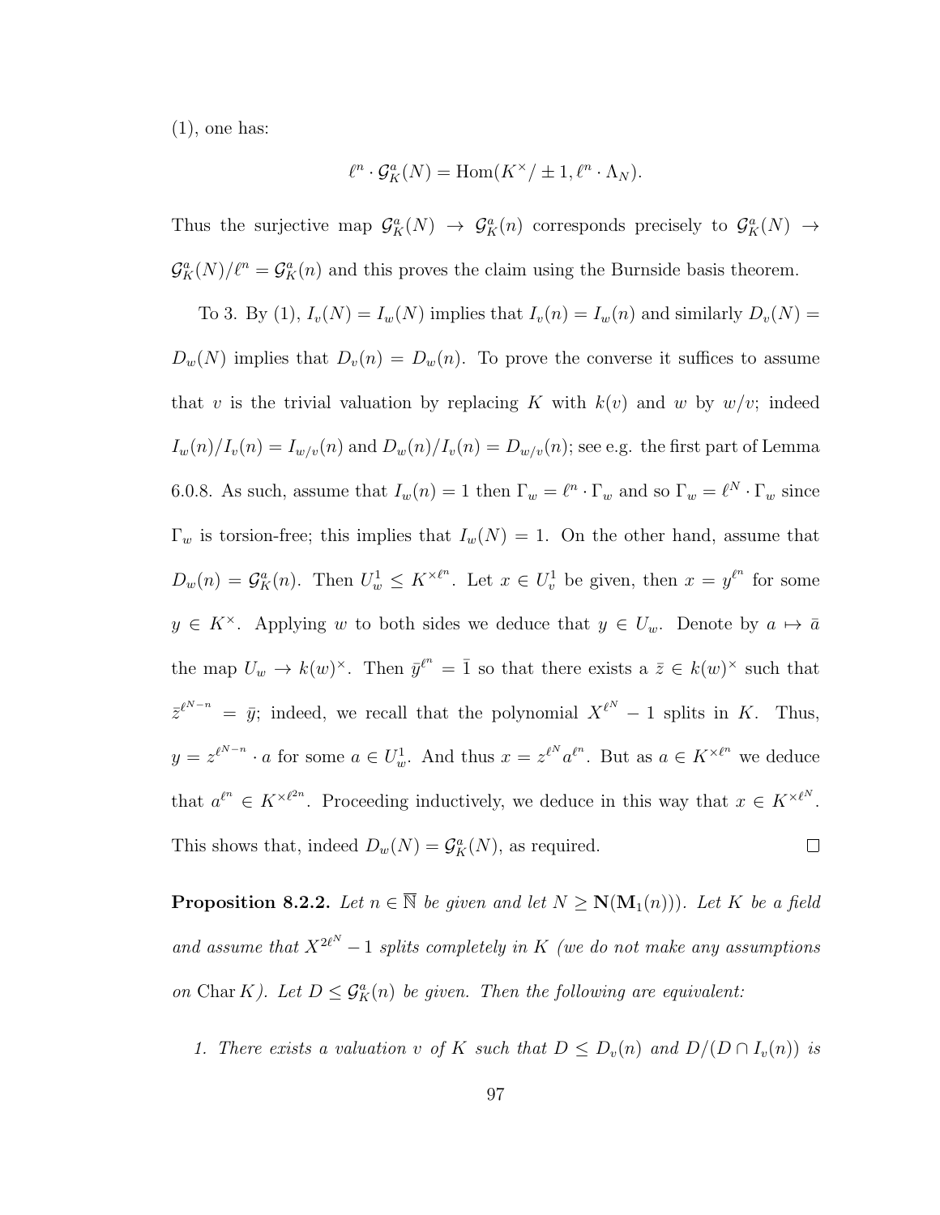(1), one has:

$$\ell^n \cdot \mathcal{G}_K^a(N) = \mathrm{Hom}(K^\times/\pm 1, \ell^n \cdot \Lambda_N).$$

Thus the surjective map $\mathcal{G}_K^a(N) \to \mathcal{G}_K^a(n)$ corresponds precisely to $\mathcal{G}_K^a(N) \to \mathcal{G}_K^a(N)/\ell^n = \mathcal{G}_K^a(n)$ and this proves the claim using the Burnside basis theorem.

To 3. By (1), $I_v(N) = I_w(N)$ implies that $I_v(n) = I_w(n)$ and similarly $D_v(N) = D_w(N)$ implies that $D_v(n) = D_w(n)$. To prove the converse it suffices to assume that $v$ is the trivial valuation by replacing $K$ with $k(v)$ and $w$ by $w/v$; indeed $I_w(n)/I_v(n) = I_{w/v}(n)$ and $D_w(n)/I_v(n) = D_{w/v}(n)$; see e.g. the first part of Lemma 6.0.8. As such, assume that $I_w(n) = 1$ then $\Gamma_w = \ell^n \cdot \Gamma_w$ and so $\Gamma_w = \ell^N \cdot \Gamma_w$ since $\Gamma_w$ is torsion-free; this implies that $I_w(N) = 1$. On the other hand, assume that $D_w(n) = \mathcal{G}_K^a(n)$. Then $U_w^1 \leq K^{\times \ell^n}$. Let $x \in U_v^1$ be given, then $x = y^{\ell^n}$ for some $y \in K^\times$. Applying $w$ to both sides we deduce that $y \in U_w$. Denote by $a \mapsto \bar{a}$ the map $U_w \to k(w)^\times$. Then $\bar{y}^{\ell^n} = \bar{1}$ so that there exists a $\bar{z} \in k(w)^\times$ such that $\bar{z}^{\ell^{N-n}} = \bar{y}$; indeed, we recall that the polynomial $X^{\ell^N} - 1$ splits in $K$. Thus, $y = z^{\ell^{N-n}} \cdot a$ for some $a \in U_w^1$. And thus $x = z^{\ell^N} a^{\ell^n}$. But as $a \in K^{\times \ell^n}$ we deduce that $a^{\ell^n} \in K^{\times \ell^{2n}}$. Proceeding inductively, we deduce in this way that $x \in K^{\times \ell^N}$. This shows that, indeed $D_w(N) = \mathcal{G}_K^a(N)$, as required. $\square$

**Proposition 8.2.2.** *Let $n \in \overline{\mathbb{N}}$ be given and let $N \geq \mathbf{N}(\mathbf{M}_1(n)))$. Let $K$ be a field and assume that $X^{2\ell^N} - 1$ splits completely in $K$ (we do not make any assumptions on $\mathrm{Char}\, K$). Let $D \leq \mathcal{G}_K^a(n)$ be given. Then the following are equivalent:*

1. *There exists a valuation $v$ of $K$ such that $D \leq D_v(n)$ and $D/(D \cap I_v(n))$ is*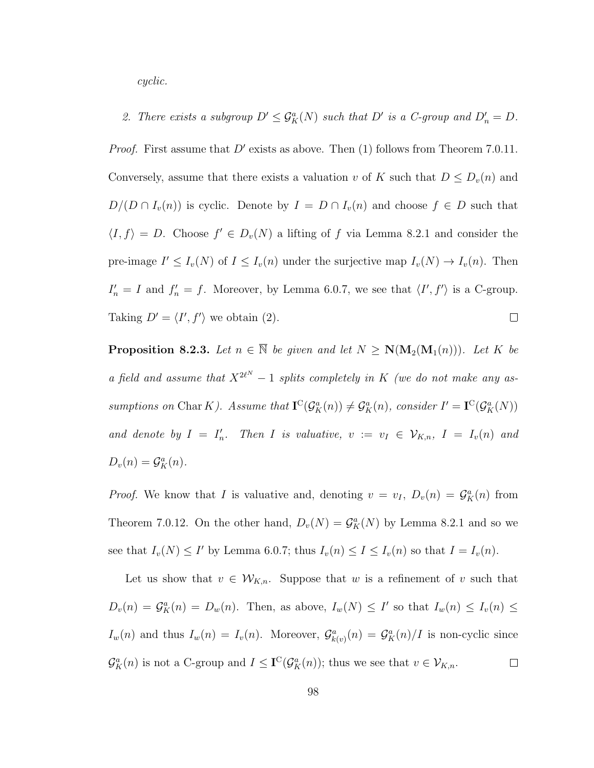*cyclic.*

2. *There exists a subgroup $D' \leq \mathcal{G}^a_K(N)$ such that $D'$ is a C-group and $D'_n = D$.*

*Proof.* First assume that $D'$ exists as above. Then (1) follows from Theorem 7.0.11. Conversely, assume that there exists a valuation $v$ of $K$ such that $D \leq D_v(n)$ and $D/(D \cap I_v(n))$ is cyclic. Denote by $I = D \cap I_v(n)$ and choose $f \in D$ such that $\langle I, f \rangle = D$. Choose $f' \in D_v(N)$ a lifting of $f$ via Lemma 8.2.1 and consider the pre-image $I' \leq I_v(N)$ of $I \leq I_v(n)$ under the surjective map $I_v(N) \to I_v(n)$. Then $I'_n = I$ and $f'_n = f$. Moreover, by Lemma 6.0.7, we see that $\langle I', f' \rangle$ is a C-group. Taking $D' = \langle I', f' \rangle$ we obtain (2). $\square$

**Proposition 8.2.3.** *Let $n \in \overline{\mathbb{N}}$ be given and let $N \geq \mathbf{N}(\mathbf{M}_2(\mathbf{M}_1(n)))$. Let $K$ be a field and assume that $X^{2\ell^N} - 1$ splits completely in $K$ (we do not make any assumptions on $\operatorname{Char} K$). Assume that $\mathbf{I}^{\mathrm{C}}(\mathcal{G}^a_K(n)) \neq \mathcal{G}^a_K(n)$, consider $I' = \mathbf{I}^{\mathrm{C}}(\mathcal{G}^a_K(N))$ and denote by $I = I'_n$. Then $I$ is valuative, $v := v_I \in \mathcal{V}_{K,n}$, $I = I_v(n)$ and $D_v(n) = \mathcal{G}^a_K(n)$.*

*Proof.* We know that $I$ is valuative and, denoting $v = v_I$, $D_v(n) = \mathcal{G}^a_K(n)$ from Theorem 7.0.12. On the other hand, $D_v(N) = \mathcal{G}^a_K(N)$ by Lemma 8.2.1 and so we see that $I_v(N) \leq I'$ by Lemma 6.0.7; thus $I_v(n) \leq I \leq I_v(n)$ so that $I = I_v(n)$.

Let us show that $v \in \mathcal{W}_{K,n}$. Suppose that $w$ is a refinement of $v$ such that $D_v(n) = \mathcal{G}^a_K(n) = D_w(n)$. Then, as above, $I_w(N) \leq I'$ so that $I_w(n) \leq I_v(n) \leq I_w(n)$ and thus $I_w(n) = I_v(n)$. Moreover, $\mathcal{G}^a_{k(v)}(n) = \mathcal{G}^a_K(n)/I$ is non-cyclic since $\mathcal{G}^a_K(n)$ is not a C-group and $I \leq \mathbf{I}^{\mathrm{C}}(\mathcal{G}^a_K(n))$; thus we see that $v \in \mathcal{V}_{K,n}$. $\square$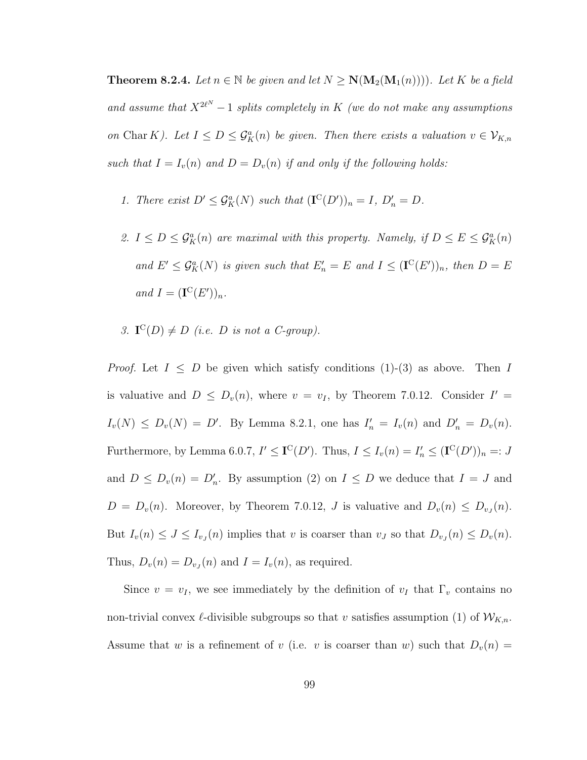**Theorem 8.2.4.** *Let $n \in \mathbb{N}$ be given and let $N \geq \mathbf{N}(\mathbf{M}_2(\mathbf{M}_1(n)))$. Let $K$ be a field and assume that $X^{2\ell^N} - 1$ splits completely in $K$ (we do not make any assumptions on $\operatorname{Char} K$). Let $I \leq D \leq \mathcal{G}_K^a(n)$ be given. Then there exists a valuation $v \in \mathcal{V}_{K,n}$ such that $I = I_v(n)$ and $D = D_v(n)$ if and only if the following holds:*

1. *There exist $D' \leq \mathcal{G}_K^a(N)$ such that $(\mathbf{I}^{\mathrm{C}}(D'))_n = I$, $D'_n = D$.*
2. *$I \leq D \leq \mathcal{G}_K^a(n)$ are maximal with this property. Namely, if $D \leq E \leq \mathcal{G}_K^a(n)$ and $E' \leq \mathcal{G}_K^a(N)$ is given such that $E'_n = E$ and $I \leq (\mathbf{I}^{\mathrm{C}}(E'))_n$, then $D = E$ and $I = (\mathbf{I}^{\mathrm{C}}(E'))_n$.*
3. *$\mathbf{I}^{\mathrm{C}}(D) \neq D$ (i.e. $D$ is not a C-group).*

*Proof.* Let $I \leq D$ be given which satisfy conditions (1)-(3) as above. Then $I$ is valuative and $D \leq D_v(n)$, where $v = v_I$, by Theorem 7.0.12. Consider $I' = I_v(N) \leq D_v(N) = D'$. By Lemma 8.2.1, one has $I'_n = I_v(n)$ and $D'_n = D_v(n)$. Furthermore, by Lemma 6.0.7, $I' \leq \mathbf{I}^{\mathrm{C}}(D')$. Thus, $I \leq I_v(n) = I'_n \leq (\mathbf{I}^{\mathrm{C}}(D'))_n =: J$ and $D \leq D_v(n) = D'_n$. By assumption (2) on $I \leq D$ we deduce that $I = J$ and $D = D_v(n)$. Moreover, by Theorem 7.0.12, $J$ is valuative and $D_v(n) \leq D_{v_J}(n)$. But $I_v(n) \leq J \leq I_{v_J}(n)$ implies that $v$ is coarser than $v_J$ so that $D_{v_J}(n) \leq D_v(n)$. Thus, $D_v(n) = D_{v_J}(n)$ and $I = I_v(n)$, as required.

Since $v = v_I$, we see immediately by the definition of $v_I$ that $\Gamma_v$ contains no non-trivial convex $\ell$-divisible subgroups so that $v$ satisfies assumption (1) of $\mathcal{W}_{K,n}$. Assume that $w$ is a refinement of $v$ (i.e. $v$ is coarser than $w$) such that $D_v(n) =$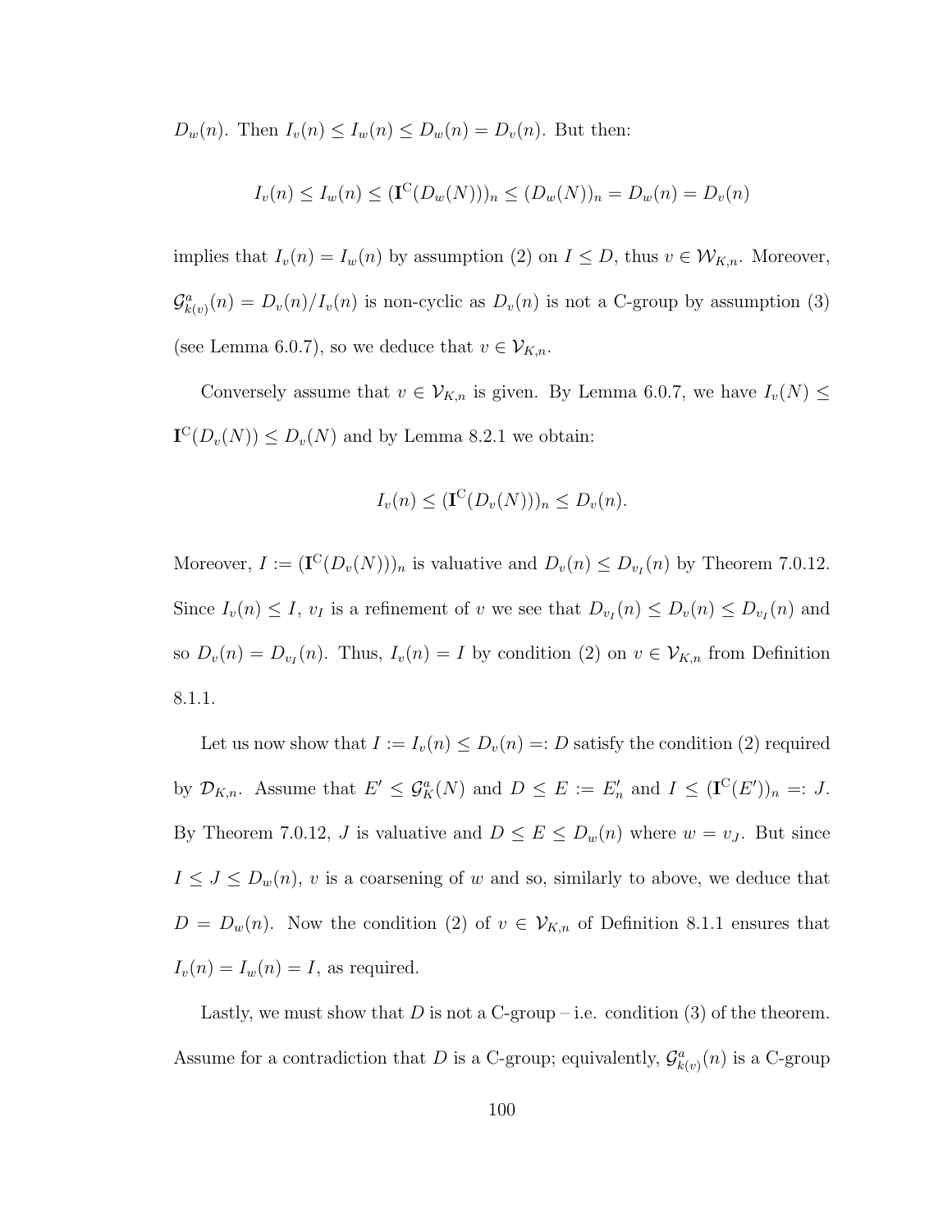$D_w(n)$. Then $I_v(n) \leq I_w(n) \leq D_w(n) = D_v(n)$. But then:

$$I_v(n) \leq I_w(n) \leq (\mathbf{I}^{\mathrm{C}}(D_w(N)))_n \leq (D_w(N))_n = D_w(n) = D_v(n)$$

implies that $I_v(n) = I_w(n)$ by assumption (2) on $I \leq D$, thus $v \in \mathcal{W}_{K,n}$. Moreover, $\mathcal{G}^a_{k(v)}(n) = D_v(n)/I_v(n)$ is non-cyclic as $D_v(n)$ is not a C-group by assumption (3) (see Lemma 6.0.7), so we deduce that $v \in \mathcal{V}_{K,n}$.

Conversely assume that $v \in \mathcal{V}_{K,n}$ is given. By Lemma 6.0.7, we have $I_v(N) \leq \mathbf{I}^{\mathrm{C}}(D_v(N)) \leq D_v(N)$ and by Lemma 8.2.1 we obtain:

$$I_v(n) \leq (\mathbf{I}^{\mathrm{C}}(D_v(N)))_n \leq D_v(n).$$

Moreover, $I := (\mathbf{I}^{\mathrm{C}}(D_v(N)))_n$ is valuative and $D_v(n) \leq D_{v_I}(n)$ by Theorem 7.0.12. Since $I_v(n) \leq I$, $v_I$ is a refinement of $v$ we see that $D_{v_I}(n) \leq D_v(n) \leq D_{v_I}(n)$ and so $D_v(n) = D_{v_I}(n)$. Thus, $I_v(n) = I$ by condition (2) on $v \in \mathcal{V}_{K,n}$ from Definition 8.1.1.

Let us now show that $I := I_v(n) \leq D_v(n) =: D$ satisfy the condition (2) required by $\mathcal{D}_{K,n}$. Assume that $E' \leq \mathcal{G}^a_K(N)$ and $D \leq E := E'_n$ and $I \leq (\mathbf{I}^{\mathrm{C}}(E'))_n =: J$. By Theorem 7.0.12, $J$ is valuative and $D \leq E \leq D_w(n)$ where $w = v_J$. But since $I \leq J \leq D_w(n)$, $v$ is a coarsening of $w$ and so, similarly to above, we deduce that $D = D_w(n)$. Now the condition (2) of $v \in \mathcal{V}_{K,n}$ of Definition 8.1.1 ensures that $I_v(n) = I_w(n) = I$, as required.

Lastly, we must show that $D$ is not a C-group – i.e. condition (3) of the theorem. Assume for a contradiction that $D$ is a C-group; equivalently, $\mathcal{G}^a_{k(v)}(n)$ is a C-group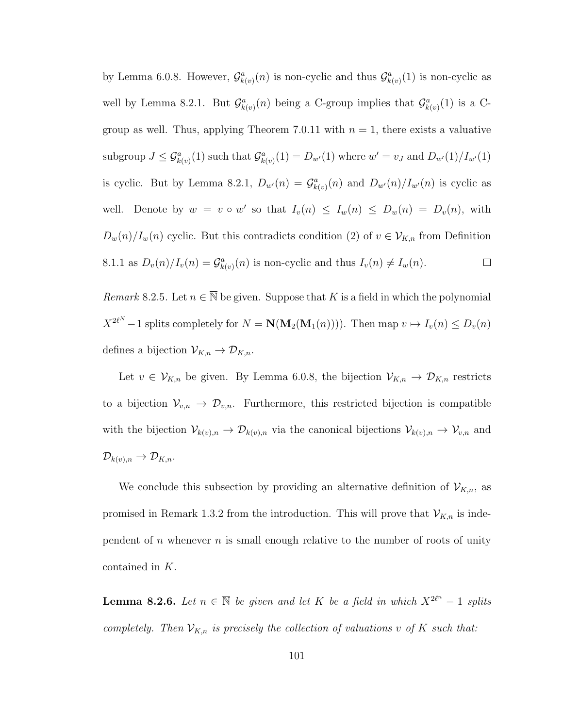by Lemma 6.0.8. However, $\mathcal{G}^a_{k(v)}(n)$ is non-cyclic and thus $\mathcal{G}^a_{k(v)}(1)$ is non-cyclic as well by Lemma 8.2.1. But $\mathcal{G}^a_{k(v)}(n)$ being a C-group implies that $\mathcal{G}^a_{k(v)}(1)$ is a C-group as well. Thus, applying Theorem 7.0.11 with $n = 1$, there exists a valuative subgroup $J \leq \mathcal{G}^a_{k(v)}(1)$ such that $\mathcal{G}^a_{k(v)}(1) = D_{w'}(1)$ where $w' = v_J$ and $D_{w'}(1)/I_{w'}(1)$ is cyclic. But by Lemma 8.2.1, $D_{w'}(n) = \mathcal{G}^a_{k(v)}(n)$ and $D_{w'}(n)/I_{w'}(n)$ is cyclic as well. Denote by $w = v \circ w'$ so that $I_v(n) \leq I_w(n) \leq D_w(n) = D_v(n)$, with $D_w(n)/I_w(n)$ cyclic. But this contradicts condition (2) of $v \in \mathcal{V}_{K,n}$ from Definition 8.1.1 as $D_v(n)/I_v(n) = \mathcal{G}^a_{k(v)}(n)$ is non-cyclic and thus $I_v(n) \neq I_w(n)$. $\square$

*Remark* 8.2.5. Let $n \in \overline{\mathbb{N}}$ be given. Suppose that $K$ is a field in which the polynomial $X^{2\ell^N} - 1$ splits completely for $N = \mathbf{N}(\mathbf{M}_2(\mathbf{M}_1(n)))$. Then map $v \mapsto I_v(n) \leq D_v(n)$ defines a bijection $\mathcal{V}_{K,n} \to \mathcal{D}_{K,n}$.

Let $v \in \mathcal{V}_{K,n}$ be given. By Lemma 6.0.8, the bijection $\mathcal{V}_{K,n} \to \mathcal{D}_{K,n}$ restricts to a bijection $\mathcal{V}_{v,n} \to \mathcal{D}_{v,n}$. Furthermore, this restricted bijection is compatible with the bijection $\mathcal{V}_{k(v),n} \to \mathcal{D}_{k(v),n}$ via the canonical bijections $\mathcal{V}_{k(v),n} \to \mathcal{V}_{v,n}$ and $\mathcal{D}_{k(v),n} \to \mathcal{D}_{K,n}$.

We conclude this subsection by providing an alternative definition of $\mathcal{V}_{K,n}$, as promised in Remark 1.3.2 from the introduction. This will prove that $\mathcal{V}_{K,n}$ is independent of $n$ whenever $n$ is small enough relative to the number of roots of unity contained in $K$.

**Lemma 8.2.6.** *Let $n \in \overline{\mathbb{N}}$ be given and let $K$ be a field in which $X^{2\ell^n} - 1$ splits completely. Then $\mathcal{V}_{K,n}$ is precisely the collection of valuations $v$ of $K$ such that:*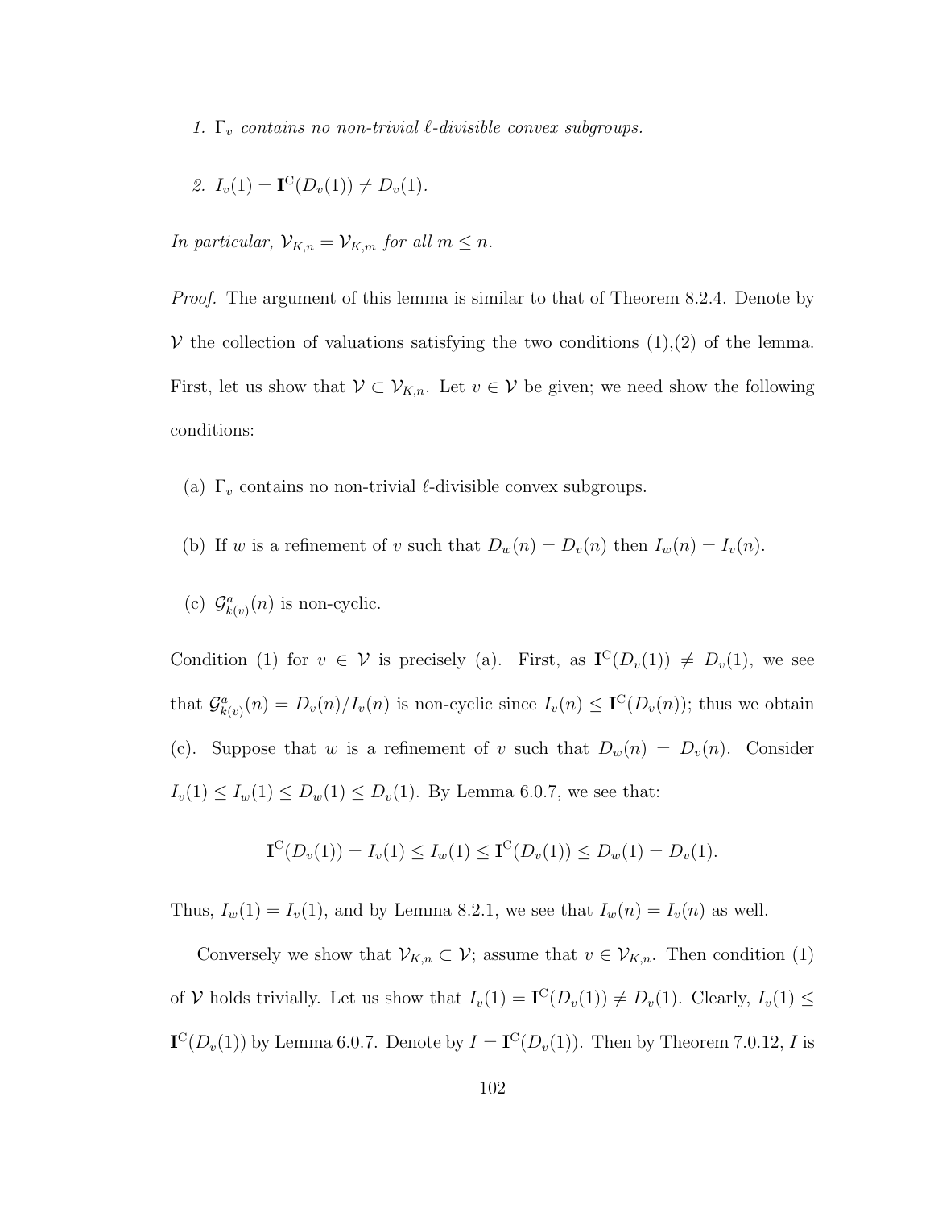1. *$\Gamma_v$ contains no non-trivial $\ell$-divisible convex subgroups.*

2. *$I_v(1) = \mathbf{I}^{\mathrm{C}}(D_v(1)) \neq D_v(1)$.*

*In particular, $\mathcal{V}_{K,n} = \mathcal{V}_{K,m}$ for all $m \leq n$.*

*Proof.* The argument of this lemma is similar to that of Theorem 8.2.4. Denote by $\mathcal{V}$ the collection of valuations satisfying the two conditions (1),(2) of the lemma. First, let us show that $\mathcal{V} \subset \mathcal{V}_{K,n}$. Let $v \in \mathcal{V}$ be given; we need show the following conditions:

(a) $\Gamma_v$ contains no non-trivial $\ell$-divisible convex subgroups.

(b) If $w$ is a refinement of $v$ such that $D_w(n) = D_v(n)$ then $I_w(n) = I_v(n)$.

(c) $\mathcal{G}^a_{k(v)}(n)$ is non-cyclic.

Condition (1) for $v \in \mathcal{V}$ is precisely (a). First, as $\mathbf{I}^{\mathrm{C}}(D_v(1)) \neq D_v(1)$, we see that $\mathcal{G}^a_{k(v)}(n) = D_v(n)/I_v(n)$ is non-cyclic since $I_v(n) \leq \mathbf{I}^{\mathrm{C}}(D_v(n))$; thus we obtain (c). Suppose that $w$ is a refinement of $v$ such that $D_w(n) = D_v(n)$. Consider $I_v(1) \leq I_w(1) \leq D_w(1) \leq D_v(1)$. By Lemma 6.0.7, we see that:

$$\mathbf{I}^{\mathrm{C}}(D_v(1)) = I_v(1) \leq I_w(1) \leq \mathbf{I}^{\mathrm{C}}(D_v(1)) \leq D_w(1) = D_v(1).$$

Thus, $I_w(1) = I_v(1)$, and by Lemma 8.2.1, we see that $I_w(n) = I_v(n)$ as well.

Conversely we show that $\mathcal{V}_{K,n} \subset \mathcal{V}$; assume that $v \in \mathcal{V}_{K,n}$. Then condition (1) of $\mathcal{V}$ holds trivially. Let us show that $I_v(1) = \mathbf{I}^{\mathrm{C}}(D_v(1)) \neq D_v(1)$. Clearly, $I_v(1) \leq \mathbf{I}^{\mathrm{C}}(D_v(1))$ by Lemma 6.0.7. Denote by $I = \mathbf{I}^{\mathrm{C}}(D_v(1))$. Then by Theorem 7.0.12, $I$ is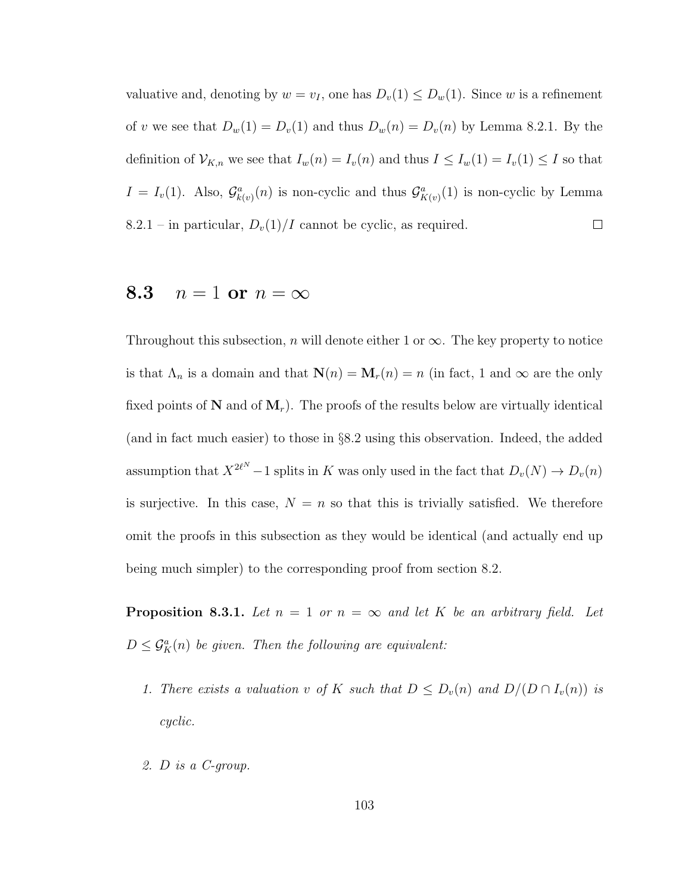valuative and, denoting by $w = v_I$, one has $D_v(1) \leq D_w(1)$. Since $w$ is a refinement of $v$ we see that $D_w(1) = D_v(1)$ and thus $D_w(n) = D_v(n)$ by Lemma 8.2.1. By the definition of $\mathcal{V}_{K,n}$ we see that $I_w(n) = I_v(n)$ and thus $I \leq I_w(1) = I_v(1) \leq I$ so that $I = I_v(1)$. Also, $\mathcal{G}^a_{k(v)}(n)$ is non-cyclic and thus $\mathcal{G}^a_{K(v)}(1)$ is non-cyclic by Lemma 8.2.1 – in particular, $D_v(1)/I$ cannot be cyclic, as required. □

## 8.3 $n = 1$ or $n = \infty$

Throughout this subsection, $n$ will denote either 1 or $\infty$. The key property to notice is that $\Lambda_n$ is a domain and that $\mathbf{N}(n) = \mathbf{M}_r(n) = n$ (in fact, 1 and $\infty$ are the only fixed points of $\mathbf{N}$ and of $\mathbf{M}_r$). The proofs of the results below are virtually identical (and in fact much easier) to those in §8.2 using this observation. Indeed, the added assumption that $X^{2\ell^N} - 1$ splits in $K$ was only used in the fact that $D_v(N) \to D_v(n)$ is surjective. In this case, $N = n$ so that this is trivially satisfied. We therefore omit the proofs in this subsection as they would be identical (and actually end up being much simpler) to the corresponding proof from section 8.2.

**Proposition 8.3.1.** *Let $n = 1$ or $n = \infty$ and let $K$ be an arbitrary field. Let $D \leq \mathcal{G}^a_K(n)$ be given. Then the following are equivalent:*

1. *There exists a valuation $v$ of $K$ such that $D \leq D_v(n)$ and $D/(D \cap I_v(n))$ is cyclic.*
2. *$D$ is a C-group.*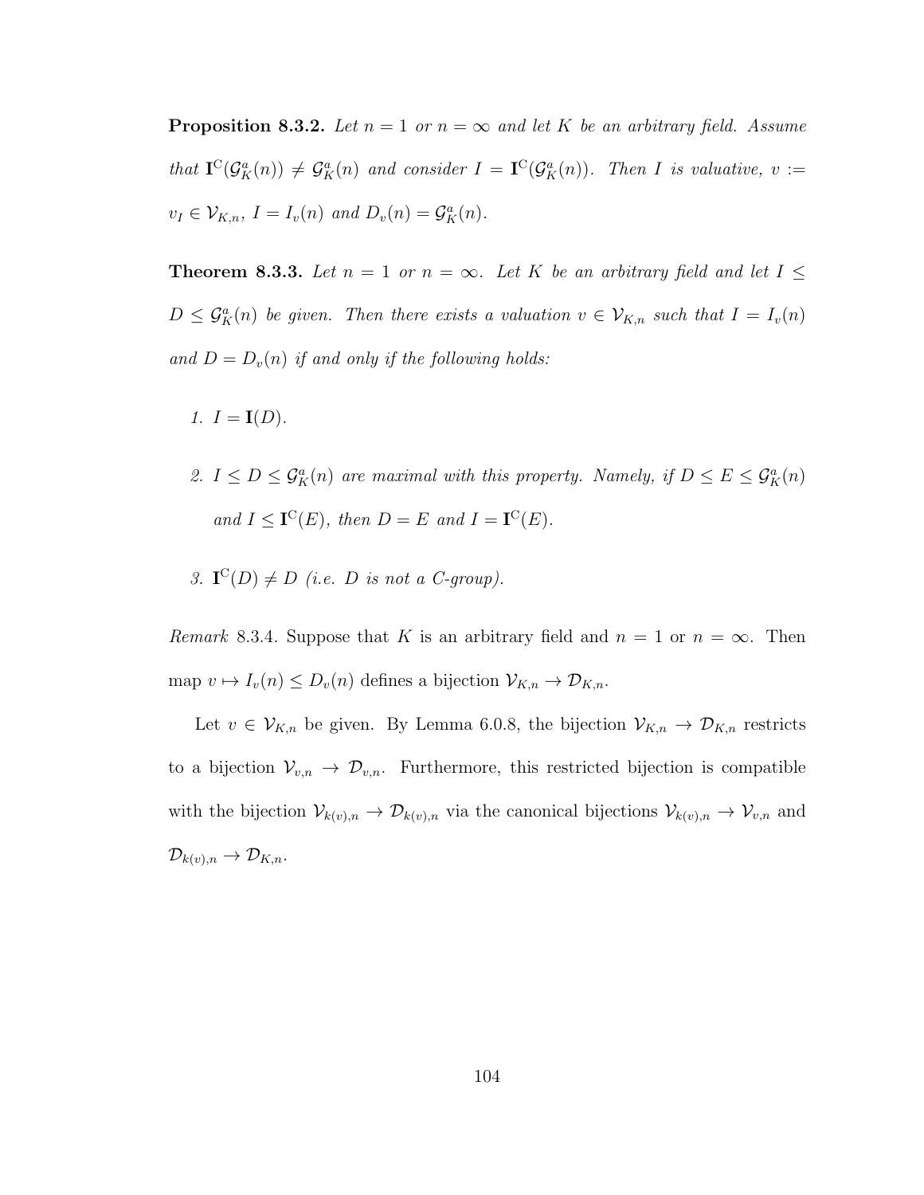**Proposition 8.3.2.** *Let $n = 1$ or $n = \infty$ and let $K$ be an arbitrary field. Assume that $\mathbf{I}^{\mathrm{C}}(\mathcal{G}_K^a(n)) \neq \mathcal{G}_K^a(n)$ and consider $I = \mathbf{I}^{\mathrm{C}}(\mathcal{G}_K^a(n))$. Then $I$ is valuative, $v := v_I \in \mathcal{V}_{K,n}$, $I = I_v(n)$ and $D_v(n) = \mathcal{G}_K^a(n)$.*

**Theorem 8.3.3.** *Let $n = 1$ or $n = \infty$. Let $K$ be an arbitrary field and let $I \leq D \leq \mathcal{G}_K^a(n)$ be given. Then there exists a valuation $v \in \mathcal{V}_{K,n}$ such that $I = I_v(n)$ and $D = D_v(n)$ if and only if the following holds:*

1. *$I = \mathbf{I}(D)$.*
2. *$I \leq D \leq \mathcal{G}_K^a(n)$ are maximal with this property. Namely, if $D \leq E \leq \mathcal{G}_K^a(n)$ and $I \leq \mathbf{I}^{\mathrm{C}}(E)$, then $D = E$ and $I = \mathbf{I}^{\mathrm{C}}(E)$.*
3. *$\mathbf{I}^{\mathrm{C}}(D) \neq D$ (i.e. $D$ is not a C-group).*

*Remark* 8.3.4. Suppose that $K$ is an arbitrary field and $n = 1$ or $n = \infty$. Then map $v \mapsto I_v(n) \leq D_v(n)$ defines a bijection $\mathcal{V}_{K,n} \to \mathcal{D}_{K,n}$.

Let $v \in \mathcal{V}_{K,n}$ be given. By Lemma 6.0.8, the bijection $\mathcal{V}_{K,n} \to \mathcal{D}_{K,n}$ restricts to a bijection $\mathcal{V}_{v,n} \to \mathcal{D}_{v,n}$. Furthermore, this restricted bijection is compatible with the bijection $\mathcal{V}_{k(v),n} \to \mathcal{D}_{k(v),n}$ via the canonical bijections $\mathcal{V}_{k(v),n} \to \mathcal{V}_{v,n}$ and $\mathcal{D}_{k(v),n} \to \mathcal{D}_{K,n}$.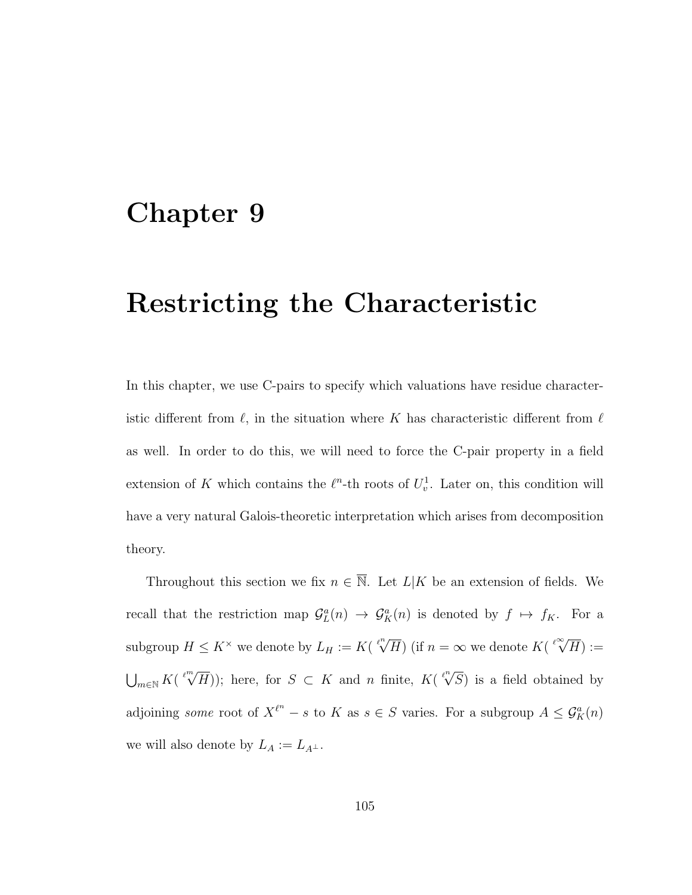# Chapter 9

# Restricting the Characteristic

In this chapter, we use C-pairs to specify which valuations have residue characteristic different from $\ell$, in the situation where $K$ has characteristic different from $\ell$ as well. In order to do this, we will need to force the C-pair property in a field extension of $K$ which contains the $\ell^n$-th roots of $U_v^1$. Later on, this condition will have a very natural Galois-theoretic interpretation which arises from decomposition theory.

Throughout this section we fix $n \in \overline{\mathbb{N}}$. Let $L|K$ be an extension of fields. We recall that the restriction map $\mathcal{G}_L^a(n) \to \mathcal{G}_K^a(n)$ is denoted by $f \mapsto f_K$. For a subgroup $H \leq K^\times$ we denote by $L_H := K(\sqrt[\ell^n]{H})$ (if $n = \infty$ we denote $K(\sqrt[\ell^\infty]{H}) := \bigcup_{m \in \mathbb{N}} K(\sqrt[\ell^m]{H})$); here, for $S \subset K$ and $n$ finite, $K(\sqrt[\ell^n]{S})$ is a field obtained by adjoining *some* root of $X^{\ell^n} - s$ to $K$ as $s \in S$ varies. For a subgroup $A \leq \mathcal{G}_K^a(n)$ we will also denote by $L_A := L_{A^\perp}$.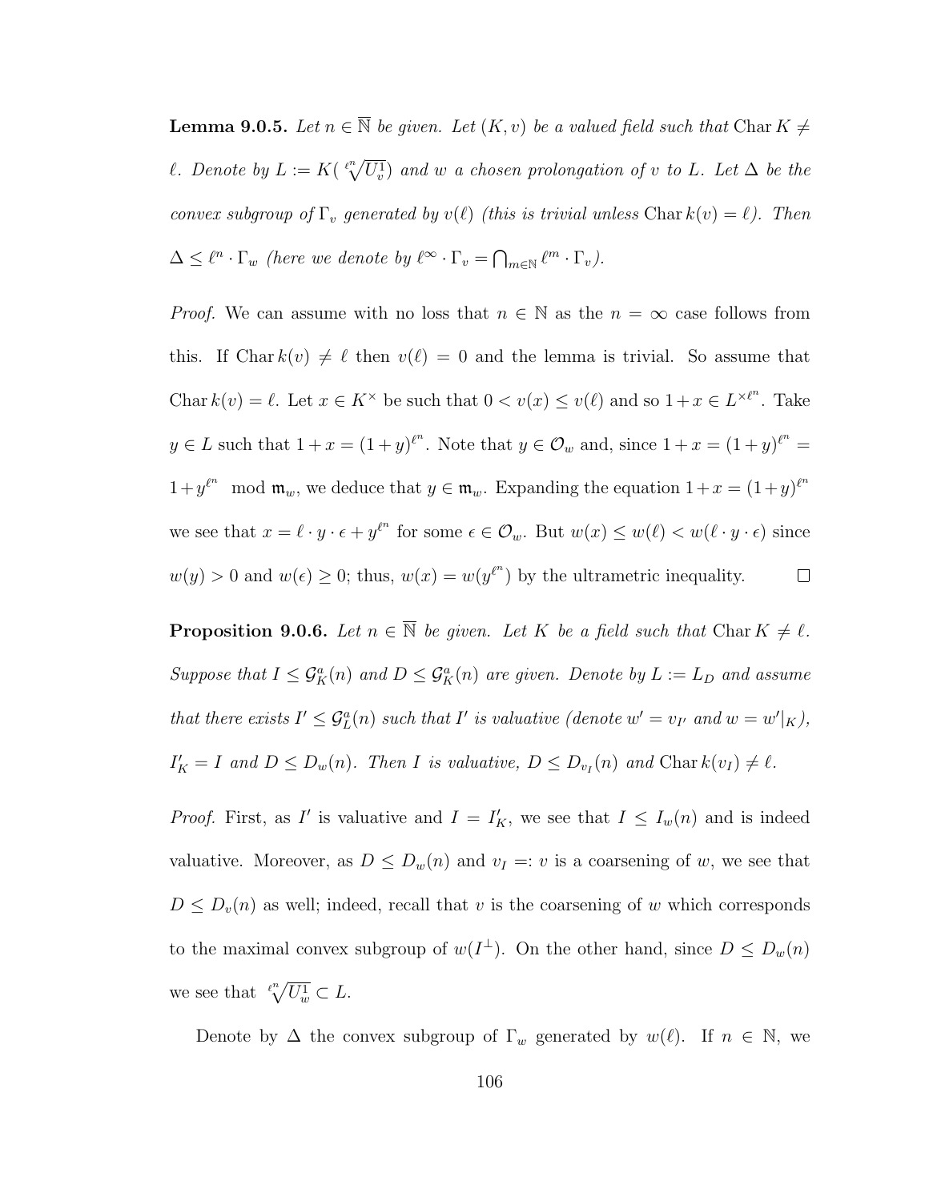**Lemma 9.0.5.** *Let $n \in \overline{\mathbb{N}}$ be given. Let $(K, v)$ be a valued field such that $\operatorname{Char} K \neq \ell$. Denote by $L := K(\sqrt[\ell^n]{U_v^1})$ and $w$ a chosen prolongation of $v$ to $L$. Let $\Delta$ be the convex subgroup of $\Gamma_v$ generated by $v(\ell)$ (this is trivial unless $\operatorname{Char} k(v) = \ell$). Then $\Delta \leq \ell^n \cdot \Gamma_w$ (here we denote by $\ell^\infty \cdot \Gamma_v = \bigcap_{m \in \mathbb{N}} \ell^m \cdot \Gamma_v$).*

*Proof.* We can assume with no loss that $n \in \mathbb{N}$ as the $n = \infty$ case follows from this. If $\operatorname{Char} k(v) \neq \ell$ then $v(\ell) = 0$ and the lemma is trivial. So assume that $\operatorname{Char} k(v) = \ell$. Let $x \in K^\times$ be such that $0 < v(x) \leq v(\ell)$ and so $1 + x \in L^{\times \ell^n}$. Take $y \in L$ such that $1 + x = (1+y)^{\ell^n}$. Note that $y \in \mathcal{O}_w$ and, since $1 + x = (1+y)^{\ell^n} = 1 + y^{\ell^n} \mod \mathfrak{m}_w$, we deduce that $y \in \mathfrak{m}_w$. Expanding the equation $1 + x = (1+y)^{\ell^n}$ we see that $x = \ell \cdot y \cdot \epsilon + y^{\ell^n}$ for some $\epsilon \in \mathcal{O}_w$. But $w(x) \leq w(\ell) < w(\ell \cdot y \cdot \epsilon)$ since $w(y) > 0$ and $w(\epsilon) \geq 0$; thus, $w(x) = w(y^{\ell^n})$ by the ultrametric inequality. $\square$

**Proposition 9.0.6.** *Let $n \in \overline{\mathbb{N}}$ be given. Let $K$ be a field such that $\operatorname{Char} K \neq \ell$. Suppose that $I \leq \mathcal{G}_K^a(n)$ and $D \leq \mathcal{G}_K^a(n)$ are given. Denote by $L := L_D$ and assume that there exists $I' \leq \mathcal{G}_L^a(n)$ such that $I'$ is valuative (denote $w' = v_{I'}$ and $w = w'|_K$), $I'_K = I$ and $D \leq D_w(n)$. Then $I$ is valuative, $D \leq D_{v_I}(n)$ and $\operatorname{Char} k(v_I) \neq \ell$.*

*Proof.* First, as $I'$ is valuative and $I = I'_K$, we see that $I \leq I_w(n)$ and is indeed valuative. Moreover, as $D \leq D_w(n)$ and $v_I =: v$ is a coarsening of $w$, we see that $D \leq D_v(n)$ as well; indeed, recall that $v$ is the coarsening of $w$ which corresponds to the maximal convex subgroup of $w(I^\perp)$. On the other hand, since $D \leq D_w(n)$ we see that $\sqrt[\ell^n]{U_w^1} \subset L$.

Denote by $\Delta$ the convex subgroup of $\Gamma_w$ generated by $w(\ell)$. If $n \in \mathbb{N}$, we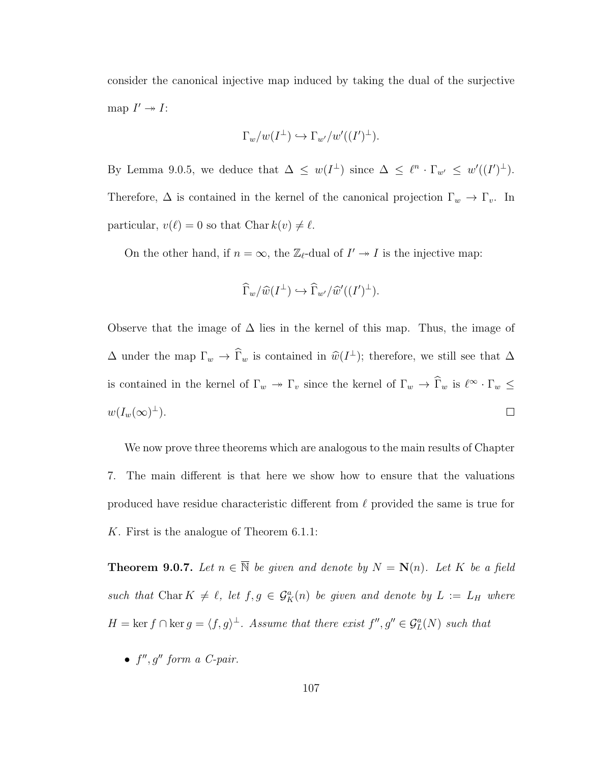consider the canonical injective map induced by taking the dual of the surjective map $I' \twoheadrightarrow I$:

$$\Gamma_w/w(I^\perp) \hookrightarrow \Gamma_{w'}/w'((I')^\perp).$$

By Lemma 9.0.5, we deduce that $\Delta \leq w(I^\perp)$ since $\Delta \leq \ell^n \cdot \Gamma_{w'} \leq w'((I')^\perp)$. Therefore, $\Delta$ is contained in the kernel of the canonical projection $\Gamma_w \to \Gamma_v$. In particular, $v(\ell) = 0$ so that $\operatorname{Char} k(v) \neq \ell$.

On the other hand, if $n = \infty$, the $\mathbb{Z}_\ell$-dual of $I' \twoheadrightarrow I$ is the injective map:

$$\widehat{\Gamma}_w/\widehat{w}(I^\perp) \hookrightarrow \widehat{\Gamma}_{w'}/\widehat{w}'((I')^\perp).$$

Observe that the image of $\Delta$ lies in the kernel of this map. Thus, the image of $\Delta$ under the map $\Gamma_w \to \widehat{\Gamma}_w$ is contained in $\widehat{w}(I^\perp)$; therefore, we still see that $\Delta$ is contained in the kernel of $\Gamma_w \twoheadrightarrow \Gamma_v$ since the kernel of $\Gamma_w \to \widehat{\Gamma}_w$ is $\ell^\infty \cdot \Gamma_w \leq w(I_w(\infty)^\perp)$. □

We now prove three theorems which are analogous to the main results of Chapter 7. The main different is that here we show how to ensure that the valuations produced have residue characteristic different from $\ell$ provided the same is true for $K$. First is the analogue of Theorem 6.1.1:

**Theorem 9.0.7.** *Let $n \in \overline{\mathbb{N}}$ be given and denote by $N = \mathbf{N}(n)$. Let $K$ be a field such that $\operatorname{Char} K \neq \ell$, let $f, g \in \mathcal{G}_K^a(n)$ be given and denote by $L := L_H$ where $H = \ker f \cap \ker g = \langle f, g\rangle^\perp$. Assume that there exist $f'', g'' \in \mathcal{G}_L^a(N)$ such that*

- *$f'', g''$ form a C-pair.*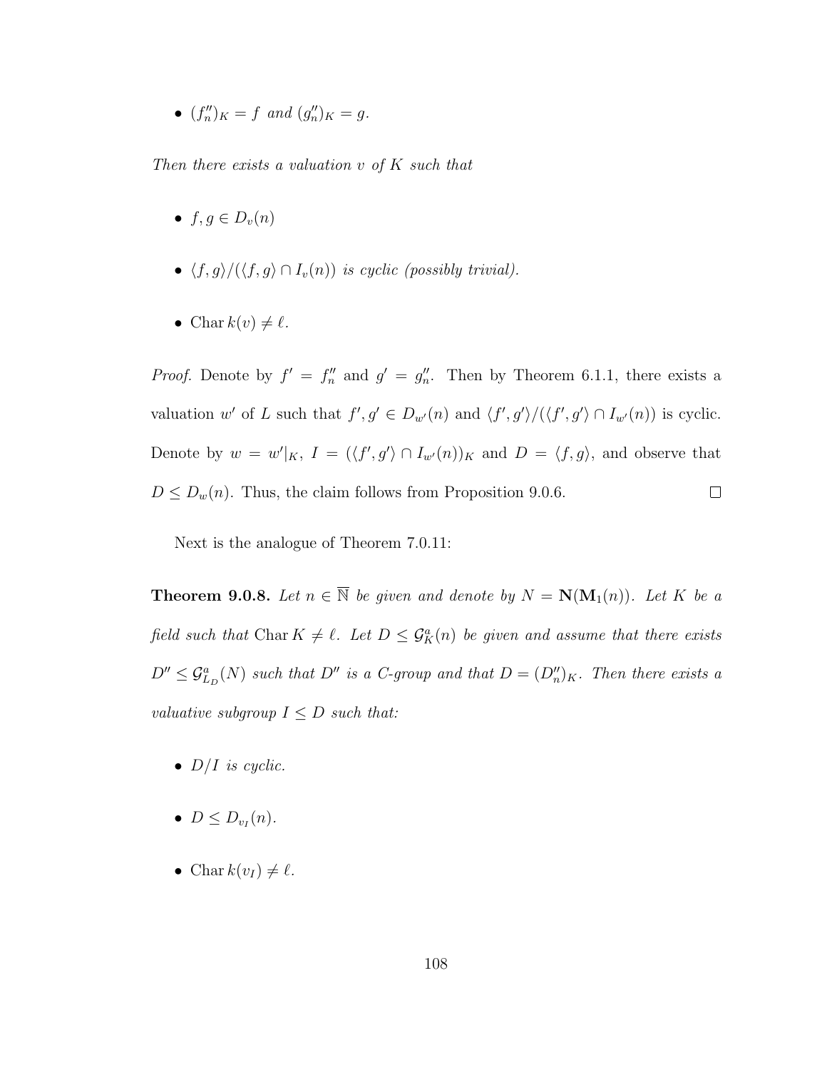- $(f''_n)_K = f$ *and* $(g''_n)_K = g$.

*Then there exists a valuation $v$ of $K$ such that*

- $f, g \in D_v(n)$
- $\langle f, g\rangle / (\langle f, g\rangle \cap I_v(n))$ *is cyclic (possibly trivial).*
- $\operatorname{Char} k(v) \neq \ell$.

*Proof.* Denote by $f' = f''_n$ and $g' = g''_n$. Then by Theorem 6.1.1, there exists a valuation $w'$ of $L$ such that $f', g' \in D_{w'}(n)$ and $\langle f', g'\rangle / (\langle f', g'\rangle \cap I_{w'}(n))$ is cyclic. Denote by $w = w'|_K$, $I = (\langle f', g'\rangle \cap I_{w'}(n))_K$ and $D = \langle f, g\rangle$, and observe that $D \leq D_w(n)$. Thus, the claim follows from Proposition 9.0.6. $\square$

Next is the analogue of Theorem 7.0.11:

**Theorem 9.0.8.** *Let $n \in \overline{\mathbb{N}}$ be given and denote by $N = \mathbf{N}(\mathbf{M}_1(n))$. Let $K$ be a field such that $\operatorname{Char} K \neq \ell$. Let $D \leq \mathcal{G}^a_K(n)$ be given and assume that there exists $D'' \leq \mathcal{G}^a_{L_D}(N)$ such that $D''$ is a C-group and that $D = (D''_n)_K$. Then there exists a valuative subgroup $I \leq D$ such that:*

- *$D/I$ is cyclic.*
- *$D \leq D_{v_I}(n)$.*
- *$\operatorname{Char} k(v_I) \neq \ell$.*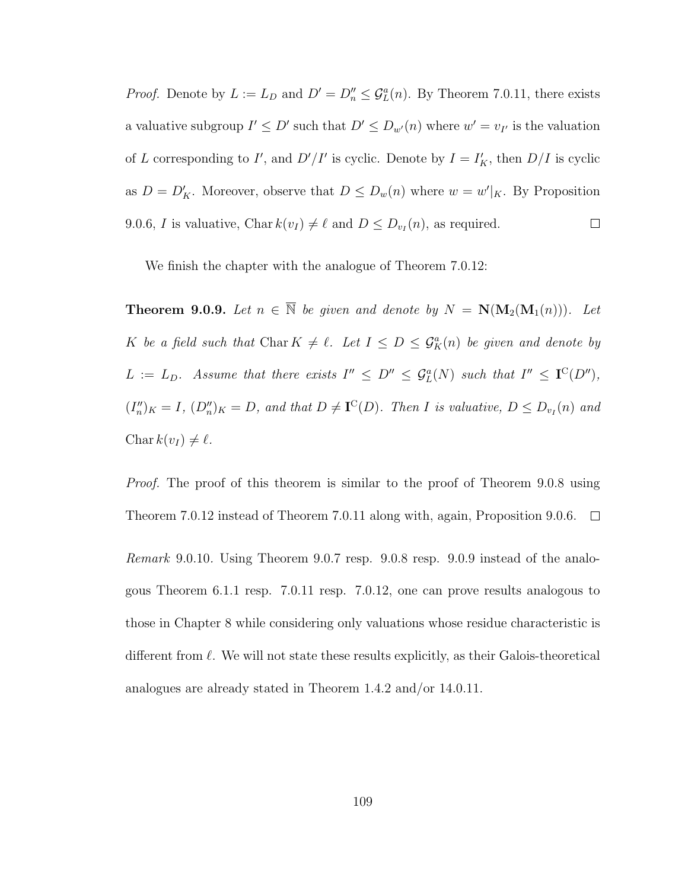*Proof.* Denote by $L := L_D$ and $D' = D''_n \leq \mathcal{G}^a_L(n)$. By Theorem 7.0.11, there exists a valuative subgroup $I' \leq D'$ such that $D' \leq D_{w'}(n)$ where $w' = v_{I'}$ is the valuation of $L$ corresponding to $I'$, and $D'/I'$ is cyclic. Denote by $I = I'_K$, then $D/I$ is cyclic as $D = D'_K$. Moreover, observe that $D \leq D_w(n)$ where $w = w'|_K$. By Proposition 9.0.6, $I$ is valuative, $\operatorname{Char} k(v_I) \neq \ell$ and $D \leq D_{v_I}(n)$, as required. ☐

We finish the chapter with the analogue of Theorem 7.0.12:

**Theorem 9.0.9.** *Let $n \in \overline{\mathbb{N}}$ be given and denote by $N = \mathbf{N}(\mathbf{M}_2(\mathbf{M}_1(n)))$. Let $K$ be a field such that $\operatorname{Char} K \neq \ell$. Let $I \leq D \leq \mathcal{G}^a_K(n)$ be given and denote by $L := L_D$. Assume that there exists $I'' \leq D'' \leq \mathcal{G}^a_L(N)$ such that $I'' \leq \mathbf{I}^{\mathrm{C}}(D'')$, $(I''_n)_K = I$, $(D''_n)_K = D$, and that $D \neq \mathbf{I}^{\mathrm{C}}(D)$. Then $I$ is valuative, $D \leq D_{v_I}(n)$ and $\operatorname{Char} k(v_I) \neq \ell$.*

*Proof.* The proof of this theorem is similar to the proof of Theorem 9.0.8 using Theorem 7.0.12 instead of Theorem 7.0.11 along with, again, Proposition 9.0.6. ☐

*Remark* 9.0.10. Using Theorem 9.0.7 resp. 9.0.8 resp. 9.0.9 instead of the analogous Theorem 6.1.1 resp. 7.0.11 resp. 7.0.12, one can prove results analogous to those in Chapter 8 while considering only valuations whose residue characteristic is different from $\ell$. We will not state these results explicitly, as their Galois-theoretical analogues are already stated in Theorem 1.4.2 and/or 14.0.11.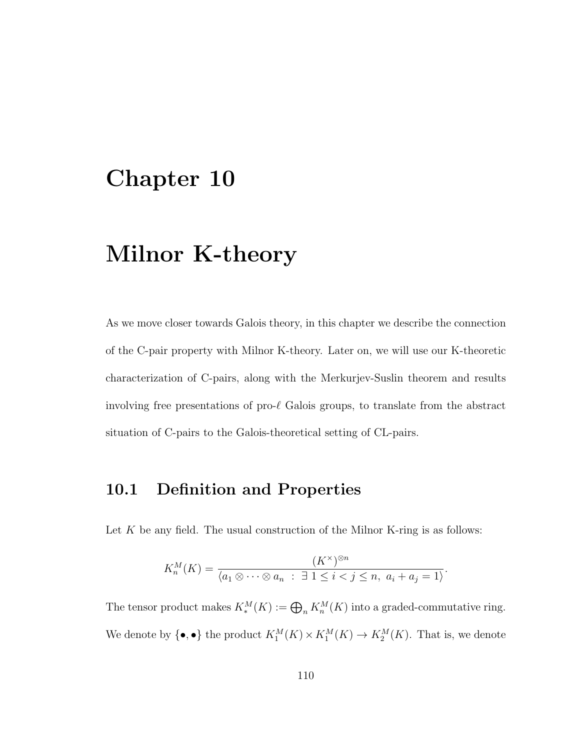# Chapter 10

# Milnor K-theory

As we move closer towards Galois theory, in this chapter we describe the connection of the C-pair property with Milnor K-theory. Later on, we will use our K-theoretic characterization of C-pairs, along with the Merkurjev-Suslin theorem and results involving free presentations of pro-$\ell$ Galois groups, to translate from the abstract situation of C-pairs to the Galois-theoretical setting of CL-pairs.

## 10.1 Definition and Properties

Let $K$ be any field. The usual construction of the Milnor K-ring is as follows:

$$K_n^M(K) = \frac{(K^\times)^{\otimes n}}{\langle a_1 \otimes \cdots \otimes a_n \ : \ \exists\ 1 \leq i < j \leq n,\ a_i + a_j = 1 \rangle}.$$

The tensor product makes $K_*^M(K) := \bigoplus_n K_n^M(K)$ into a graded-commutative ring. We denote by $\{\bullet, \bullet\}$ the product $K_1^M(K) \times K_1^M(K) \to K_2^M(K)$. That is, we denote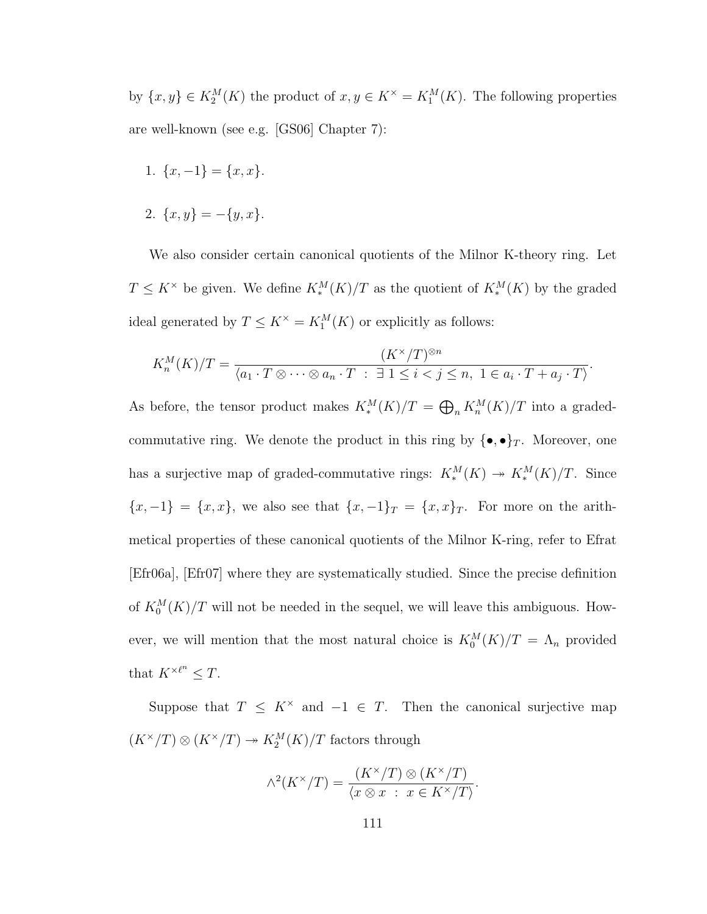by $\{x, y\} \in K_2^M(K)$ the product of $x, y \in K^\times = K_1^M(K)$. The following properties are well-known (see e.g. [GS06] Chapter 7):

1. $\{x, -1\} = \{x, x\}$.
2. $\{x, y\} = -\{y, x\}$.

We also consider certain canonical quotients of the Milnor K-theory ring. Let $T \leq K^\times$ be given. We define $K_*^M(K)/T$ as the quotient of $K_*^M(K)$ by the graded ideal generated by $T \leq K^\times = K_1^M(K)$ or explicitly as follows:

$$K_n^M(K)/T = \frac{(K^\times/T)^{\otimes n}}{\langle a_1 \cdot T \otimes \cdots \otimes a_n \cdot T \ : \ \exists\, 1 \leq i < j \leq n,\ 1 \in a_i \cdot T + a_j \cdot T \rangle}.$$

As before, the tensor product makes $K_*^M(K)/T = \bigoplus_n K_n^M(K)/T$ into a graded-commutative ring. We denote the product in this ring by $\{\bullet, \bullet\}_T$. Moreover, one has a surjective map of graded-commutative rings: $K_*^M(K) \twoheadrightarrow K_*^M(K)/T$. Since $\{x, -1\} = \{x, x\}$, we also see that $\{x, -1\}_T = \{x, x\}_T$. For more on the arithmetical properties of these canonical quotients of the Milnor K-ring, refer to Efrat [Efr06a], [Efr07] where they are systematically studied. Since the precise definition of $K_0^M(K)/T$ will not be needed in the sequel, we will leave this ambiguous. However, we will mention that the most natural choice is $K_0^M(K)/T = \Lambda_n$ provided that $K^{\times \ell^n} \leq T$.

Suppose that $T \leq K^\times$ and $-1 \in T$. Then the canonical surjective map $(K^\times/T) \otimes (K^\times/T) \twoheadrightarrow K_2^M(K)/T$ factors through

$$\wedge^2(K^\times/T) = \frac{(K^\times/T) \otimes (K^\times/T)}{\langle x \otimes x \ : \ x \in K^\times/T \rangle}.$$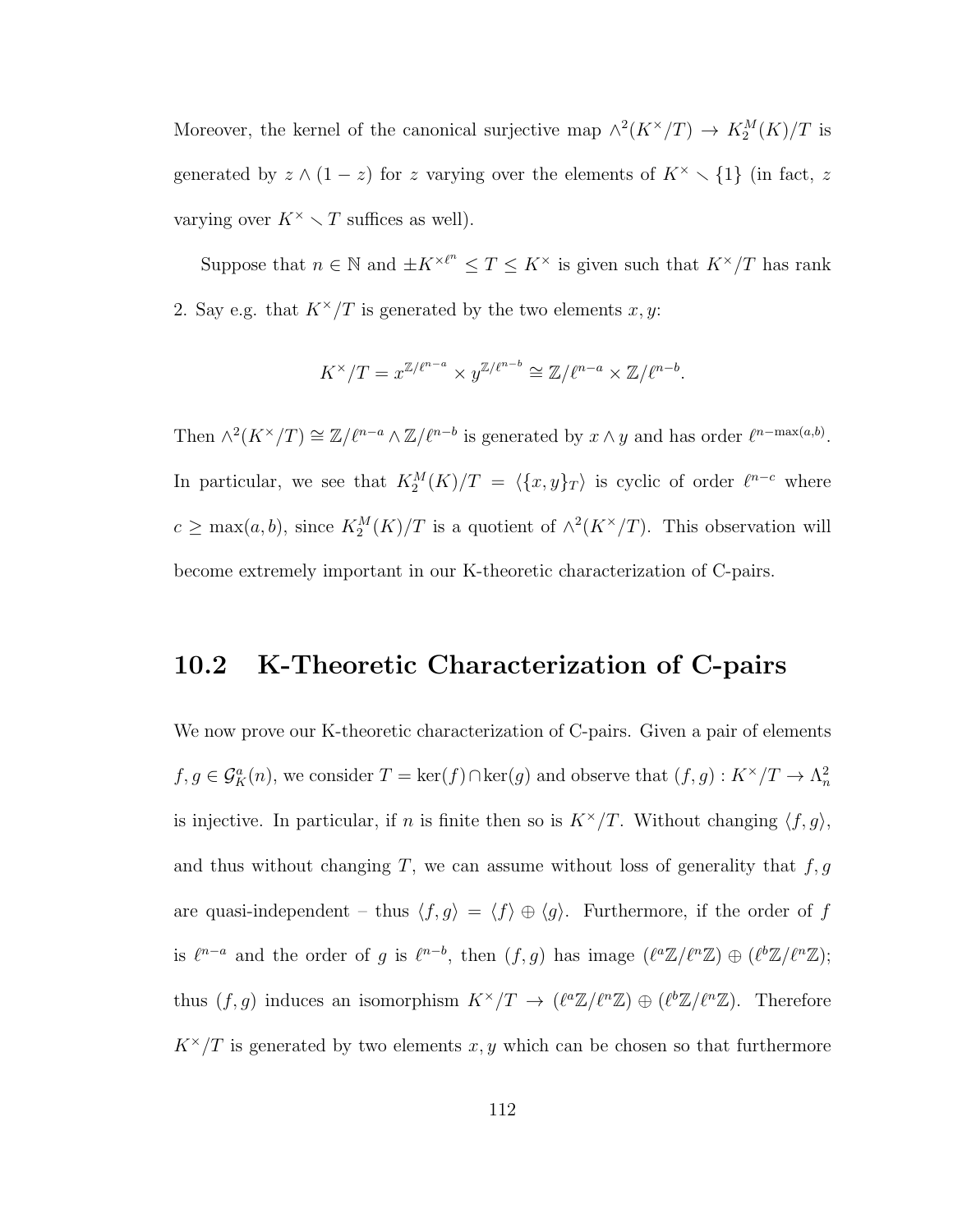Moreover, the kernel of the canonical surjective map $\wedge^2(K^\times/T) \to K_2^M(K)/T$ is generated by $z \wedge (1-z)$ for $z$ varying over the elements of $K^\times \smallsetminus \{1\}$ (in fact, $z$ varying over $K^\times \smallsetminus T$ suffices as well).

Suppose that $n \in \mathbb{N}$ and $\pm K^{\times \ell^n} \leq T \leq K^\times$ is given such that $K^\times/T$ has rank 2. Say e.g. that $K^\times/T$ is generated by the two elements $x, y$:

$$K^\times/T = x^{\mathbb{Z}/\ell^{n-a}} \times y^{\mathbb{Z}/\ell^{n-b}} \cong \mathbb{Z}/\ell^{n-a} \times \mathbb{Z}/\ell^{n-b}.$$

Then $\wedge^2(K^\times/T) \cong \mathbb{Z}/\ell^{n-a} \wedge \mathbb{Z}/\ell^{n-b}$ is generated by $x \wedge y$ and has order $\ell^{n-\max(a,b)}$. In particular, we see that $K_2^M(K)/T = \langle \{x, y\}_T \rangle$ is cyclic of order $\ell^{n-c}$ where $c \geq \max(a, b)$, since $K_2^M(K)/T$ is a quotient of $\wedge^2(K^\times/T)$. This observation will become extremely important in our K-theoretic characterization of C-pairs.

## 10.2 K-Theoretic Characterization of C-pairs

We now prove our K-theoretic characterization of C-pairs. Given a pair of elements $f, g \in \mathcal{G}_K^a(n)$, we consider $T = \ker(f) \cap \ker(g)$ and observe that $(f, g) : K^\times/T \to \Lambda_n^2$ is injective. In particular, if $n$ is finite then so is $K^\times/T$. Without changing $\langle f, g \rangle$, and thus without changing $T$, we can assume without loss of generality that $f, g$ are quasi-independent – thus $\langle f, g \rangle = \langle f \rangle \oplus \langle g \rangle$. Furthermore, if the order of $f$ is $\ell^{n-a}$ and the order of $g$ is $\ell^{n-b}$, then $(f, g)$ has image $(\ell^a\mathbb{Z}/\ell^n\mathbb{Z}) \oplus (\ell^b\mathbb{Z}/\ell^n\mathbb{Z})$; thus $(f, g)$ induces an isomorphism $K^\times/T \to (\ell^a\mathbb{Z}/\ell^n\mathbb{Z}) \oplus (\ell^b\mathbb{Z}/\ell^n\mathbb{Z})$. Therefore $K^\times/T$ is generated by two elements $x, y$ which can be chosen so that furthermore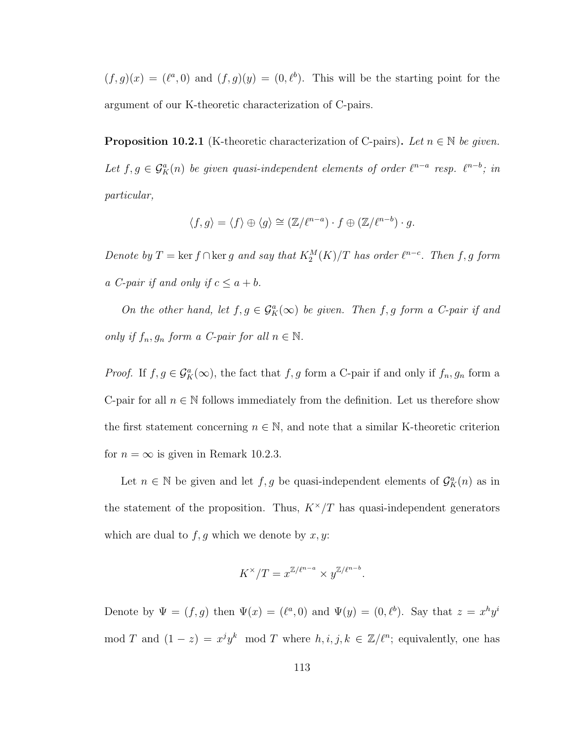$(f,g)(x) = (\ell^a, 0)$ and $(f,g)(y) = (0, \ell^b)$. This will be the starting point for the argument of our K-theoretic characterization of C-pairs.

**Proposition 10.2.1** (K-theoretic characterization of C-pairs)**.** *Let $n \in \mathbb{N}$ be given. Let $f, g \in \mathcal{G}_K^a(n)$ be given quasi-independent elements of order $\ell^{n-a}$ resp. $\ell^{n-b}$; in particular,*

$$\langle f, g \rangle = \langle f \rangle \oplus \langle g \rangle \cong (\mathbb{Z}/\ell^{n-a}) \cdot f \oplus (\mathbb{Z}/\ell^{n-b}) \cdot g.$$

*Denote by $T = \ker f \cap \ker g$ and say that $K_2^M(K)/T$ has order $\ell^{n-c}$. Then $f, g$ form a C-pair if and only if $c \leq a + b$.*

*On the other hand, let $f, g \in \mathcal{G}_K^a(\infty)$ be given. Then $f, g$ form a C-pair if and only if $f_n, g_n$ form a C-pair for all $n \in \mathbb{N}$.*

*Proof.* If $f, g \in \mathcal{G}_K^a(\infty)$, the fact that $f, g$ form a C-pair if and only if $f_n, g_n$ form a C-pair for all $n \in \mathbb{N}$ follows immediately from the definition. Let us therefore show the first statement concerning $n \in \mathbb{N}$, and note that a similar K-theoretic criterion for $n = \infty$ is given in Remark 10.2.3.

Let $n \in \mathbb{N}$ be given and let $f, g$ be quasi-independent elements of $\mathcal{G}_K^a(n)$ as in the statement of the proposition. Thus, $K^\times/T$ has quasi-independent generators which are dual to $f, g$ which we denote by $x, y$:

$$K^\times/T = x^{\mathbb{Z}/\ell^{n-a}} \times y^{\mathbb{Z}/\ell^{n-b}}.$$

Denote by $\Psi = (f, g)$ then $\Psi(x) = (\ell^a, 0)$ and $\Psi(y) = (0, \ell^b)$. Say that $z = x^h y^i$ mod $T$ and $(1 - z) = x^j y^k$ mod $T$ where $h, i, j, k \in \mathbb{Z}/\ell^n$; equivalently, one has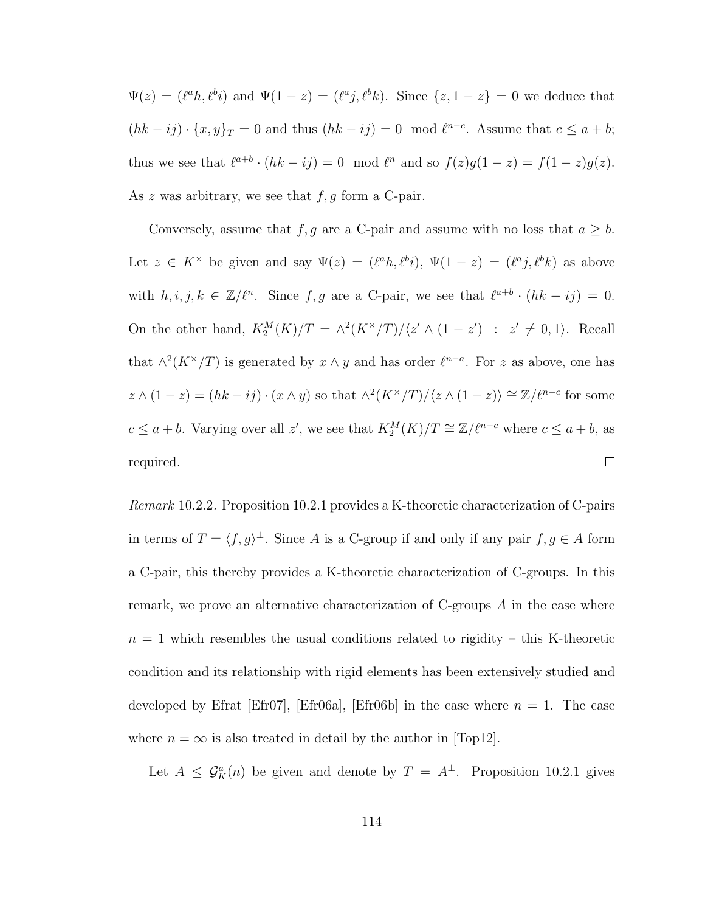$\Psi(z) = (\ell^a h, \ell^b i)$ and $\Psi(1-z) = (\ell^a j, \ell^b k)$. Since $\{z, 1-z\} = 0$ we deduce that $(hk - ij) \cdot \{x, y\}_T = 0$ and thus $(hk - ij) = 0 \mod \ell^{n-c}$. Assume that $c \leq a + b$; thus we see that $\ell^{a+b} \cdot (hk - ij) = 0 \mod \ell^n$ and so $f(z)g(1-z) = f(1-z)g(z)$. As $z$ was arbitrary, we see that $f, g$ form a C-pair.

Conversely, assume that $f, g$ are a C-pair and assume with no loss that $a \geq b$. Let $z \in K^\times$ be given and say $\Psi(z) = (\ell^a h, \ell^b i)$, $\Psi(1-z) = (\ell^a j, \ell^b k)$ as above with $h, i, j, k \in \mathbb{Z}/\ell^n$. Since $f, g$ are a C-pair, we see that $\ell^{a+b} \cdot (hk - ij) = 0$. On the other hand, $K_2^M(K)/T = \wedge^2(K^\times/T)/\langle z' \wedge (1-z') \ : \ z' \neq 0, 1\rangle$. Recall that $\wedge^2(K^\times/T)$ is generated by $x \wedge y$ and has order $\ell^{n-a}$. For $z$ as above, one has $z \wedge (1-z) = (hk - ij) \cdot (x \wedge y)$ so that $\wedge^2(K^\times/T)/\langle z \wedge (1-z)\rangle \cong \mathbb{Z}/\ell^{n-c}$ for some $c \leq a + b$. Varying over all $z'$, we see that $K_2^M(K)/T \cong \mathbb{Z}/\ell^{n-c}$ where $c \leq a + b$, as required. $\square$

*Remark* 10.2.2. Proposition 10.2.1 provides a K-theoretic characterization of C-pairs in terms of $T = \langle f, g\rangle^\perp$. Since $A$ is a C-group if and only if any pair $f, g \in A$ form a C-pair, this thereby provides a K-theoretic characterization of C-groups. In this remark, we prove an alternative characterization of C-groups $A$ in the case where $n = 1$ which resembles the usual conditions related to rigidity – this K-theoretic condition and its relationship with rigid elements has been extensively studied and developed by Efrat [Efr07], [Efr06a], [Efr06b] in the case where $n = 1$. The case where $n = \infty$ is also treated in detail by the author in [Top12].

Let $A \leq \mathcal{G}_K^a(n)$ be given and denote by $T = A^\perp$. Proposition 10.2.1 gives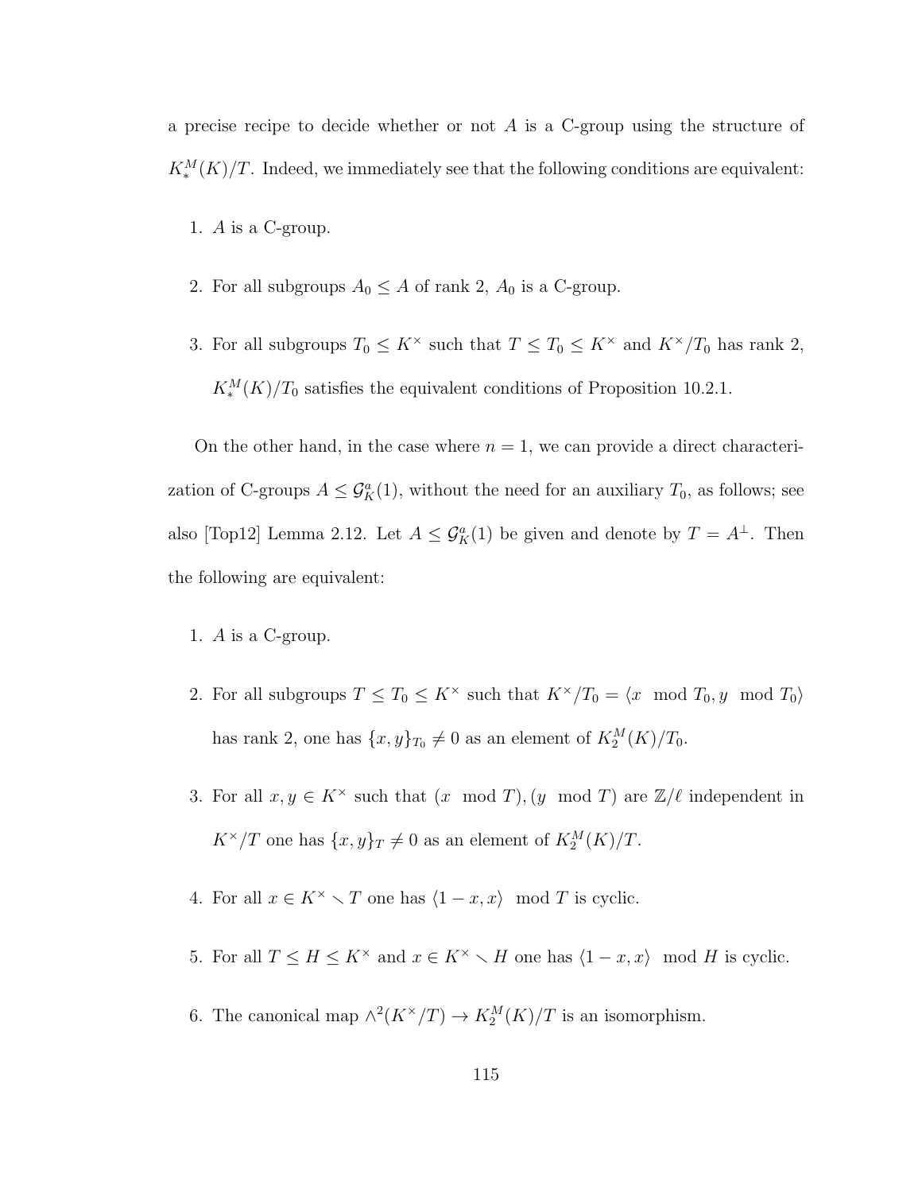a precise recipe to decide whether or not $A$ is a C-group using the structure of $K_*^M(K)/T$. Indeed, we immediately see that the following conditions are equivalent:

1. $A$ is a C-group.
2. For all subgroups $A_0 \leq A$ of rank 2, $A_0$ is a C-group.
3. For all subgroups $T_0 \leq K^\times$ such that $T \leq T_0 \leq K^\times$ and $K^\times/T_0$ has rank 2, $K_*^M(K)/T_0$ satisfies the equivalent conditions of Proposition 10.2.1.

On the other hand, in the case where $n = 1$, we can provide a direct characterization of C-groups $A \leq \mathcal{G}_K^a(1)$, without the need for an auxiliary $T_0$, as follows; see also [Top12] Lemma 2.12. Let $A \leq \mathcal{G}_K^a(1)$ be given and denote by $T = A^\perp$. Then the following are equivalent:

1. $A$ is a C-group.
2. For all subgroups $T \leq T_0 \leq K^\times$ such that $K^\times/T_0 = \langle x \mod T_0, y \mod T_0 \rangle$ has rank 2, one has $\{x, y\}_{T_0} \neq 0$ as an element of $K_2^M(K)/T_0$.
3. For all $x, y \in K^\times$ such that $(x \mod T), (y \mod T)$ are $\mathbb{Z}/\ell$ independent in $K^\times/T$ one has $\{x, y\}_T \neq 0$ as an element of $K_2^M(K)/T$.
4. For all $x \in K^\times \smallsetminus T$ one has $\langle 1 - x, x \rangle \mod T$ is cyclic.
5. For all $T \leq H \leq K^\times$ and $x \in K^\times \smallsetminus H$ one has $\langle 1 - x, x \rangle \mod H$ is cyclic.
6. The canonical map $\wedge^2(K^\times/T) \to K_2^M(K)/T$ is an isomorphism.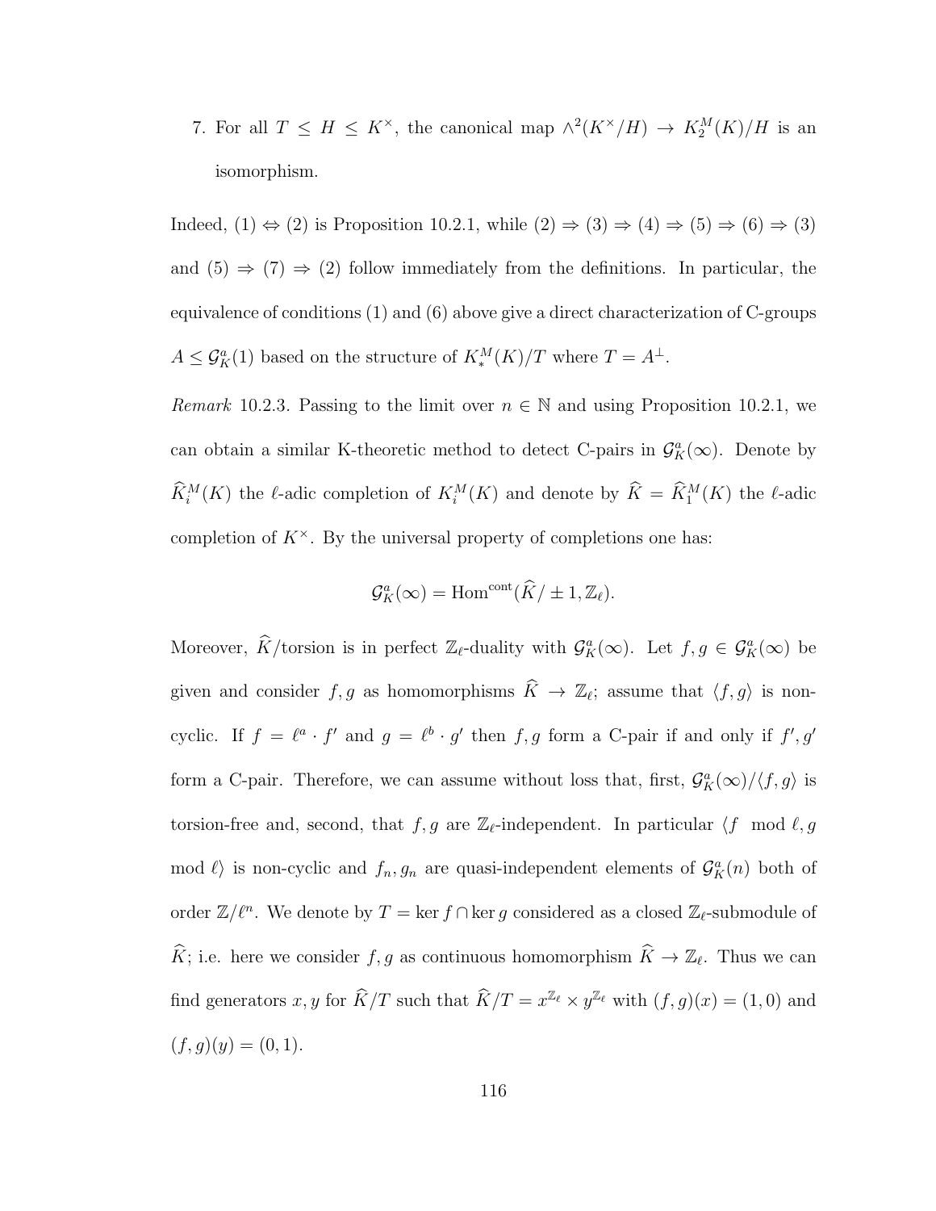7. For all $T \leq H \leq K^\times$, the canonical map $\wedge^2(K^\times/H) \to K_2^M(K)/H$ is an isomorphism.

Indeed, (1) $\Leftrightarrow$ (2) is Proposition 10.2.1, while (2) $\Rightarrow$ (3) $\Rightarrow$ (4) $\Rightarrow$ (5) $\Rightarrow$ (6) $\Rightarrow$ (3) and (5) $\Rightarrow$ (7) $\Rightarrow$ (2) follow immediately from the definitions. In particular, the equivalence of conditions (1) and (6) above give a direct characterization of C-groups $A \leq \mathcal{G}_K^a(1)$ based on the structure of $K_*^M(K)/T$ where $T = A^\perp$.

*Remark* 10.2.3. Passing to the limit over $n \in \mathbb{N}$ and using Proposition 10.2.1, we can obtain a similar K-theoretic method to detect C-pairs in $\mathcal{G}_K^a(\infty)$. Denote by $\widehat{K}_i^M(K)$ the $\ell$-adic completion of $K_i^M(K)$ and denote by $\widehat{K} = \widehat{K}_1^M(K)$ the $\ell$-adic completion of $K^\times$. By the universal property of completions one has:

$$\mathcal{G}_K^a(\infty) = \mathrm{Hom}^{\mathrm{cont}}(\widehat{K}/\pm 1, \mathbb{Z}_\ell).$$

Moreover, $\widehat{K}$/torsion is in perfect $\mathbb{Z}_\ell$-duality with $\mathcal{G}_K^a(\infty)$. Let $f, g \in \mathcal{G}_K^a(\infty)$ be given and consider $f, g$ as homomorphisms $\widehat{K} \to \mathbb{Z}_\ell$; assume that $\langle f, g \rangle$ is non-cyclic. If $f = \ell^a \cdot f'$ and $g = \ell^b \cdot g'$ then $f, g$ form a C-pair if and only if $f', g'$ form a C-pair. Therefore, we can assume without loss that, first, $\mathcal{G}_K^a(\infty)/\langle f, g \rangle$ is torsion-free and, second, that $f, g$ are $\mathbb{Z}_\ell$-independent. In particular $\langle f \mod \ell, g \mod \ell \rangle$ is non-cyclic and $f_n, g_n$ are quasi-independent elements of $\mathcal{G}_K^a(n)$ both of order $\mathbb{Z}/\ell^n$. We denote by $T = \ker f \cap \ker g$ considered as a closed $\mathbb{Z}_\ell$-submodule of $\widehat{K}$; i.e. here we consider $f, g$ as continuous homomorphism $\widehat{K} \to \mathbb{Z}_\ell$. Thus we can find generators $x, y$ for $\widehat{K}/T$ such that $\widehat{K}/T = x^{\mathbb{Z}_\ell} \times y^{\mathbb{Z}_\ell}$ with $(f, g)(x) = (1, 0)$ and $(f, g)(y) = (0, 1)$.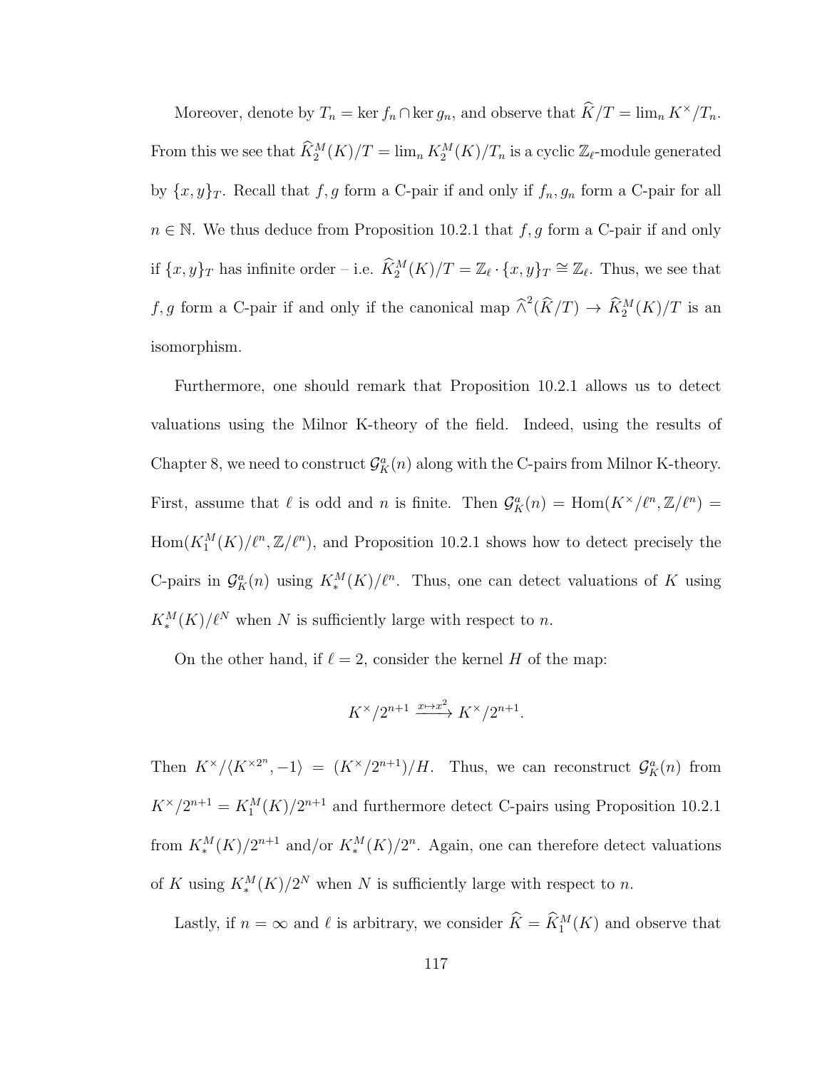Moreover, denote by $T_n = \ker f_n \cap \ker g_n$, and observe that $\widehat{K}/T = \lim_n K^\times/T_n$. From this we see that $\widehat{K}_2^M(K)/T = \lim_n K_2^M(K)/T_n$ is a cyclic $\mathbb{Z}_\ell$-module generated by $\{x, y\}_T$. Recall that $f, g$ form a C-pair if and only if $f_n, g_n$ form a C-pair for all $n \in \mathbb{N}$. We thus deduce from Proposition 10.2.1 that $f, g$ form a C-pair if and only if $\{x, y\}_T$ has infinite order – i.e. $\widehat{K}_2^M(K)/T = \mathbb{Z}_\ell \cdot \{x, y\}_T \cong \mathbb{Z}_\ell$. Thus, we see that $f, g$ form a C-pair if and only if the canonical map $\widehat{\wedge}^2(\widehat{K}/T) \to \widehat{K}_2^M(K)/T$ is an isomorphism.

Furthermore, one should remark that Proposition 10.2.1 allows us to detect valuations using the Milnor K-theory of the field. Indeed, using the results of Chapter 8, we need to construct $\mathcal{G}_K^a(n)$ along with the C-pairs from Milnor K-theory. First, assume that $\ell$ is odd and $n$ is finite. Then $\mathcal{G}_K^a(n) = \mathrm{Hom}(K^\times/\ell^n, \mathbb{Z}/\ell^n) = \mathrm{Hom}(K_1^M(K)/\ell^n, \mathbb{Z}/\ell^n)$, and Proposition 10.2.1 shows how to detect precisely the C-pairs in $\mathcal{G}_K^a(n)$ using $K_*^M(K)/\ell^n$. Thus, one can detect valuations of $K$ using $K_*^M(K)/\ell^N$ when $N$ is sufficiently large with respect to $n$.

On the other hand, if $\ell = 2$, consider the kernel $H$ of the map:

$$K^\times/2^{n+1} \xrightarrow{x \mapsto x^2} K^\times/2^{n+1}.$$

Then $K^\times/\langle K^{\times 2^n}, -1\rangle = (K^\times/2^{n+1})/H$. Thus, we can reconstruct $\mathcal{G}_K^a(n)$ from $K^\times/2^{n+1} = K_1^M(K)/2^{n+1}$ and furthermore detect C-pairs using Proposition 10.2.1 from $K_*^M(K)/2^{n+1}$ and/or $K_*^M(K)/2^n$. Again, one can therefore detect valuations of $K$ using $K_*^M(K)/2^N$ when $N$ is sufficiently large with respect to $n$.

Lastly, if $n = \infty$ and $\ell$ is arbitrary, we consider $\widehat{K} = \widehat{K}_1^M(K)$ and observe that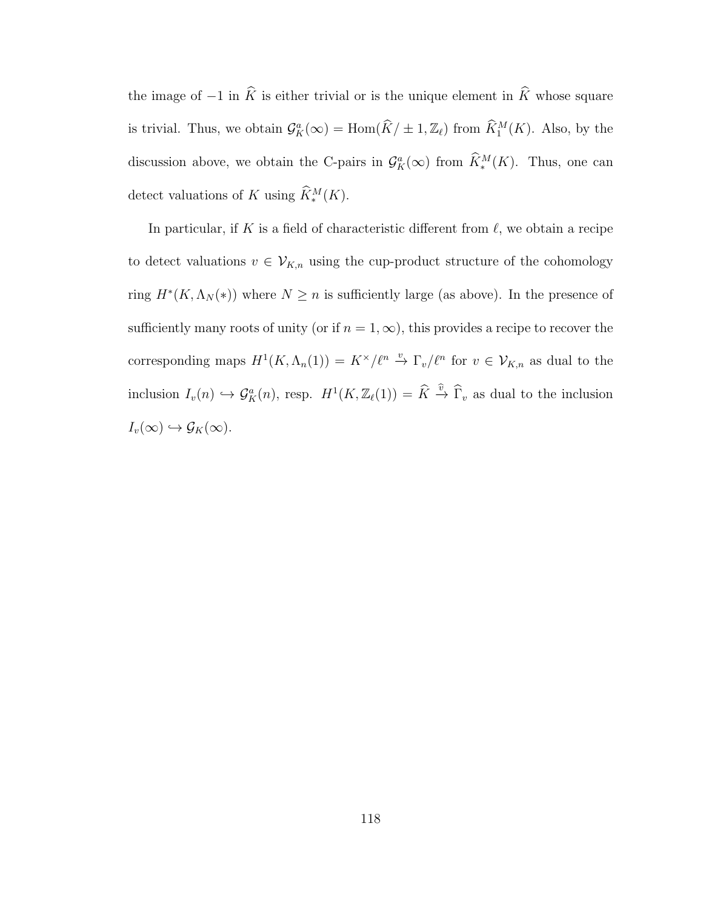the image of $-1$ in $\widehat{K}$ is either trivial or is the unique element in $\widehat{K}$ whose square is trivial. Thus, we obtain $\mathcal{G}^a_K(\infty) = \mathrm{Hom}(\widehat{K}/\pm 1, \mathbb{Z}_\ell)$ from $\widehat{K}^M_1(K)$. Also, by the discussion above, we obtain the C-pairs in $\mathcal{G}^a_K(\infty)$ from $\widehat{K}^M_*(K)$. Thus, one can detect valuations of $K$ using $\widehat{K}^M_*(K)$.

In particular, if $K$ is a field of characteristic different from $\ell$, we obtain a recipe to detect valuations $v \in \mathcal{V}_{K,n}$ using the cup-product structure of the cohomology ring $H^*(K, \Lambda_N(*))$ where $N \geq n$ is sufficiently large (as above). In the presence of sufficiently many roots of unity (or if $n = 1, \infty$), this provides a recipe to recover the corresponding maps $H^1(K, \Lambda_n(1)) = K^\times/\ell^n \xrightarrow{v} \Gamma_v/\ell^n$ for $v \in \mathcal{V}_{K,n}$ as dual to the inclusion $I_v(n) \hookrightarrow \mathcal{G}^a_K(n)$, resp. $H^1(K, \mathbb{Z}_\ell(1)) = \widehat{K} \xrightarrow{\widehat{v}} \widehat{\Gamma}_v$ as dual to the inclusion $I_v(\infty) \hookrightarrow \mathcal{G}_K(\infty)$.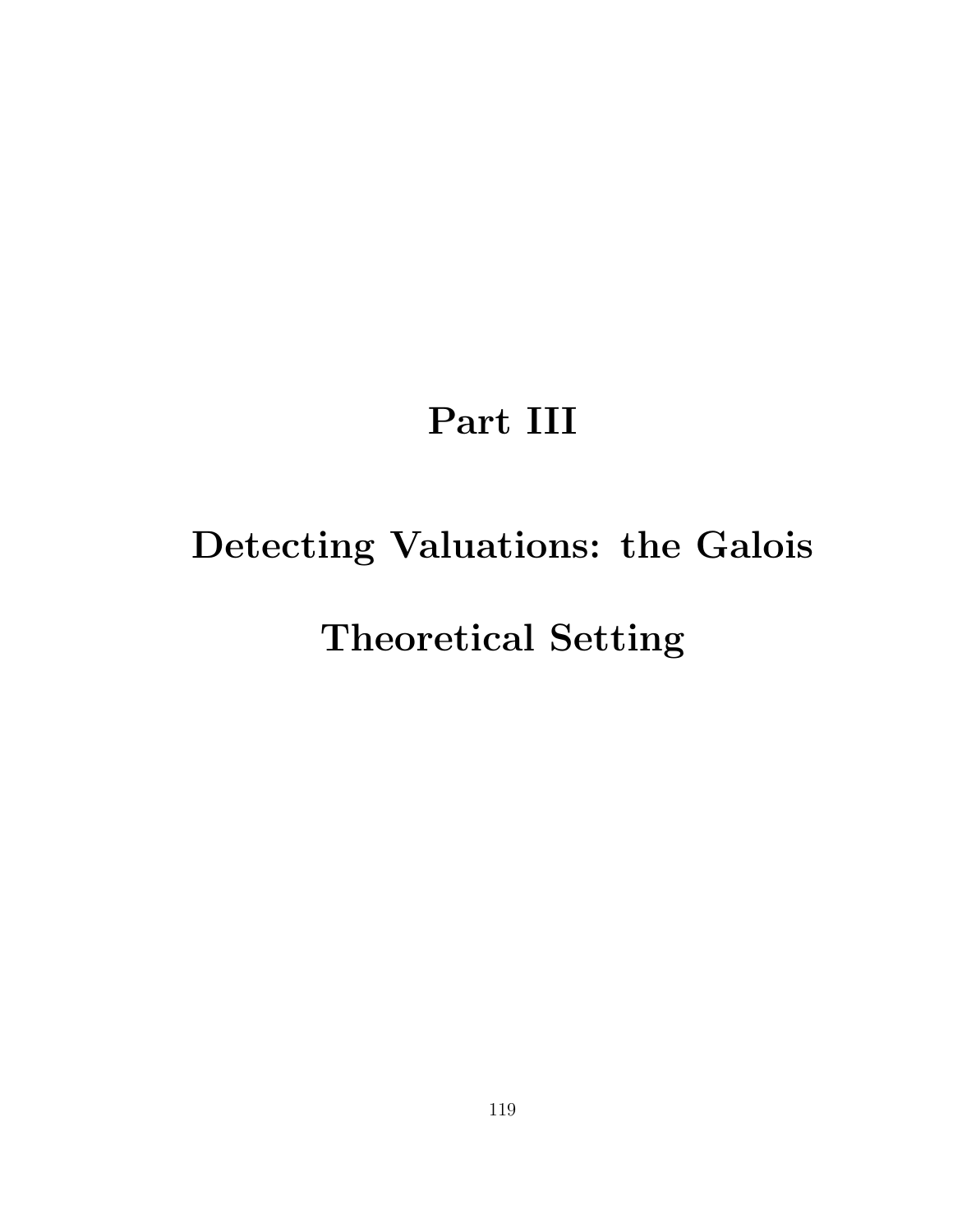# Part III

# Detecting Valuations: the Galois Theoretical Setting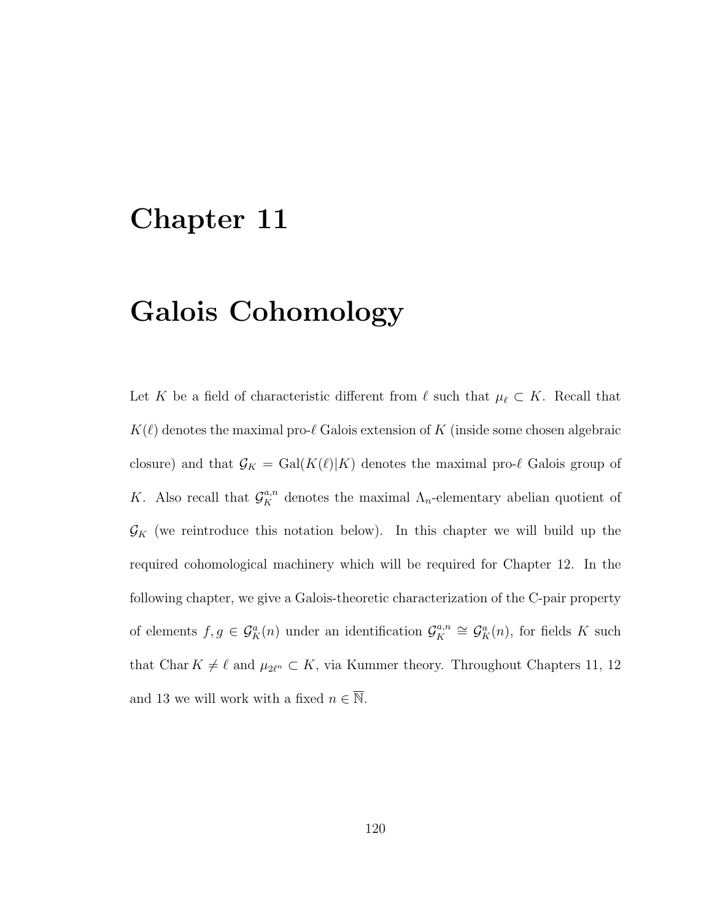# Chapter 11

# Galois Cohomology

Let $K$ be a field of characteristic different from $\ell$ such that $\mu_\ell \subset K$. Recall that $K(\ell)$ denotes the maximal pro-$\ell$ Galois extension of $K$ (inside some chosen algebraic closure) and that $\mathcal{G}_K = \mathrm{Gal}(K(\ell)|K)$ denotes the maximal pro-$\ell$ Galois group of $K$. Also recall that $\mathcal{G}_K^{a,n}$ denotes the maximal $\Lambda_n$-elementary abelian quotient of $\mathcal{G}_K$ (we reintroduce this notation below). In this chapter we will build up the required cohomological machinery which will be required for Chapter 12. In the following chapter, we give a Galois-theoretic characterization of the C-pair property of elements $f, g \in \mathcal{G}_K^a(n)$ under an identification $\mathcal{G}_K^{a,n} \cong \mathcal{G}_K^a(n)$, for fields $K$ such that $\mathrm{Char}\, K \neq \ell$ and $\mu_{2\ell^n} \subset K$, via Kummer theory. Throughout Chapters 11, 12 and 13 we will work with a fixed $n \in \overline{\mathbb{N}}$.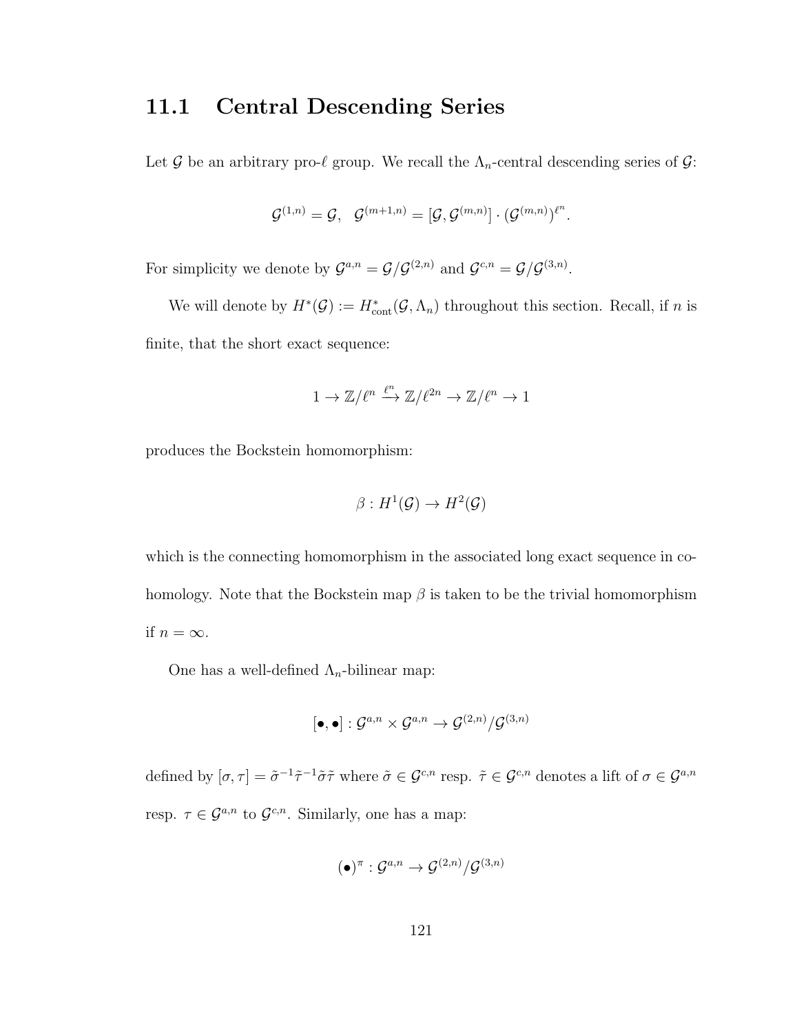## 11.1 Central Descending Series

Let $\mathcal{G}$ be an arbitrary pro-$\ell$ group. We recall the $\Lambda_n$-central descending series of $\mathcal{G}$:

$$\mathcal{G}^{(1,n)} = \mathcal{G}, \quad \mathcal{G}^{(m+1,n)} = [\mathcal{G}, \mathcal{G}^{(m,n)}] \cdot (\mathcal{G}^{(m,n)})^{\ell^n}.$$

For simplicity we denote by $\mathcal{G}^{a,n} = \mathcal{G}/\mathcal{G}^{(2,n)}$ and $\mathcal{G}^{c,n} = \mathcal{G}/\mathcal{G}^{(3,n)}$.

We will denote by $H^*(\mathcal{G}) := H^*_{\text{cont}}(\mathcal{G}, \Lambda_n)$ throughout this section. Recall, if $n$ is finite, that the short exact sequence:

$$1 \to \mathbb{Z}/\ell^n \xrightarrow{\ell^n} \mathbb{Z}/\ell^{2n} \to \mathbb{Z}/\ell^n \to 1$$

produces the Bockstein homomorphism:

$$\beta : H^1(\mathcal{G}) \to H^2(\mathcal{G})$$

which is the connecting homomorphism in the associated long exact sequence in cohomology. Note that the Bockstein map $\beta$ is taken to be the trivial homomorphism if $n = \infty$.

One has a well-defined $\Lambda_n$-bilinear map:

$$[\bullet, \bullet] : \mathcal{G}^{a,n} \times \mathcal{G}^{a,n} \to \mathcal{G}^{(2,n)}/\mathcal{G}^{(3,n)}$$

defined by $[\sigma, \tau] = \tilde{\sigma}^{-1}\tilde{\tau}^{-1}\tilde{\sigma}\tilde{\tau}$ where $\tilde{\sigma} \in \mathcal{G}^{c,n}$ resp. $\tilde{\tau} \in \mathcal{G}^{c,n}$ denotes a lift of $\sigma \in \mathcal{G}^{a,n}$ resp. $\tau \in \mathcal{G}^{a,n}$ to $\mathcal{G}^{c,n}$. Similarly, one has a map:

$$(\bullet)^{\pi} : \mathcal{G}^{a,n} \to \mathcal{G}^{(2,n)}/\mathcal{G}^{(3,n)}$$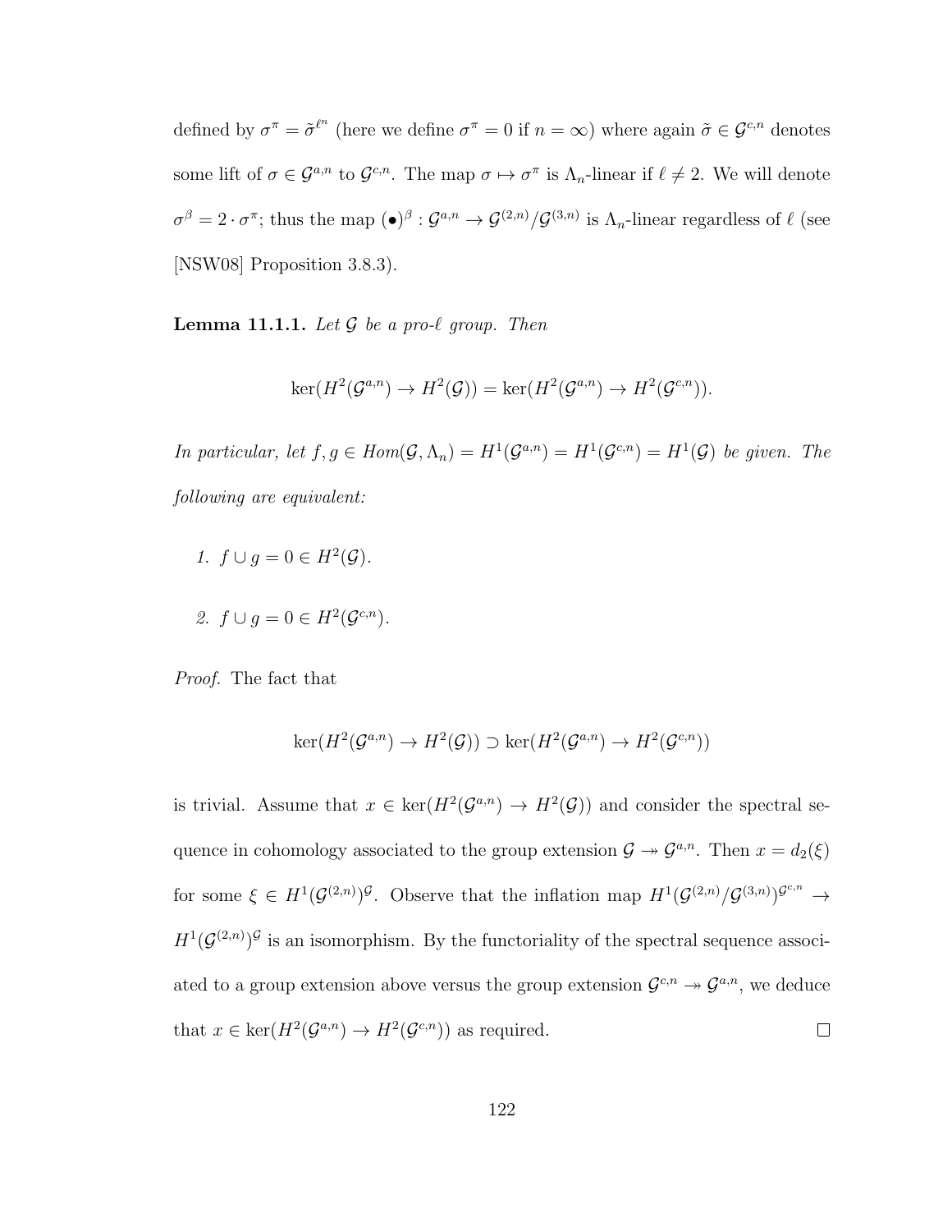defined by $\sigma^\pi = \tilde{\sigma}^{\ell^n}$ (here we define $\sigma^\pi = 0$ if $n = \infty$) where again $\tilde{\sigma} \in \mathcal{G}^{c,n}$ denotes some lift of $\sigma \in \mathcal{G}^{a,n}$ to $\mathcal{G}^{c,n}$. The map $\sigma \mapsto \sigma^\pi$ is $\Lambda_n$-linear if $\ell \neq 2$. We will denote $\sigma^\beta = 2 \cdot \sigma^\pi$; thus the map $(\bullet)^\beta : \mathcal{G}^{a,n} \to \mathcal{G}^{(2,n)}/\mathcal{G}^{(3,n)}$ is $\Lambda_n$-linear regardless of $\ell$ (see [NSW08] Proposition 3.8.3).

**Lemma 11.1.1.** *Let $\mathcal{G}$ be a pro-$\ell$ group. Then*

$$\ker(H^2(\mathcal{G}^{a,n}) \to H^2(\mathcal{G})) = \ker(H^2(\mathcal{G}^{a,n}) \to H^2(\mathcal{G}^{c,n})).$$

*In particular, let $f, g \in Hom(\mathcal{G}, \Lambda_n) = H^1(\mathcal{G}^{a,n}) = H^1(\mathcal{G}^{c,n}) = H^1(\mathcal{G})$ be given. The following are equivalent:*

1. *$f \cup g = 0 \in H^2(\mathcal{G})$.*
2. *$f \cup g = 0 \in H^2(\mathcal{G}^{c,n})$.*

*Proof.* The fact that

$$\ker(H^2(\mathcal{G}^{a,n}) \to H^2(\mathcal{G})) \supset \ker(H^2(\mathcal{G}^{a,n}) \to H^2(\mathcal{G}^{c,n}))$$

is trivial. Assume that $x \in \ker(H^2(\mathcal{G}^{a,n}) \to H^2(\mathcal{G}))$ and consider the spectral sequence in cohomology associated to the group extension $\mathcal{G} \twoheadrightarrow \mathcal{G}^{a,n}$. Then $x = d_2(\xi)$ for some $\xi \in H^1(\mathcal{G}^{(2,n)})^{\mathcal{G}}$. Observe that the inflation map $H^1(\mathcal{G}^{(2,n)}/\mathcal{G}^{(3,n)})^{\mathcal{G}^{c,n}} \to H^1(\mathcal{G}^{(2,n)})^{\mathcal{G}}$ is an isomorphism. By the functoriality of the spectral sequence associated to a group extension above versus the group extension $\mathcal{G}^{c,n} \twoheadrightarrow \mathcal{G}^{a,n}$, we deduce that $x \in \ker(H^2(\mathcal{G}^{a,n}) \to H^2(\mathcal{G}^{c,n}))$ as required. ∎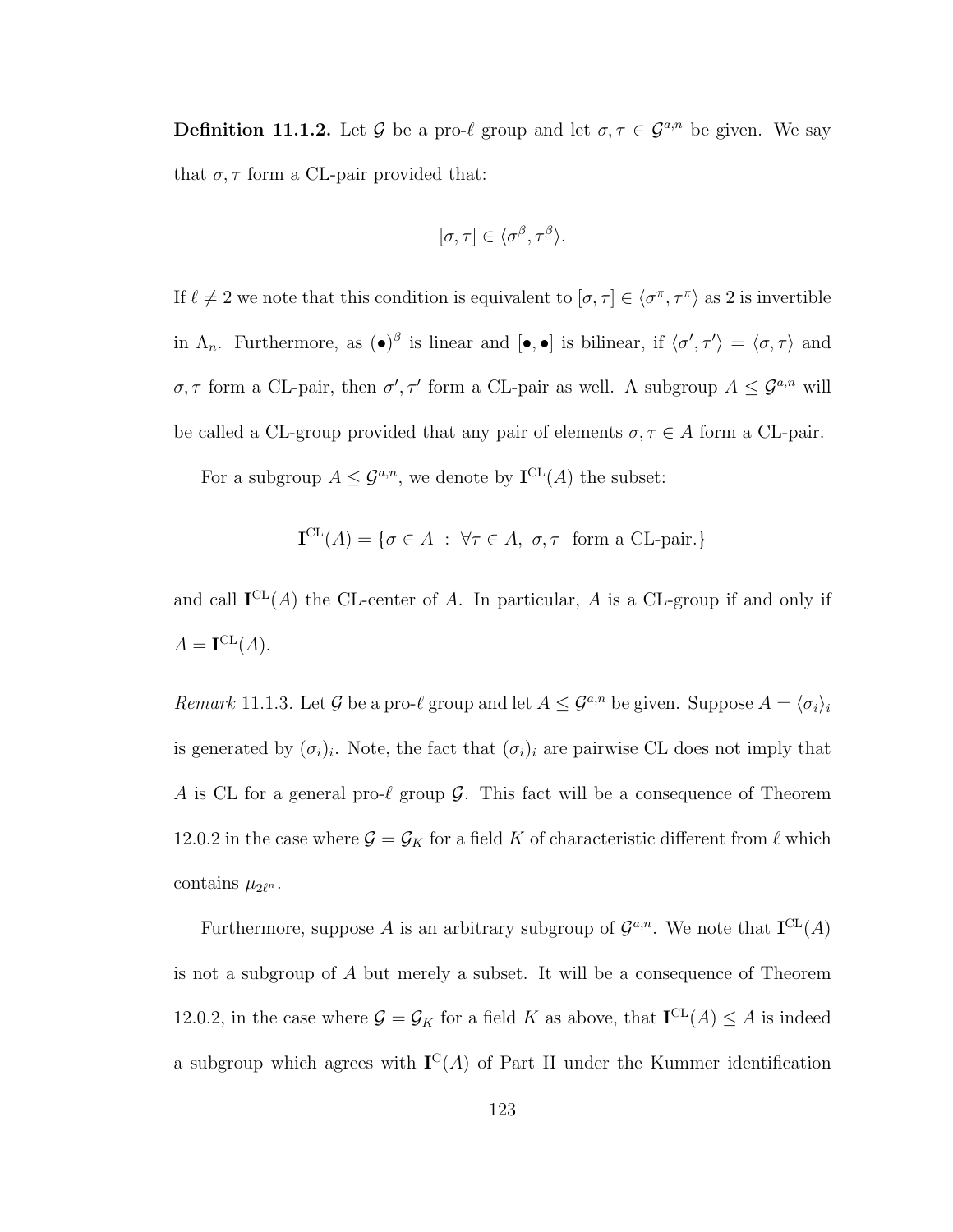**Definition 11.1.2.** Let $\mathcal{G}$ be a pro-$\ell$ group and let $\sigma, \tau \in \mathcal{G}^{a,n}$ be given. We say that $\sigma, \tau$ form a CL-pair provided that:

$$[\sigma, \tau] \in \langle \sigma^{\beta}, \tau^{\beta} \rangle.$$

If $\ell \neq 2$ we note that this condition is equivalent to $[\sigma, \tau] \in \langle \sigma^{\pi}, \tau^{\pi} \rangle$ as 2 is invertible in $\Lambda_n$. Furthermore, as $(\bullet)^{\beta}$ is linear and $[\bullet, \bullet]$ is bilinear, if $\langle \sigma', \tau' \rangle = \langle \sigma, \tau \rangle$ and $\sigma, \tau$ form a CL-pair, then $\sigma', \tau'$ form a CL-pair as well. A subgroup $A \leq \mathcal{G}^{a,n}$ will be called a CL-group provided that any pair of elements $\sigma, \tau \in A$ form a CL-pair.

For a subgroup $A \leq \mathcal{G}^{a,n}$, we denote by $\mathbf{I}^{\mathrm{CL}}(A)$ the subset:

$$\mathbf{I}^{\mathrm{CL}}(A) = \{\sigma \in A \ : \ \forall \tau \in A, \ \sigma, \tau \ \text{ form a CL-pair.}\}$$

and call $\mathbf{I}^{\mathrm{CL}}(A)$ the CL-center of $A$. In particular, $A$ is a CL-group if and only if $A = \mathbf{I}^{\mathrm{CL}}(A)$.

*Remark* 11.1.3. Let $\mathcal{G}$ be a pro-$\ell$ group and let $A \leq \mathcal{G}^{a,n}$ be given. Suppose $A = \langle \sigma_i \rangle_i$ is generated by $(\sigma_i)_i$. Note, the fact that $(\sigma_i)_i$ are pairwise CL does not imply that $A$ is CL for a general pro-$\ell$ group $\mathcal{G}$. This fact will be a consequence of Theorem 12.0.2 in the case where $\mathcal{G} = \mathcal{G}_K$ for a field $K$ of characteristic different from $\ell$ which contains $\mu_{2\ell^n}$.

Furthermore, suppose $A$ is an arbitrary subgroup of $\mathcal{G}^{a,n}$. We note that $\mathbf{I}^{\mathrm{CL}}(A)$ is not a subgroup of $A$ but merely a subset. It will be a consequence of Theorem 12.0.2, in the case where $\mathcal{G} = \mathcal{G}_K$ for a field $K$ as above, that $\mathbf{I}^{\mathrm{CL}}(A) \leq A$ is indeed a subgroup which agrees with $\mathbf{I}^{\mathrm{C}}(A)$ of Part II under the Kummer identification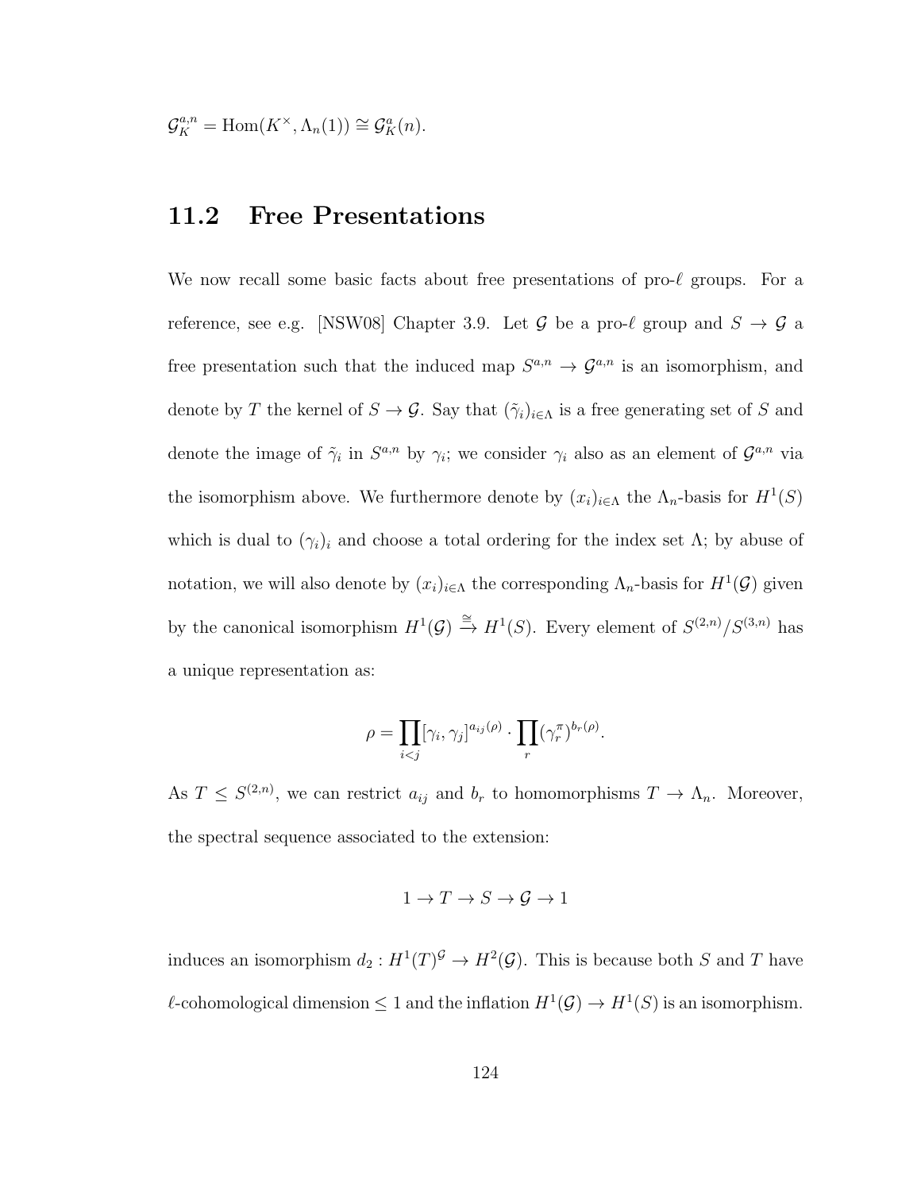$\mathcal{G}_K^{a,n} = \mathrm{Hom}(K^\times, \Lambda_n(1)) \cong \mathcal{G}_K^a(n)$.

## 11.2 Free Presentations

We now recall some basic facts about free presentations of pro-$\ell$ groups. For a reference, see e.g. [NSW08] Chapter 3.9. Let $\mathcal{G}$ be a pro-$\ell$ group and $S \to \mathcal{G}$ a free presentation such that the induced map $S^{a,n} \to \mathcal{G}^{a,n}$ is an isomorphism, and denote by $T$ the kernel of $S \to \mathcal{G}$. Say that $(\tilde{\gamma}_i)_{i \in \Lambda}$ is a free generating set of $S$ and denote the image of $\tilde{\gamma}_i$ in $S^{a,n}$ by $\gamma_i$; we consider $\gamma_i$ also as an element of $\mathcal{G}^{a,n}$ via the isomorphism above. We furthermore denote by $(x_i)_{i \in \Lambda}$ the $\Lambda_n$-basis for $H^1(S)$ which is dual to $(\gamma_i)_i$ and choose a total ordering for the index set $\Lambda$; by abuse of notation, we will also denote by $(x_i)_{i \in \Lambda}$ the corresponding $\Lambda_n$-basis for $H^1(\mathcal{G})$ given by the canonical isomorphism $H^1(\mathcal{G}) \xrightarrow{\cong} H^1(S)$. Every element of $S^{(2,n)}/S^{(3,n)}$ has a unique representation as:

$$\rho = \prod_{i<j} [\gamma_i, \gamma_j]^{a_{ij}(\rho)} \cdot \prod_r (\gamma_r^\pi)^{b_r(\rho)}.$$

As $T \leq S^{(2,n)}$, we can restrict $a_{ij}$ and $b_r$ to homomorphisms $T \to \Lambda_n$. Moreover, the spectral sequence associated to the extension:

$$1 \to T \to S \to \mathcal{G} \to 1$$

induces an isomorphism $d_2 : H^1(T)^{\mathcal{G}} \to H^2(\mathcal{G})$. This is because both $S$ and $T$ have $\ell$-cohomological dimension $\leq 1$ and the inflation $H^1(\mathcal{G}) \to H^1(S)$ is an isomorphism.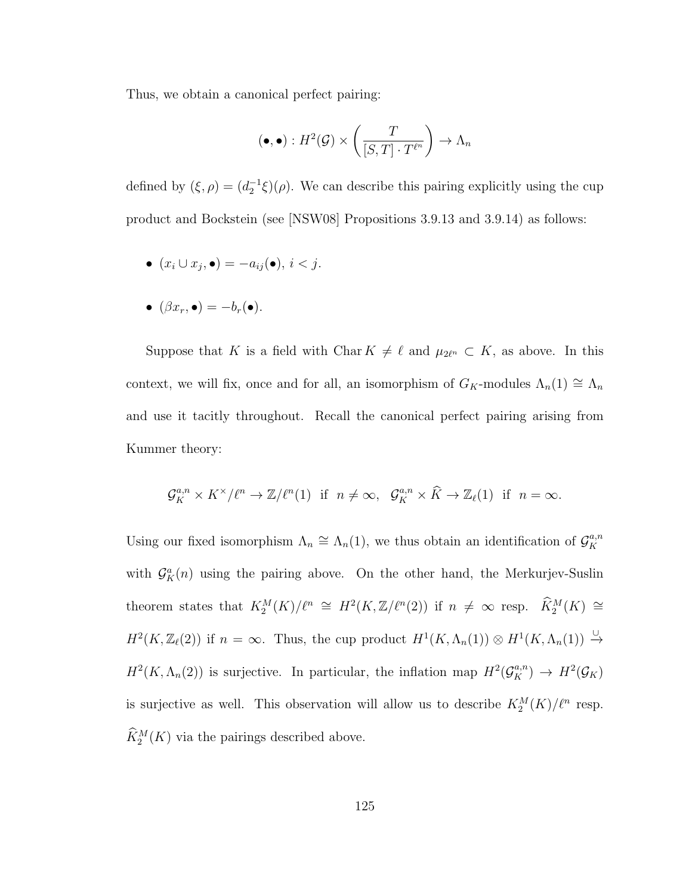Thus, we obtain a canonical perfect pairing:

$$(\bullet, \bullet) : H^2(\mathcal{G}) \times \left( \frac{T}{[S,T] \cdot T^{\ell^n}} \right) \to \Lambda_n$$

defined by $(\xi, \rho) = (d_2^{-1}\xi)(\rho)$. We can describe this pairing explicitly using the cup product and Bockstein (see [NSW08] Propositions 3.9.13 and 3.9.14) as follows:

- $(x_i \cup x_j, \bullet) = -a_{ij}(\bullet)$, $i < j$.
- $(\beta x_r, \bullet) = -b_r(\bullet)$.

Suppose that $K$ is a field with $\operatorname{Char} K \neq \ell$ and $\mu_{2\ell^n} \subset K$, as above. In this context, we will fix, once and for all, an isomorphism of $G_K$-modules $\Lambda_n(1) \cong \Lambda_n$ and use it tacitly throughout. Recall the canonical perfect pairing arising from Kummer theory:

$$\mathcal{G}_K^{a,n} \times K^\times/\ell^n \to \mathbb{Z}/\ell^n(1) \text{ if } n \neq \infty, \quad \mathcal{G}_K^{a,n} \times \widehat{K} \to \mathbb{Z}_\ell(1) \text{ if } n = \infty.$$

Using our fixed isomorphism $\Lambda_n \cong \Lambda_n(1)$, we thus obtain an identification of $\mathcal{G}_K^{a,n}$ with $\mathcal{G}_K^a(n)$ using the pairing above. On the other hand, the Merkurjev-Suslin theorem states that $K_2^M(K)/\ell^n \cong H^2(K, \mathbb{Z}/\ell^n(2))$ if $n \neq \infty$ resp. $\widehat{K}_2^M(K) \cong H^2(K, \mathbb{Z}_\ell(2))$ if $n = \infty$. Thus, the cup product $H^1(K, \Lambda_n(1)) \otimes H^1(K, \Lambda_n(1)) \xrightarrow{\cup} H^2(K, \Lambda_n(2))$ is surjective. In particular, the inflation map $H^2(\mathcal{G}_K^{a,n}) \to H^2(\mathcal{G}_K)$ is surjective as well. This observation will allow us to describe $K_2^M(K)/\ell^n$ resp. $\widehat{K}_2^M(K)$ via the pairings described above.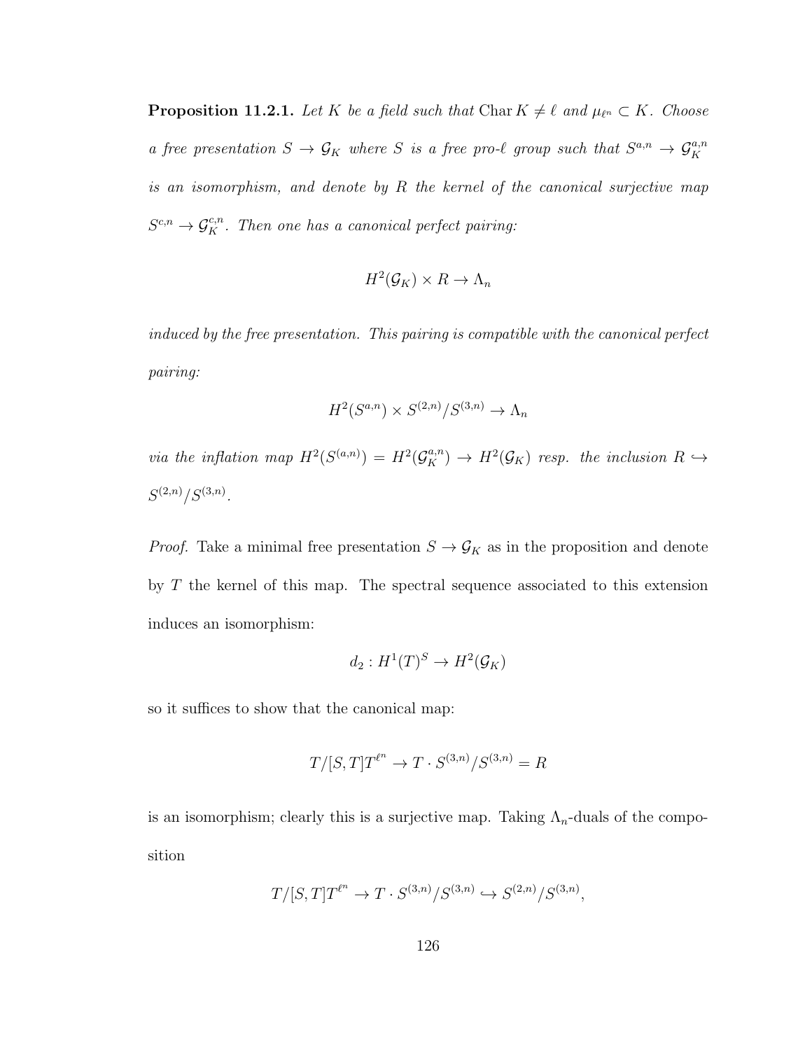**Proposition 11.2.1.** *Let $K$ be a field such that $\operatorname{Char} K \neq \ell$ and $\mu_{\ell^n} \subset K$. Choose a free presentation $S \to \mathcal{G}_K$ where $S$ is a free pro-$\ell$ group such that $S^{a,n} \to \mathcal{G}_K^{a,n}$ is an isomorphism, and denote by $R$ the kernel of the canonical surjective map $S^{c,n} \to \mathcal{G}_K^{c,n}$. Then one has a canonical perfect pairing:*

$$H^2(\mathcal{G}_K) \times R \to \Lambda_n$$

*induced by the free presentation. This pairing is compatible with the canonical perfect pairing:*

$$H^2(S^{a,n}) \times S^{(2,n)}/S^{(3,n)} \to \Lambda_n$$

*via the inflation map $H^2(S^{(a,n)}) = H^2(\mathcal{G}_K^{a,n}) \to H^2(\mathcal{G}_K)$ resp. the inclusion $R \hookrightarrow S^{(2,n)}/S^{(3,n)}$.*

*Proof.* Take a minimal free presentation $S \to \mathcal{G}_K$ as in the proposition and denote by $T$ the kernel of this map. The spectral sequence associated to this extension induces an isomorphism:

$$d_2 : H^1(T)^S \to H^2(\mathcal{G}_K)$$

so it suffices to show that the canonical map:

$$T/[S,T]T^{\ell^n} \to T \cdot S^{(3,n)}/S^{(3,n)} = R$$

is an isomorphism; clearly this is a surjective map. Taking $\Lambda_n$-duals of the composition

$$T/[S,T]T^{\ell^n} \to T \cdot S^{(3,n)}/S^{(3,n)} \hookrightarrow S^{(2,n)}/S^{(3,n)},$$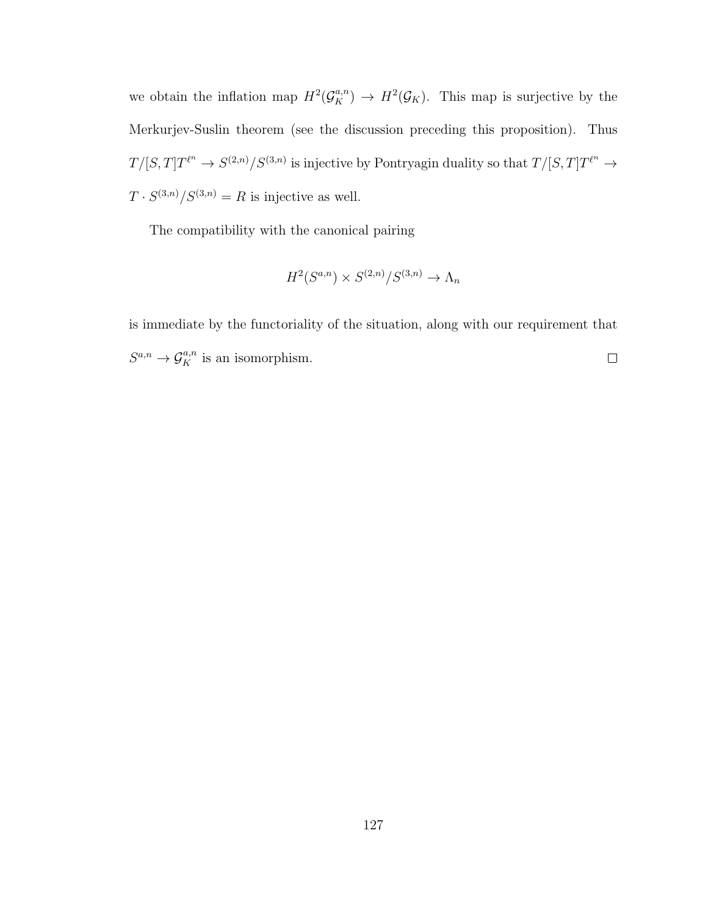we obtain the inflation map $H^2(\mathcal{G}_K^{a,n}) \to H^2(\mathcal{G}_K)$. This map is surjective by the Merkurjev-Suslin theorem (see the discussion preceding this proposition). Thus $T/[S,T]T^{\ell^n} \to S^{(2,n)}/S^{(3,n)}$ is injective by Pontryagin duality so that $T/[S,T]T^{\ell^n} \to T \cdot S^{(3,n)}/S^{(3,n)} = R$ is injective as well.

The compatibility with the canonical pairing

$$H^2(S^{a,n}) \times S^{(2,n)}/S^{(3,n)} \to \Lambda_n$$

is immediate by the functoriality of the situation, along with our requirement that $S^{a,n} \to \mathcal{G}_K^{a,n}$ is an isomorphism. $\square$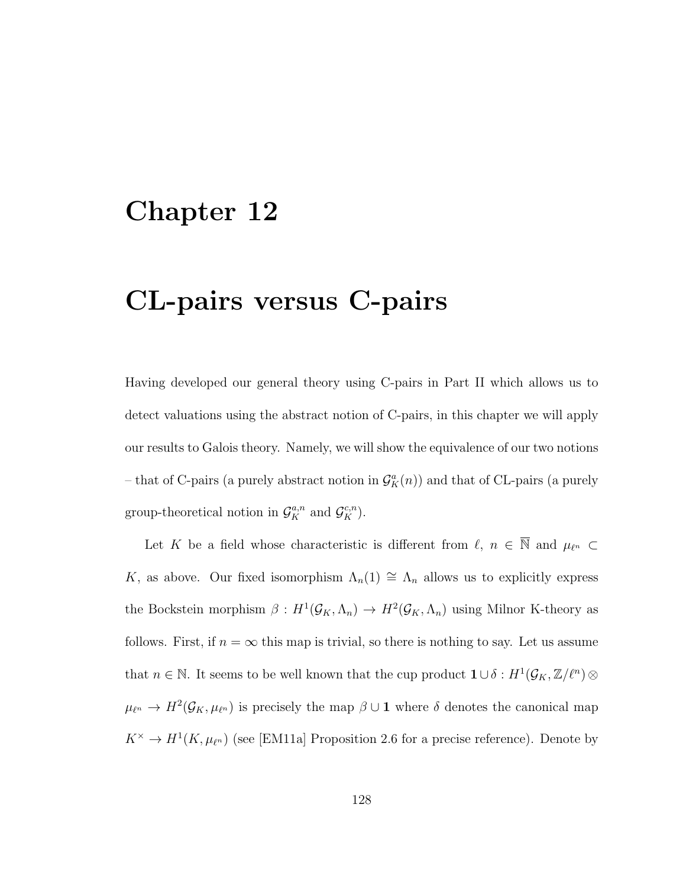# Chapter 12

# CL-pairs versus C-pairs

Having developed our general theory using C-pairs in Part II which allows us to detect valuations using the abstract notion of C-pairs, in this chapter we will apply our results to Galois theory. Namely, we will show the equivalence of our two notions – that of C-pairs (a purely abstract notion in $\mathcal{G}_K^a(n)$) and that of CL-pairs (a purely group-theoretical notion in $\mathcal{G}_K^{a,n}$ and $\mathcal{G}_K^{c,n}$).

Let $K$ be a field whose characteristic is different from $\ell$, $n \in \overline{\mathbb{N}}$ and $\mu_{\ell^n} \subset K$, as above. Our fixed isomorphism $\Lambda_n(1) \cong \Lambda_n$ allows us to explicitly express the Bockstein morphism $\beta : H^1(\mathcal{G}_K, \Lambda_n) \to H^2(\mathcal{G}_K, \Lambda_n)$ using Milnor K-theory as follows. First, if $n = \infty$ this map is trivial, so there is nothing to say. Let us assume that $n \in \mathbb{N}$. It seems to be well known that the cup product $\mathbf{1} \cup \delta : H^1(\mathcal{G}_K, \mathbb{Z}/\ell^n) \otimes \mu_{\ell^n} \to H^2(\mathcal{G}_K, \mu_{\ell^n})$ is precisely the map $\beta \cup \mathbf{1}$ where $\delta$ denotes the canonical map $K^\times \to H^1(K, \mu_{\ell^n})$ (see [EM11a] Proposition 2.6 for a precise reference). Denote by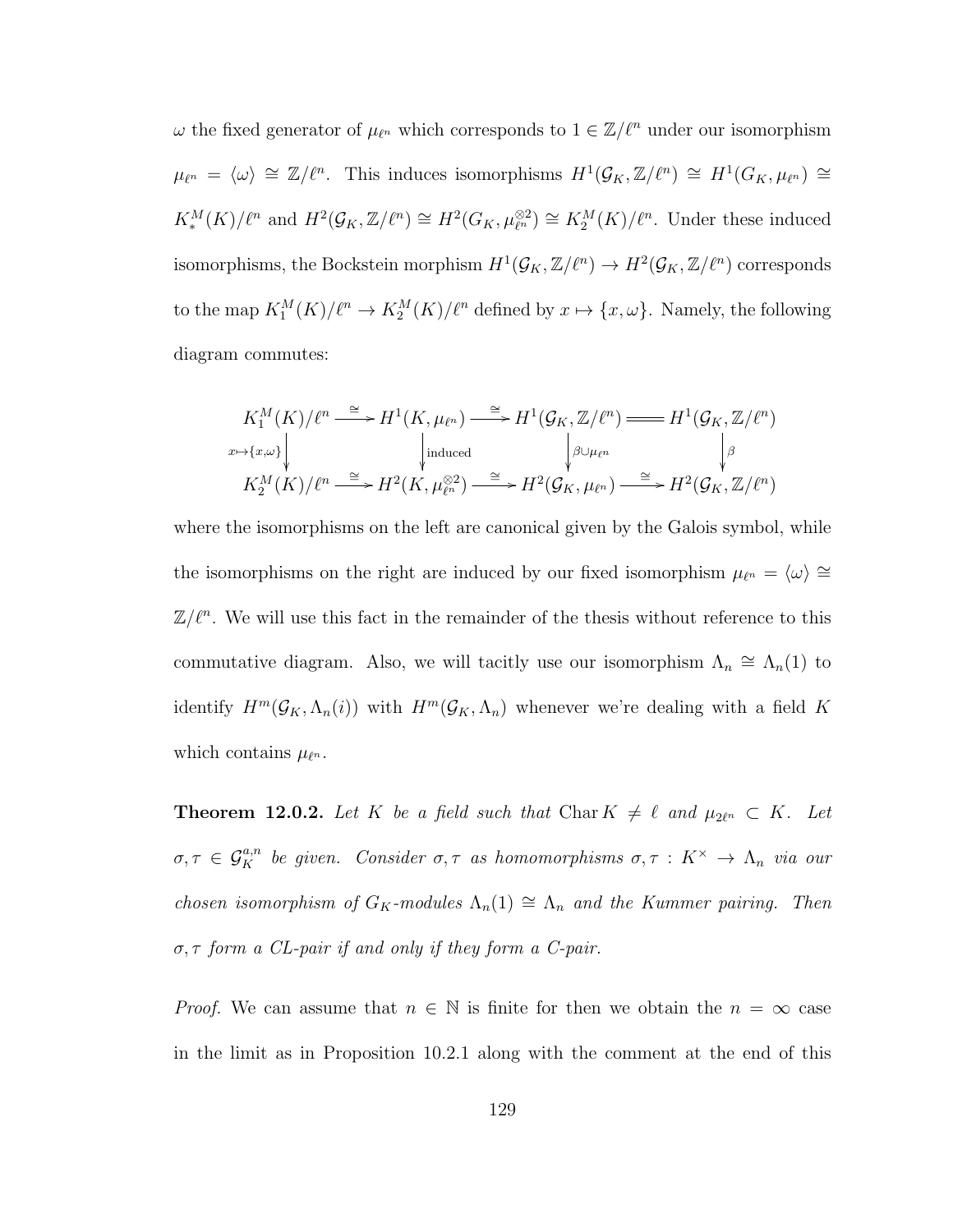$\omega$ the fixed generator of $\mu_{\ell^n}$ which corresponds to $1 \in \mathbb{Z}/\ell^n$ under our isomorphism $\mu_{\ell^n} = \langle\omega\rangle \cong \mathbb{Z}/\ell^n$. This induces isomorphisms $H^1(\mathcal{G}_K, \mathbb{Z}/\ell^n) \cong H^1(G_K, \mu_{\ell^n}) \cong K_*^M(K)/\ell^n$ and $H^2(\mathcal{G}_K, \mathbb{Z}/\ell^n) \cong H^2(G_K, \mu_{\ell^n}^{\otimes 2}) \cong K_2^M(K)/\ell^n$. Under these induced isomorphisms, the Bockstein morphism $H^1(\mathcal{G}_K, \mathbb{Z}/\ell^n) \to H^2(\mathcal{G}_K, \mathbb{Z}/\ell^n)$ corresponds to the map $K_1^M(K)/\ell^n \to K_2^M(K)/\ell^n$ defined by $x \mapsto \{x, \omega\}$. Namely, the following diagram commutes:

$$\begin{array}{ccccccc}
K_1^M(K)/\ell^n & \xrightarrow{\cong} & H^1(K, \mu_{\ell^n}) & \xrightarrow{\cong} & H^1(\mathcal{G}_K, \mathbb{Z}/\ell^n) & = & H^1(\mathcal{G}_K, \mathbb{Z}/\ell^n) \\
\downarrow{\scriptstyle x\mapsto\{x,\omega\}} & & \downarrow{\scriptstyle \text{induced}} & & \downarrow{\scriptstyle \beta\cup\mu_{\ell^n}} & & \downarrow{\scriptstyle \beta} \\
K_2^M(K)/\ell^n & \xrightarrow{\cong} & H^2(K, \mu_{\ell^n}^{\otimes 2}) & \xrightarrow{\cong} & H^2(\mathcal{G}_K, \mu_{\ell^n}) & \xrightarrow{\cong} & H^2(\mathcal{G}_K, \mathbb{Z}/\ell^n)
\end{array}$$

where the isomorphisms on the left are canonical given by the Galois symbol, while the isomorphisms on the right are induced by our fixed isomorphism $\mu_{\ell^n} = \langle\omega\rangle \cong \mathbb{Z}/\ell^n$. We will use this fact in the remainder of the thesis without reference to this commutative diagram. Also, we will tacitly use our isomorphism $\Lambda_n \cong \Lambda_n(1)$ to identify $H^m(\mathcal{G}_K, \Lambda_n(i))$ with $H^m(\mathcal{G}_K, \Lambda_n)$ whenever we're dealing with a field $K$ which contains $\mu_{\ell^n}$.

**Theorem 12.0.2.** *Let $K$ be a field such that $\operatorname{Char} K \neq \ell$ and $\mu_{2\ell^n} \subset K$. Let $\sigma, \tau \in \mathcal{G}_K^{a,n}$ be given. Consider $\sigma, \tau$ as homomorphisms $\sigma, \tau : K^\times \to \Lambda_n$ via our chosen isomorphism of $G_K$-modules $\Lambda_n(1) \cong \Lambda_n$ and the Kummer pairing. Then $\sigma, \tau$ form a CL-pair if and only if they form a C-pair.*

*Proof.* We can assume that $n \in \mathbb{N}$ is finite for then we obtain the $n = \infty$ case in the limit as in Proposition 10.2.1 along with the comment at the end of this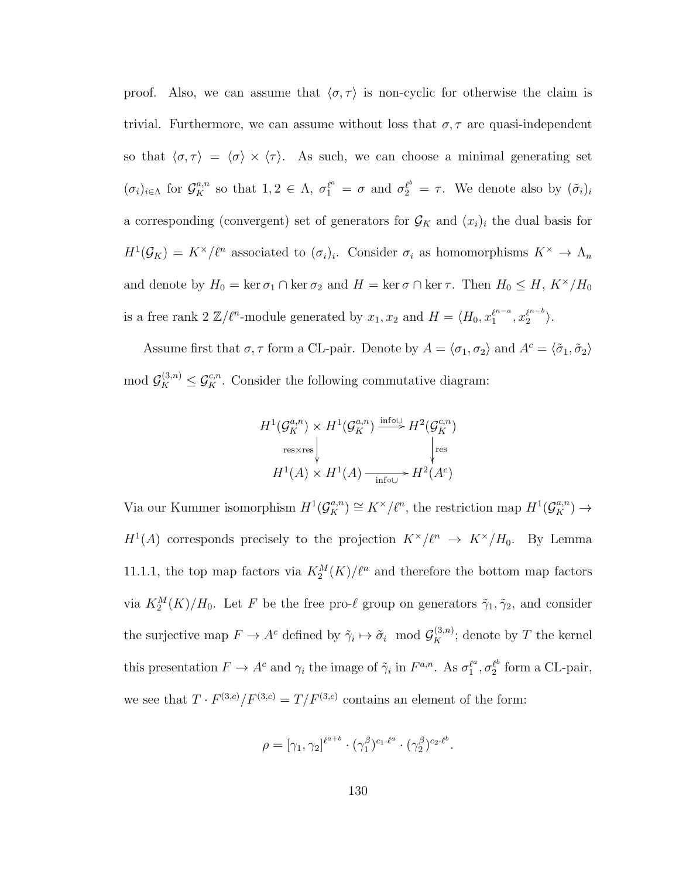proof. Also, we can assume that $\langle \sigma, \tau \rangle$ is non-cyclic for otherwise the claim is trivial. Furthermore, we can assume without loss that $\sigma, \tau$ are quasi-independent so that $\langle \sigma, \tau \rangle = \langle \sigma \rangle \times \langle \tau \rangle$. As such, we can choose a minimal generating set $(\sigma_i)_{i \in \Lambda}$ for $\mathcal{G}_K^{a,n}$ so that $1, 2 \in \Lambda$, $\sigma_1^{\ell^a} = \sigma$ and $\sigma_2^{\ell^b} = \tau$. We denote also by $(\tilde{\sigma}_i)_i$ a corresponding (convergent) set of generators for $\mathcal{G}_K$ and $(x_i)_i$ the dual basis for $H^1(\mathcal{G}_K) = K^\times/\ell^n$ associated to $(\sigma_i)_i$. Consider $\sigma_i$ as homomorphisms $K^\times \to \Lambda_n$ and denote by $H_0 = \ker \sigma_1 \cap \ker \sigma_2$ and $H = \ker \sigma \cap \ker \tau$. Then $H_0 \leq H$, $K^\times/H_0$ is a free rank 2 $\mathbb{Z}/\ell^n$-module generated by $x_1, x_2$ and $H = \langle H_0, x_1^{\ell^{n-a}}, x_2^{\ell^{n-b}} \rangle$.

Assume first that $\sigma, \tau$ form a CL-pair. Denote by $A = \langle \sigma_1, \sigma_2 \rangle$ and $A^c = \langle \tilde{\sigma}_1, \tilde{\sigma}_2 \rangle$ mod $\mathcal{G}_K^{(3,n)} \leq \mathcal{G}_K^{c,n}$. Consider the following commutative diagram:

$$\begin{array}{ccc}
H^1(\mathcal{G}_K^{a,n}) \times H^1(\mathcal{G}_K^{a,n}) & \xrightarrow{\text{inf} \circ \cup} & H^2(\mathcal{G}_K^{c,n}) \\
\downarrow {\scriptstyle \text{res} \times \text{res}} & & \downarrow {\scriptstyle \text{res}} \\
H^1(A) \times H^1(A) & \xrightarrow[\text{inf} \circ \cup]{} & H^2(A^c)
\end{array}$$

Via our Kummer isomorphism $H^1(\mathcal{G}_K^{a,n}) \cong K^\times/\ell^n$, the restriction map $H^1(\mathcal{G}_K^{a,n}) \to H^1(A)$ corresponds precisely to the projection $K^\times/\ell^n \to K^\times/H_0$. By Lemma 11.1.1, the top map factors via $K_2^M(K)/\ell^n$ and therefore the bottom map factors via $K_2^M(K)/H_0$. Let $F$ be the free pro-$\ell$ group on generators $\tilde{\gamma}_1, \tilde{\gamma}_2$, and consider the surjective map $F \to A^c$ defined by $\tilde{\gamma}_i \mapsto \tilde{\sigma}_i \mod \mathcal{G}_K^{(3,n)}$; denote by $T$ the kernel this presentation $F \to A^c$ and $\gamma_i$ the image of $\tilde{\gamma}_i$ in $F^{a,n}$. As $\sigma_1^{\ell^a}, \sigma_2^{\ell^b}$ form a CL-pair, we see that $T \cdot F^{(3,c)}/F^{(3,c)} = T/F^{(3,c)}$ contains an element of the form:

$$\rho = [\gamma_1, \gamma_2]^{\ell^{a+b}} \cdot (\gamma_1^\beta)^{c_1 \cdot \ell^a} \cdot (\gamma_2^\beta)^{c_2 \cdot \ell^b}.$$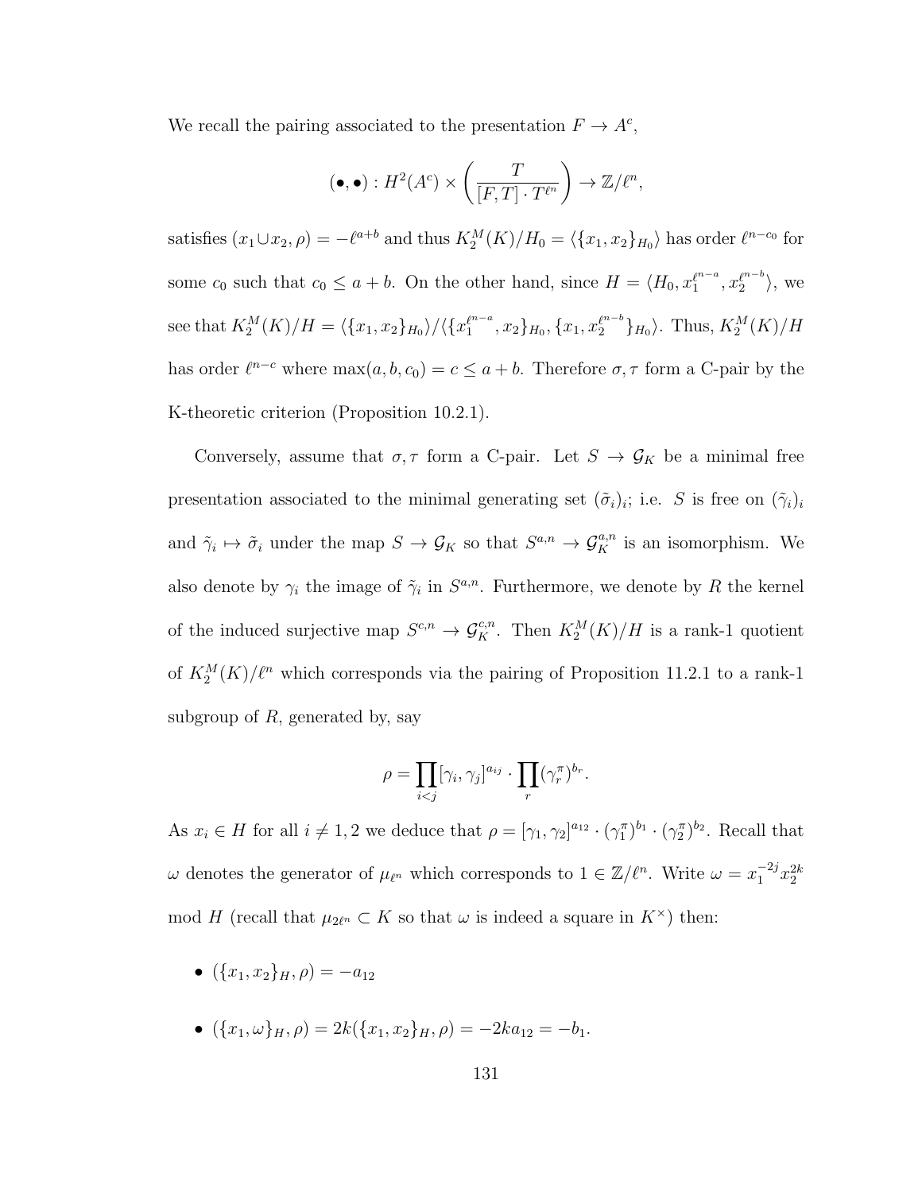We recall the pairing associated to the presentation $F \to A^c$,

$$(\bullet, \bullet) : H^2(A^c) \times \left(\frac{T}{[F,T] \cdot T^{\ell^n}}\right) \to \mathbb{Z}/\ell^n,$$

satisfies $(x_1 \cup x_2, \rho) = -\ell^{a+b}$ and thus $K_2^M(K)/H_0 = \langle \{x_1, x_2\}_{H_0} \rangle$ has order $\ell^{n-c_0}$ for some $c_0$ such that $c_0 \leq a+b$. On the other hand, since $H = \langle H_0, x_1^{\ell^{n-a}}, x_2^{\ell^{n-b}} \rangle$, we see that $K_2^M(K)/H = \langle \{x_1, x_2\}_{H_0} \rangle / \langle \{x_1^{\ell^{n-a}}, x_2\}_{H_0}, \{x_1, x_2^{\ell^{n-b}}\}_{H_0} \rangle$. Thus, $K_2^M(K)/H$ has order $\ell^{n-c}$ where $\max(a, b, c_0) = c \leq a+b$. Therefore $\sigma, \tau$ form a C-pair by the K-theoretic criterion (Proposition 10.2.1).

Conversely, assume that $\sigma, \tau$ form a C-pair. Let $S \to \mathcal{G}_K$ be a minimal free presentation associated to the minimal generating set $(\tilde{\sigma}_i)_i$; i.e. $S$ is free on $(\tilde{\gamma}_i)_i$ and $\tilde{\gamma}_i \mapsto \tilde{\sigma}_i$ under the map $S \to \mathcal{G}_K$ so that $S^{a,n} \to \mathcal{G}_K^{a,n}$ is an isomorphism. We also denote by $\gamma_i$ the image of $\tilde{\gamma}_i$ in $S^{a,n}$. Furthermore, we denote by $R$ the kernel of the induced surjective map $S^{c,n} \to \mathcal{G}_K^{c,n}$. Then $K_2^M(K)/H$ is a rank-1 quotient of $K_2^M(K)/\ell^n$ which corresponds via the pairing of Proposition 11.2.1 to a rank-1 subgroup of $R$, generated by, say

$$\rho = \prod_{i<j} [\gamma_i, \gamma_j]^{a_{ij}} \cdot \prod_r (\gamma_r^\pi)^{b_r}.$$

As $x_i \in H$ for all $i \neq 1, 2$ we deduce that $\rho = [\gamma_1, \gamma_2]^{a_{12}} \cdot (\gamma_1^\pi)^{b_1} \cdot (\gamma_2^\pi)^{b_2}$. Recall that $\omega$ denotes the generator of $\mu_{\ell^n}$ which corresponds to $1 \in \mathbb{Z}/\ell^n$. Write $\omega = x_1^{-2j} x_2^{2k}$ mod $H$ (recall that $\mu_{2\ell^n} \subset K$ so that $\omega$ is indeed a square in $K^\times$) then:

- $(\{x_1, x_2\}_H, \rho) = -a_{12}$
- $(\{x_1, \omega\}_H, \rho) = 2k(\{x_1, x_2\}_H, \rho) = -2k a_{12} = -b_1$.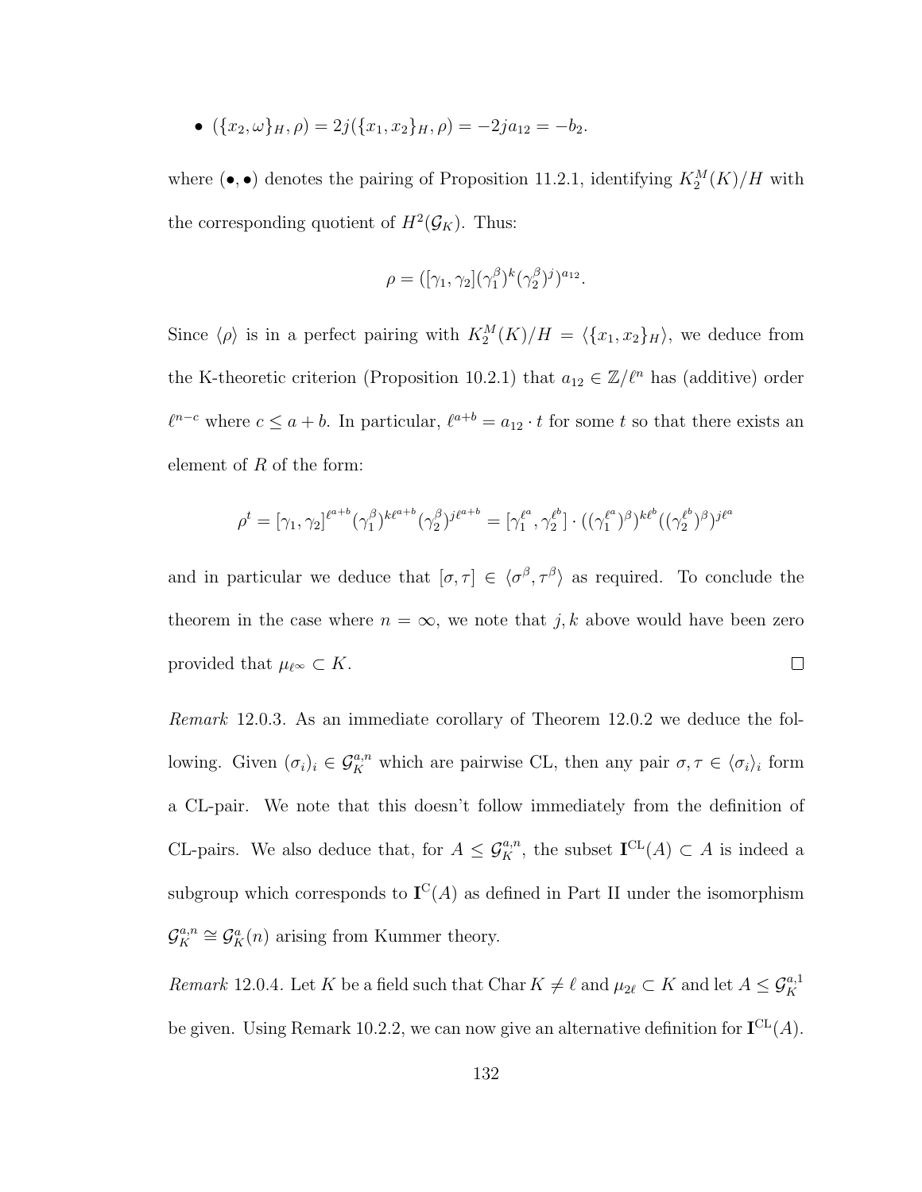- $(\{x_2, \omega\}_H, \rho) = 2j(\{x_1, x_2\}_H, \rho) = -2ja_{12} = -b_2$.

where $(\bullet, \bullet)$ denotes the pairing of Proposition 11.2.1, identifying $K_2^M(K)/H$ with the corresponding quotient of $H^2(\mathcal{G}_K)$. Thus:

$$\rho = ([\gamma_1, \gamma_2](\gamma_1^\beta)^k(\gamma_2^\beta)^j)^{a_{12}}.$$

Since $\langle\rho\rangle$ is in a perfect pairing with $K_2^M(K)/H = \langle\{x_1, x_2\}_H\rangle$, we deduce from the K-theoretic criterion (Proposition 10.2.1) that $a_{12} \in \mathbb{Z}/\ell^n$ has (additive) order $\ell^{n-c}$ where $c \leq a + b$. In particular, $\ell^{a+b} = a_{12} \cdot t$ for some $t$ so that there exists an element of $R$ of the form:

$$\rho^t = [\gamma_1, \gamma_2]^{\ell^{a+b}}(\gamma_1^\beta)^{k\ell^{a+b}}(\gamma_2^\beta)^{j\ell^{a+b}} = [\gamma_1^{\ell^a}, \gamma_2^{\ell^b}] \cdot ((\gamma_1^{\ell^a})^\beta)^{k\ell^b}((\gamma_2^{\ell^b})^\beta)^{j\ell^a}$$

and in particular we deduce that $[\sigma, \tau] \in \langle\sigma^\beta, \tau^\beta\rangle$ as required. To conclude the theorem in the case where $n = \infty$, we note that $j, k$ above would have been zero provided that $\mu_{\ell^\infty} \subset K$. $\square$

*Remark* 12.0.3. As an immediate corollary of Theorem 12.0.2 we deduce the following. Given $(\sigma_i)_i \in \mathcal{G}_K^{a,n}$ which are pairwise CL, then any pair $\sigma, \tau \in \langle\sigma_i\rangle_i$ form a CL-pair. We note that this doesn't follow immediately from the definition of CL-pairs. We also deduce that, for $A \leq \mathcal{G}_K^{a,n}$, the subset $\mathbf{I}^{\mathrm{CL}}(A) \subset A$ is indeed a subgroup which corresponds to $\mathbf{I}^{\mathrm{C}}(A)$ as defined in Part II under the isomorphism $\mathcal{G}_K^{a,n} \cong \mathcal{G}_K^a(n)$ arising from Kummer theory.

*Remark* 12.0.4. Let $K$ be a field such that $\mathrm{Char}\, K \neq \ell$ and $\mu_{2\ell} \subset K$ and let $A \leq \mathcal{G}_K^{a,1}$ be given. Using Remark 10.2.2, we can now give an alternative definition for $\mathbf{I}^{\mathrm{CL}}(A)$.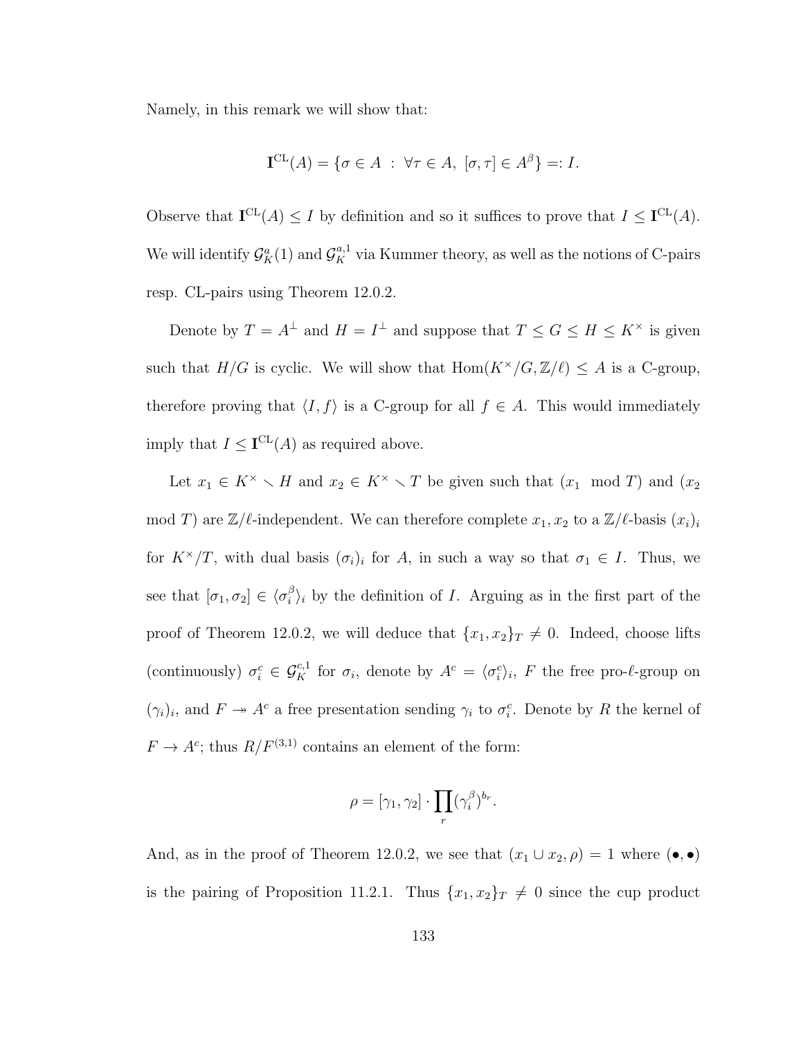Namely, in this remark we will show that:

$$\mathbf{I}^{\mathrm{CL}}(A) = \{\sigma \in A \ : \ \forall \tau \in A, \ [\sigma, \tau] \in A^{\beta}\} =: I.$$

Observe that $\mathbf{I}^{\mathrm{CL}}(A) \leq I$ by definition and so it suffices to prove that $I \leq \mathbf{I}^{\mathrm{CL}}(A)$. We will identify $\mathcal{G}_K^a(1)$ and $\mathcal{G}_K^{a,1}$ via Kummer theory, as well as the notions of C-pairs resp. CL-pairs using Theorem 12.0.2.

Denote by $T = A^{\perp}$ and $H = I^{\perp}$ and suppose that $T \leq G \leq H \leq K^{\times}$ is given such that $H/G$ is cyclic. We will show that $\mathrm{Hom}(K^{\times}/G, \mathbb{Z}/\ell) \leq A$ is a C-group, therefore proving that $\langle I, f \rangle$ is a C-group for all $f \in A$. This would immediately imply that $I \leq \mathbf{I}^{\mathrm{CL}}(A)$ as required above.

Let $x_1 \in K^{\times} \smallsetminus H$ and $x_2 \in K^{\times} \smallsetminus T$ be given such that $(x_1 \mod T)$ and $(x_2 \mod T)$ are $\mathbb{Z}/\ell$-independent. We can therefore complete $x_1, x_2$ to a $\mathbb{Z}/\ell$-basis $(x_i)_i$ for $K^{\times}/T$, with dual basis $(\sigma_i)_i$ for $A$, in such a way so that $\sigma_1 \in I$. Thus, we see that $[\sigma_1, \sigma_2] \in \langle \sigma_i^{\beta} \rangle_i$ by the definition of $I$. Arguing as in the first part of the proof of Theorem 12.0.2, we will deduce that $\{x_1, x_2\}_T \neq 0$. Indeed, choose lifts (continuously) $\sigma_i^c \in \mathcal{G}_K^{c,1}$ for $\sigma_i$, denote by $A^c = \langle \sigma_i^c \rangle_i$, $F$ the free pro-$\ell$-group on $(\gamma_i)_i$, and $F \twoheadrightarrow A^c$ a free presentation sending $\gamma_i$ to $\sigma_i^c$. Denote by $R$ the kernel of $F \to A^c$; thus $R/F^{(3,1)}$ contains an element of the form:

$$\rho = [\gamma_1, \gamma_2] \cdot \prod_r (\gamma_i^{\beta})^{b_r}.$$

And, as in the proof of Theorem 12.0.2, we see that $(x_1 \cup x_2, \rho) = 1$ where $(\bullet, \bullet)$ is the pairing of Proposition 11.2.1. Thus $\{x_1, x_2\}_T \neq 0$ since the cup product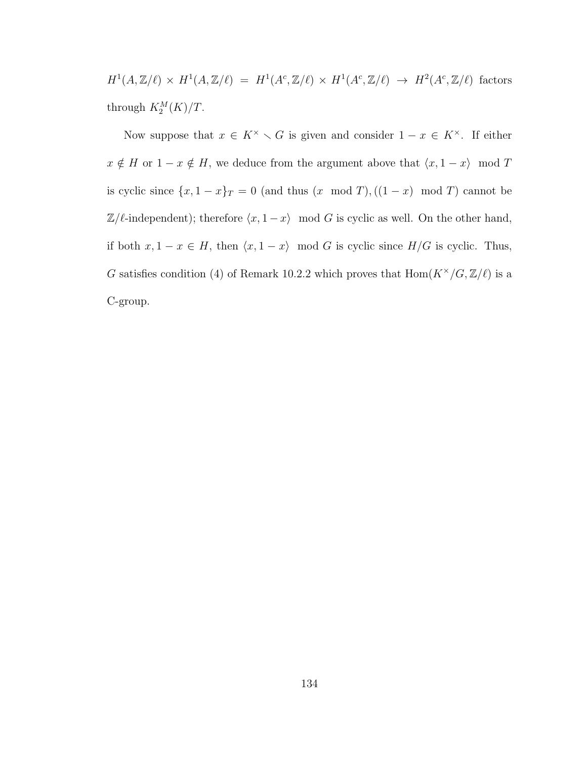$H^1(A, \mathbb{Z}/\ell) \times H^1(A, \mathbb{Z}/\ell) = H^1(A^c, \mathbb{Z}/\ell) \times H^1(A^c, \mathbb{Z}/\ell) \to H^2(A^c, \mathbb{Z}/\ell)$ factors through $K_2^M(K)/T$.

Now suppose that $x \in K^\times \smallsetminus G$ is given and consider $1 - x \in K^\times$. If either $x \notin H$ or $1 - x \notin H$, we deduce from the argument above that $\langle x, 1-x \rangle \mod T$ is cyclic since $\{x, 1-x\}_T = 0$ (and thus $(x \mod T), ((1-x) \mod T)$ cannot be $\mathbb{Z}/\ell$-independent); therefore $\langle x, 1-x \rangle \mod G$ is cyclic as well. On the other hand, if both $x, 1-x \in H$, then $\langle x, 1-x \rangle \mod G$ is cyclic since $H/G$ is cyclic. Thus, $G$ satisfies condition (4) of Remark 10.2.2 which proves that $\mathrm{Hom}(K^\times/G, \mathbb{Z}/\ell)$ is a C-group.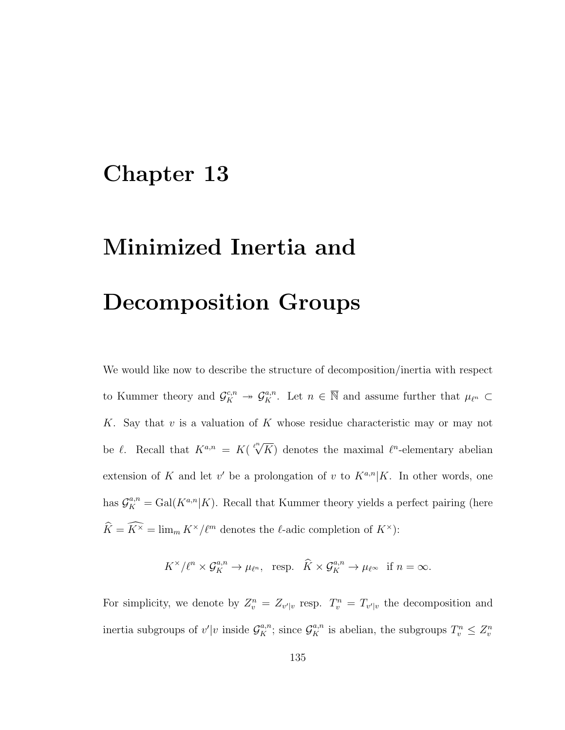# Chapter 13

# Minimized Inertia and Decomposition Groups

We would like now to describe the structure of decomposition/inertia with respect to Kummer theory and $\mathcal{G}_K^{c,n} \twoheadrightarrow \mathcal{G}_K^{a,n}$. Let $n \in \overline{\mathbb{N}}$ and assume further that $\mu_{\ell^n} \subset K$. Say that $v$ is a valuation of $K$ whose residue characteristic may or may not be $\ell$. Recall that $K^{a,n} = K(\sqrt[\ell^n]{K})$ denotes the maximal $\ell^n$-elementary abelian extension of $K$ and let $v'$ be a prolongation of $v$ to $K^{a,n}|K$. In other words, one has $\mathcal{G}_K^{a,n} = \mathrm{Gal}(K^{a,n}|K)$. Recall that Kummer theory yields a perfect pairing (here $\widehat{K} = \widehat{K^\times} = \lim_m K^\times/\ell^m$ denotes the $\ell$-adic completion of $K^\times$):

$$K^\times/\ell^n \times \mathcal{G}_K^{a,n} \to \mu_{\ell^n}, \text{ resp. } \widehat{K} \times \mathcal{G}_K^{a,n} \to \mu_{\ell^\infty} \text{ if } n = \infty.$$

For simplicity, we denote by $Z_v^n = Z_{v'|v}$ resp. $T_v^n = T_{v'|v}$ the decomposition and inertia subgroups of $v'|v$ inside $\mathcal{G}_K^{a,n}$; since $\mathcal{G}_K^{a,n}$ is abelian, the subgroups $T_v^n \leq Z_v^n$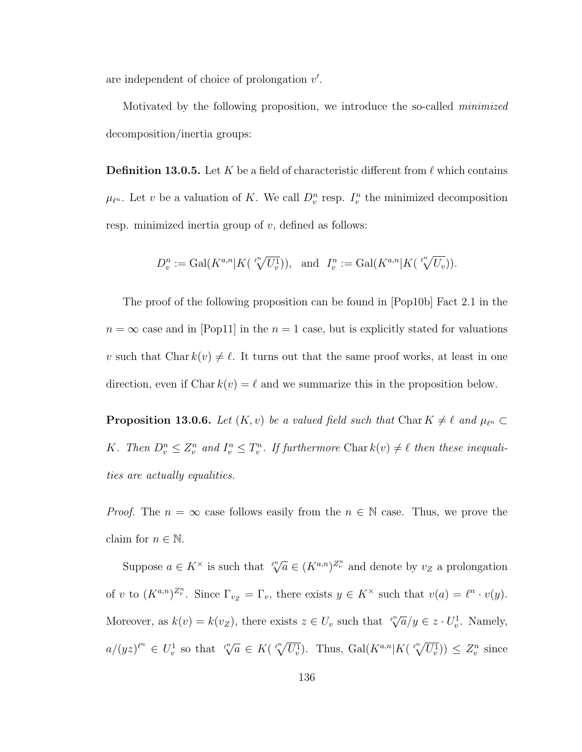are independent of choice of prolongation $v'$.

Motivated by the following proposition, we introduce the so-called *minimized* decomposition/inertia groups:

**Definition 13.0.5.** Let $K$ be a field of characteristic different from $\ell$ which contains $\mu_{\ell^n}$. Let $v$ be a valuation of $K$. We call $D_v^n$ resp. $I_v^n$ the minimized decomposition resp. minimized inertia group of $v$, defined as follows:

$$D_v^n := \mathrm{Gal}(K^{a,n}|K(\sqrt[\ell^n]{U_v^1})), \quad \text{and} \quad I_v^n := \mathrm{Gal}(K^{a,n}|K(\sqrt[\ell^n]{U_v})).$$

The proof of the following proposition can be found in [Pop10b] Fact 2.1 in the $n = \infty$ case and in [Pop11] in the $n = 1$ case, but is explicitly stated for valuations $v$ such that $\mathrm{Char}\, k(v) \neq \ell$. It turns out that the same proof works, at least in one direction, even if $\mathrm{Char}\, k(v) = \ell$ and we summarize this in the proposition below.

**Proposition 13.0.6.** *Let $(K, v)$ be a valued field such that $\mathrm{Char}\, K \neq \ell$ and $\mu_{\ell^n} \subset K$. Then $D_v^n \leq Z_v^n$ and $I_v^n \leq T_v^n$. If furthermore $\mathrm{Char}\, k(v) \neq \ell$ then these inequalities are actually equalities.*

*Proof.* The $n = \infty$ case follows easily from the $n \in \mathbb{N}$ case. Thus, we prove the claim for $n \in \mathbb{N}$.

Suppose $a \in K^\times$ is such that $\sqrt[\ell^n]{a} \in (K^{a,n})^{Z_v^n}$ and denote by $v_Z$ a prolongation of $v$ to $(K^{a,n})^{Z_v^n}$. Since $\Gamma_{v_Z} = \Gamma_v$, there exists $y \in K^\times$ such that $v(a) = \ell^n \cdot v(y)$. Moreover, as $k(v) = k(v_Z)$, there exists $z \in U_v$ such that $\sqrt[\ell^n]{a}/y \in z \cdot U_v^1$. Namely, $a/(yz)^{\ell^n} \in U_v^1$ so that $\sqrt[\ell^n]{a} \in K(\sqrt[\ell^n]{U_v^1})$. Thus, $\mathrm{Gal}(K^{a,n}|K(\sqrt[\ell^n]{U_v^1})) \leq Z_v^n$ since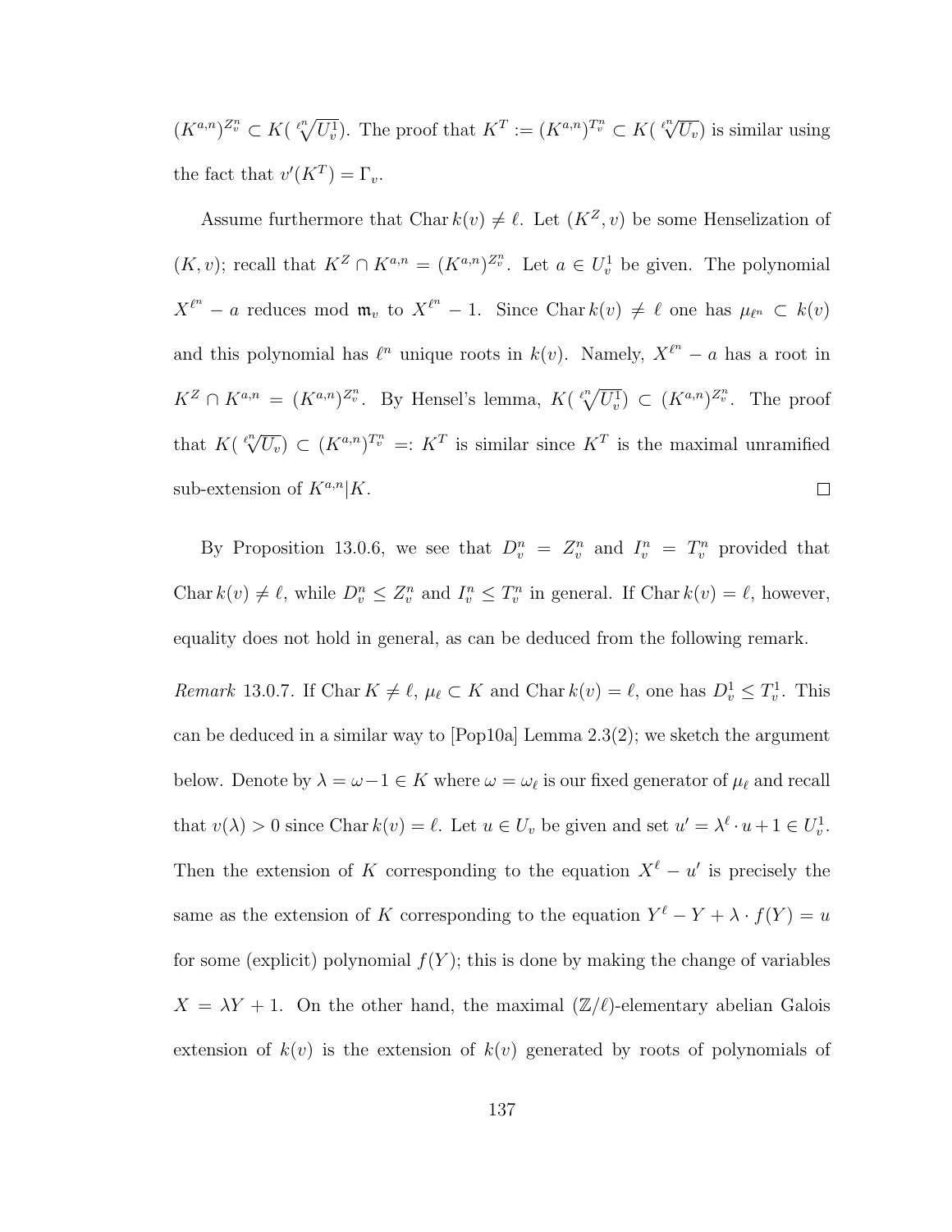$(K^{a,n})^{Z_v^n} \subset K(\sqrt[\ell^n]{U_v^1})$. The proof that $K^T := (K^{a,n})^{T_v^n} \subset K(\sqrt[\ell^n]{U_v})$ is similar using the fact that $v'(K^T) = \Gamma_v$.

Assume furthermore that $\operatorname{Char} k(v) \neq \ell$. Let $(K^Z, v)$ be some Henselization of $(K, v)$; recall that $K^Z \cap K^{a,n} = (K^{a,n})^{Z_v^n}$. Let $a \in U_v^1$ be given. The polynomial $X^{\ell^n} - a$ reduces mod $\mathfrak{m}_v$ to $X^{\ell^n} - 1$. Since $\operatorname{Char} k(v) \neq \ell$ one has $\mu_{\ell^n} \subset k(v)$ and this polynomial has $\ell^n$ unique roots in $k(v)$. Namely, $X^{\ell^n} - a$ has a root in $K^Z \cap K^{a,n} = (K^{a,n})^{Z_v^n}$. By Hensel's lemma, $K(\sqrt[\ell^n]{U_v^1}) \subset (K^{a,n})^{Z_v^n}$. The proof that $K(\sqrt[\ell^n]{U_v}) \subset (K^{a,n})^{T_v^n} =: K^T$ is similar since $K^T$ is the maximal unramified sub-extension of $K^{a,n}|K$. $\square$

By Proposition 13.0.6, we see that $D_v^n = Z_v^n$ and $I_v^n = T_v^n$ provided that $\operatorname{Char} k(v) \neq \ell$, while $D_v^n \leq Z_v^n$ and $I_v^n \leq T_v^n$ in general. If $\operatorname{Char} k(v) = \ell$, however, equality does not hold in general, as can be deduced from the following remark.

*Remark* 13.0.7. If $\operatorname{Char} K \neq \ell$, $\mu_\ell \subset K$ and $\operatorname{Char} k(v) = \ell$, one has $D_v^1 \leq T_v^1$. This can be deduced in a similar way to [Pop10a] Lemma 2.3(2); we sketch the argument below. Denote by $\lambda = \omega - 1 \in K$ where $\omega = \omega_\ell$ is our fixed generator of $\mu_\ell$ and recall that $v(\lambda) > 0$ since $\operatorname{Char} k(v) = \ell$. Let $u \in U_v$ be given and set $u' = \lambda^\ell \cdot u + 1 \in U_v^1$. Then the extension of $K$ corresponding to the equation $X^\ell - u'$ is precisely the same as the extension of $K$ corresponding to the equation $Y^\ell - Y + \lambda \cdot f(Y) = u$ for some (explicit) polynomial $f(Y)$; this is done by making the change of variables $X = \lambda Y + 1$. On the other hand, the maximal $(\mathbb{Z}/\ell)$-elementary abelian Galois extension of $k(v)$ is the extension of $k(v)$ generated by roots of polynomials of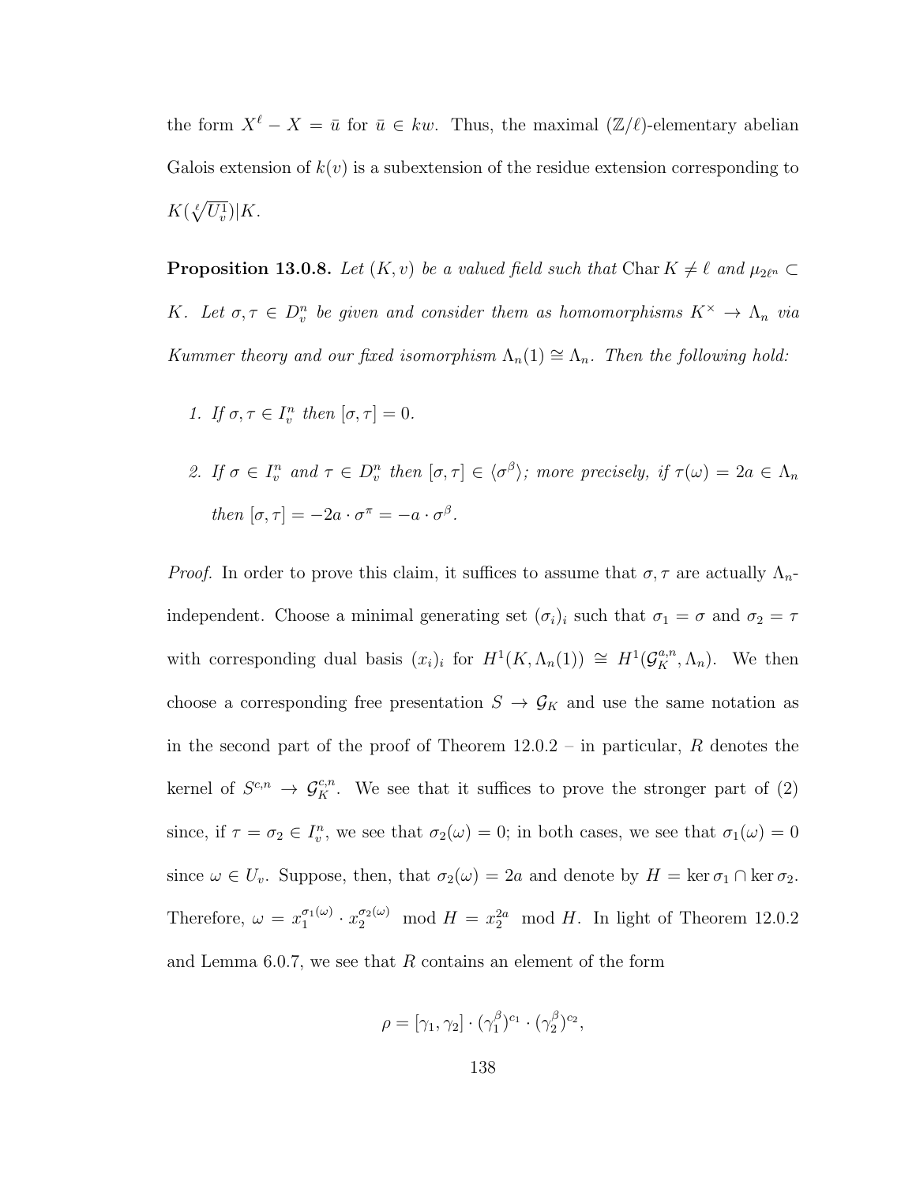the form $X^\ell - X = \bar{u}$ for $\bar{u} \in kw$. Thus, the maximal $(\mathbb{Z}/\ell)$-elementary abelian Galois extension of $k(v)$ is a subextension of the residue extension corresponding to $K(\sqrt[\ell]{U_v^1})|K$.

**Proposition 13.0.8.** *Let $(K, v)$ be a valued field such that $\operatorname{Char} K \neq \ell$ and $\mu_{2\ell^n} \subset K$. Let $\sigma, \tau \in D_v^n$ be given and consider them as homomorphisms $K^\times \to \Lambda_n$ via Kummer theory and our fixed isomorphism $\Lambda_n(1) \cong \Lambda_n$. Then the following hold:*

1. *If $\sigma, \tau \in I_v^n$ then $[\sigma, \tau] = 0$.*
2. *If $\sigma \in I_v^n$ and $\tau \in D_v^n$ then $[\sigma, \tau] \in \langle \sigma^\beta \rangle$; more precisely, if $\tau(\omega) = 2a \in \Lambda_n$ then $[\sigma, \tau] = -2a \cdot \sigma^\pi = -a \cdot \sigma^\beta$.*

*Proof.* In order to prove this claim, it suffices to assume that $\sigma, \tau$ are actually $\Lambda_n$-independent. Choose a minimal generating set $(\sigma_i)_i$ such that $\sigma_1 = \sigma$ and $\sigma_2 = \tau$ with corresponding dual basis $(x_i)_i$ for $H^1(K, \Lambda_n(1)) \cong H^1(\mathcal{G}_K^{a,n}, \Lambda_n)$. We then choose a corresponding free presentation $S \to \mathcal{G}_K$ and use the same notation as in the second part of the proof of Theorem 12.0.2 – in particular, $R$ denotes the kernel of $S^{c,n} \to \mathcal{G}_K^{c,n}$. We see that it suffices to prove the stronger part of (2) since, if $\tau = \sigma_2 \in I_v^n$, we see that $\sigma_2(\omega) = 0$; in both cases, we see that $\sigma_1(\omega) = 0$ since $\omega \in U_v$. Suppose, then, that $\sigma_2(\omega) = 2a$ and denote by $H = \ker \sigma_1 \cap \ker \sigma_2$. Therefore, $\omega = x_1^{\sigma_1(\omega)} \cdot x_2^{\sigma_2(\omega)} \mod H = x_2^{2a} \mod H$. In light of Theorem 12.0.2 and Lemma 6.0.7, we see that $R$ contains an element of the form

$$\rho = [\gamma_1, \gamma_2] \cdot (\gamma_1^\beta)^{c_1} \cdot (\gamma_2^\beta)^{c_2},$$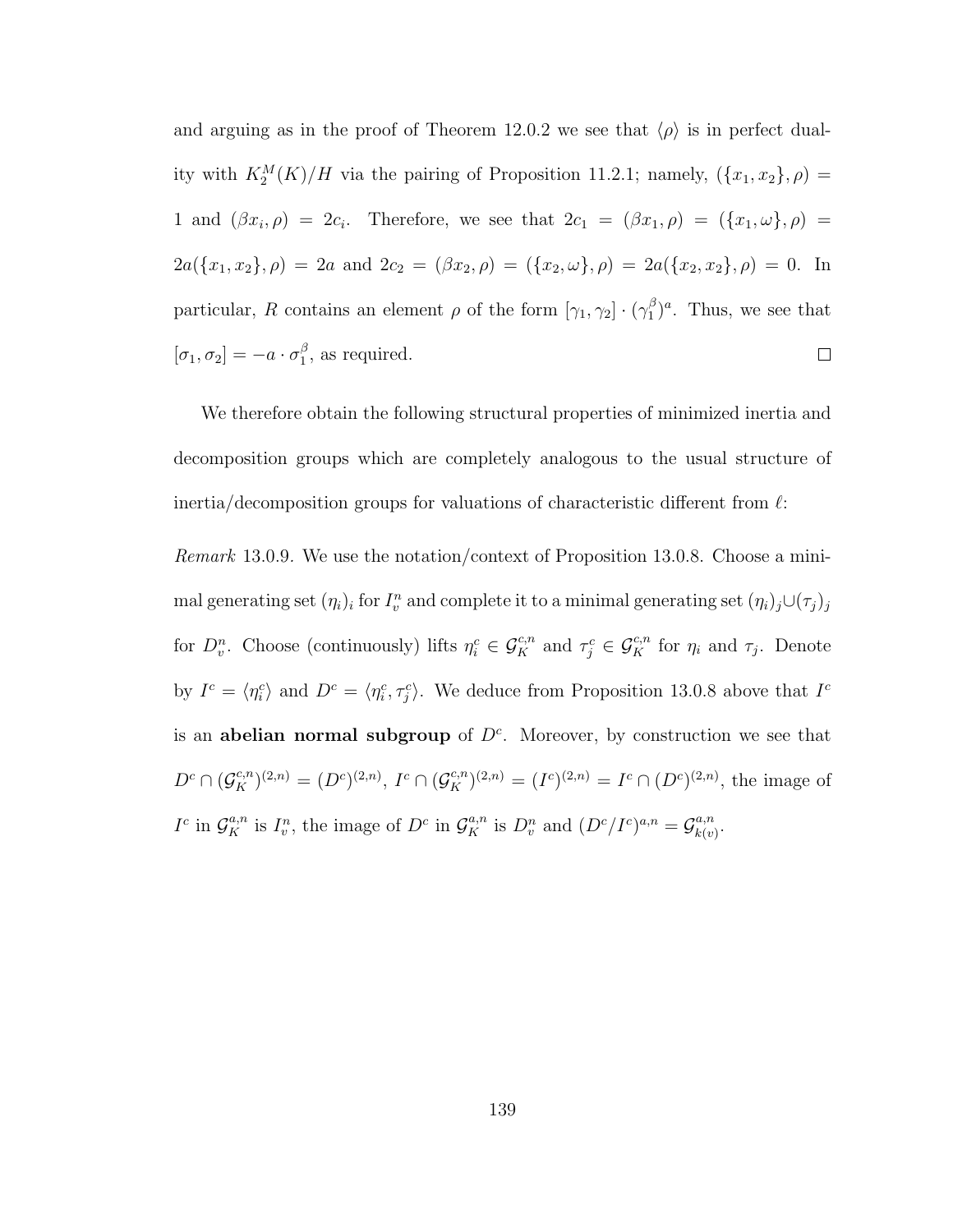and arguing as in the proof of Theorem 12.0.2 we see that $\langle \rho \rangle$ is in perfect duality with $K_2^M(K)/H$ via the pairing of Proposition 11.2.1; namely, $(\{x_1, x_2\}, \rho) = 1$ and $(\beta x_i, \rho) = 2c_i$. Therefore, we see that $2c_1 = (\beta x_1, \rho) = (\{x_1, \omega\}, \rho) = 2a(\{x_1, x_2\}, \rho) = 2a$ and $2c_2 = (\beta x_2, \rho) = (\{x_2, \omega\}, \rho) = 2a(\{x_2, x_2\}, \rho) = 0$. In particular, $R$ contains an element $\rho$ of the form $[\gamma_1, \gamma_2] \cdot (\gamma_1^\beta)^a$. Thus, we see that $[\sigma_1, \sigma_2] = -a \cdot \sigma_1^\beta$, as required. $\square$

We therefore obtain the following structural properties of minimized inertia and decomposition groups which are completely analogous to the usual structure of inertia/decomposition groups for valuations of characteristic different from $\ell$:

*Remark* 13.0.9. We use the notation/context of Proposition 13.0.8. Choose a minimal generating set $(\eta_i)_i$ for $I_v^n$ and complete it to a minimal generating set $(\eta_i)_j \cup (\tau_j)_j$ for $D_v^n$. Choose (continuously) lifts $\eta_i^c \in \mathcal{G}_K^{c,n}$ and $\tau_j^c \in \mathcal{G}_K^{c,n}$ for $\eta_i$ and $\tau_j$. Denote by $I^c = \langle \eta_i^c \rangle$ and $D^c = \langle \eta_i^c, \tau_j^c \rangle$. We deduce from Proposition 13.0.8 above that $I^c$ is an **abelian normal subgroup** of $D^c$. Moreover, by construction we see that $D^c \cap (\mathcal{G}_K^{c,n})^{(2,n)} = (D^c)^{(2,n)}$, $I^c \cap (\mathcal{G}_K^{c,n})^{(2,n)} = (I^c)^{(2,n)} = I^c \cap (D^c)^{(2,n)}$, the image of $I^c$ in $\mathcal{G}_K^{a,n}$ is $I_v^n$, the image of $D^c$ in $\mathcal{G}_K^{a,n}$ is $D_v^n$ and $(D^c/I^c)^{a,n} = \mathcal{G}_{k(v)}^{a,n}$.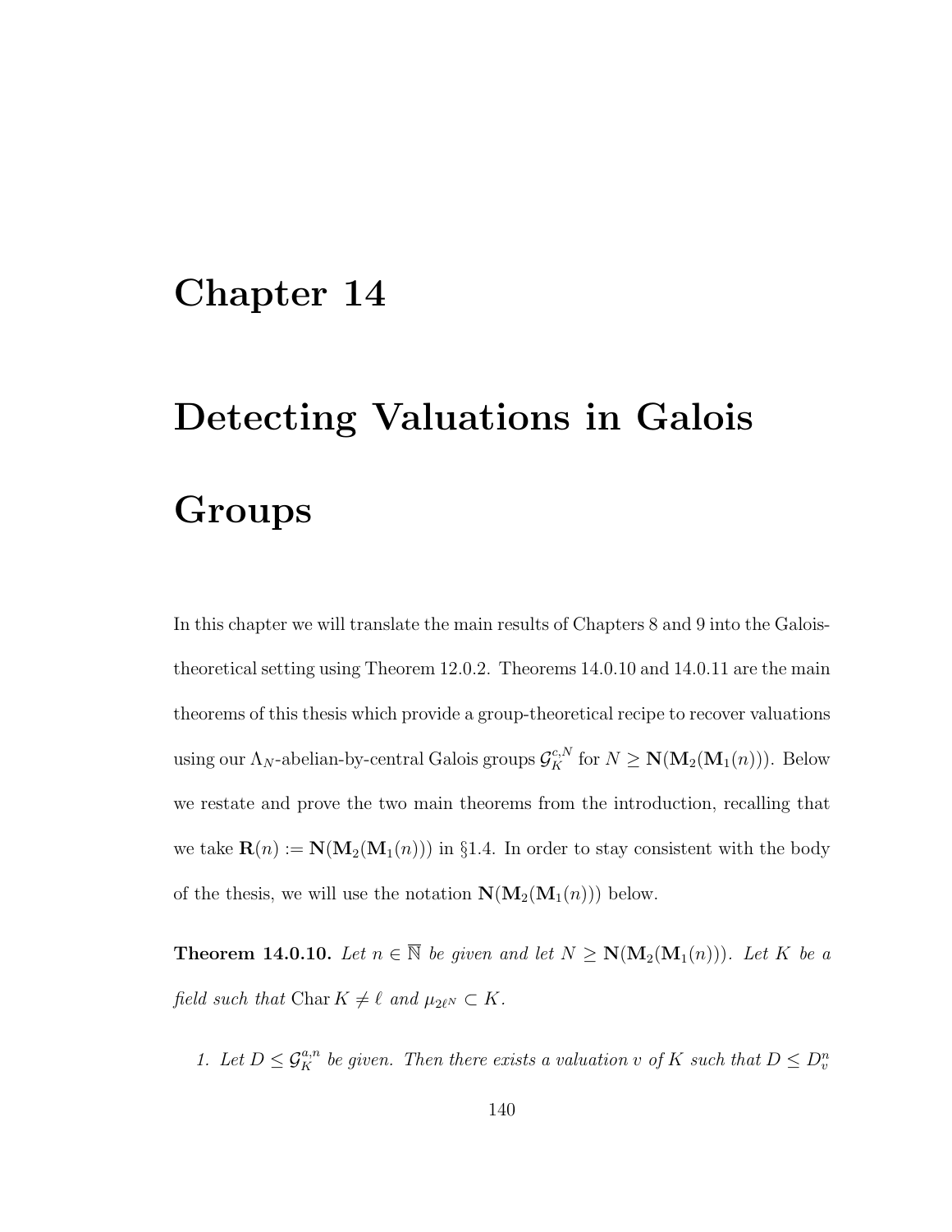# Chapter 14

# Detecting Valuations in Galois Groups

In this chapter we will translate the main results of Chapters 8 and 9 into the Galois-theoretical setting using Theorem 12.0.2. Theorems 14.0.10 and 14.0.11 are the main theorems of this thesis which provide a group-theoretical recipe to recover valuations using our $\Lambda_N$-abelian-by-central Galois groups $\mathcal{G}_K^{c,N}$ for $N \geq \mathbf{N}(\mathbf{M}_2(\mathbf{M}_1(n)))$. Below we restate and prove the two main theorems from the introduction, recalling that we take $\mathbf{R}(n) := \mathbf{N}(\mathbf{M}_2(\mathbf{M}_1(n)))$ in §1.4. In order to stay consistent with the body of the thesis, we will use the notation $\mathbf{N}(\mathbf{M}_2(\mathbf{M}_1(n)))$ below.

**Theorem 14.0.10.** *Let $n \in \overline{\mathbb{N}}$ be given and let $N \geq \mathbf{N}(\mathbf{M}_2(\mathbf{M}_1(n)))$. Let $K$ be a field such that $\operatorname{Char} K \neq \ell$ and $\mu_{2\ell^N} \subset K$.*

1. *Let $D \leq \mathcal{G}_K^{a,n}$ be given. Then there exists a valuation $v$ of $K$ such that $D \leq D_v^n$*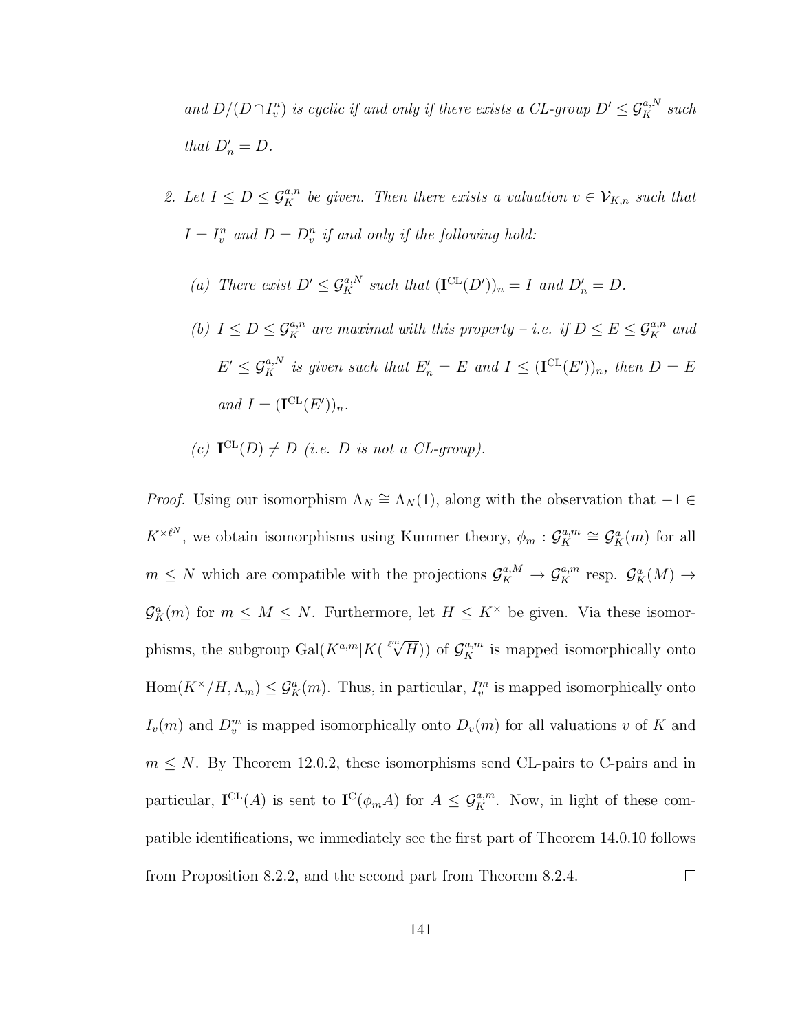*and $D/(D \cap I_v^n)$ is cyclic if and only if there exists a CL-group $D' \leq \mathcal{G}_K^{a,N}$ such that $D'_n = D$.*

2. *Let $I \leq D \leq \mathcal{G}_K^{a,n}$ be given. Then there exists a valuation $v \in \mathcal{V}_{K,n}$ such that $I = I_v^n$ and $D = D_v^n$ if and only if the following hold:*

   *(a) There exist $D' \leq \mathcal{G}_K^{a,N}$ such that $(\mathbf{I}^{\mathrm{CL}}(D'))_n = I$ and $D'_n = D$.*

   *(b) $I \leq D \leq \mathcal{G}_K^{a,n}$ are maximal with this property – i.e. if $D \leq E \leq \mathcal{G}_K^{a,n}$ and $E' \leq \mathcal{G}_K^{a,N}$ is given such that $E'_n = E$ and $I \leq (\mathbf{I}^{\mathrm{CL}}(E'))_n$, then $D = E$ and $I = (\mathbf{I}^{\mathrm{CL}}(E'))_n$.*

   *(c) $\mathbf{I}^{\mathrm{CL}}(D) \neq D$ (i.e. $D$ is not a CL-group).*

*Proof.* Using our isomorphism $\Lambda_N \cong \Lambda_N(1)$, along with the observation that $-1 \in K^{\times \ell^N}$, we obtain isomorphisms using Kummer theory, $\phi_m : \mathcal{G}_K^{a,m} \cong \mathcal{G}_K^a(m)$ for all $m \leq N$ which are compatible with the projections $\mathcal{G}_K^{a,M} \to \mathcal{G}_K^{a,m}$ resp. $\mathcal{G}_K^a(M) \to \mathcal{G}_K^a(m)$ for $m \leq M \leq N$. Furthermore, let $H \leq K^\times$ be given. Via these isomorphisms, the subgroup $\mathrm{Gal}(K^{a,m}|K(\sqrt[\ell^m]{H}))$ of $\mathcal{G}_K^{a,m}$ is mapped isomorphically onto $\mathrm{Hom}(K^\times/H, \Lambda_m) \leq \mathcal{G}_K^a(m)$. Thus, in particular, $I_v^m$ is mapped isomorphically onto $I_v(m)$ and $D_v^m$ is mapped isomorphically onto $D_v(m)$ for all valuations $v$ of $K$ and $m \leq N$. By Theorem 12.0.2, these isomorphisms send CL-pairs to C-pairs and in particular, $\mathbf{I}^{\mathrm{CL}}(A)$ is sent to $\mathbf{I}^{\mathrm{C}}(\phi_m A)$ for $A \leq \mathcal{G}_K^{a,m}$. Now, in light of these compatible identifications, we immediately see the first part of Theorem 14.0.10 follows from Proposition 8.2.2, and the second part from Theorem 8.2.4. $\square$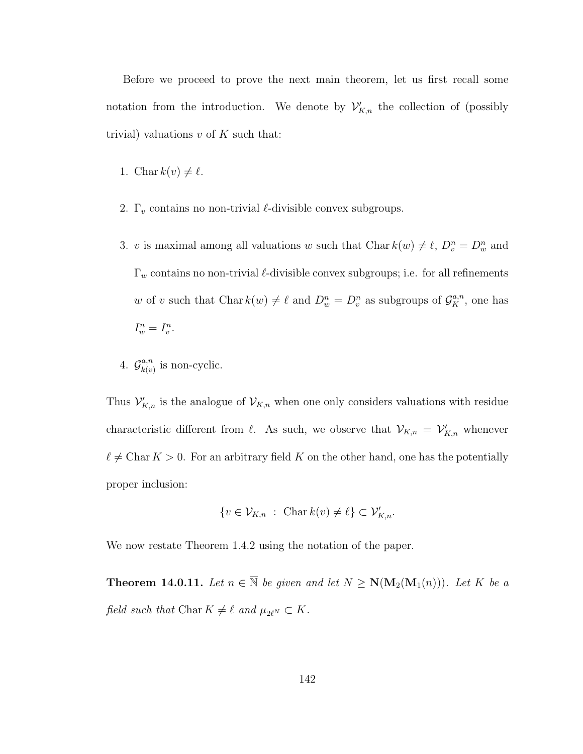Before we proceed to prove the next main theorem, let us first recall some notation from the introduction. We denote by $\mathcal{V}'_{K,n}$ the collection of (possibly trivial) valuations $v$ of $K$ such that:

1. $\operatorname{Char} k(v) \neq \ell$.
2. $\Gamma_v$ contains no non-trivial $\ell$-divisible convex subgroups.
3. $v$ is maximal among all valuations $w$ such that $\operatorname{Char} k(w) \neq \ell$, $D_v^n = D_w^n$ and $\Gamma_w$ contains no non-trivial $\ell$-divisible convex subgroups; i.e. for all refinements $w$ of $v$ such that $\operatorname{Char} k(w) \neq \ell$ and $D_w^n = D_v^n$ as subgroups of $\mathcal{G}_K^{a,n}$, one has $I_w^n = I_v^n$.
4. $\mathcal{G}_{k(v)}^{a,n}$ is non-cyclic.

Thus $\mathcal{V}'_{K,n}$ is the analogue of $\mathcal{V}_{K,n}$ when one only considers valuations with residue characteristic different from $\ell$. As such, we observe that $\mathcal{V}_{K,n} = \mathcal{V}'_{K,n}$ whenever $\ell \neq \operatorname{Char} K > 0$. For an arbitrary field $K$ on the other hand, one has the potentially proper inclusion:

$$\{v \in \mathcal{V}_{K,n} \ : \ \operatorname{Char} k(v) \neq \ell\} \subset \mathcal{V}'_{K,n}.$$

We now restate Theorem 1.4.2 using the notation of the paper.

**Theorem 14.0.11.** *Let $n \in \overline{\mathbb{N}}$ be given and let $N \geq \mathbf{N}(\mathbf{M}_2(\mathbf{M}_1(n)))$. Let $K$ be a field such that* $\operatorname{Char} K \neq \ell$ *and* $\mu_{2\ell^N} \subset K$.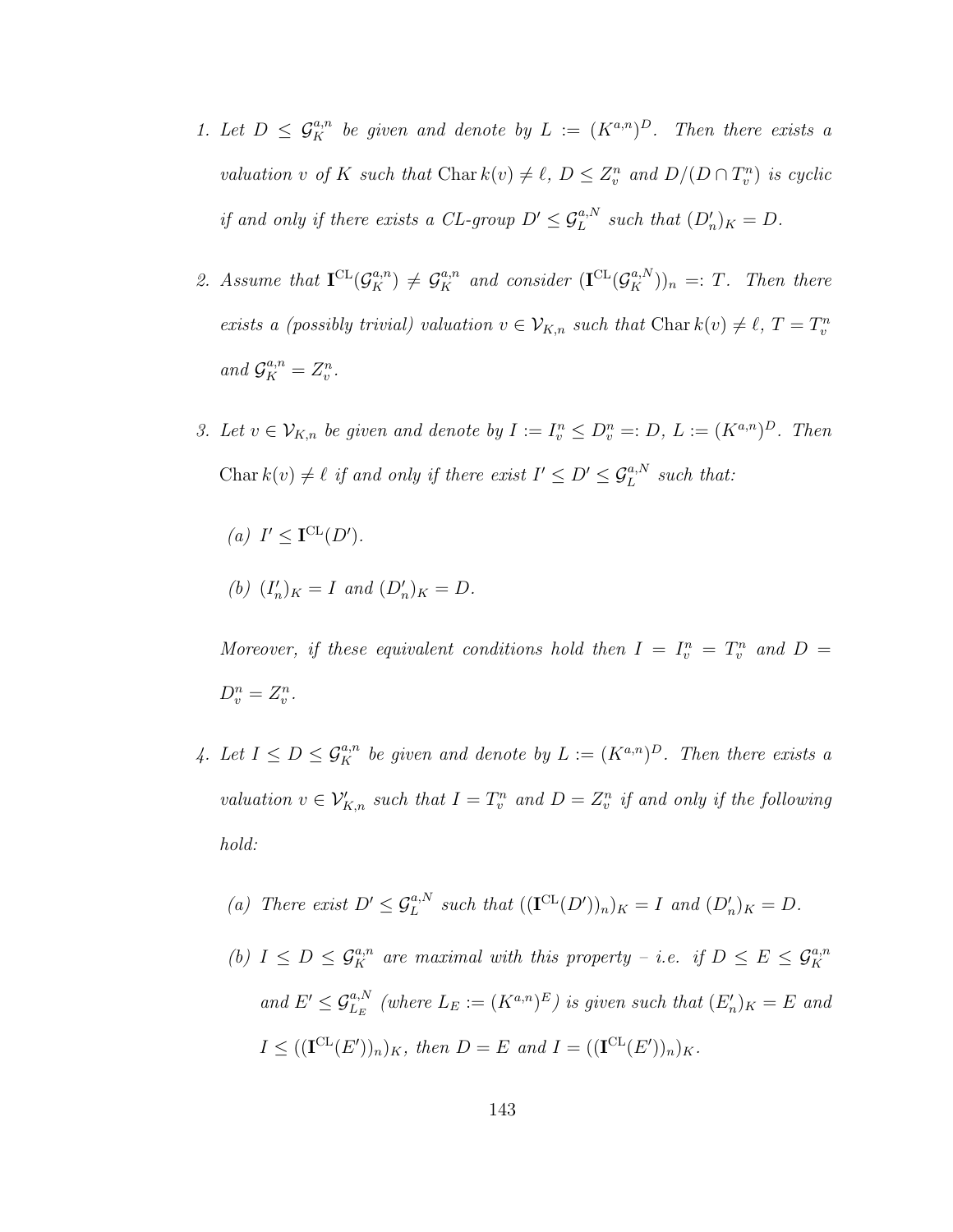1. *Let $D \leq \mathcal{G}_K^{a,n}$ be given and denote by $L := (K^{a,n})^D$. Then there exists a valuation $v$ of $K$ such that $\operatorname{Char} k(v) \neq \ell$, $D \leq Z_v^n$ and $D/(D \cap T_v^n)$ is cyclic if and only if there exists a CL-group $D' \leq \mathcal{G}_L^{a,N}$ such that $(D'_n)_K = D$.*

2. *Assume that $\mathbf{I}^{\mathrm{CL}}(\mathcal{G}_K^{a,n}) \neq \mathcal{G}_K^{a,n}$ and consider $(\mathbf{I}^{\mathrm{CL}}(\mathcal{G}_K^{a,N}))_n =: T$. Then there exists a (possibly trivial) valuation $v \in \mathcal{V}_{K,n}$ such that $\operatorname{Char} k(v) \neq \ell$, $T = T_v^n$ and $\mathcal{G}_K^{a,n} = Z_v^n$.*

3. *Let $v \in \mathcal{V}_{K,n}$ be given and denote by $I := I_v^n \leq D_v^n =: D$, $L := (K^{a,n})^D$. Then $\operatorname{Char} k(v) \neq \ell$ if and only if there exist $I' \leq D' \leq \mathcal{G}_L^{a,N}$ such that:*

   *(a) $I' \leq \mathbf{I}^{\mathrm{CL}}(D')$.*

   *(b) $(I'_n)_K = I$ and $(D'_n)_K = D$.*

   *Moreover, if these equivalent conditions hold then $I = I_v^n = T_v^n$ and $D = D_v^n = Z_v^n$.*

4. *Let $I \leq D \leq \mathcal{G}_K^{a,n}$ be given and denote by $L := (K^{a,n})^D$. Then there exists a valuation $v \in \mathcal{V}'_{K,n}$ such that $I = T_v^n$ and $D = Z_v^n$ if and only if the following hold:*

   *(a) There exist $D' \leq \mathcal{G}_L^{a,N}$ such that $((\mathbf{I}^{\mathrm{CL}}(D'))_n)_K = I$ and $(D'_n)_K = D$.*

   *(b) $I \leq D \leq \mathcal{G}_K^{a,n}$ are maximal with this property – i.e. if $D \leq E \leq \mathcal{G}_K^{a,n}$ and $E' \leq \mathcal{G}_{L_E}^{a,N}$ (where $L_E := (K^{a,n})^E$) is given such that $(E'_n)_K = E$ and $I \leq ((\mathbf{I}^{\mathrm{CL}}(E'))_n)_K$, then $D = E$ and $I = ((\mathbf{I}^{\mathrm{CL}}(E'))_n)_K$.*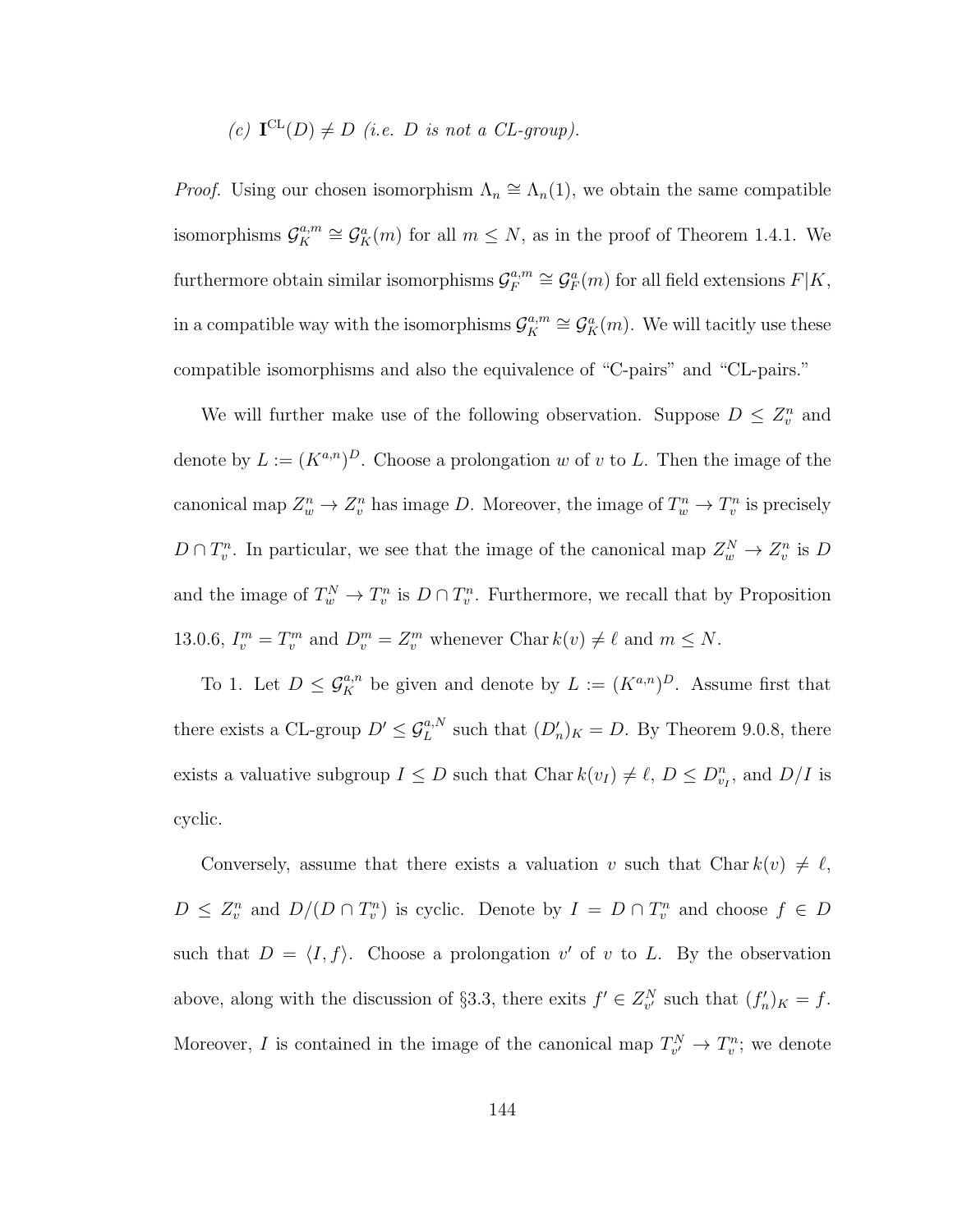(c) $\mathbf{I}^{\mathrm{CL}}(D) \neq D$ *(i.e. D is not a CL-group).*

*Proof.* Using our chosen isomorphism $\Lambda_n \cong \Lambda_n(1)$, we obtain the same compatible isomorphisms $\mathcal{G}_K^{a,m} \cong \mathcal{G}_K^a(m)$ for all $m \leq N$, as in the proof of Theorem 1.4.1. We furthermore obtain similar isomorphisms $\mathcal{G}_F^{a,m} \cong \mathcal{G}_F^a(m)$ for all field extensions $F|K$, in a compatible way with the isomorphisms $\mathcal{G}_K^{a,m} \cong \mathcal{G}_K^a(m)$. We will tacitly use these compatible isomorphisms and also the equivalence of "C-pairs" and "CL-pairs."

We will further make use of the following observation. Suppose $D \leq Z_v^n$ and denote by $L := (K^{a,n})^D$. Choose a prolongation $w$ of $v$ to $L$. Then the image of the canonical map $Z_w^n \to Z_v^n$ has image $D$. Moreover, the image of $T_w^n \to T_v^n$ is precisely $D \cap T_v^n$. In particular, we see that the image of the canonical map $Z_w^N \to Z_v^n$ is $D$ and the image of $T_w^N \to T_v^n$ is $D \cap T_v^n$. Furthermore, we recall that by Proposition 13.0.6, $I_v^m = T_v^m$ and $D_v^m = Z_v^m$ whenever $\operatorname{Char} k(v) \neq \ell$ and $m \leq N$.

To 1. Let $D \leq \mathcal{G}_K^{a,n}$ be given and denote by $L := (K^{a,n})^D$. Assume first that there exists a CL-group $D' \leq \mathcal{G}_L^{a,N}$ such that $(D'_n)_K = D$. By Theorem 9.0.8, there exists a valuative subgroup $I \leq D$ such that $\operatorname{Char} k(v_I) \neq \ell$, $D \leq D_{v_I}^n$, and $D/I$ is cyclic.

Conversely, assume that there exists a valuation $v$ such that $\operatorname{Char} k(v) \neq \ell$, $D \leq Z_v^n$ and $D/(D \cap T_v^n)$ is cyclic. Denote by $I = D \cap T_v^n$ and choose $f \in D$ such that $D = \langle I, f \rangle$. Choose a prolongation $v'$ of $v$ to $L$. By the observation above, along with the discussion of §3.3, there exits $f' \in Z_{v'}^N$ such that $(f'_n)_K = f$. Moreover, $I$ is contained in the image of the canonical map $T_{v'}^N \to T_v^n$; we denote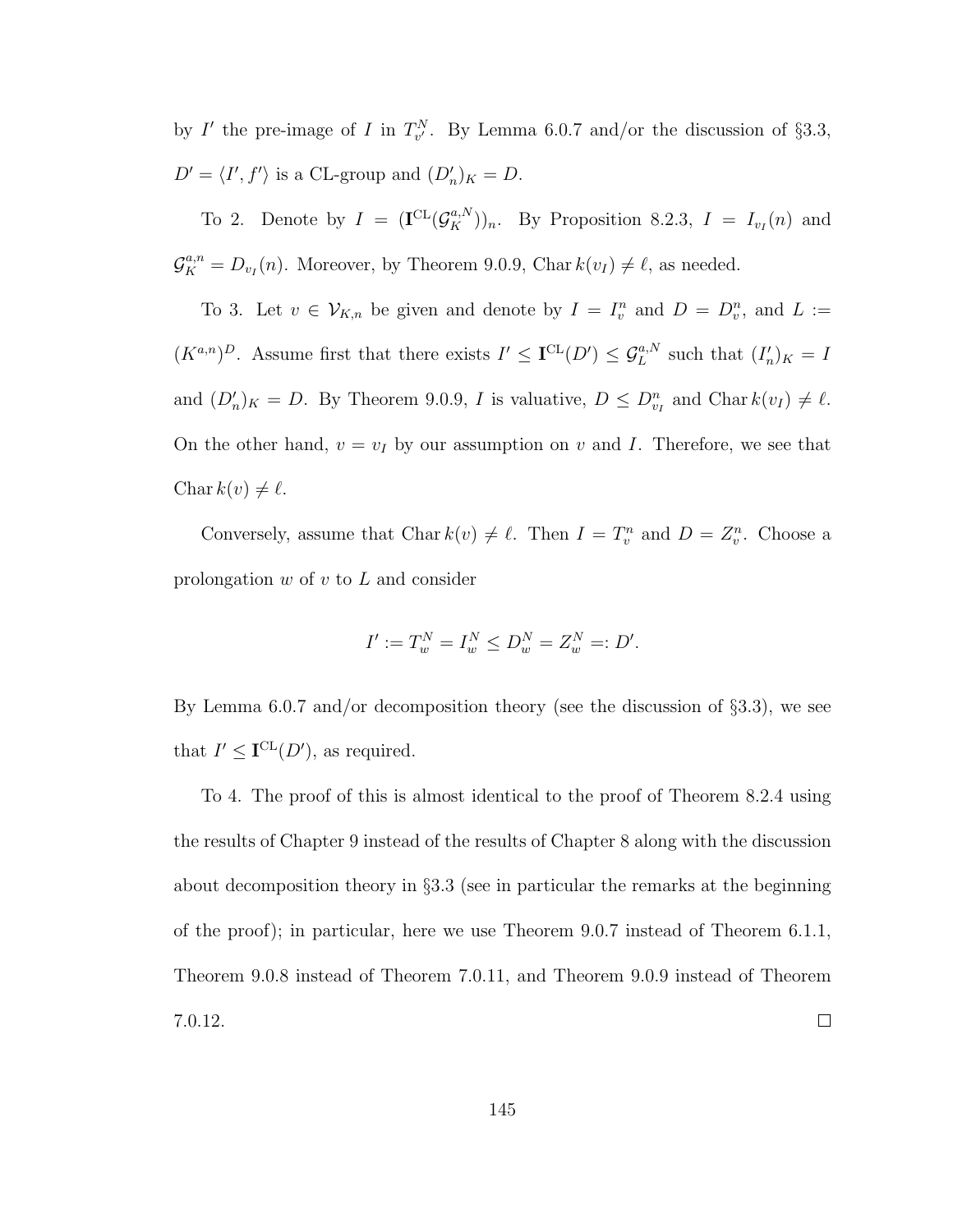by $I'$ the pre-image of $I$ in $T^N_{v'}$. By Lemma 6.0.7 and/or the discussion of §3.3, $D' = \langle I', f' \rangle$ is a CL-group and $(D'_n)_K = D$.

To 2. Denote by $I = (\mathbf{I}^{\mathrm{CL}}(\mathcal{G}^{a,N}_K))_n$. By Proposition 8.2.3, $I = I_{v_I}(n)$ and $\mathcal{G}^{a,n}_K = D_{v_I}(n)$. Moreover, by Theorem 9.0.9, $\operatorname{Char} k(v_I) \neq \ell$, as needed.

To 3. Let $v \in \mathcal{V}_{K,n}$ be given and denote by $I = I^n_v$ and $D = D^n_v$, and $L := (K^{a,n})^D$. Assume first that there exists $I' \leq \mathbf{I}^{\mathrm{CL}}(D') \leq \mathcal{G}^{a,N}_L$ such that $(I'_n)_K = I$ and $(D'_n)_K = D$. By Theorem 9.0.9, $I$ is valuative, $D \leq D^n_{v_I}$ and $\operatorname{Char} k(v_I) \neq \ell$. On the other hand, $v = v_I$ by our assumption on $v$ and $I$. Therefore, we see that $\operatorname{Char} k(v) \neq \ell$.

Conversely, assume that $\operatorname{Char} k(v) \neq \ell$. Then $I = T^n_v$ and $D = Z^n_v$. Choose a prolongation $w$ of $v$ to $L$ and consider

$$I' := T^N_w = I^N_w \leq D^N_w = Z^N_w =: D'.$$

By Lemma 6.0.7 and/or decomposition theory (see the discussion of §3.3), we see that $I' \leq \mathbf{I}^{\mathrm{CL}}(D')$, as required.

To 4. The proof of this is almost identical to the proof of Theorem 8.2.4 using the results of Chapter 9 instead of the results of Chapter 8 along with the discussion about decomposition theory in §3.3 (see in particular the remarks at the beginning of the proof); in particular, here we use Theorem 9.0.7 instead of Theorem 6.1.1, Theorem 9.0.8 instead of Theorem 7.0.11, and Theorem 9.0.9 instead of Theorem 7.0.12. $\square$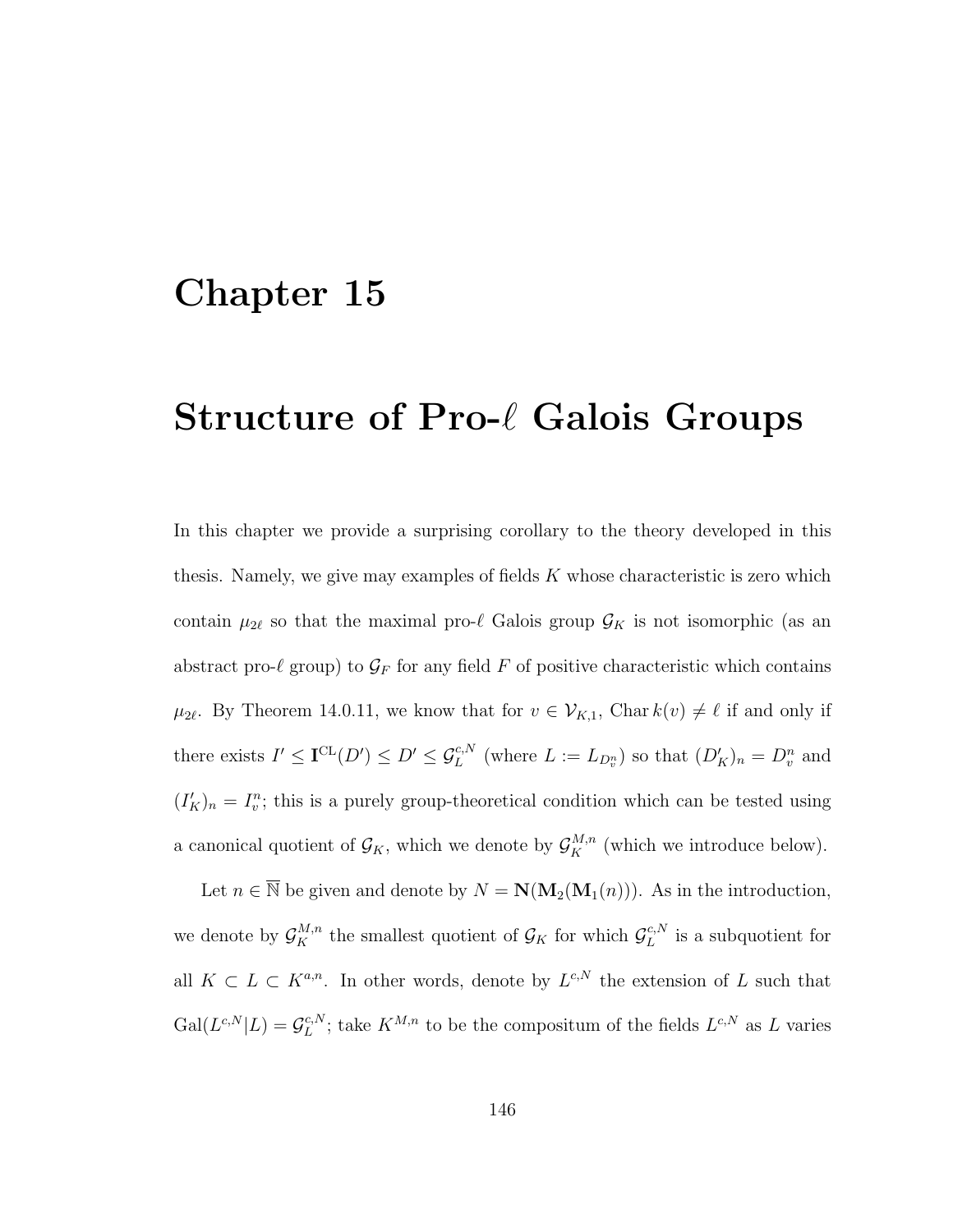# Chapter 15

# Structure of Pro-$\ell$ Galois Groups

In this chapter we provide a surprising corollary to the theory developed in this thesis. Namely, we give may examples of fields $K$ whose characteristic is zero which contain $\mu_{2\ell}$ so that the maximal pro-$\ell$ Galois group $\mathcal{G}_K$ is not isomorphic (as an abstract pro-$\ell$ group) to $\mathcal{G}_F$ for any field $F$ of positive characteristic which contains $\mu_{2\ell}$. By Theorem 14.0.11, we know that for $v \in \mathcal{V}_{K,1}$, $\operatorname{Char} k(v) \neq \ell$ if and only if there exists $I' \leq \mathbf{I}^{\mathrm{CL}}(D') \leq D' \leq \mathcal{G}_L^{c,N}$ (where $L := L_{D_v^n}$) so that $(D'_K)_n = D_v^n$ and $(I'_K)_n = I_v^n$; this is a purely group-theoretical condition which can be tested using a canonical quotient of $\mathcal{G}_K$, which we denote by $\mathcal{G}_K^{M,n}$ (which we introduce below).

Let $n \in \overline{\mathbb{N}}$ be given and denote by $N = \mathbf{N}(\mathbf{M}_2(\mathbf{M}_1(n)))$. As in the introduction, we denote by $\mathcal{G}_K^{M,n}$ the smallest quotient of $\mathcal{G}_K$ for which $\mathcal{G}_L^{c,N}$ is a subquotient for all $K \subset L \subset K^{a,n}$. In other words, denote by $L^{c,N}$ the extension of $L$ such that $\operatorname{Gal}(L^{c,N}|L) = \mathcal{G}_L^{c,N}$; take $K^{M,n}$ to be the compositum of the fields $L^{c,N}$ as $L$ varies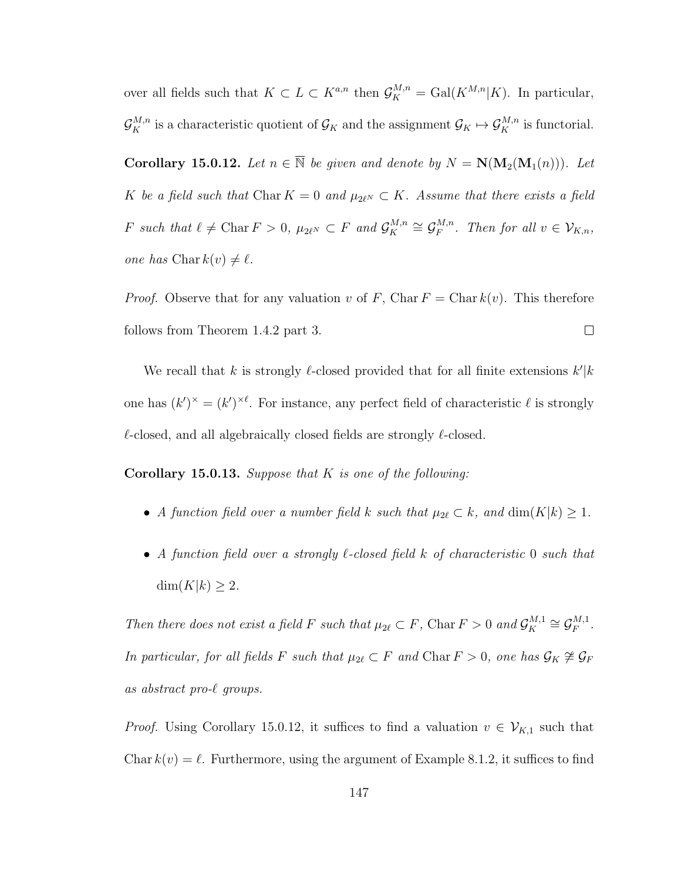over all fields such that $K \subset L \subset K^{a,n}$ then $\mathcal{G}_K^{M,n} = \mathrm{Gal}(K^{M,n}|K)$. In particular, $\mathcal{G}_K^{M,n}$ is a characteristic quotient of $\mathcal{G}_K$ and the assignment $\mathcal{G}_K \mapsto \mathcal{G}_K^{M,n}$ is functorial.

**Corollary 15.0.12.** *Let $n \in \overline{\mathbb{N}}$ be given and denote by $N = \mathbf{N}(\mathbf{M}_2(\mathbf{M}_1(n)))$. Let $K$ be a field such that $\mathrm{Char}\, K = 0$ and $\mu_{2\ell^N} \subset K$. Assume that there exists a field $F$ such that $\ell \neq \mathrm{Char}\, F > 0$, $\mu_{2\ell^N} \subset F$ and $\mathcal{G}_K^{M,n} \cong \mathcal{G}_F^{M,n}$. Then for all $v \in \mathcal{V}_{K,n}$, one has $\mathrm{Char}\, k(v) \neq \ell$.*

*Proof.* Observe that for any valuation $v$ of $F$, $\mathrm{Char}\, F = \mathrm{Char}\, k(v)$. This therefore follows from Theorem 1.4.2 part 3. □

We recall that $k$ is strongly $\ell$-closed provided that for all finite extensions $k'|k$ one has $(k')^\times = (k')^{\times \ell}$. For instance, any perfect field of characteristic $\ell$ is strongly $\ell$-closed, and all algebraically closed fields are strongly $\ell$-closed.

**Corollary 15.0.13.** *Suppose that $K$ is one of the following:*

- *A function field over a number field $k$ such that $\mu_{2\ell} \subset k$, and $\dim(K|k) \geq 1$.*
- *A function field over a strongly $\ell$-closed field $k$ of characteristic $0$ such that $\dim(K|k) \geq 2$.*

*Then there does not exist a field $F$ such that $\mu_{2\ell} \subset F$, $\mathrm{Char}\, F > 0$ and $\mathcal{G}_K^{M,1} \cong \mathcal{G}_F^{M,1}$. In particular, for all fields $F$ such that $\mu_{2\ell} \subset F$ and $\mathrm{Char}\, F > 0$, one has $\mathcal{G}_K \not\cong \mathcal{G}_F$ as abstract pro-$\ell$ groups.*

*Proof.* Using Corollary 15.0.12, it suffices to find a valuation $v \in \mathcal{V}_{K,1}$ such that $\mathrm{Char}\, k(v) = \ell$. Furthermore, using the argument of Example 8.1.2, it suffices to find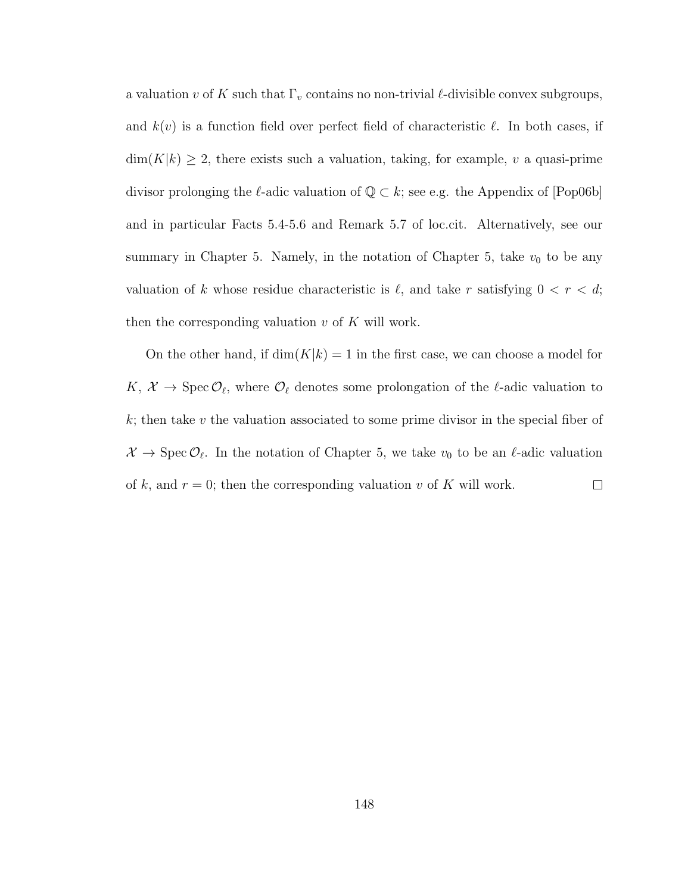a valuation $v$ of $K$ such that $\Gamma_v$ contains no non-trivial $\ell$-divisible convex subgroups, and $k(v)$ is a function field over perfect field of characteristic $\ell$. In both cases, if $\dim(K|k) \geq 2$, there exists such a valuation, taking, for example, $v$ a quasi-prime divisor prolonging the $\ell$-adic valuation of $\mathbb{Q} \subset k$; see e.g. the Appendix of [Pop06b] and in particular Facts 5.4-5.6 and Remark 5.7 of loc.cit. Alternatively, see our summary in Chapter 5. Namely, in the notation of Chapter 5, take $v_0$ to be any valuation of $k$ whose residue characteristic is $\ell$, and take $r$ satisfying $0 < r < d$; then the corresponding valuation $v$ of $K$ will work.

On the other hand, if $\dim(K|k) = 1$ in the first case, we can choose a model for $K$, $\mathcal{X} \to \operatorname{Spec} \mathcal{O}_\ell$, where $\mathcal{O}_\ell$ denotes some prolongation of the $\ell$-adic valuation to $k$; then take $v$ the valuation associated to some prime divisor in the special fiber of $\mathcal{X} \to \operatorname{Spec} \mathcal{O}_\ell$. In the notation of Chapter 5, we take $v_0$ to be an $\ell$-adic valuation of $k$, and $r = 0$; then the corresponding valuation $v$ of $K$ will work. $\square$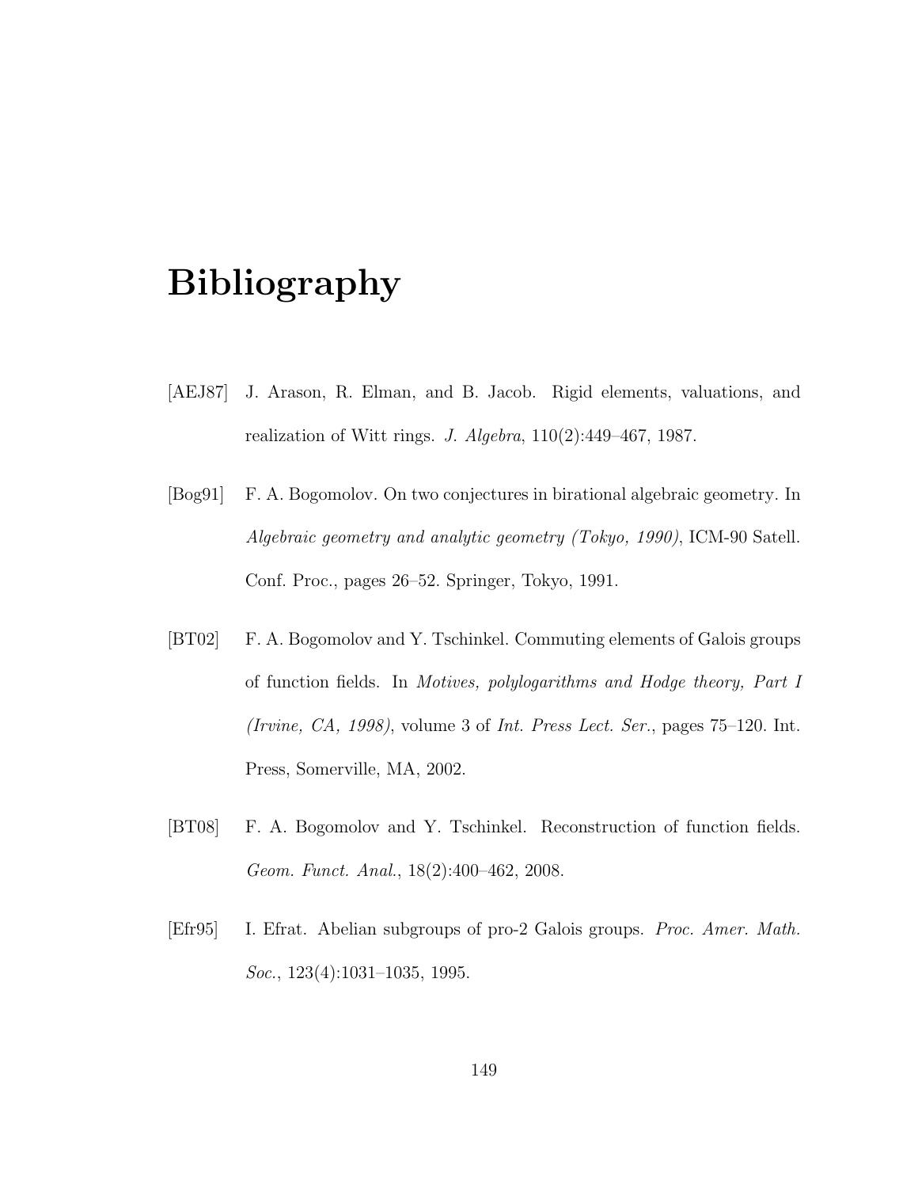# Bibliography

[AEJ87] J. Arason, R. Elman, and B. Jacob. Rigid elements, valuations, and realization of Witt rings. *J. Algebra*, 110(2):449–467, 1987.

[Bog91] F. A. Bogomolov. On two conjectures in birational algebraic geometry. In *Algebraic geometry and analytic geometry (Tokyo, 1990)*, ICM-90 Satell. Conf. Proc., pages 26–52. Springer, Tokyo, 1991.

[BT02] F. A. Bogomolov and Y. Tschinkel. Commuting elements of Galois groups of function fields. In *Motives, polylogarithms and Hodge theory, Part I (Irvine, CA, 1998)*, volume 3 of *Int. Press Lect. Ser.*, pages 75–120. Int. Press, Somerville, MA, 2002.

[BT08] F. A. Bogomolov and Y. Tschinkel. Reconstruction of function fields. *Geom. Funct. Anal.*, 18(2):400–462, 2008.

[Efr95] I. Efrat. Abelian subgroups of pro-2 Galois groups. *Proc. Amer. Math. Soc.*, 123(4):1031–1035, 1995.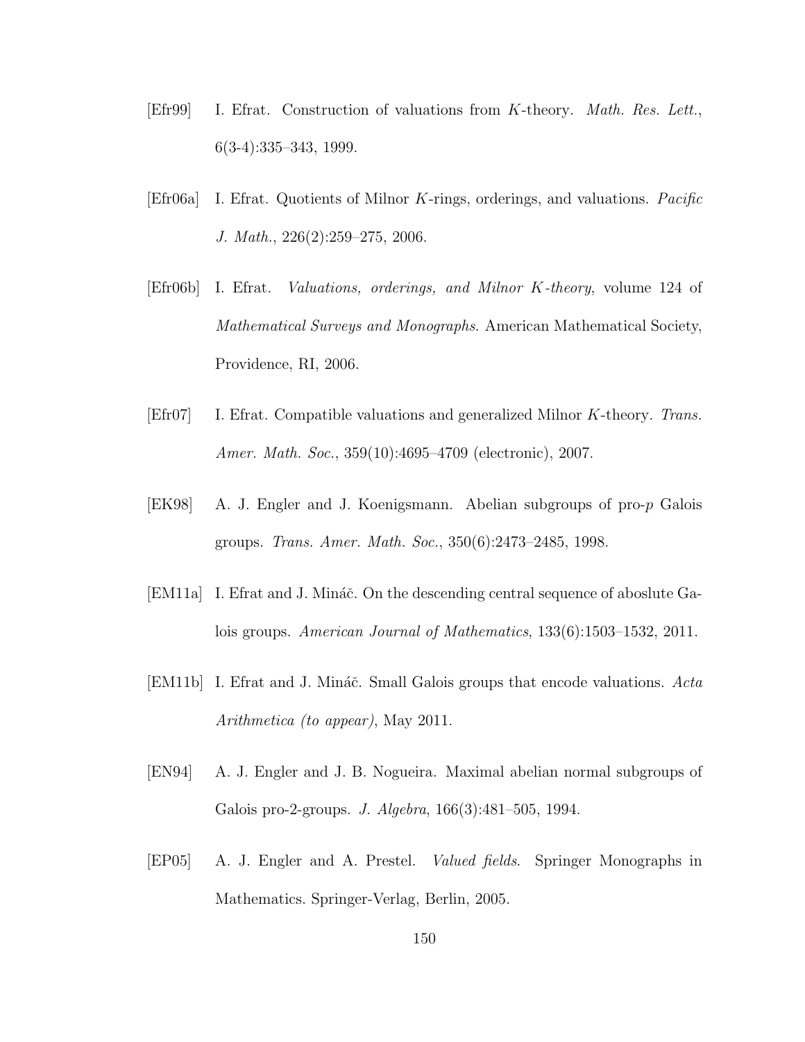[Efr99] I. Efrat. Construction of valuations from $K$-theory. *Math. Res. Lett.*, 6(3-4):335–343, 1999.

[Efr06a] I. Efrat. Quotients of Milnor $K$-rings, orderings, and valuations. *Pacific J. Math.*, 226(2):259–275, 2006.

[Efr06b] I. Efrat. *Valuations, orderings, and Milnor $K$-theory*, volume 124 of *Mathematical Surveys and Monographs*. American Mathematical Society, Providence, RI, 2006.

[Efr07] I. Efrat. Compatible valuations and generalized Milnor $K$-theory. *Trans. Amer. Math. Soc.*, 359(10):4695–4709 (electronic), 2007.

[EK98] A. J. Engler and J. Koenigsmann. Abelian subgroups of pro-$p$ Galois groups. *Trans. Amer. Math. Soc.*, 350(6):2473–2485, 1998.

[EM11a] I. Efrat and J. Mináč. On the descending central sequence of aboslute Galois groups. *American Journal of Mathematics*, 133(6):1503–1532, 2011.

[EM11b] I. Efrat and J. Mináč. Small Galois groups that encode valuations. *Acta Arithmetica (to appear)*, May 2011.

[EN94] A. J. Engler and J. B. Nogueira. Maximal abelian normal subgroups of Galois pro-2-groups. *J. Algebra*, 166(3):481–505, 1994.

[EP05] A. J. Engler and A. Prestel. *Valued fields*. Springer Monographs in Mathematics. Springer-Verlag, Berlin, 2005.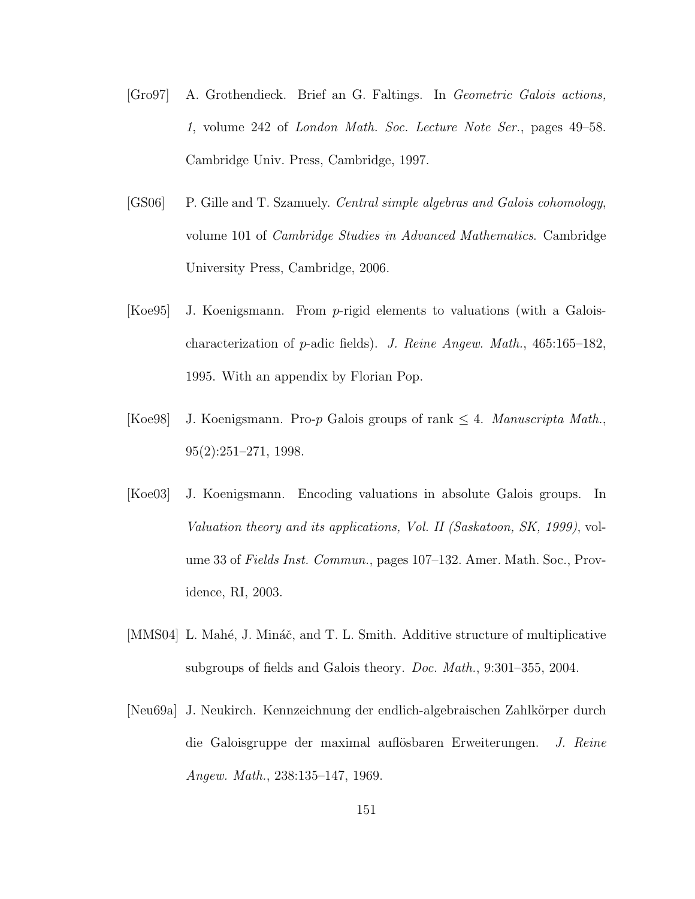[Gro97] A. Grothendieck. Brief an G. Faltings. In *Geometric Galois actions, 1*, volume 242 of *London Math. Soc. Lecture Note Ser.*, pages 49–58. Cambridge Univ. Press, Cambridge, 1997.

[GS06] P. Gille and T. Szamuely. *Central simple algebras and Galois cohomology*, volume 101 of *Cambridge Studies in Advanced Mathematics*. Cambridge University Press, Cambridge, 2006.

[Koe95] J. Koenigsmann. From $p$-rigid elements to valuations (with a Galois-characterization of $p$-adic fields). *J. Reine Angew. Math.*, 465:165–182, 1995. With an appendix by Florian Pop.

[Koe98] J. Koenigsmann. Pro-$p$ Galois groups of rank $\leq 4$. *Manuscripta Math.*, 95(2):251–271, 1998.

[Koe03] J. Koenigsmann. Encoding valuations in absolute Galois groups. In *Valuation theory and its applications, Vol. II (Saskatoon, SK, 1999)*, volume 33 of *Fields Inst. Commun.*, pages 107–132. Amer. Math. Soc., Providence, RI, 2003.

[MMS04] L. Mahé, J. Mináč, and T. L. Smith. Additive structure of multiplicative subgroups of fields and Galois theory. *Doc. Math.*, 9:301–355, 2004.

[Neu69a] J. Neukirch. Kennzeichnung der endlich-algebraischen Zahlkörper durch die Galoisgruppe der maximal auflösbaren Erweiterungen. *J. Reine Angew. Math.*, 238:135–147, 1969.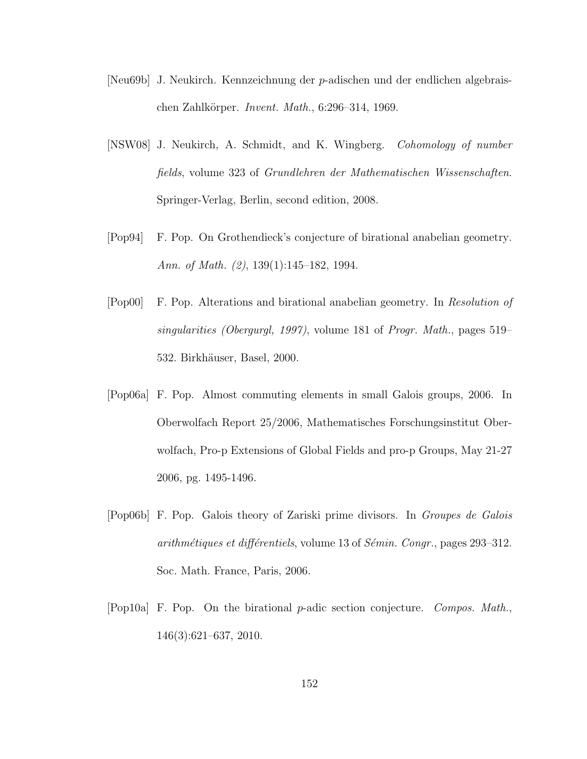[Neu69b] J. Neukirch. Kennzeichnung der $p$-adischen und der endlichen algebraischen Zahlkörper. *Invent. Math.*, 6:296–314, 1969.

[NSW08] J. Neukirch, A. Schmidt, and K. Wingberg. *Cohomology of number fields*, volume 323 of *Grundlehren der Mathematischen Wissenschaften*. Springer-Verlag, Berlin, second edition, 2008.

[Pop94] F. Pop. On Grothendieck's conjecture of birational anabelian geometry. *Ann. of Math. (2)*, 139(1):145–182, 1994.

[Pop00] F. Pop. Alterations and birational anabelian geometry. In *Resolution of singularities (Obergurgl, 1997)*, volume 181 of *Progr. Math.*, pages 519–532. Birkhäuser, Basel, 2000.

[Pop06a] F. Pop. Almost commuting elements in small Galois groups, 2006. In Oberwolfach Report 25/2006, Mathematisches Forschungsinstitut Oberwolfach, Pro-p Extensions of Global Fields and pro-p Groups, May 21-27 2006, pg. 1495-1496.

[Pop06b] F. Pop. Galois theory of Zariski prime divisors. In *Groupes de Galois arithmétiques et différentiels*, volume 13 of *Sémin. Congr.*, pages 293–312. Soc. Math. France, Paris, 2006.

[Pop10a] F. Pop. On the birational $p$-adic section conjecture. *Compos. Math.*, 146(3):621–637, 2010.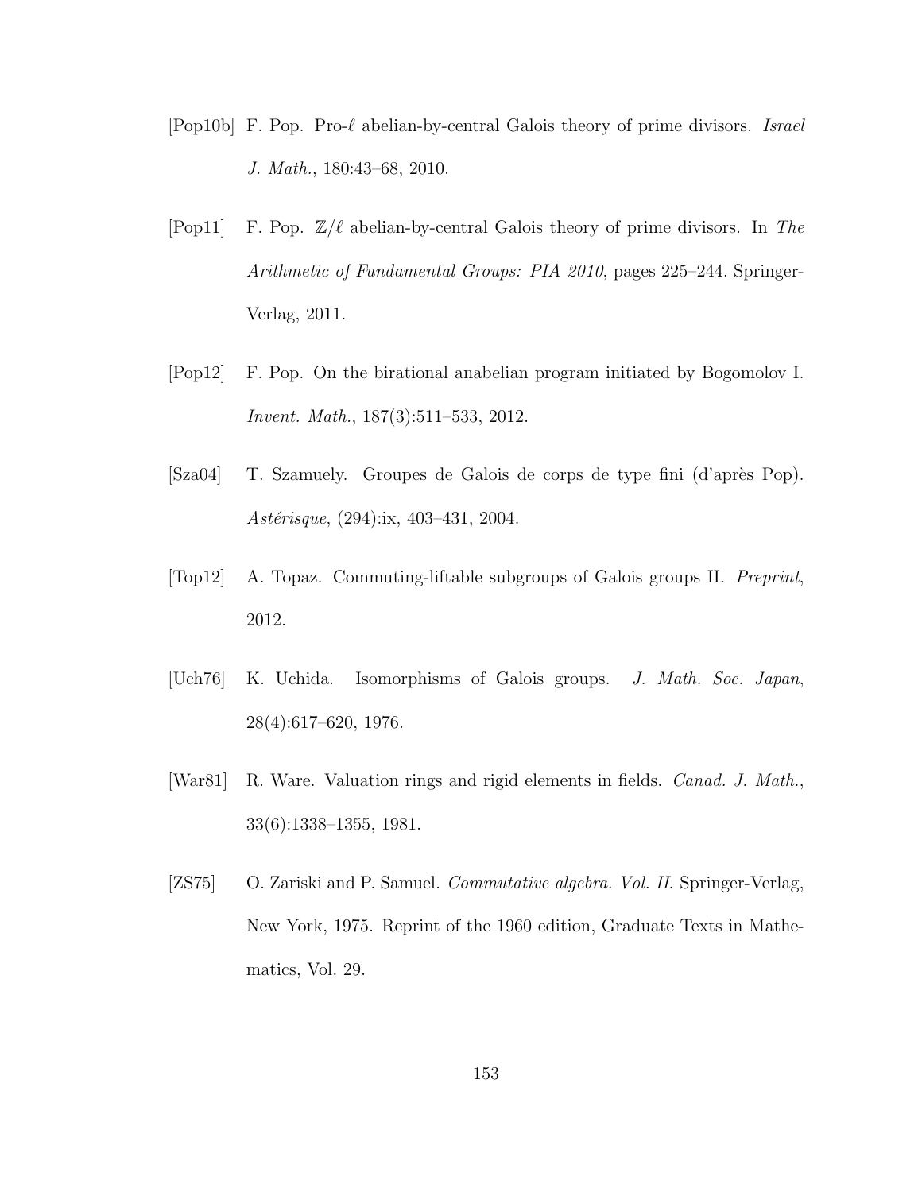[Pop10b] F. Pop. Pro-$\ell$ abelian-by-central Galois theory of prime divisors. *Israel J. Math.*, 180:43–68, 2010.

[Pop11] F. Pop. $\mathbb{Z}/\ell$ abelian-by-central Galois theory of prime divisors. In *The Arithmetic of Fundamental Groups: PIA 2010*, pages 225–244. Springer-Verlag, 2011.

[Pop12] F. Pop. On the birational anabelian program initiated by Bogomolov I. *Invent. Math.*, 187(3):511–533, 2012.

[Sza04] T. Szamuely. Groupes de Galois de corps de type fini (d'après Pop). *Astérisque*, (294):ix, 403–431, 2004.

[Top12] A. Topaz. Commuting-liftable subgroups of Galois groups II. *Preprint*, 2012.

[Uch76] K. Uchida. Isomorphisms of Galois groups. *J. Math. Soc. Japan*, 28(4):617–620, 1976.

[War81] R. Ware. Valuation rings and rigid elements in fields. *Canad. J. Math.*, 33(6):1338–1355, 1981.

[ZS75] O. Zariski and P. Samuel. *Commutative algebra. Vol. II*. Springer-Verlag, New York, 1975. Reprint of the 1960 edition, Graduate Texts in Mathematics, Vol. 29.